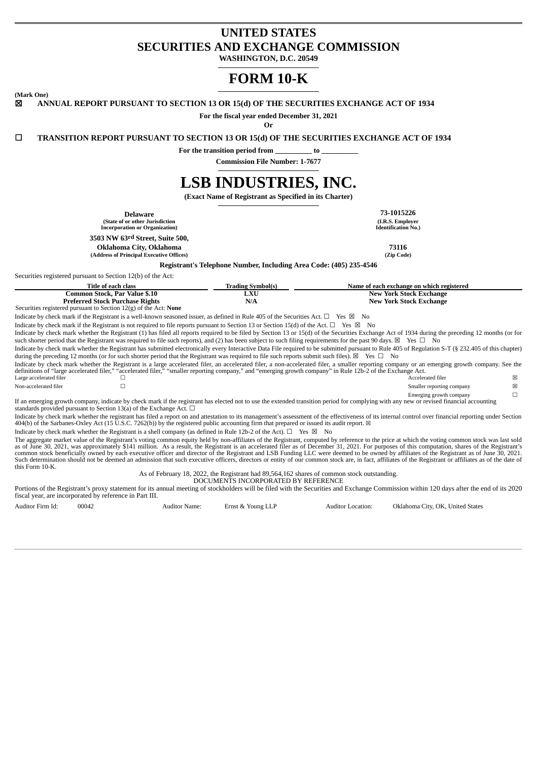# UNITED STATES
# SECURITIES AND EXCHANGE COMMISSION

**WASHINGTON, D.C. 20549**

# FORM 10-K

**(Mark One)**

☒ **ANNUAL REPORT PURSUANT TO SECTION 13 OR 15(d) OF THE SECURITIES EXCHANGE ACT OF 1934**

**For the fiscal year ended December 31, 2021**

**Or**

☐ **TRANSITION REPORT PURSUANT TO SECTION 13 OR 15(d) OF THE SECURITIES EXCHANGE ACT OF 1934**

**For the transition period from \_\_\_\_\_\_\_\_\_\_ to \_\_\_\_\_\_\_\_\_\_**

**Commission File Number: 1-7677**

# LSB INDUSTRIES, INC.

**(Exact Name of Registrant as Specified in its Charter)**

| | |
|---|---|
| **Delaware** **(State of or other Jurisdiction Incorporation or Organization)** | **73-1015226** **(I.R.S. Employer Identification No.)** |
| **3503 NW 63rd Street, Suite 500, Oklahoma City, Oklahoma** **(Address of Principal Executive Offices)** | **73116** **(Zip Code)** |

**Registrant's Telephone Number, Including Area Code: (405) 235-4546**

Securities registered pursuant to Section 12(b) of the Act:

| Title of each class | Trading Symbol(s) | Name of each exchange on which registered |
|---|---|---|
| **Common Stock, Par Value $.10** | **LXU** | **New York Stock Exchange** |
| **Preferred Stock Purchase Rights** | **N/A** | **New York Stock Exchange** |

Securities registered pursuant to Section 12(g) of the Act: **None**

Indicate by check mark if the Registrant is a well-known seasoned issuer, as defined in Rule 405 of the Securities Act. ☐ Yes ☒ No

Indicate by check mark if the Registrant is not required to file reports pursuant to Section 13 or Section 15(d) of the Act. ☐ Yes ☒ No

Indicate by check mark whether the Registrant (1) has filed all reports required to be filed by Section 13 or 15(d) of the Securities Exchange Act of 1934 during the preceding 12 months (or for such shorter period that the Registrant was required to file such reports), and (2) has been subject to such filing requirements for the past 90 days. ☒ Yes ☐ No

Indicate by check mark whether the Registrant has submitted electronically every Interactive Data File required to be submitted pursuant to Rule 405 of Regulation S-T (§ 232.405 of this chapter) during the preceding 12 months (or for such shorter period that the Registrant was required to file such reports submit such files). ☒ Yes ☐ No

Indicate by check mark whether the Registrant is a large accelerated filer, an accelerated filer, a non-accelerated filer, a smaller reporting company or an emerging growth company. See the definitions of "large accelerated filer," "accelerated filer," "smaller reporting company," and "emerging growth company" in Rule 12b-2 of the Exchange Act.

| | | | |
|---|---|---|---|
| Large accelerated filer | ☐ | Accelerated filer | ☒ |
| Non-accelerated filer | ☐ | Smaller reporting company | ☒ |
| | | Emerging growth company | ☐ |

If an emerging growth company, indicate by check mark if the registrant has elected not to use the extended transition period for complying with any new or revised financial accounting standards provided pursuant to Section 13(a) of the Exchange Act. ☐

Indicate by check mark whether the registrant has filed a report on and attestation to its management's assessment of the effectiveness of its internal control over financial reporting under Section 404(b) of the Sarbanes-Oxley Act (15 U.S.C. 7262(b)) by the registered public accounting firm that prepared or issued its audit report. ☒

Indicate by check mark whether the Registrant is a shell company (as defined in Rule 12b-2 of the Act). ☐ Yes ☒ No

The aggregate market value of the Registrant's voting common equity held by non-affiliates of the Registrant, computed by reference to the price at which the voting common stock was last sold as of June 30, 2021, was approximately $141 million. As a result, the Registrant is an accelerated filer as of December 31, 2021. For purposes of this computation, shares of the Registrant's common stock beneficially owned by each executive officer and director of the Registrant and LSB Funding LLC were deemed to be owned by affiliates of the Registrant as of June 30, 2021. Such determination should not be deemed an admission that such executive officers, directors or entity of our common stock are, in fact, affiliates of the Registrant or affiliates as of the date of this Form 10-K.

As of February 18, 2022, the Registrant had 89,564,162 shares of common stock outstanding.

DOCUMENTS INCORPORATED BY REFERENCE

Portions of the Registrant's proxy statement for its annual meeting of stockholders will be filed with the Securities and Exchange Commission within 120 days after the end of its 2020 fiscal year, are incorporated by reference in Part III.

| | | | | | |
|---|---|---|---|---|---|
| Auditor Firm Id: | 00042 | Auditor Name: | Ernst & Young LLP | Auditor Location: | Oklahoma City, OK, United States |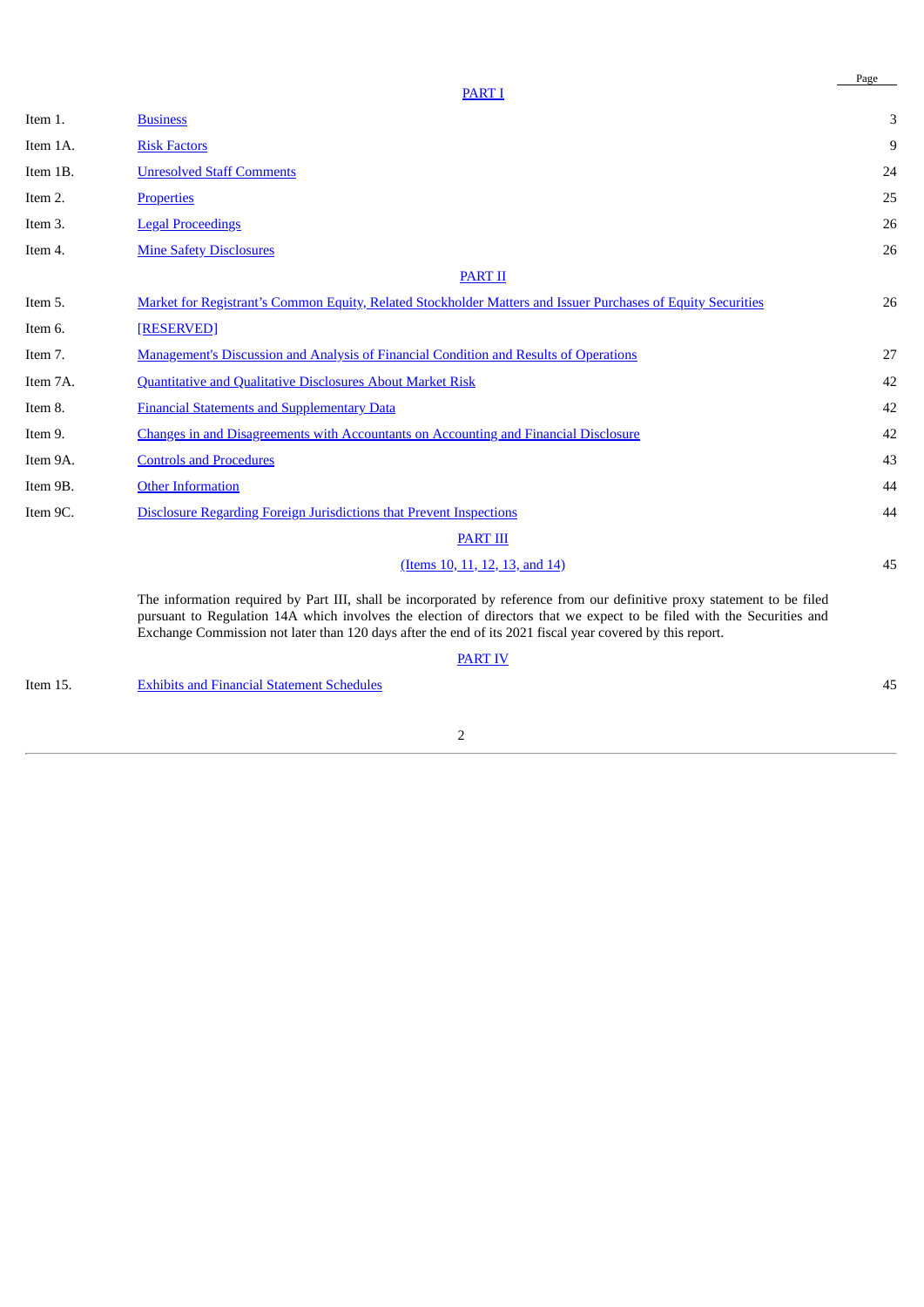| | | Page |
|---|---|---|
| | PART I | |
| Item 1. | Business | 3 |
| Item 1A. | Risk Factors | 9 |
| Item 1B. | Unresolved Staff Comments | 24 |
| Item 2. | Properties | 25 |
| Item 3. | Legal Proceedings | 26 |
| Item 4. | Mine Safety Disclosures | 26 |
| | PART II | |
| Item 5. | Market for Registrant's Common Equity, Related Stockholder Matters and Issuer Purchases of Equity Securities | 26 |
| Item 6. | [RESERVED] | |
| Item 7. | Management's Discussion and Analysis of Financial Condition and Results of Operations | 27 |
| Item 7A. | Quantitative and Qualitative Disclosures About Market Risk | 42 |
| Item 8. | Financial Statements and Supplementary Data | 42 |
| Item 9. | Changes in and Disagreements with Accountants on Accounting and Financial Disclosure | 42 |
| Item 9A. | Controls and Procedures | 43 |
| Item 9B. | Other Information | 44 |
| Item 9C. | Disclosure Regarding Foreign Jurisdictions that Prevent Inspections | 44 |
| | PART III | |
| | (Items 10, 11, 12, 13, and 14) | 45 |
| | The information required by Part III, shall be incorporated by reference from our definitive proxy statement to be filed pursuant to Regulation 14A which involves the election of directors that we expect to be filed with the Securities and Exchange Commission not later than 120 days after the end of its 2021 fiscal year covered by this report. | |
| | PART IV | |
| Item 15. | Exhibits and Financial Statement Schedules | 45 |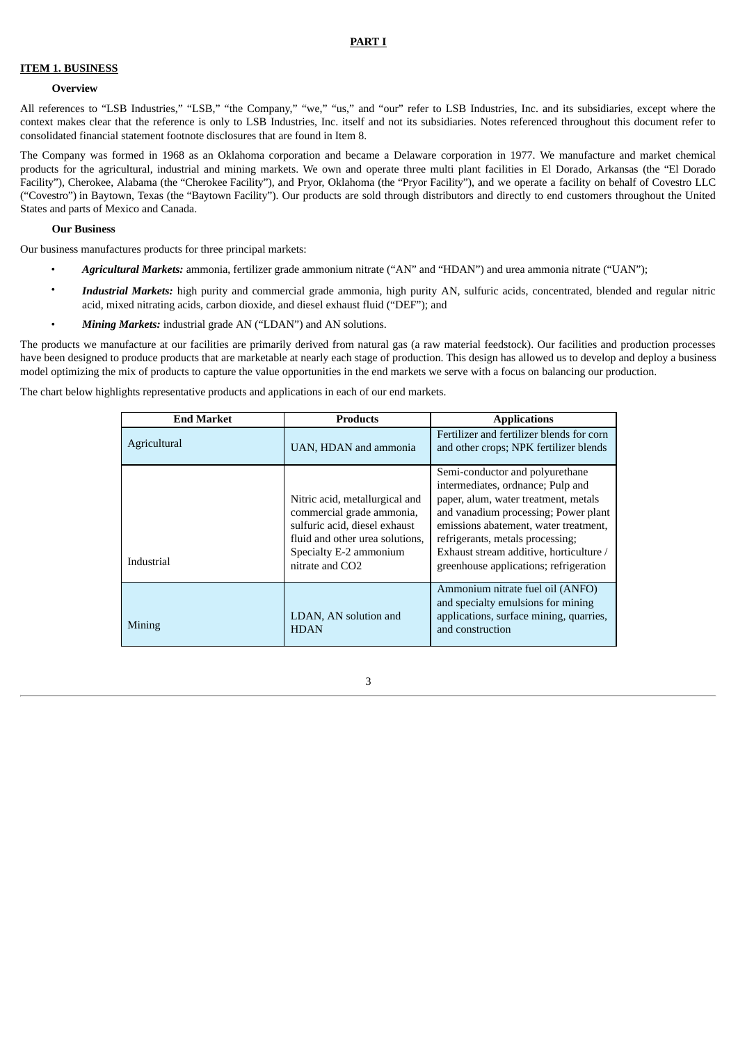# PART I

## ITEM 1. BUSINESS

### Overview

All references to "LSB Industries," "LSB," "the Company," "we," "us," and "our" refer to LSB Industries, Inc. and its subsidiaries, except where the context makes clear that the reference is only to LSB Industries, Inc. itself and not its subsidiaries. Notes referenced throughout this document refer to consolidated financial statement footnote disclosures that are found in Item 8.

The Company was formed in 1968 as an Oklahoma corporation and became a Delaware corporation in 1977. We manufacture and market chemical products for the agricultural, industrial and mining markets. We own and operate three multi plant facilities in El Dorado, Arkansas (the "El Dorado Facility"), Cherokee, Alabama (the "Cherokee Facility"), and Pryor, Oklahoma (the "Pryor Facility"), and we operate a facility on behalf of Covestro LLC ("Covestro") in Baytown, Texas (the "Baytown Facility"). Our products are sold through distributors and directly to end customers throughout the United States and parts of Mexico and Canada.

### Our Business

Our business manufactures products for three principal markets:

- ***Agricultural Markets:*** ammonia, fertilizer grade ammonium nitrate ("AN" and "HDAN") and urea ammonia nitrate ("UAN");
- ***Industrial Markets:*** high purity and commercial grade ammonia, high purity AN, sulfuric acids, concentrated, blended and regular nitric acid, mixed nitrating acids, carbon dioxide, and diesel exhaust fluid ("DEF"); and
- ***Mining Markets:*** industrial grade AN ("LDAN") and AN solutions.

The products we manufacture at our facilities are primarily derived from natural gas (a raw material feedstock). Our facilities and production processes have been designed to produce products that are marketable at nearly each stage of production. This design has allowed us to develop and deploy a business model optimizing the mix of products to capture the value opportunities in the end markets we serve with a focus on balancing our production.

The chart below highlights representative products and applications in each of our end markets.

| End Market | Products | Applications |
|---|---|---|
| Agricultural | UAN, HDAN and ammonia | Fertilizer and fertilizer blends for corn and other crops; NPK fertilizer blends |
| Industrial | Nitric acid, metallurgical and commercial grade ammonia, sulfuric acid, diesel exhaust fluid and other urea solutions, Specialty E-2 ammonium nitrate and $CO_2$ | Semi-conductor and polyurethane intermediates, ordnance; Pulp and paper, alum, water treatment, metals and vanadium processing; Power plant emissions abatement, water treatment, refrigerants, metals processing; Exhaust stream additive, horticulture / greenhouse applications; refrigeration |
| Mining | LDAN, AN solution and HDAN | Ammonium nitrate fuel oil (ANFO) and specialty emulsions for mining applications, surface mining, quarries, and construction |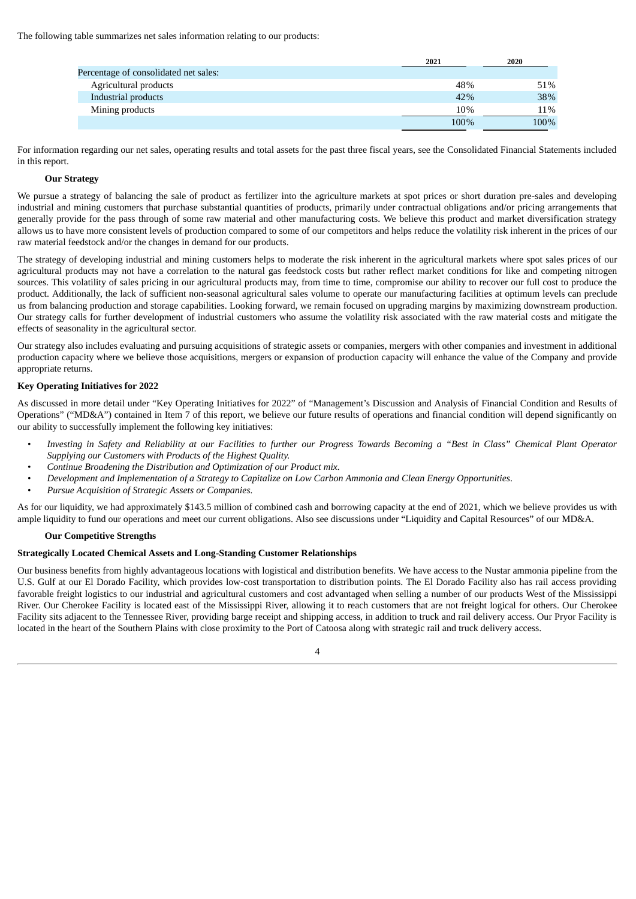The following table summarizes net sales information relating to our products:

| | 2021 | 2020 |
|---|---|---|
| Percentage of consolidated net sales: | | |
| Agricultural products | 48% | 51% |
| Industrial products | 42% | 38% |
| Mining products | 10% | 11% |
| | 100% | 100% |

For information regarding our net sales, operating results and total assets for the past three fiscal years, see the Consolidated Financial Statements included in this report.

### Our Strategy

We pursue a strategy of balancing the sale of product as fertilizer into the agriculture markets at spot prices or short duration pre-sales and developing industrial and mining customers that purchase substantial quantities of products, primarily under contractual obligations and/or pricing arrangements that generally provide for the pass through of some raw material and other manufacturing costs. We believe this product and market diversification strategy allows us to have more consistent levels of production compared to some of our competitors and helps reduce the volatility risk inherent in the prices of our raw material feedstock and/or the changes in demand for our products.

The strategy of developing industrial and mining customers helps to moderate the risk inherent in the agricultural markets where spot sales prices of our agricultural products may not have a correlation to the natural gas feedstock costs but rather reflect market conditions for like and competing nitrogen sources. This volatility of sales pricing in our agricultural products may, from time to time, compromise our ability to recover our full cost to produce the product. Additionally, the lack of sufficient non-seasonal agricultural sales volume to operate our manufacturing facilities at optimum levels can preclude us from balancing production and storage capabilities. Looking forward, we remain focused on upgrading margins by maximizing downstream production. Our strategy calls for further development of industrial customers who assume the volatility risk associated with the raw material costs and mitigate the effects of seasonality in the agricultural sector.

Our strategy also includes evaluating and pursuing acquisitions of strategic assets or companies, mergers with other companies and investment in additional production capacity where we believe those acquisitions, mergers or expansion of production capacity will enhance the value of the Company and provide appropriate returns.

### Key Operating Initiatives for 2022

As discussed in more detail under "Key Operating Initiatives for 2022" of "Management's Discussion and Analysis of Financial Condition and Results of Operations" ("MD&A") contained in Item 7 of this report, we believe our future results of operations and financial condition will depend significantly on our ability to successfully implement the following key initiatives:

- *Investing in Safety and Reliability at our Facilities to further our Progress Towards Becoming a "Best in Class" Chemical Plant Operator Supplying our Customers with Products of the Highest Quality.*
- *Continue Broadening the Distribution and Optimization of our Product mix.*
- *Development and Implementation of a Strategy to Capitalize on Low Carbon Ammonia and Clean Energy Opportunities.*
- *Pursue Acquisition of Strategic Assets or Companies.*

As for our liquidity, we had approximately $143.5 million of combined cash and borrowing capacity at the end of 2021, which we believe provides us with ample liquidity to fund our operations and meet our current obligations. Also see discussions under "Liquidity and Capital Resources" of our MD&A.

### Our Competitive Strengths

### Strategically Located Chemical Assets and Long-Standing Customer Relationships

Our business benefits from highly advantageous locations with logistical and distribution benefits. We have access to the Nustar ammonia pipeline from the U.S. Gulf at our El Dorado Facility, which provides low-cost transportation to distribution points. The El Dorado Facility also has rail access providing favorable freight logistics to our industrial and agricultural customers and cost advantaged when selling a number of our products West of the Mississippi River. Our Cherokee Facility is located east of the Mississippi River, allowing it to reach customers that are not freight logical for others. Our Cherokee Facility sits adjacent to the Tennessee River, providing barge receipt and shipping access, in addition to truck and rail delivery access. Our Pryor Facility is located in the heart of the Southern Plains with close proximity to the Port of Catoosa along with strategic rail and truck delivery access.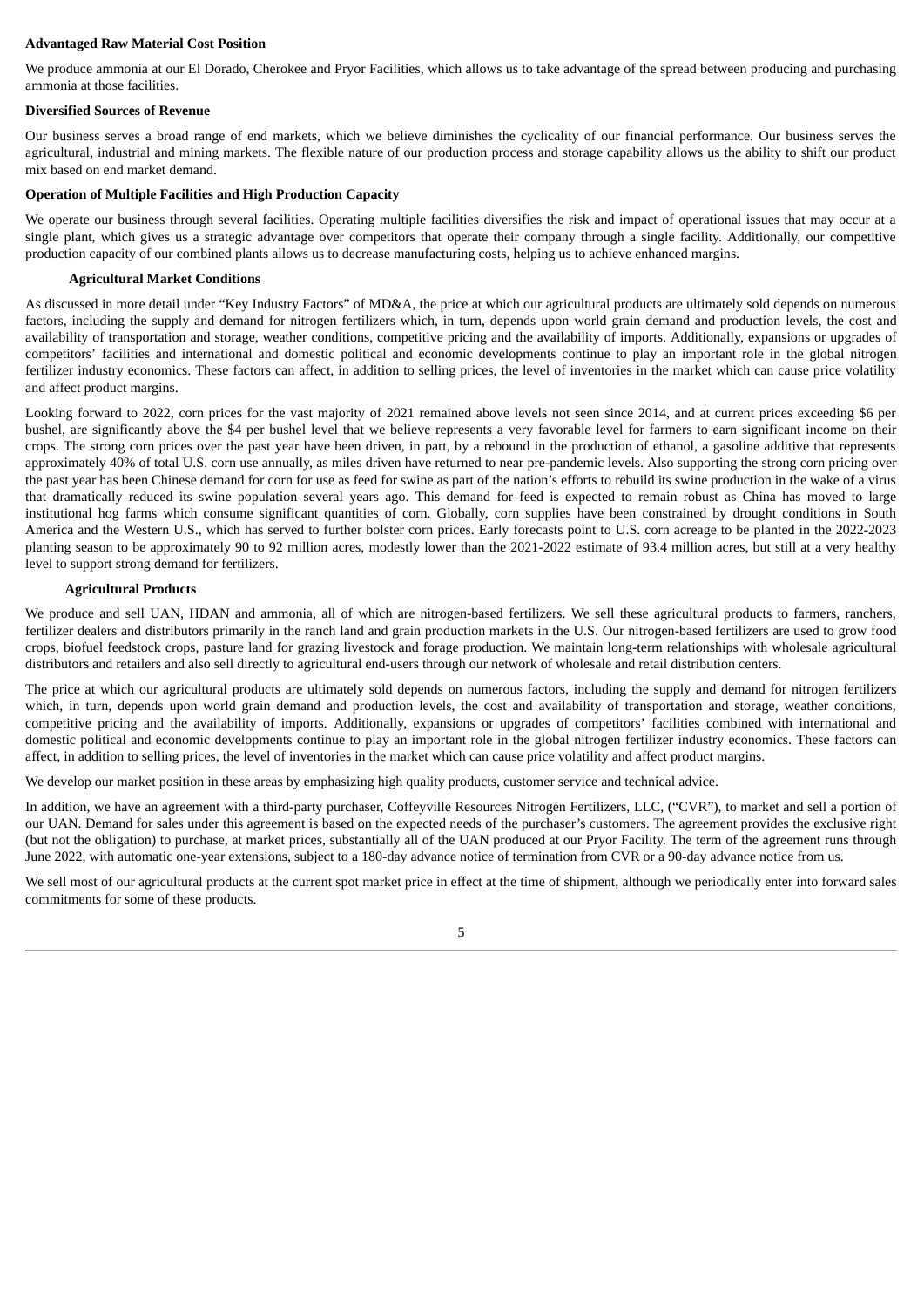**Advantaged Raw Material Cost Position**

We produce ammonia at our El Dorado, Cherokee and Pryor Facilities, which allows us to take advantage of the spread between producing and purchasing ammonia at those facilities.

**Diversified Sources of Revenue**

Our business serves a broad range of end markets, which we believe diminishes the cyclicality of our financial performance. Our business serves the agricultural, industrial and mining markets. The flexible nature of our production process and storage capability allows us the ability to shift our product mix based on end market demand.

**Operation of Multiple Facilities and High Production Capacity**

We operate our business through several facilities. Operating multiple facilities diversifies the risk and impact of operational issues that may occur at a single plant, which gives us a strategic advantage over competitors that operate their company through a single facility. Additionally, our competitive production capacity of our combined plants allows us to decrease manufacturing costs, helping us to achieve enhanced margins.

**Agricultural Market Conditions**

As discussed in more detail under "Key Industry Factors" of MD&A, the price at which our agricultural products are ultimately sold depends on numerous factors, including the supply and demand for nitrogen fertilizers which, in turn, depends upon world grain demand and production levels, the cost and availability of transportation and storage, weather conditions, competitive pricing and the availability of imports. Additionally, expansions or upgrades of competitors' facilities and international and domestic political and economic developments continue to play an important role in the global nitrogen fertilizer industry economics. These factors can affect, in addition to selling prices, the level of inventories in the market which can cause price volatility and affect product margins.

Looking forward to 2022, corn prices for the vast majority of 2021 remained above levels not seen since 2014, and at current prices exceeding $6 per bushel, are significantly above the $4 per bushel level that we believe represents a very favorable level for farmers to earn significant income on their crops. The strong corn prices over the past year have been driven, in part, by a rebound in the production of ethanol, a gasoline additive that represents approximately 40% of total U.S. corn use annually, as miles driven have returned to near pre-pandemic levels. Also supporting the strong corn pricing over the past year has been Chinese demand for corn for use as feed for swine as part of the nation's efforts to rebuild its swine production in the wake of a virus that dramatically reduced its swine population several years ago. This demand for feed is expected to remain robust as China has moved to large institutional hog farms which consume significant quantities of corn. Globally, corn supplies have been constrained by drought conditions in South America and the Western U.S., which has served to further bolster corn prices. Early forecasts point to U.S. corn acreage to be planted in the 2022-2023 planting season to be approximately 90 to 92 million acres, modestly lower than the 2021-2022 estimate of 93.4 million acres, but still at a very healthy level to support strong demand for fertilizers.

**Agricultural Products**

We produce and sell UAN, HDAN and ammonia, all of which are nitrogen-based fertilizers. We sell these agricultural products to farmers, ranchers, fertilizer dealers and distributors primarily in the ranch land and grain production markets in the U.S. Our nitrogen-based fertilizers are used to grow food crops, biofuel feedstock crops, pasture land for grazing livestock and forage production. We maintain long-term relationships with wholesale agricultural distributors and retailers and also sell directly to agricultural end-users through our network of wholesale and retail distribution centers.

The price at which our agricultural products are ultimately sold depends on numerous factors, including the supply and demand for nitrogen fertilizers which, in turn, depends upon world grain demand and production levels, the cost and availability of transportation and storage, weather conditions, competitive pricing and the availability of imports. Additionally, expansions or upgrades of competitors' facilities combined with international and domestic political and economic developments continue to play an important role in the global nitrogen fertilizer industry economics. These factors can affect, in addition to selling prices, the level of inventories in the market which can cause price volatility and affect product margins.

We develop our market position in these areas by emphasizing high quality products, customer service and technical advice.

In addition, we have an agreement with a third-party purchaser, Coffeyville Resources Nitrogen Fertilizers, LLC, ("CVR"), to market and sell a portion of our UAN. Demand for sales under this agreement is based on the expected needs of the purchaser's customers. The agreement provides the exclusive right (but not the obligation) to purchase, at market prices, substantially all of the UAN produced at our Pryor Facility. The term of the agreement runs through June 2022, with automatic one-year extensions, subject to a 180-day advance notice of termination from CVR or a 90-day advance notice from us.

We sell most of our agricultural products at the current spot market price in effect at the time of shipment, although we periodically enter into forward sales commitments for some of these products.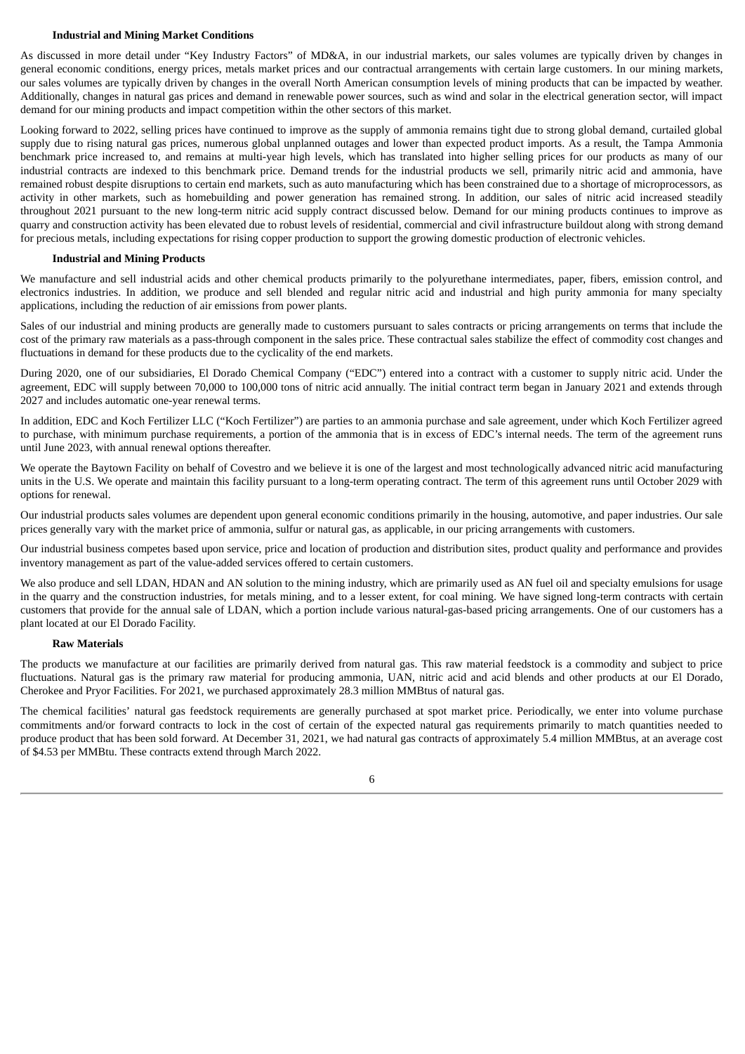#### Industrial and Mining Market Conditions

As discussed in more detail under "Key Industry Factors" of MD&A, in our industrial markets, our sales volumes are typically driven by changes in general economic conditions, energy prices, metals market prices and our contractual arrangements with certain large customers. In our mining markets, our sales volumes are typically driven by changes in the overall North American consumption levels of mining products that can be impacted by weather. Additionally, changes in natural gas prices and demand in renewable power sources, such as wind and solar in the electrical generation sector, will impact demand for our mining products and impact competition within the other sectors of this market.

Looking forward to 2022, selling prices have continued to improve as the supply of ammonia remains tight due to strong global demand, curtailed global supply due to rising natural gas prices, numerous global unplanned outages and lower than expected product imports. As a result, the Tampa Ammonia benchmark price increased to, and remains at multi-year high levels, which has translated into higher selling prices for our products as many of our industrial contracts are indexed to this benchmark price. Demand trends for the industrial products we sell, primarily nitric acid and ammonia, have remained robust despite disruptions to certain end markets, such as auto manufacturing which has been constrained due to a shortage of microprocessors, as activity in other markets, such as homebuilding and power generation has remained strong. In addition, our sales of nitric acid increased steadily throughout 2021 pursuant to the new long-term nitric acid supply contract discussed below. Demand for our mining products continues to improve as quarry and construction activity has been elevated due to robust levels of residential, commercial and civil infrastructure buildout along with strong demand for precious metals, including expectations for rising copper production to support the growing domestic production of electronic vehicles.

#### Industrial and Mining Products

We manufacture and sell industrial acids and other chemical products primarily to the polyurethane intermediates, paper, fibers, emission control, and electronics industries. In addition, we produce and sell blended and regular nitric acid and industrial and high purity ammonia for many specialty applications, including the reduction of air emissions from power plants.

Sales of our industrial and mining products are generally made to customers pursuant to sales contracts or pricing arrangements on terms that include the cost of the primary raw materials as a pass-through component in the sales price. These contractual sales stabilize the effect of commodity cost changes and fluctuations in demand for these products due to the cyclicality of the end markets.

During 2020, one of our subsidiaries, El Dorado Chemical Company ("EDC") entered into a contract with a customer to supply nitric acid. Under the agreement, EDC will supply between 70,000 to 100,000 tons of nitric acid annually. The initial contract term began in January 2021 and extends through 2027 and includes automatic one-year renewal terms.

In addition, EDC and Koch Fertilizer LLC ("Koch Fertilizer") are parties to an ammonia purchase and sale agreement, under which Koch Fertilizer agreed to purchase, with minimum purchase requirements, a portion of the ammonia that is in excess of EDC's internal needs. The term of the agreement runs until June 2023, with annual renewal options thereafter.

We operate the Baytown Facility on behalf of Covestro and we believe it is one of the largest and most technologically advanced nitric acid manufacturing units in the U.S. We operate and maintain this facility pursuant to a long-term operating contract. The term of this agreement runs until October 2029 with options for renewal.

Our industrial products sales volumes are dependent upon general economic conditions primarily in the housing, automotive, and paper industries. Our sale prices generally vary with the market price of ammonia, sulfur or natural gas, as applicable, in our pricing arrangements with customers.

Our industrial business competes based upon service, price and location of production and distribution sites, product quality and performance and provides inventory management as part of the value-added services offered to certain customers.

We also produce and sell LDAN, HDAN and AN solution to the mining industry, which are primarily used as AN fuel oil and specialty emulsions for usage in the quarry and the construction industries, for metals mining, and to a lesser extent, for coal mining. We have signed long-term contracts with certain customers that provide for the annual sale of LDAN, which a portion include various natural-gas-based pricing arrangements. One of our customers has a plant located at our El Dorado Facility.

#### Raw Materials

The products we manufacture at our facilities are primarily derived from natural gas. This raw material feedstock is a commodity and subject to price fluctuations. Natural gas is the primary raw material for producing ammonia, UAN, nitric acid and acid blends and other products at our El Dorado, Cherokee and Pryor Facilities. For 2021, we purchased approximately 28.3 million MMBtus of natural gas.

The chemical facilities' natural gas feedstock requirements are generally purchased at spot market price. Periodically, we enter into volume purchase commitments and/or forward contracts to lock in the cost of certain of the expected natural gas requirements primarily to match quantities needed to produce product that has been sold forward. At December 31, 2021, we had natural gas contracts of approximately 5.4 million MMBtus, at an average cost of $4.53 per MMBtu. These contracts extend through March 2022.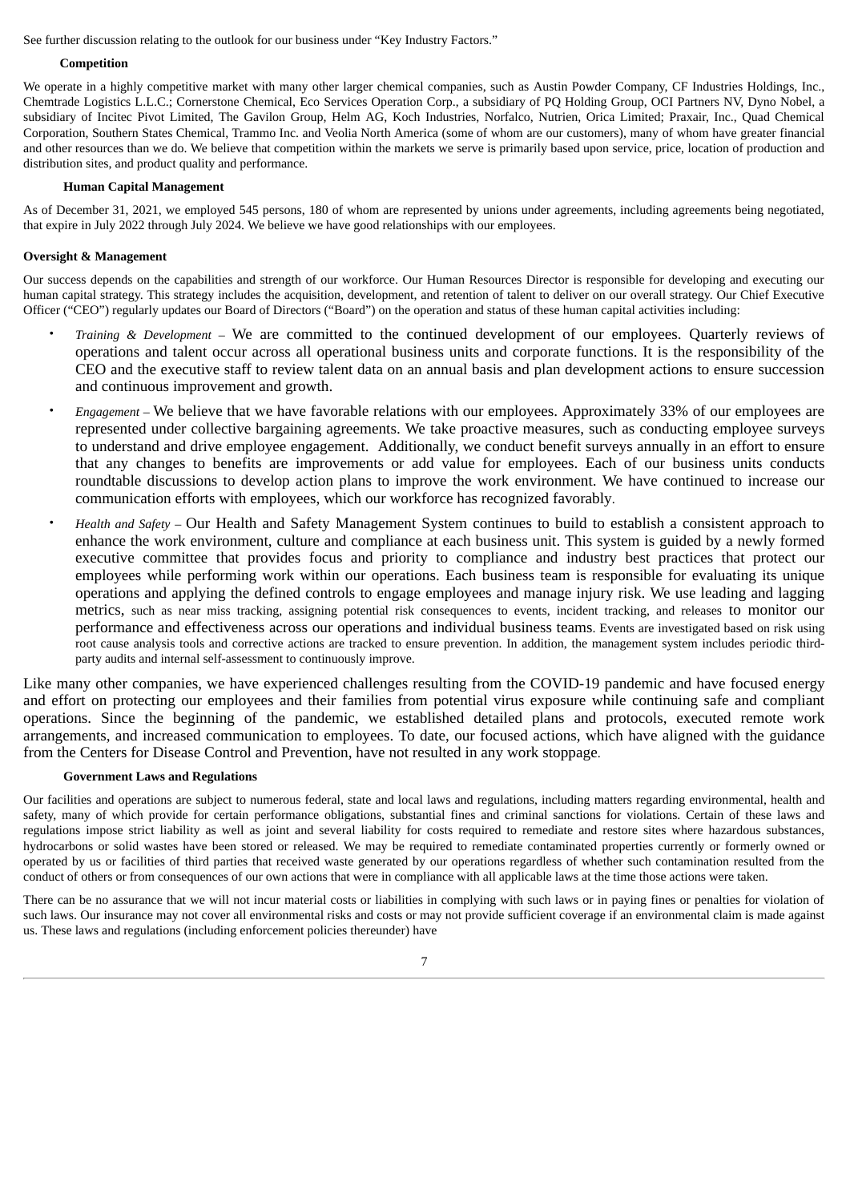See further discussion relating to the outlook for our business under "Key Industry Factors."

### Competition

We operate in a highly competitive market with many other larger chemical companies, such as Austin Powder Company, CF Industries Holdings, Inc., Chemtrade Logistics L.L.C.; Cornerstone Chemical, Eco Services Operation Corp., a subsidiary of PQ Holding Group, OCI Partners NV, Dyno Nobel, a subsidiary of Incitec Pivot Limited, The Gavilon Group, Helm AG, Koch Industries, Norfalco, Nutrien, Orica Limited; Praxair, Inc., Quad Chemical Corporation, Southern States Chemical, Trammo Inc. and Veolia North America (some of whom are our customers), many of whom have greater financial and other resources than we do. We believe that competition within the markets we serve is primarily based upon service, price, location of production and distribution sites, and product quality and performance.

### Human Capital Management

As of December 31, 2021, we employed 545 persons, 180 of whom are represented by unions under agreements, including agreements being negotiated, that expire in July 2022 through July 2024. We believe we have good relationships with our employees.

### Oversight & Management

Our success depends on the capabilities and strength of our workforce. Our Human Resources Director is responsible for developing and executing our human capital strategy. This strategy includes the acquisition, development, and retention of talent to deliver on our overall strategy. Our Chief Executive Officer ("CEO") regularly updates our Board of Directors ("Board") on the operation and status of these human capital activities including:

- *Training & Development* – We are committed to the continued development of our employees. Quarterly reviews of operations and talent occur across all operational business units and corporate functions. It is the responsibility of the CEO and the executive staff to review talent data on an annual basis and plan development actions to ensure succession and continuous improvement and growth.
- *Engagement* – We believe that we have favorable relations with our employees. Approximately 33% of our employees are represented under collective bargaining agreements. We take proactive measures, such as conducting employee surveys to understand and drive employee engagement. Additionally, we conduct benefit surveys annually in an effort to ensure that any changes to benefits are improvements or add value for employees. Each of our business units conducts roundtable discussions to develop action plans to improve the work environment. We have continued to increase our communication efforts with employees, which our workforce has recognized favorably.
- *Health and Safety* – Our Health and Safety Management System continues to build to establish a consistent approach to enhance the work environment, culture and compliance at each business unit. This system is guided by a newly formed executive committee that provides focus and priority to compliance and industry best practices that protect our employees while performing work within our operations. Each business team is responsible for evaluating its unique operations and applying the defined controls to engage employees and manage injury risk. We use leading and lagging metrics, such as near miss tracking, assigning potential risk consequences to events, incident tracking, and releases to monitor our performance and effectiveness across our operations and individual business teams. Events are investigated based on risk using root cause analysis tools and corrective actions are tracked to ensure prevention. In addition, the management system includes periodic third-party audits and internal self-assessment to continuously improve.

Like many other companies, we have experienced challenges resulting from the COVID-19 pandemic and have focused energy and effort on protecting our employees and their families from potential virus exposure while continuing safe and compliant operations. Since the beginning of the pandemic, we established detailed plans and protocols, executed remote work arrangements, and increased communication to employees. To date, our focused actions, which have aligned with the guidance from the Centers for Disease Control and Prevention, have not resulted in any work stoppage.

### Government Laws and Regulations

Our facilities and operations are subject to numerous federal, state and local laws and regulations, including matters regarding environmental, health and safety, many of which provide for certain performance obligations, substantial fines and criminal sanctions for violations. Certain of these laws and regulations impose strict liability as well as joint and several liability for costs required to remediate and restore sites where hazardous substances, hydrocarbons or solid wastes have been stored or released. We may be required to remediate contaminated properties currently or formerly owned or operated by us or facilities of third parties that received waste generated by our operations regardless of whether such contamination resulted from the conduct of others or from consequences of our own actions that were in compliance with all applicable laws at the time those actions were taken.

There can be no assurance that we will not incur material costs or liabilities in complying with such laws or in paying fines or penalties for violation of such laws. Our insurance may not cover all environmental risks and costs or may not provide sufficient coverage if an environmental claim is made against us. These laws and regulations (including enforcement policies thereunder) have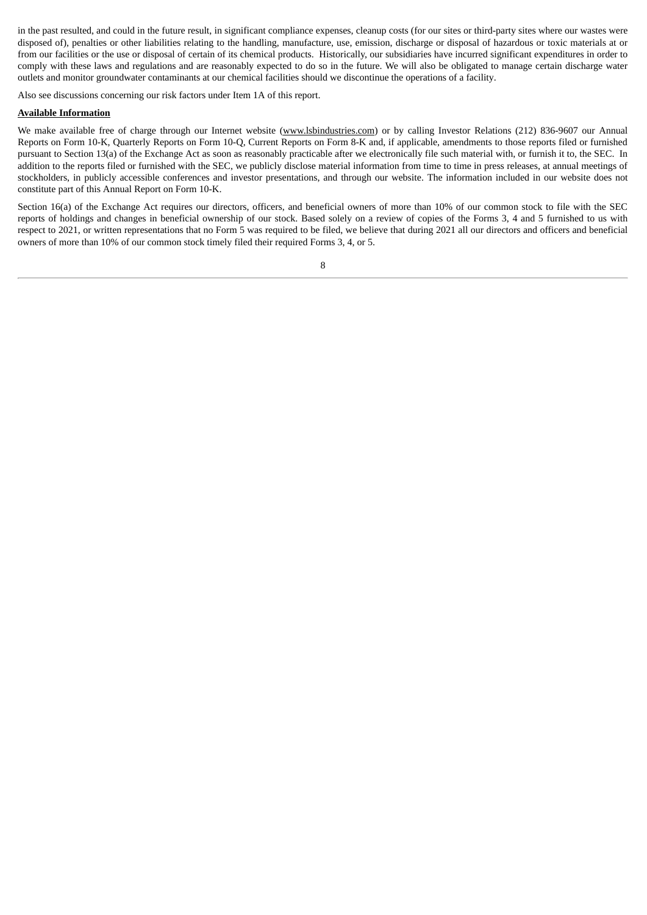in the past resulted, and could in the future result, in significant compliance expenses, cleanup costs (for our sites or third-party sites where our wastes were disposed of), penalties or other liabilities relating to the handling, manufacture, use, emission, discharge or disposal of hazardous or toxic materials at or from our facilities or the use or disposal of certain of its chemical products. Historically, our subsidiaries have incurred significant expenditures in order to comply with these laws and regulations and are reasonably expected to do so in the future. We will also be obligated to manage certain discharge water outlets and monitor groundwater contaminants at our chemical facilities should we discontinue the operations of a facility.

Also see discussions concerning our risk factors under Item 1A of this report.

**Available Information**

We make available free of charge through our Internet website (www.lsbindustries.com) or by calling Investor Relations (212) 836-9607 our Annual Reports on Form 10-K, Quarterly Reports on Form 10-Q, Current Reports on Form 8-K and, if applicable, amendments to those reports filed or furnished pursuant to Section 13(a) of the Exchange Act as soon as reasonably practicable after we electronically file such material with, or furnish it to, the SEC. In addition to the reports filed or furnished with the SEC, we publicly disclose material information from time to time in press releases, at annual meetings of stockholders, in publicly accessible conferences and investor presentations, and through our website. The information included in our website does not constitute part of this Annual Report on Form 10-K.

Section 16(a) of the Exchange Act requires our directors, officers, and beneficial owners of more than 10% of our common stock to file with the SEC reports of holdings and changes in beneficial ownership of our stock. Based solely on a review of copies of the Forms 3, 4 and 5 furnished to us with respect to 2021, or written representations that no Form 5 was required to be filed, we believe that during 2021 all our directors and officers and beneficial owners of more than 10% of our common stock timely filed their required Forms 3, 4, or 5.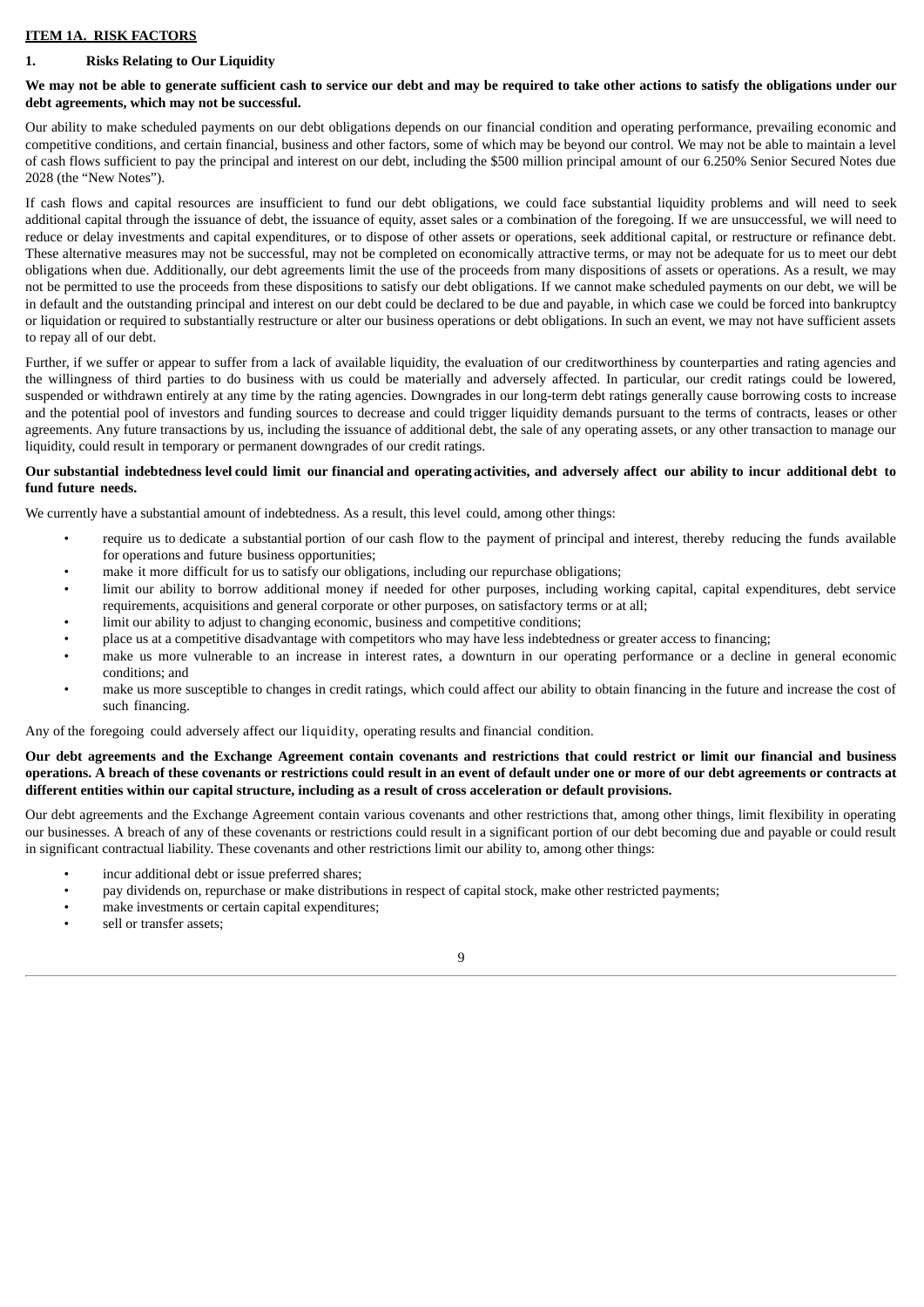**ITEM 1A. RISK FACTORS**

**1. Risks Relating to Our Liquidity**

**We may not be able to generate sufficient cash to service our debt and may be required to take other actions to satisfy the obligations under our debt agreements, which may not be successful.**

Our ability to make scheduled payments on our debt obligations depends on our financial condition and operating performance, prevailing economic and competitive conditions, and certain financial, business and other factors, some of which may be beyond our control. We may not be able to maintain a level of cash flows sufficient to pay the principal and interest on our debt, including the $500 million principal amount of our 6.250% Senior Secured Notes due 2028 (the "New Notes").

If cash flows and capital resources are insufficient to fund our debt obligations, we could face substantial liquidity problems and will need to seek additional capital through the issuance of debt, the issuance of equity, asset sales or a combination of the foregoing. If we are unsuccessful, we will need to reduce or delay investments and capital expenditures, or to dispose of other assets or operations, seek additional capital, or restructure or refinance debt. These alternative measures may not be successful, may not be completed on economically attractive terms, or may not be adequate for us to meet our debt obligations when due. Additionally, our debt agreements limit the use of the proceeds from many dispositions of assets or operations. As a result, we may not be permitted to use the proceeds from these dispositions to satisfy our debt obligations. If we cannot make scheduled payments on our debt, we will be in default and the outstanding principal and interest on our debt could be declared to be due and payable, in which case we could be forced into bankruptcy or liquidation or required to substantially restructure or alter our business operations or debt obligations. In such an event, we may not have sufficient assets to repay all of our debt.

Further, if we suffer or appear to suffer from a lack of available liquidity, the evaluation of our creditworthiness by counterparties and rating agencies and the willingness of third parties to do business with us could be materially and adversely affected. In particular, our credit ratings could be lowered, suspended or withdrawn entirely at any time by the rating agencies. Downgrades in our long-term debt ratings generally cause borrowing costs to increase and the potential pool of investors and funding sources to decrease and could trigger liquidity demands pursuant to the terms of contracts, leases or other agreements. Any future transactions by us, including the issuance of additional debt, the sale of any operating assets, or any other transaction to manage our liquidity, could result in temporary or permanent downgrades of our credit ratings.

**Our substantial indebtedness level could limit our financial and operating activities, and adversely affect our ability to incur additional debt to fund future needs.**

We currently have a substantial amount of indebtedness. As a result, this level could, among other things:

- require us to dedicate a substantial portion of our cash flow to the payment of principal and interest, thereby reducing the funds available for operations and future business opportunities;
- make it more difficult for us to satisfy our obligations, including our repurchase obligations;
- limit our ability to borrow additional money if needed for other purposes, including working capital, capital expenditures, debt service requirements, acquisitions and general corporate or other purposes, on satisfactory terms or at all;
- limit our ability to adjust to changing economic, business and competitive conditions;
- place us at a competitive disadvantage with competitors who may have less indebtedness or greater access to financing;
- make us more vulnerable to an increase in interest rates, a downturn in our operating performance or a decline in general economic conditions; and
- make us more susceptible to changes in credit ratings, which could affect our ability to obtain financing in the future and increase the cost of such financing.

Any of the foregoing could adversely affect our liquidity, operating results and financial condition.

**Our debt agreements and the Exchange Agreement contain covenants and restrictions that could restrict or limit our financial and business operations. A breach of these covenants or restrictions could result in an event of default under one or more of our debt agreements or contracts at different entities within our capital structure, including as a result of cross acceleration or default provisions.**

Our debt agreements and the Exchange Agreement contain various covenants and other restrictions that, among other things, limit flexibility in operating our businesses. A breach of any of these covenants or restrictions could result in a significant portion of our debt becoming due and payable or could result in significant contractual liability. These covenants and other restrictions limit our ability to, among other things:

- incur additional debt or issue preferred shares;
- pay dividends on, repurchase or make distributions in respect of capital stock, make other restricted payments;
- make investments or certain capital expenditures;
- sell or transfer assets;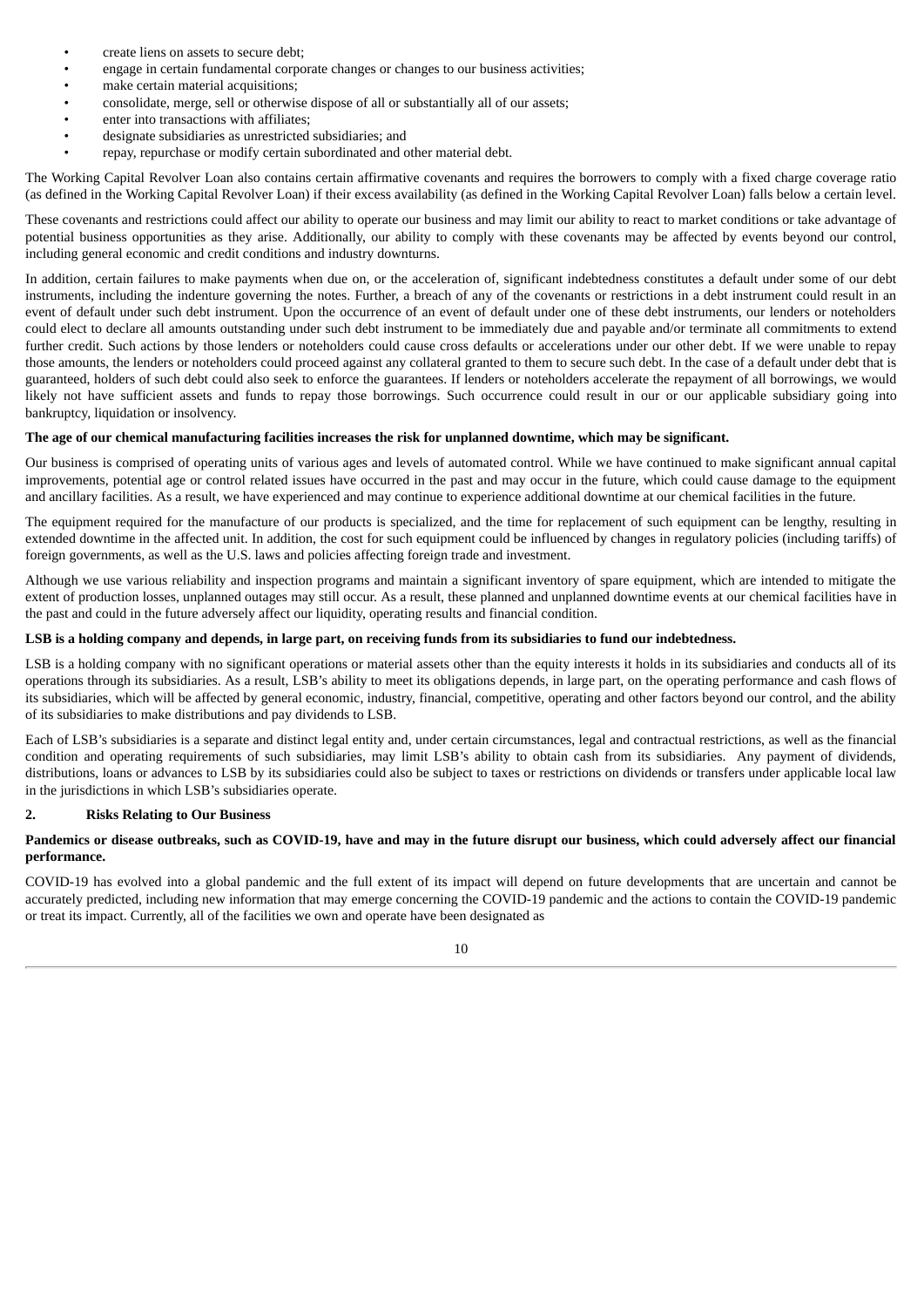- create liens on assets to secure debt;
- engage in certain fundamental corporate changes or changes to our business activities;
- make certain material acquisitions;
- consolidate, merge, sell or otherwise dispose of all or substantially all of our assets;
- enter into transactions with affiliates;
- designate subsidiaries as unrestricted subsidiaries; and
- repay, repurchase or modify certain subordinated and other material debt.

The Working Capital Revolver Loan also contains certain affirmative covenants and requires the borrowers to comply with a fixed charge coverage ratio (as defined in the Working Capital Revolver Loan) if their excess availability (as defined in the Working Capital Revolver Loan) falls below a certain level.

These covenants and restrictions could affect our ability to operate our business and may limit our ability to react to market conditions or take advantage of potential business opportunities as they arise. Additionally, our ability to comply with these covenants may be affected by events beyond our control, including general economic and credit conditions and industry downturns.

In addition, certain failures to make payments when due on, or the acceleration of, significant indebtedness constitutes a default under some of our debt instruments, including the indenture governing the notes. Further, a breach of any of the covenants or restrictions in a debt instrument could result in an event of default under such debt instrument. Upon the occurrence of an event of default under one of these debt instruments, our lenders or noteholders could elect to declare all amounts outstanding under such debt instrument to be immediately due and payable and/or terminate all commitments to extend further credit. Such actions by those lenders or noteholders could cause cross defaults or accelerations under our other debt. If we were unable to repay those amounts, the lenders or noteholders could proceed against any collateral granted to them to secure such debt. In the case of a default under debt that is guaranteed, holders of such debt could also seek to enforce the guarantees. If lenders or noteholders accelerate the repayment of all borrowings, we would likely not have sufficient assets and funds to repay those borrowings. Such occurrence could result in our or our applicable subsidiary going into bankruptcy, liquidation or insolvency.

**The age of our chemical manufacturing facilities increases the risk for unplanned downtime, which may be significant.**

Our business is comprised of operating units of various ages and levels of automated control. While we have continued to make significant annual capital improvements, potential age or control related issues have occurred in the past and may occur in the future, which could cause damage to the equipment and ancillary facilities. As a result, we have experienced and may continue to experience additional downtime at our chemical facilities in the future.

The equipment required for the manufacture of our products is specialized, and the time for replacement of such equipment can be lengthy, resulting in extended downtime in the affected unit. In addition, the cost for such equipment could be influenced by changes in regulatory policies (including tariffs) of foreign governments, as well as the U.S. laws and policies affecting foreign trade and investment.

Although we use various reliability and inspection programs and maintain a significant inventory of spare equipment, which are intended to mitigate the extent of production losses, unplanned outages may still occur. As a result, these planned and unplanned downtime events at our chemical facilities have in the past and could in the future adversely affect our liquidity, operating results and financial condition.

**LSB is a holding company and depends, in large part, on receiving funds from its subsidiaries to fund our indebtedness.**

LSB is a holding company with no significant operations or material assets other than the equity interests it holds in its subsidiaries and conducts all of its operations through its subsidiaries. As a result, LSB's ability to meet its obligations depends, in large part, on the operating performance and cash flows of its subsidiaries, which will be affected by general economic, industry, financial, competitive, operating and other factors beyond our control, and the ability of its subsidiaries to make distributions and pay dividends to LSB.

Each of LSB's subsidiaries is a separate and distinct legal entity and, under certain circumstances, legal and contractual restrictions, as well as the financial condition and operating requirements of such subsidiaries, may limit LSB's ability to obtain cash from its subsidiaries. Any payment of dividends, distributions, loans or advances to LSB by its subsidiaries could also be subject to taxes or restrictions on dividends or transfers under applicable local law in the jurisdictions in which LSB's subsidiaries operate.

## 2. Risks Relating to Our Business

**Pandemics or disease outbreaks, such as COVID-19, have and may in the future disrupt our business, which could adversely affect our financial performance.**

COVID-19 has evolved into a global pandemic and the full extent of its impact will depend on future developments that are uncertain and cannot be accurately predicted, including new information that may emerge concerning the COVID-19 pandemic and the actions to contain the COVID-19 pandemic or treat its impact. Currently, all of the facilities we own and operate have been designated as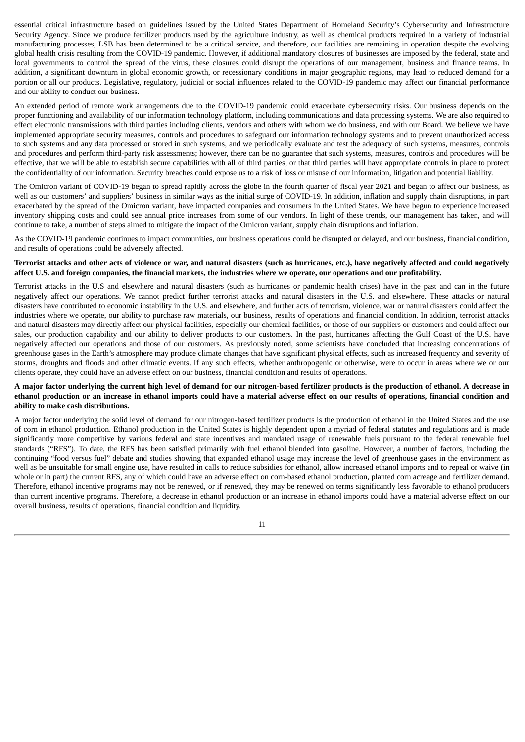essential critical infrastructure based on guidelines issued by the United States Department of Homeland Security's Cybersecurity and Infrastructure Security Agency. Since we produce fertilizer products used by the agriculture industry, as well as chemical products required in a variety of industrial manufacturing processes, LSB has been determined to be a critical service, and therefore, our facilities are remaining in operation despite the evolving global health crisis resulting from the COVID-19 pandemic. However, if additional mandatory closures of businesses are imposed by the federal, state and local governments to control the spread of the virus, these closures could disrupt the operations of our management, business and finance teams. In addition, a significant downturn in global economic growth, or recessionary conditions in major geographic regions, may lead to reduced demand for a portion or all our products. Legislative, regulatory, judicial or social influences related to the COVID-19 pandemic may affect our financial performance and our ability to conduct our business.

An extended period of remote work arrangements due to the COVID-19 pandemic could exacerbate cybersecurity risks. Our business depends on the proper functioning and availability of our information technology platform, including communications and data processing systems. We are also required to effect electronic transmissions with third parties including clients, vendors and others with whom we do business, and with our Board. We believe we have implemented appropriate security measures, controls and procedures to safeguard our information technology systems and to prevent unauthorized access to such systems and any data processed or stored in such systems, and we periodically evaluate and test the adequacy of such systems, measures, controls and procedures and perform third-party risk assessments; however, there can be no guarantee that such systems, measures, controls and procedures will be effective, that we will be able to establish secure capabilities with all of third parties, or that third parties will have appropriate controls in place to protect the confidentiality of our information. Security breaches could expose us to a risk of loss or misuse of our information, litigation and potential liability.

The Omicron variant of COVID-19 began to spread rapidly across the globe in the fourth quarter of fiscal year 2021 and began to affect our business, as well as our customers' and suppliers' business in similar ways as the initial surge of COVID-19. In addition, inflation and supply chain disruptions, in part exacerbated by the spread of the Omicron variant, have impacted companies and consumers in the United States. We have begun to experience increased inventory shipping costs and could see annual price increases from some of our vendors. In light of these trends, our management has taken, and will continue to take, a number of steps aimed to mitigate the impact of the Omicron variant, supply chain disruptions and inflation.

As the COVID-19 pandemic continues to impact communities, our business operations could be disrupted or delayed, and our business, financial condition, and results of operations could be adversely affected.

**Terrorist attacks and other acts of violence or war, and natural disasters (such as hurricanes, etc.), have negatively affected and could negatively affect U.S. and foreign companies, the financial markets, the industries where we operate, our operations and our profitability.**

Terrorist attacks in the U.S and elsewhere and natural disasters (such as hurricanes or pandemic health crises) have in the past and can in the future negatively affect our operations. We cannot predict further terrorist attacks and natural disasters in the U.S. and elsewhere. These attacks or natural disasters have contributed to economic instability in the U.S. and elsewhere, and further acts of terrorism, violence, war or natural disasters could affect the industries where we operate, our ability to purchase raw materials, our business, results of operations and financial condition. In addition, terrorist attacks and natural disasters may directly affect our physical facilities, especially our chemical facilities, or those of our suppliers or customers and could affect our sales, our production capability and our ability to deliver products to our customers. In the past, hurricanes affecting the Gulf Coast of the U.S. have negatively affected our operations and those of our customers. As previously noted, some scientists have concluded that increasing concentrations of greenhouse gases in the Earth's atmosphere may produce climate changes that have significant physical effects, such as increased frequency and severity of storms, droughts and floods and other climatic events. If any such effects, whether anthropogenic or otherwise, were to occur in areas where we or our clients operate, they could have an adverse effect on our business, financial condition and results of operations.

**A major factor underlying the current high level of demand for our nitrogen-based fertilizer products is the production of ethanol. A decrease in ethanol production or an increase in ethanol imports could have a material adverse effect on our results of operations, financial condition and ability to make cash distributions.**

A major factor underlying the solid level of demand for our nitrogen-based fertilizer products is the production of ethanol in the United States and the use of corn in ethanol production. Ethanol production in the United States is highly dependent upon a myriad of federal statutes and regulations and is made significantly more competitive by various federal and state incentives and mandated usage of renewable fuels pursuant to the federal renewable fuel standards ("RFS"). To date, the RFS has been satisfied primarily with fuel ethanol blended into gasoline. However, a number of factors, including the continuing "food versus fuel" debate and studies showing that expanded ethanol usage may increase the level of greenhouse gases in the environment as well as be unsuitable for small engine use, have resulted in calls to reduce subsidies for ethanol, allow increased ethanol imports and to repeal or waive (in whole or in part) the current RFS, any of which could have an adverse effect on corn-based ethanol production, planted corn acreage and fertilizer demand. Therefore, ethanol incentive programs may not be renewed, or if renewed, they may be renewed on terms significantly less favorable to ethanol producers than current incentive programs. Therefore, a decrease in ethanol production or an increase in ethanol imports could have a material adverse effect on our overall business, results of operations, financial condition and liquidity.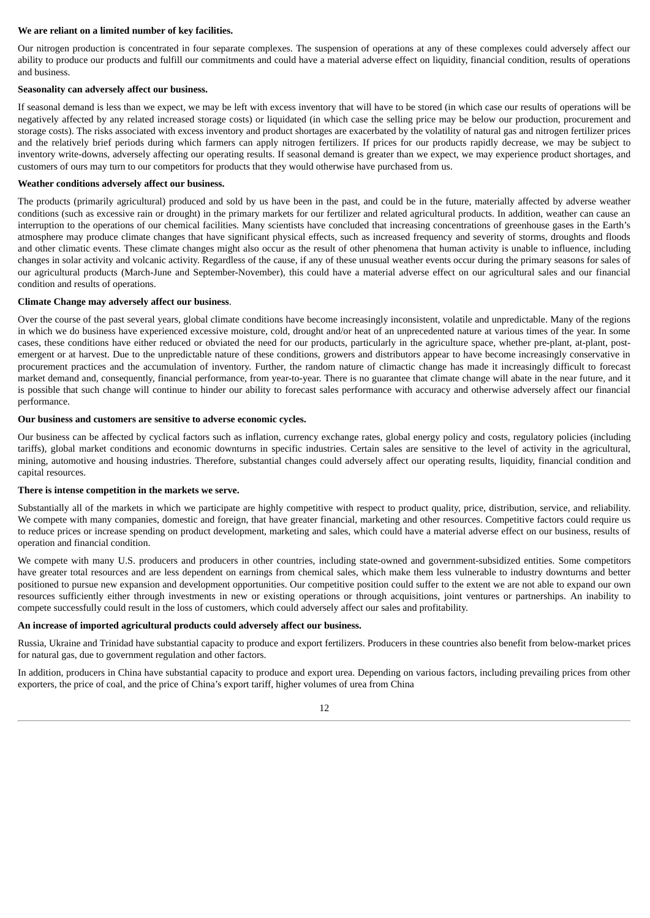**We are reliant on a limited number of key facilities.**

Our nitrogen production is concentrated in four separate complexes. The suspension of operations at any of these complexes could adversely affect our ability to produce our products and fulfill our commitments and could have a material adverse effect on liquidity, financial condition, results of operations and business.

**Seasonality can adversely affect our business.**

If seasonal demand is less than we expect, we may be left with excess inventory that will have to be stored (in which case our results of operations will be negatively affected by any related increased storage costs) or liquidated (in which case the selling price may be below our production, procurement and storage costs). The risks associated with excess inventory and product shortages are exacerbated by the volatility of natural gas and nitrogen fertilizer prices and the relatively brief periods during which farmers can apply nitrogen fertilizers. If prices for our products rapidly decrease, we may be subject to inventory write-downs, adversely affecting our operating results. If seasonal demand is greater than we expect, we may experience product shortages, and customers of ours may turn to our competitors for products that they would otherwise have purchased from us.

**Weather conditions adversely affect our business.**

The products (primarily agricultural) produced and sold by us have been in the past, and could be in the future, materially affected by adverse weather conditions (such as excessive rain or drought) in the primary markets for our fertilizer and related agricultural products. In addition, weather can cause an interruption to the operations of our chemical facilities. Many scientists have concluded that increasing concentrations of greenhouse gases in the Earth's atmosphere may produce climate changes that have significant physical effects, such as increased frequency and severity of storms, droughts and floods and other climatic events. These climate changes might also occur as the result of other phenomena that human activity is unable to influence, including changes in solar activity and volcanic activity. Regardless of the cause, if any of these unusual weather events occur during the primary seasons for sales of our agricultural products (March-June and September-November), this could have a material adverse effect on our agricultural sales and our financial condition and results of operations.

**Climate Change may adversely affect our business**.

Over the course of the past several years, global climate conditions have become increasingly inconsistent, volatile and unpredictable. Many of the regions in which we do business have experienced excessive moisture, cold, drought and/or heat of an unprecedented nature at various times of the year. In some cases, these conditions have either reduced or obviated the need for our products, particularly in the agriculture space, whether pre-plant, at-plant, post-emergent or at harvest. Due to the unpredictable nature of these conditions, growers and distributors appear to have become increasingly conservative in procurement practices and the accumulation of inventory. Further, the random nature of climactic change has made it increasingly difficult to forecast market demand and, consequently, financial performance, from year-to-year. There is no guarantee that climate change will abate in the near future, and it is possible that such change will continue to hinder our ability to forecast sales performance with accuracy and otherwise adversely affect our financial performance.

**Our business and customers are sensitive to adverse economic cycles.**

Our business can be affected by cyclical factors such as inflation, currency exchange rates, global energy policy and costs, regulatory policies (including tariffs), global market conditions and economic downturns in specific industries. Certain sales are sensitive to the level of activity in the agricultural, mining, automotive and housing industries. Therefore, substantial changes could adversely affect our operating results, liquidity, financial condition and capital resources.

**There is intense competition in the markets we serve.**

Substantially all of the markets in which we participate are highly competitive with respect to product quality, price, distribution, service, and reliability. We compete with many companies, domestic and foreign, that have greater financial, marketing and other resources. Competitive factors could require us to reduce prices or increase spending on product development, marketing and sales, which could have a material adverse effect on our business, results of operation and financial condition.

We compete with many U.S. producers and producers in other countries, including state-owned and government-subsidized entities. Some competitors have greater total resources and are less dependent on earnings from chemical sales, which make them less vulnerable to industry downturns and better positioned to pursue new expansion and development opportunities. Our competitive position could suffer to the extent we are not able to expand our own resources sufficiently either through investments in new or existing operations or through acquisitions, joint ventures or partnerships. An inability to compete successfully could result in the loss of customers, which could adversely affect our sales and profitability.

**An increase of imported agricultural products could adversely affect our business.**

Russia, Ukraine and Trinidad have substantial capacity to produce and export fertilizers. Producers in these countries also benefit from below-market prices for natural gas, due to government regulation and other factors.

In addition, producers in China have substantial capacity to produce and export urea. Depending on various factors, including prevailing prices from other exporters, the price of coal, and the price of China's export tariff, higher volumes of urea from China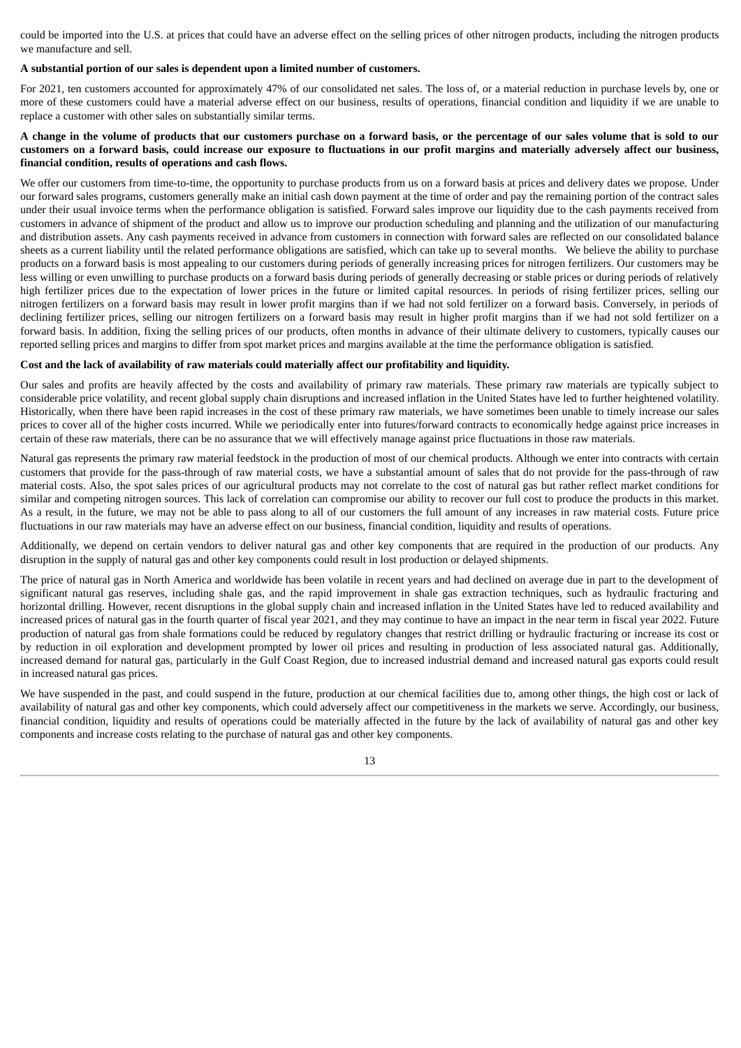could be imported into the U.S. at prices that could have an adverse effect on the selling prices of other nitrogen products, including the nitrogen products we manufacture and sell.

**A substantial portion of our sales is dependent upon a limited number of customers.**

For 2021, ten customers accounted for approximately 47% of our consolidated net sales. The loss of, or a material reduction in purchase levels by, one or more of these customers could have a material adverse effect on our business, results of operations, financial condition and liquidity if we are unable to replace a customer with other sales on substantially similar terms.

**A change in the volume of products that our customers purchase on a forward basis, or the percentage of our sales volume that is sold to our customers on a forward basis, could increase our exposure to fluctuations in our profit margins and materially adversely affect our business, financial condition, results of operations and cash flows.**

We offer our customers from time-to-time, the opportunity to purchase products from us on a forward basis at prices and delivery dates we propose. Under our forward sales programs, customers generally make an initial cash down payment at the time of order and pay the remaining portion of the contract sales under their usual invoice terms when the performance obligation is satisfied. Forward sales improve our liquidity due to the cash payments received from customers in advance of shipment of the product and allow us to improve our production scheduling and planning and the utilization of our manufacturing and distribution assets. Any cash payments received in advance from customers in connection with forward sales are reflected on our consolidated balance sheets as a current liability until the related performance obligations are satisfied, which can take up to several months. We believe the ability to purchase products on a forward basis is most appealing to our customers during periods of generally increasing prices for nitrogen fertilizers. Our customers may be less willing or even unwilling to purchase products on a forward basis during periods of generally decreasing or stable prices or during periods of relatively high fertilizer prices due to the expectation of lower prices in the future or limited capital resources. In periods of rising fertilizer prices, selling our nitrogen fertilizers on a forward basis may result in lower profit margins than if we had not sold fertilizer on a forward basis. Conversely, in periods of declining fertilizer prices, selling our nitrogen fertilizers on a forward basis may result in higher profit margins than if we had not sold fertilizer on a forward basis. In addition, fixing the selling prices of our products, often months in advance of their ultimate delivery to customers, typically causes our reported selling prices and margins to differ from spot market prices and margins available at the time the performance obligation is satisfied.

**Cost and the lack of availability of raw materials could materially affect our profitability and liquidity.**

Our sales and profits are heavily affected by the costs and availability of primary raw materials. These primary raw materials are typically subject to considerable price volatility, and recent global supply chain disruptions and increased inflation in the United States have led to further heightened volatility. Historically, when there have been rapid increases in the cost of these primary raw materials, we have sometimes been unable to timely increase our sales prices to cover all of the higher costs incurred. While we periodically enter into futures/forward contracts to economically hedge against price increases in certain of these raw materials, there can be no assurance that we will effectively manage against price fluctuations in those raw materials.

Natural gas represents the primary raw material feedstock in the production of most of our chemical products. Although we enter into contracts with certain customers that provide for the pass-through of raw material costs, we have a substantial amount of sales that do not provide for the pass-through of raw material costs. Also, the spot sales prices of our agricultural products may not correlate to the cost of natural gas but rather reflect market conditions for similar and competing nitrogen sources. This lack of correlation can compromise our ability to recover our full cost to produce the products in this market. As a result, in the future, we may not be able to pass along to all of our customers the full amount of any increases in raw material costs. Future price fluctuations in our raw materials may have an adverse effect on our business, financial condition, liquidity and results of operations.

Additionally, we depend on certain vendors to deliver natural gas and other key components that are required in the production of our products. Any disruption in the supply of natural gas and other key components could result in lost production or delayed shipments.

The price of natural gas in North America and worldwide has been volatile in recent years and had declined on average due in part to the development of significant natural gas reserves, including shale gas, and the rapid improvement in shale gas extraction techniques, such as hydraulic fracturing and horizontal drilling. However, recent disruptions in the global supply chain and increased inflation in the United States have led to reduced availability and increased prices of natural gas in the fourth quarter of fiscal year 2021, and they may continue to have an impact in the near term in fiscal year 2022. Future production of natural gas from shale formations could be reduced by regulatory changes that restrict drilling or hydraulic fracturing or increase its cost or by reduction in oil exploration and development prompted by lower oil prices and resulting in production of less associated natural gas. Additionally, increased demand for natural gas, particularly in the Gulf Coast Region, due to increased industrial demand and increased natural gas exports could result in increased natural gas prices.

We have suspended in the past, and could suspend in the future, production at our chemical facilities due to, among other things, the high cost or lack of availability of natural gas and other key components, which could adversely affect our competitiveness in the markets we serve. Accordingly, our business, financial condition, liquidity and results of operations could be materially affected in the future by the lack of availability of natural gas and other key components and increase costs relating to the purchase of natural gas and other key components.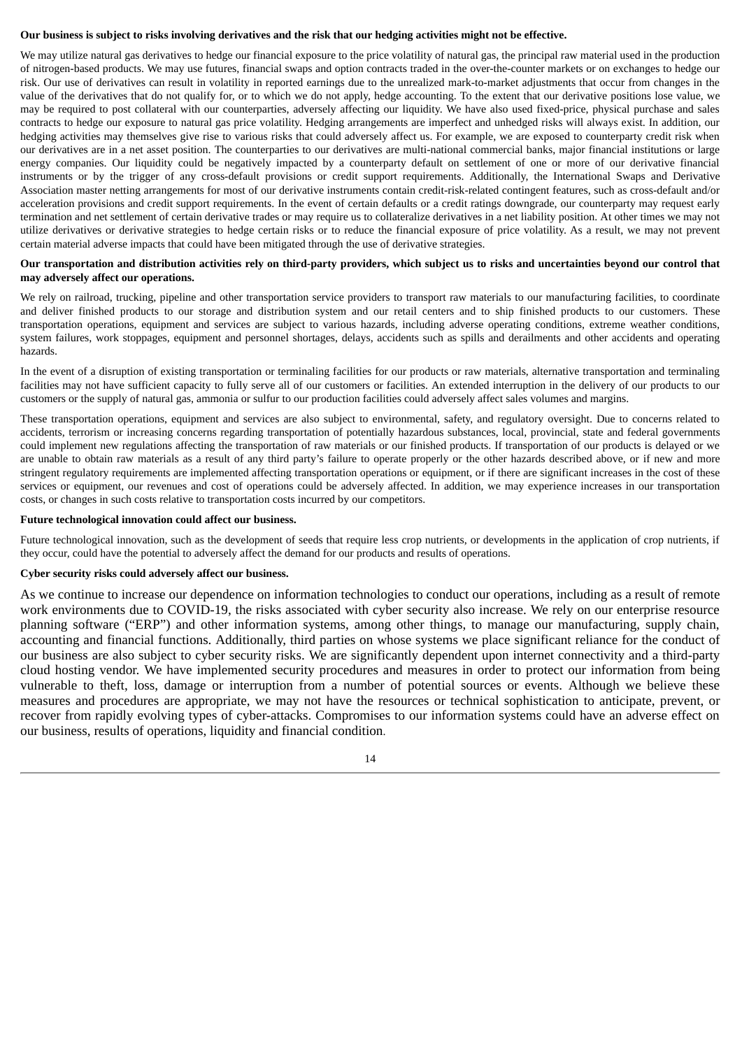**Our business is subject to risks involving derivatives and the risk that our hedging activities might not be effective.**

We may utilize natural gas derivatives to hedge our financial exposure to the price volatility of natural gas, the principal raw material used in the production of nitrogen-based products. We may use futures, financial swaps and option contracts traded in the over-the-counter markets or on exchanges to hedge our risk. Our use of derivatives can result in volatility in reported earnings due to the unrealized mark-to-market adjustments that occur from changes in the value of the derivatives that do not qualify for, or to which we do not apply, hedge accounting. To the extent that our derivative positions lose value, we may be required to post collateral with our counterparties, adversely affecting our liquidity. We have also used fixed-price, physical purchase and sales contracts to hedge our exposure to natural gas price volatility. Hedging arrangements are imperfect and unhedged risks will always exist. In addition, our hedging activities may themselves give rise to various risks that could adversely affect us. For example, we are exposed to counterparty credit risk when our derivatives are in a net asset position. The counterparties to our derivatives are multi-national commercial banks, major financial institutions or large energy companies. Our liquidity could be negatively impacted by a counterparty default on settlement of one or more of our derivative financial instruments or by the trigger of any cross-default provisions or credit support requirements. Additionally, the International Swaps and Derivative Association master netting arrangements for most of our derivative instruments contain credit-risk-related contingent features, such as cross-default and/or acceleration provisions and credit support requirements. In the event of certain defaults or a credit ratings downgrade, our counterparty may request early termination and net settlement of certain derivative trades or may require us to collateralize derivatives in a net liability position. At other times we may not utilize derivatives or derivative strategies to hedge certain risks or to reduce the financial exposure of price volatility. As a result, we may not prevent certain material adverse impacts that could have been mitigated through the use of derivative strategies.

**Our transportation and distribution activities rely on third-party providers, which subject us to risks and uncertainties beyond our control that may adversely affect our operations.**

We rely on railroad, trucking, pipeline and other transportation service providers to transport raw materials to our manufacturing facilities, to coordinate and deliver finished products to our storage and distribution system and our retail centers and to ship finished products to our customers. These transportation operations, equipment and services are subject to various hazards, including adverse operating conditions, extreme weather conditions, system failures, work stoppages, equipment and personnel shortages, delays, accidents such as spills and derailments and other accidents and operating hazards.

In the event of a disruption of existing transportation or terminaling facilities for our products or raw materials, alternative transportation and terminaling facilities may not have sufficient capacity to fully serve all of our customers or facilities. An extended interruption in the delivery of our products to our customers or the supply of natural gas, ammonia or sulfur to our production facilities could adversely affect sales volumes and margins.

These transportation operations, equipment and services are also subject to environmental, safety, and regulatory oversight. Due to concerns related to accidents, terrorism or increasing concerns regarding transportation of potentially hazardous substances, local, provincial, state and federal governments could implement new regulations affecting the transportation of raw materials or our finished products. If transportation of our products is delayed or we are unable to obtain raw materials as a result of any third party's failure to operate properly or the other hazards described above, or if new and more stringent regulatory requirements are implemented affecting transportation operations or equipment, or if there are significant increases in the cost of these services or equipment, our revenues and cost of operations could be adversely affected. In addition, we may experience increases in our transportation costs, or changes in such costs relative to transportation costs incurred by our competitors.

**Future technological innovation could affect our business.**

Future technological innovation, such as the development of seeds that require less crop nutrients, or developments in the application of crop nutrients, if they occur, could have the potential to adversely affect the demand for our products and results of operations.

**Cyber security risks could adversely affect our business.**

As we continue to increase our dependence on information technologies to conduct our operations, including as a result of remote work environments due to COVID-19, the risks associated with cyber security also increase. We rely on our enterprise resource planning software ("ERP") and other information systems, among other things, to manage our manufacturing, supply chain, accounting and financial functions. Additionally, third parties on whose systems we place significant reliance for the conduct of our business are also subject to cyber security risks. We are significantly dependent upon internet connectivity and a third-party cloud hosting vendor. We have implemented security procedures and measures in order to protect our information from being vulnerable to theft, loss, damage or interruption from a number of potential sources or events. Although we believe these measures and procedures are appropriate, we may not have the resources or technical sophistication to anticipate, prevent, or recover from rapidly evolving types of cyber-attacks. Compromises to our information systems could have an adverse effect on our business, results of operations, liquidity and financial condition.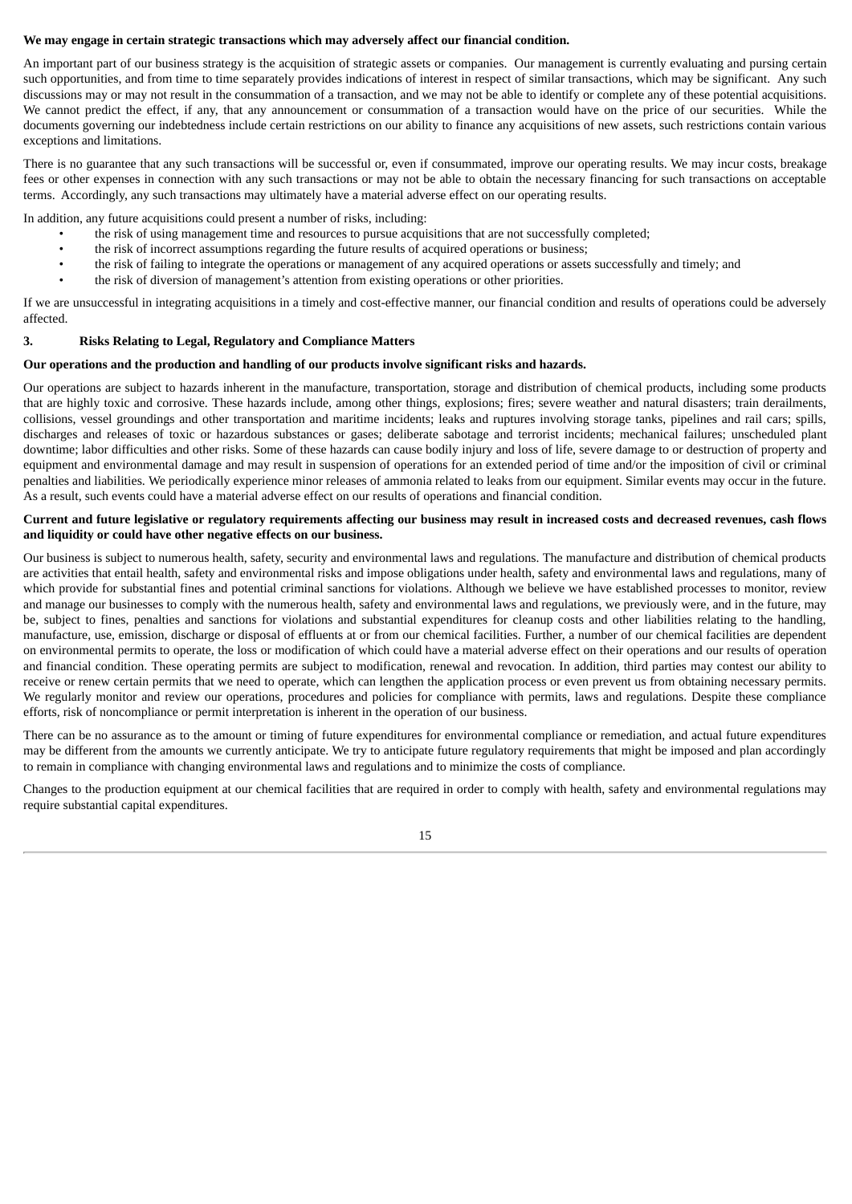**We may engage in certain strategic transactions which may adversely affect our financial condition.**

An important part of our business strategy is the acquisition of strategic assets or companies. Our management is currently evaluating and pursing certain such opportunities, and from time to time separately provides indications of interest in respect of similar transactions, which may be significant. Any such discussions may or may not result in the consummation of a transaction, and we may not be able to identify or complete any of these potential acquisitions. We cannot predict the effect, if any, that any announcement or consummation of a transaction would have on the price of our securities. While the documents governing our indebtedness include certain restrictions on our ability to finance any acquisitions of new assets, such restrictions contain various exceptions and limitations.

There is no guarantee that any such transactions will be successful or, even if consummated, improve our operating results. We may incur costs, breakage fees or other expenses in connection with any such transactions or may not be able to obtain the necessary financing for such transactions on acceptable terms. Accordingly, any such transactions may ultimately have a material adverse effect on our operating results.

In addition, any future acquisitions could present a number of risks, including:

- the risk of using management time and resources to pursue acquisitions that are not successfully completed;
- the risk of incorrect assumptions regarding the future results of acquired operations or business;
- the risk of failing to integrate the operations or management of any acquired operations or assets successfully and timely; and
- the risk of diversion of management's attention from existing operations or other priorities.

If we are unsuccessful in integrating acquisitions in a timely and cost-effective manner, our financial condition and results of operations could be adversely affected.

## 3. Risks Relating to Legal, Regulatory and Compliance Matters

**Our operations and the production and handling of our products involve significant risks and hazards.**

Our operations are subject to hazards inherent in the manufacture, transportation, storage and distribution of chemical products, including some products that are highly toxic and corrosive. These hazards include, among other things, explosions; fires; severe weather and natural disasters; train derailments, collisions, vessel groundings and other transportation and maritime incidents; leaks and ruptures involving storage tanks, pipelines and rail cars; spills, discharges and releases of toxic or hazardous substances or gases; deliberate sabotage and terrorist incidents; mechanical failures; unscheduled plant downtime; labor difficulties and other risks. Some of these hazards can cause bodily injury and loss of life, severe damage to or destruction of property and equipment and environmental damage and may result in suspension of operations for an extended period of time and/or the imposition of civil or criminal penalties and liabilities. We periodically experience minor releases of ammonia related to leaks from our equipment. Similar events may occur in the future. As a result, such events could have a material adverse effect on our results of operations and financial condition.

**Current and future legislative or regulatory requirements affecting our business may result in increased costs and decreased revenues, cash flows and liquidity or could have other negative effects on our business.**

Our business is subject to numerous health, safety, security and environmental laws and regulations. The manufacture and distribution of chemical products are activities that entail health, safety and environmental risks and impose obligations under health, safety and environmental laws and regulations, many of which provide for substantial fines and potential criminal sanctions for violations. Although we believe we have established processes to monitor, review and manage our businesses to comply with the numerous health, safety and environmental laws and regulations, we previously were, and in the future, may be, subject to fines, penalties and sanctions for violations and substantial expenditures for cleanup costs and other liabilities relating to the handling, manufacture, use, emission, discharge or disposal of effluents at or from our chemical facilities. Further, a number of our chemical facilities are dependent on environmental permits to operate, the loss or modification of which could have a material adverse effect on their operations and our results of operation and financial condition. These operating permits are subject to modification, renewal and revocation. In addition, third parties may contest our ability to receive or renew certain permits that we need to operate, which can lengthen the application process or even prevent us from obtaining necessary permits. We regularly monitor and review our operations, procedures and policies for compliance with permits, laws and regulations. Despite these compliance efforts, risk of noncompliance or permit interpretation is inherent in the operation of our business.

There can be no assurance as to the amount or timing of future expenditures for environmental compliance or remediation, and actual future expenditures may be different from the amounts we currently anticipate. We try to anticipate future regulatory requirements that might be imposed and plan accordingly to remain in compliance with changing environmental laws and regulations and to minimize the costs of compliance.

Changes to the production equipment at our chemical facilities that are required in order to comply with health, safety and environmental regulations may require substantial capital expenditures.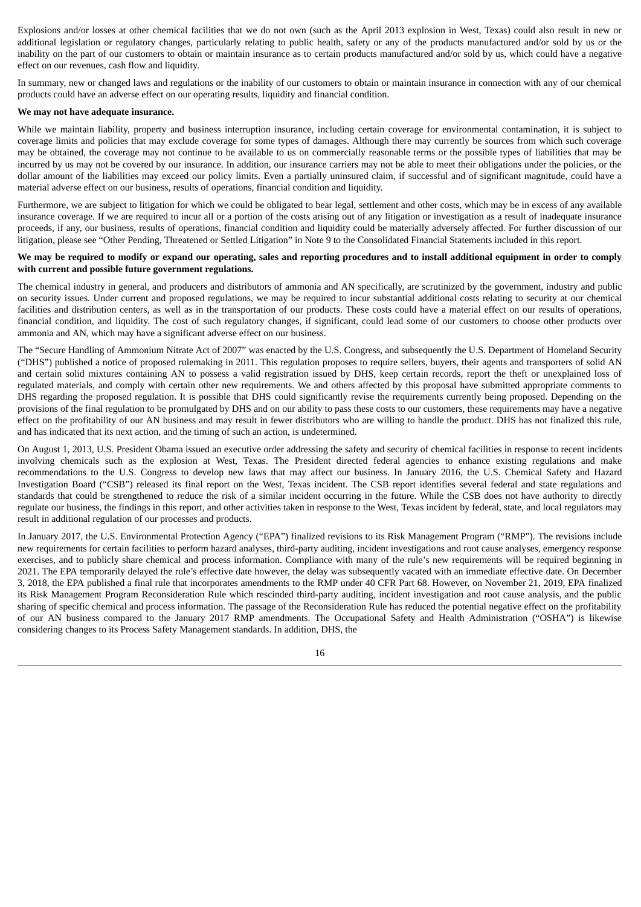Explosions and/or losses at other chemical facilities that we do not own (such as the April 2013 explosion in West, Texas) could also result in new or additional legislation or regulatory changes, particularly relating to public health, safety or any of the products manufactured and/or sold by us or the inability on the part of our customers to obtain or maintain insurance as to certain products manufactured and/or sold by us, which could have a negative effect on our revenues, cash flow and liquidity.

In summary, new or changed laws and regulations or the inability of our customers to obtain or maintain insurance in connection with any of our chemical products could have an adverse effect on our operating results, liquidity and financial condition.

**We may not have adequate insurance.**

While we maintain liability, property and business interruption insurance, including certain coverage for environmental contamination, it is subject to coverage limits and policies that may exclude coverage for some types of damages. Although there may currently be sources from which such coverage may be obtained, the coverage may not continue to be available to us on commercially reasonable terms or the possible types of liabilities that may be incurred by us may not be covered by our insurance. In addition, our insurance carriers may not be able to meet their obligations under the policies, or the dollar amount of the liabilities may exceed our policy limits. Even a partially uninsured claim, if successful and of significant magnitude, could have a material adverse effect on our business, results of operations, financial condition and liquidity.

Furthermore, we are subject to litigation for which we could be obligated to bear legal, settlement and other costs, which may be in excess of any available insurance coverage. If we are required to incur all or a portion of the costs arising out of any litigation or investigation as a result of inadequate insurance proceeds, if any, our business, results of operations, financial condition and liquidity could be materially adversely affected. For further discussion of our litigation, please see "Other Pending, Threatened or Settled Litigation" in Note 9 to the Consolidated Financial Statements included in this report.

**We may be required to modify or expand our operating, sales and reporting procedures and to install additional equipment in order to comply with current and possible future government regulations.**

The chemical industry in general, and producers and distributors of ammonia and AN specifically, are scrutinized by the government, industry and public on security issues. Under current and proposed regulations, we may be required to incur substantial additional costs relating to security at our chemical facilities and distribution centers, as well as in the transportation of our products. These costs could have a material effect on our results of operations, financial condition, and liquidity. The cost of such regulatory changes, if significant, could lead some of our customers to choose other products over ammonia and AN, which may have a significant adverse effect on our business.

The "Secure Handling of Ammonium Nitrate Act of 2007" was enacted by the U.S. Congress, and subsequently the U.S. Department of Homeland Security ("DHS") published a notice of proposed rulemaking in 2011. This regulation proposes to require sellers, buyers, their agents and transporters of solid AN and certain solid mixtures containing AN to possess a valid registration issued by DHS, keep certain records, report the theft or unexplained loss of regulated materials, and comply with certain other new requirements. We and others affected by this proposal have submitted appropriate comments to DHS regarding the proposed regulation. It is possible that DHS could significantly revise the requirements currently being proposed. Depending on the provisions of the final regulation to be promulgated by DHS and on our ability to pass these costs to our customers, these requirements may have a negative effect on the profitability of our AN business and may result in fewer distributors who are willing to handle the product. DHS has not finalized this rule, and has indicated that its next action, and the timing of such an action, is undetermined.

On August 1, 2013, U.S. President Obama issued an executive order addressing the safety and security of chemical facilities in response to recent incidents involving chemicals such as the explosion at West, Texas. The President directed federal agencies to enhance existing regulations and make recommendations to the U.S. Congress to develop new laws that may affect our business. In January 2016, the U.S. Chemical Safety and Hazard Investigation Board ("CSB") released its final report on the West, Texas incident. The CSB report identifies several federal and state regulations and standards that could be strengthened to reduce the risk of a similar incident occurring in the future. While the CSB does not have authority to directly regulate our business, the findings in this report, and other activities taken in response to the West, Texas incident by federal, state, and local regulators may result in additional regulation of our processes and products.

In January 2017, the U.S. Environmental Protection Agency ("EPA") finalized revisions to its Risk Management Program ("RMP"). The revisions include new requirements for certain facilities to perform hazard analyses, third-party auditing, incident investigations and root cause analyses, emergency response exercises, and to publicly share chemical and process information. Compliance with many of the rule's new requirements will be required beginning in 2021. The EPA temporarily delayed the rule's effective date however, the delay was subsequently vacated with an immediate effective date. On December 3, 2018, the EPA published a final rule that incorporates amendments to the RMP under 40 CFR Part 68. However, on November 21, 2019, EPA finalized its Risk Management Program Reconsideration Rule which rescinded third-party auditing, incident investigation and root cause analysis, and the public sharing of specific chemical and process information. The passage of the Reconsideration Rule has reduced the potential negative effect on the profitability of our AN business compared to the January 2017 RMP amendments. The Occupational Safety and Health Administration ("OSHA") is likewise considering changes to its Process Safety Management standards. In addition, DHS, the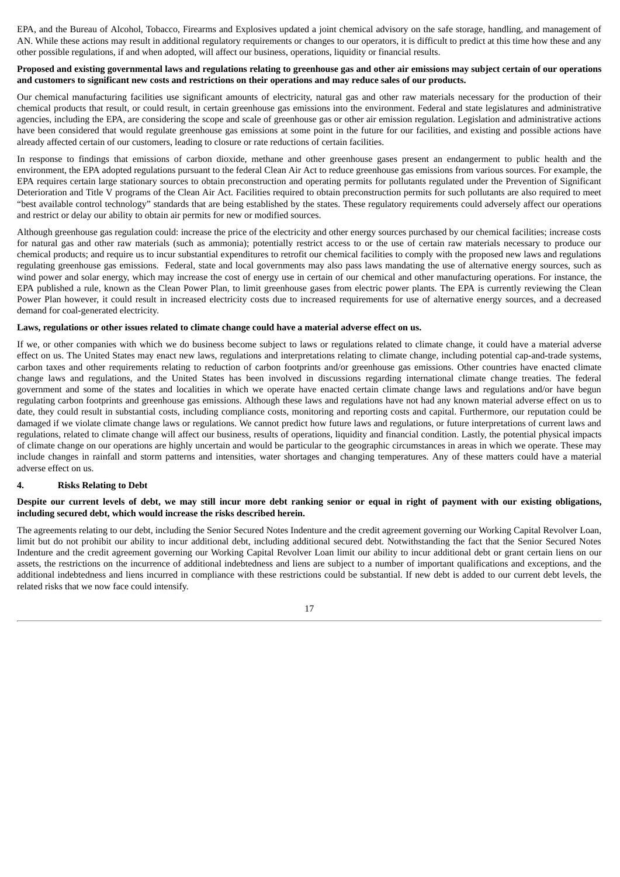EPA, and the Bureau of Alcohol, Tobacco, Firearms and Explosives updated a joint chemical advisory on the safe storage, handling, and management of AN. While these actions may result in additional regulatory requirements or changes to our operators, it is difficult to predict at this time how these and any other possible regulations, if and when adopted, will affect our business, operations, liquidity or financial results.

**Proposed and existing governmental laws and regulations relating to greenhouse gas and other air emissions may subject certain of our operations and customers to significant new costs and restrictions on their operations and may reduce sales of our products.**

Our chemical manufacturing facilities use significant amounts of electricity, natural gas and other raw materials necessary for the production of their chemical products that result, or could result, in certain greenhouse gas emissions into the environment. Federal and state legislatures and administrative agencies, including the EPA, are considering the scope and scale of greenhouse gas or other air emission regulation. Legislation and administrative actions have been considered that would regulate greenhouse gas emissions at some point in the future for our facilities, and existing and possible actions have already affected certain of our customers, leading to closure or rate reductions of certain facilities.

In response to findings that emissions of carbon dioxide, methane and other greenhouse gases present an endangerment to public health and the environment, the EPA adopted regulations pursuant to the federal Clean Air Act to reduce greenhouse gas emissions from various sources. For example, the EPA requires certain large stationary sources to obtain preconstruction and operating permits for pollutants regulated under the Prevention of Significant Deterioration and Title V programs of the Clean Air Act. Facilities required to obtain preconstruction permits for such pollutants are also required to meet "best available control technology" standards that are being established by the states. These regulatory requirements could adversely affect our operations and restrict or delay our ability to obtain air permits for new or modified sources.

Although greenhouse gas regulation could: increase the price of the electricity and other energy sources purchased by our chemical facilities; increase costs for natural gas and other raw materials (such as ammonia); potentially restrict access to or the use of certain raw materials necessary to produce our chemical products; and require us to incur substantial expenditures to retrofit our chemical facilities to comply with the proposed new laws and regulations regulating greenhouse gas emissions. Federal, state and local governments may also pass laws mandating the use of alternative energy sources, such as wind power and solar energy, which may increase the cost of energy use in certain of our chemical and other manufacturing operations. For instance, the EPA published a rule, known as the Clean Power Plan, to limit greenhouse gases from electric power plants. The EPA is currently reviewing the Clean Power Plan however, it could result in increased electricity costs due to increased requirements for use of alternative energy sources, and a decreased demand for coal-generated electricity.

**Laws, regulations or other issues related to climate change could have a material adverse effect on us.**

If we, or other companies with which we do business become subject to laws or regulations related to climate change, it could have a material adverse effect on us. The United States may enact new laws, regulations and interpretations relating to climate change, including potential cap-and-trade systems, carbon taxes and other requirements relating to reduction of carbon footprints and/or greenhouse gas emissions. Other countries have enacted climate change laws and regulations, and the United States has been involved in discussions regarding international climate change treaties. The federal government and some of the states and localities in which we operate have enacted certain climate change laws and regulations and/or have begun regulating carbon footprints and greenhouse gas emissions. Although these laws and regulations have not had any known material adverse effect on us to date, they could result in substantial costs, including compliance costs, monitoring and reporting costs and capital. Furthermore, our reputation could be damaged if we violate climate change laws or regulations. We cannot predict how future laws and regulations, or future interpretations of current laws and regulations, related to climate change will affect our business, results of operations, liquidity and financial condition. Lastly, the potential physical impacts of climate change on our operations are highly uncertain and would be particular to the geographic circumstances in areas in which we operate. These may include changes in rainfall and storm patterns and intensities, water shortages and changing temperatures. Any of these matters could have a material adverse effect on us.

## 4. Risks Relating to Debt

**Despite our current levels of debt, we may still incur more debt ranking senior or equal in right of payment with our existing obligations, including secured debt, which would increase the risks described herein.**

The agreements relating to our debt, including the Senior Secured Notes Indenture and the credit agreement governing our Working Capital Revolver Loan, limit but do not prohibit our ability to incur additional debt, including additional secured debt. Notwithstanding the fact that the Senior Secured Notes Indenture and the credit agreement governing our Working Capital Revolver Loan limit our ability to incur additional debt or grant certain liens on our assets, the restrictions on the incurrence of additional indebtedness and liens are subject to a number of important qualifications and exceptions, and the additional indebtedness and liens incurred in compliance with these restrictions could be substantial. If new debt is added to our current debt levels, the related risks that we now face could intensify.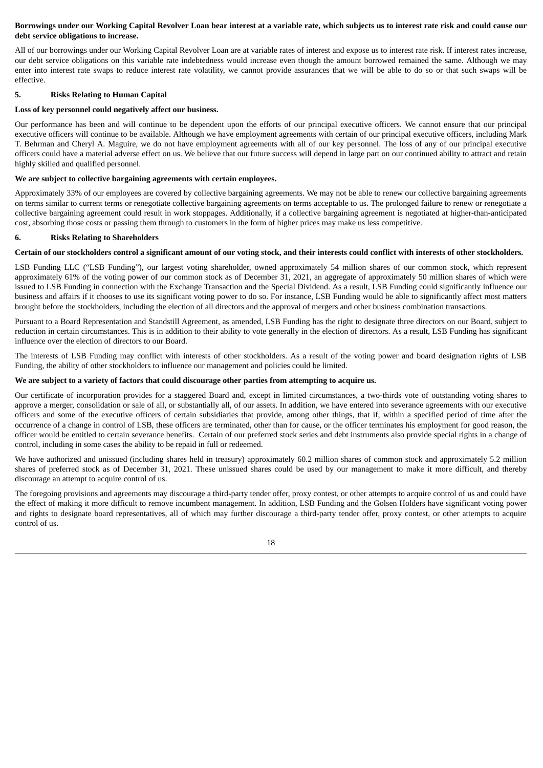**Borrowings under our Working Capital Revolver Loan bear interest at a variable rate, which subjects us to interest rate risk and could cause our debt service obligations to increase.**

All of our borrowings under our Working Capital Revolver Loan are at variable rates of interest and expose us to interest rate risk. If interest rates increase, our debt service obligations on this variable rate indebtedness would increase even though the amount borrowed remained the same. Although we may enter into interest rate swaps to reduce interest rate volatility, we cannot provide assurances that we will be able to do so or that such swaps will be effective.

### 5. Risks Relating to Human Capital

**Loss of key personnel could negatively affect our business.**

Our performance has been and will continue to be dependent upon the efforts of our principal executive officers. We cannot ensure that our principal executive officers will continue to be available. Although we have employment agreements with certain of our principal executive officers, including Mark T. Behrman and Cheryl A. Maguire, we do not have employment agreements with all of our key personnel. The loss of any of our principal executive officers could have a material adverse effect on us. We believe that our future success will depend in large part on our continued ability to attract and retain highly skilled and qualified personnel.

**We are subject to collective bargaining agreements with certain employees.**

Approximately 33% of our employees are covered by collective bargaining agreements. We may not be able to renew our collective bargaining agreements on terms similar to current terms or renegotiate collective bargaining agreements on terms acceptable to us. The prolonged failure to renew or renegotiate a collective bargaining agreement could result in work stoppages. Additionally, if a collective bargaining agreement is negotiated at higher-than-anticipated cost, absorbing those costs or passing them through to customers in the form of higher prices may make us less competitive.

### 6. Risks Relating to Shareholders

**Certain of our stockholders control a significant amount of our voting stock, and their interests could conflict with interests of other stockholders.**

LSB Funding LLC ("LSB Funding"), our largest voting shareholder, owned approximately 54 million shares of our common stock, which represent approximately 61% of the voting power of our common stock as of December 31, 2021, an aggregate of approximately 50 million shares of which were issued to LSB Funding in connection with the Exchange Transaction and the Special Dividend. As a result, LSB Funding could significantly influence our business and affairs if it chooses to use its significant voting power to do so. For instance, LSB Funding would be able to significantly affect most matters brought before the stockholders, including the election of all directors and the approval of mergers and other business combination transactions.

Pursuant to a Board Representation and Standstill Agreement, as amended, LSB Funding has the right to designate three directors on our Board, subject to reduction in certain circumstances. This is in addition to their ability to vote generally in the election of directors. As a result, LSB Funding has significant influence over the election of directors to our Board.

The interests of LSB Funding may conflict with interests of other stockholders. As a result of the voting power and board designation rights of LSB Funding, the ability of other stockholders to influence our management and policies could be limited.

**We are subject to a variety of factors that could discourage other parties from attempting to acquire us.**

Our certificate of incorporation provides for a staggered Board and, except in limited circumstances, a two-thirds vote of outstanding voting shares to approve a merger, consolidation or sale of all, or substantially all, of our assets. In addition, we have entered into severance agreements with our executive officers and some of the executive officers of certain subsidiaries that provide, among other things, that if, within a specified period of time after the occurrence of a change in control of LSB, these officers are terminated, other than for cause, or the officer terminates his employment for good reason, the officer would be entitled to certain severance benefits. Certain of our preferred stock series and debt instruments also provide special rights in a change of control, including in some cases the ability to be repaid in full or redeemed.

We have authorized and unissued (including shares held in treasury) approximately 60.2 million shares of common stock and approximately 5.2 million shares of preferred stock as of December 31, 2021. These unissued shares could be used by our management to make it more difficult, and thereby discourage an attempt to acquire control of us.

The foregoing provisions and agreements may discourage a third-party tender offer, proxy contest, or other attempts to acquire control of us and could have the effect of making it more difficult to remove incumbent management. In addition, LSB Funding and the Golsen Holders have significant voting power and rights to designate board representatives, all of which may further discourage a third-party tender offer, proxy contest, or other attempts to acquire control of us.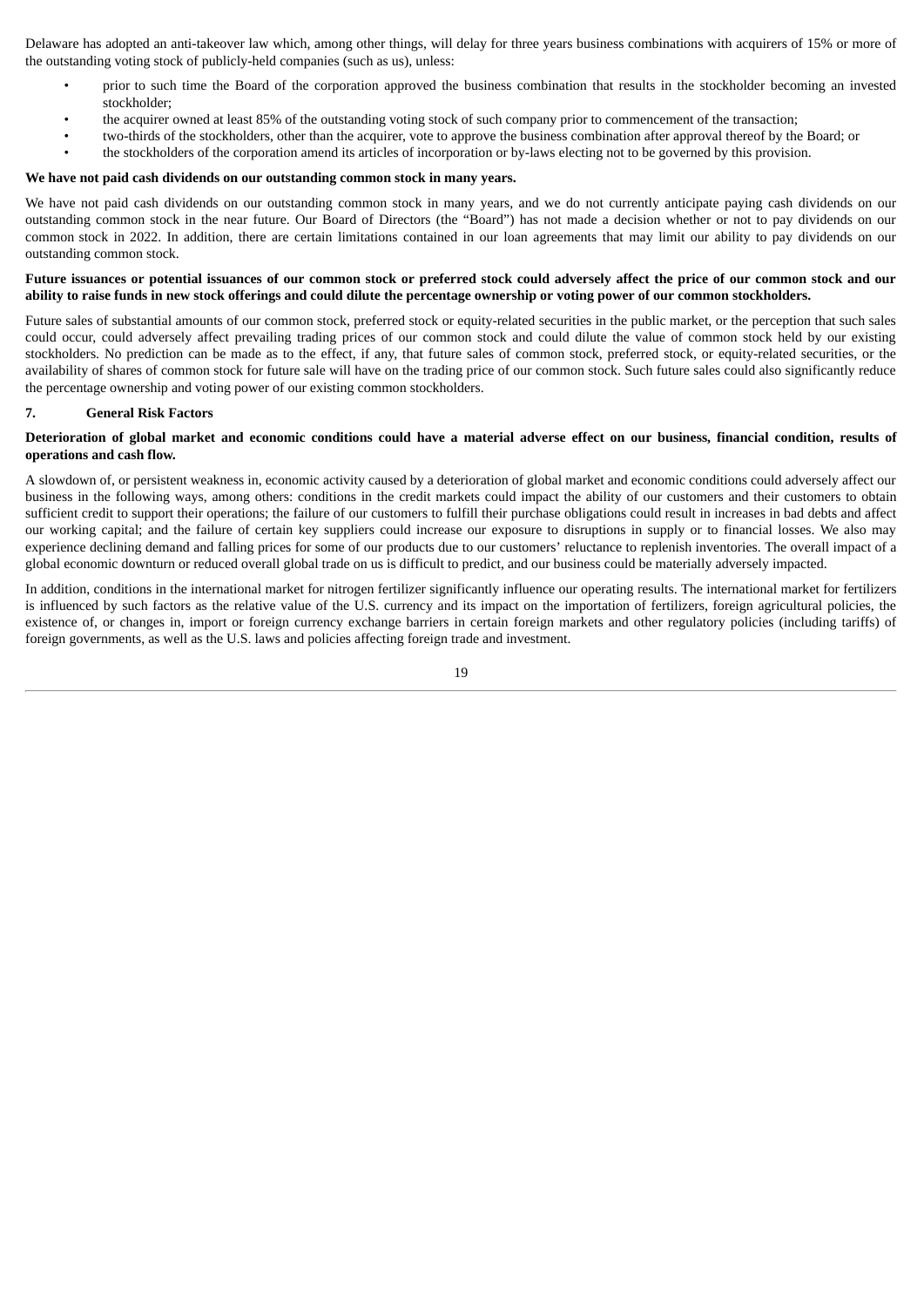Delaware has adopted an anti-takeover law which, among other things, will delay for three years business combinations with acquirers of 15% or more of the outstanding voting stock of publicly-held companies (such as us), unless:

- prior to such time the Board of the corporation approved the business combination that results in the stockholder becoming an invested stockholder;
- the acquirer owned at least 85% of the outstanding voting stock of such company prior to commencement of the transaction;
- two-thirds of the stockholders, other than the acquirer, vote to approve the business combination after approval thereof by the Board; or
- the stockholders of the corporation amend its articles of incorporation or by-laws electing not to be governed by this provision.

**We have not paid cash dividends on our outstanding common stock in many years.**

We have not paid cash dividends on our outstanding common stock in many years, and we do not currently anticipate paying cash dividends on our outstanding common stock in the near future. Our Board of Directors (the "Board") has not made a decision whether or not to pay dividends on our common stock in 2022. In addition, there are certain limitations contained in our loan agreements that may limit our ability to pay dividends on our outstanding common stock.

**Future issuances or potential issuances of our common stock or preferred stock could adversely affect the price of our common stock and our ability to raise funds in new stock offerings and could dilute the percentage ownership or voting power of our common stockholders.**

Future sales of substantial amounts of our common stock, preferred stock or equity-related securities in the public market, or the perception that such sales could occur, could adversely affect prevailing trading prices of our common stock and could dilute the value of common stock held by our existing stockholders. No prediction can be made as to the effect, if any, that future sales of common stock, preferred stock, or equity-related securities, or the availability of shares of common stock for future sale will have on the trading price of our common stock. Such future sales could also significantly reduce the percentage ownership and voting power of our existing common stockholders.

## 7. General Risk Factors

**Deterioration of global market and economic conditions could have a material adverse effect on our business, financial condition, results of operations and cash flow.**

A slowdown of, or persistent weakness in, economic activity caused by a deterioration of global market and economic conditions could adversely affect our business in the following ways, among others: conditions in the credit markets could impact the ability of our customers and their customers to obtain sufficient credit to support their operations; the failure of our customers to fulfill their purchase obligations could result in increases in bad debts and affect our working capital; and the failure of certain key suppliers could increase our exposure to disruptions in supply or to financial losses. We also may experience declining demand and falling prices for some of our products due to our customers' reluctance to replenish inventories. The overall impact of a global economic downturn or reduced overall global trade on us is difficult to predict, and our business could be materially adversely impacted.

In addition, conditions in the international market for nitrogen fertilizer significantly influence our operating results. The international market for fertilizers is influenced by such factors as the relative value of the U.S. currency and its impact on the importation of fertilizers, foreign agricultural policies, the existence of, or changes in, import or foreign currency exchange barriers in certain foreign markets and other regulatory policies (including tariffs) of foreign governments, as well as the U.S. laws and policies affecting foreign trade and investment.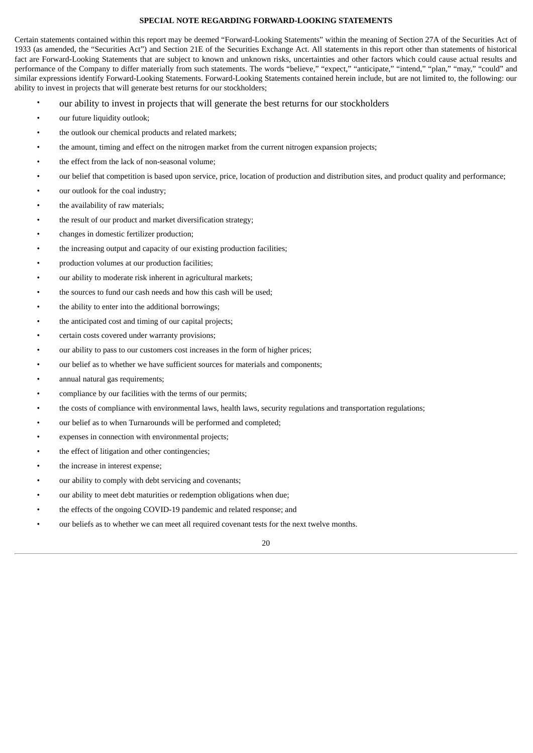**SPECIAL NOTE REGARDING FORWARD-LOOKING STATEMENTS**

Certain statements contained within this report may be deemed "Forward-Looking Statements" within the meaning of Section 27A of the Securities Act of 1933 (as amended, the "Securities Act") and Section 21E of the Securities Exchange Act. All statements in this report other than statements of historical fact are Forward-Looking Statements that are subject to known and unknown risks, uncertainties and other factors which could cause actual results and performance of the Company to differ materially from such statements. The words "believe," "expect," "anticipate," "intend," "plan," "may," "could" and similar expressions identify Forward-Looking Statements. Forward-Looking Statements contained herein include, but are not limited to, the following: our ability to invest in projects that will generate best returns for our stockholders;

- our ability to invest in projects that will generate the best returns for our stockholders
- our future liquidity outlook;
- the outlook our chemical products and related markets;
- the amount, timing and effect on the nitrogen market from the current nitrogen expansion projects;
- the effect from the lack of non-seasonal volume;
- our belief that competition is based upon service, price, location of production and distribution sites, and product quality and performance;
- our outlook for the coal industry;
- the availability of raw materials;
- the result of our product and market diversification strategy;
- changes in domestic fertilizer production;
- the increasing output and capacity of our existing production facilities;
- production volumes at our production facilities;
- our ability to moderate risk inherent in agricultural markets;
- the sources to fund our cash needs and how this cash will be used;
- the ability to enter into the additional borrowings;
- the anticipated cost and timing of our capital projects;
- certain costs covered under warranty provisions;
- our ability to pass to our customers cost increases in the form of higher prices;
- our belief as to whether we have sufficient sources for materials and components;
- annual natural gas requirements;
- compliance by our facilities with the terms of our permits;
- the costs of compliance with environmental laws, health laws, security regulations and transportation regulations;
- our belief as to when Turnarounds will be performed and completed;
- expenses in connection with environmental projects;
- the effect of litigation and other contingencies;
- the increase in interest expense;
- our ability to comply with debt servicing and covenants;
- our ability to meet debt maturities or redemption obligations when due;
- the effects of the ongoing COVID-19 pandemic and related response; and
- our beliefs as to whether we can meet all required covenant tests for the next twelve months.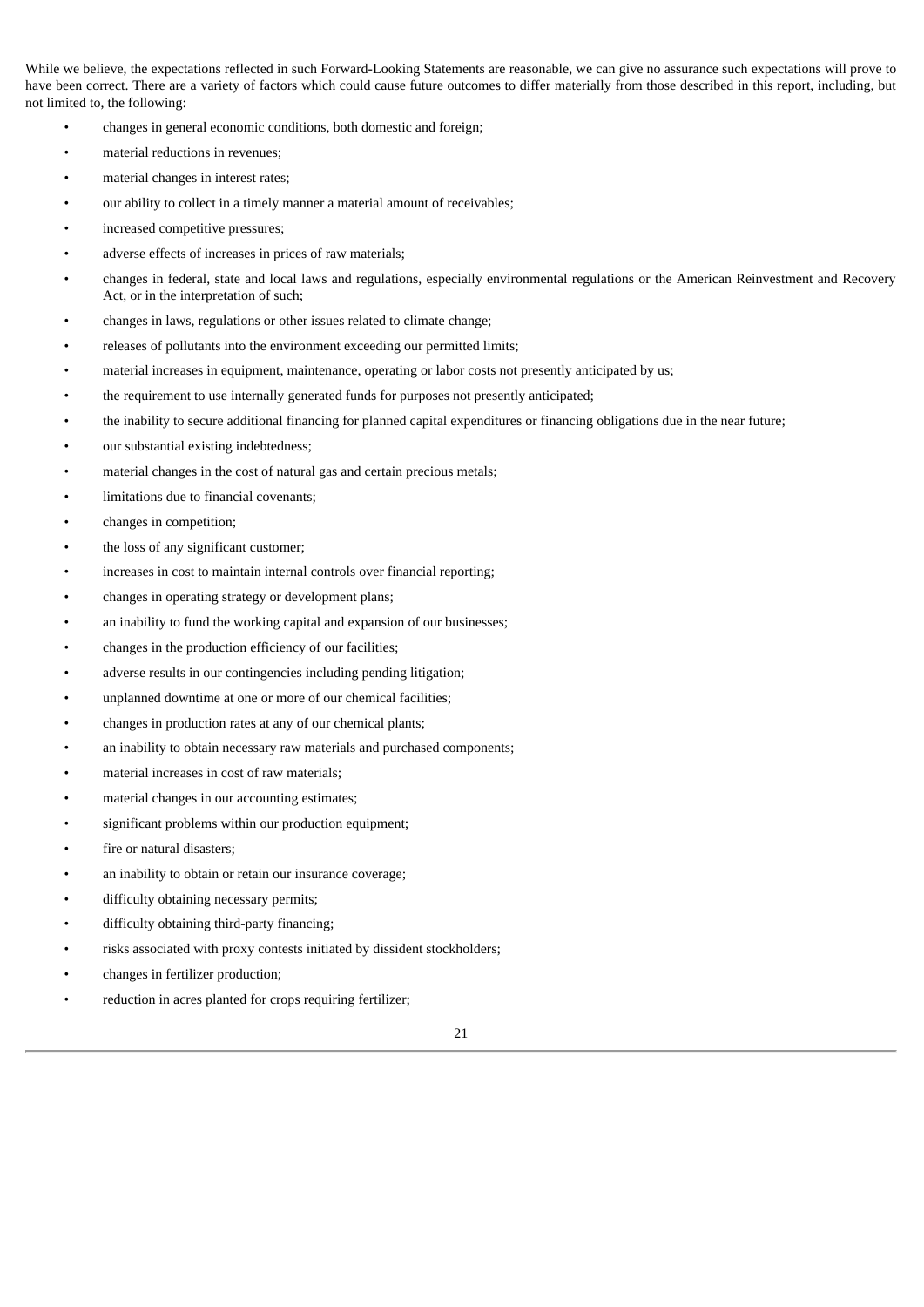While we believe, the expectations reflected in such Forward-Looking Statements are reasonable, we can give no assurance such expectations will prove to have been correct. There are a variety of factors which could cause future outcomes to differ materially from those described in this report, including, but not limited to, the following:

- changes in general economic conditions, both domestic and foreign;
- material reductions in revenues;
- material changes in interest rates;
- our ability to collect in a timely manner a material amount of receivables;
- increased competitive pressures;
- adverse effects of increases in prices of raw materials;
- changes in federal, state and local laws and regulations, especially environmental regulations or the American Reinvestment and Recovery Act, or in the interpretation of such;
- changes in laws, regulations or other issues related to climate change;
- releases of pollutants into the environment exceeding our permitted limits;
- material increases in equipment, maintenance, operating or labor costs not presently anticipated by us;
- the requirement to use internally generated funds for purposes not presently anticipated;
- the inability to secure additional financing for planned capital expenditures or financing obligations due in the near future;
- our substantial existing indebtedness;
- material changes in the cost of natural gas and certain precious metals;
- limitations due to financial covenants;
- changes in competition;
- the loss of any significant customer;
- increases in cost to maintain internal controls over financial reporting;
- changes in operating strategy or development plans;
- an inability to fund the working capital and expansion of our businesses;
- changes in the production efficiency of our facilities;
- adverse results in our contingencies including pending litigation;
- unplanned downtime at one or more of our chemical facilities;
- changes in production rates at any of our chemical plants;
- an inability to obtain necessary raw materials and purchased components;
- material increases in cost of raw materials;
- material changes in our accounting estimates;
- significant problems within our production equipment;
- fire or natural disasters;
- an inability to obtain or retain our insurance coverage;
- difficulty obtaining necessary permits;
- difficulty obtaining third-party financing;
- risks associated with proxy contests initiated by dissident stockholders;
- changes in fertilizer production;
- reduction in acres planted for crops requiring fertilizer;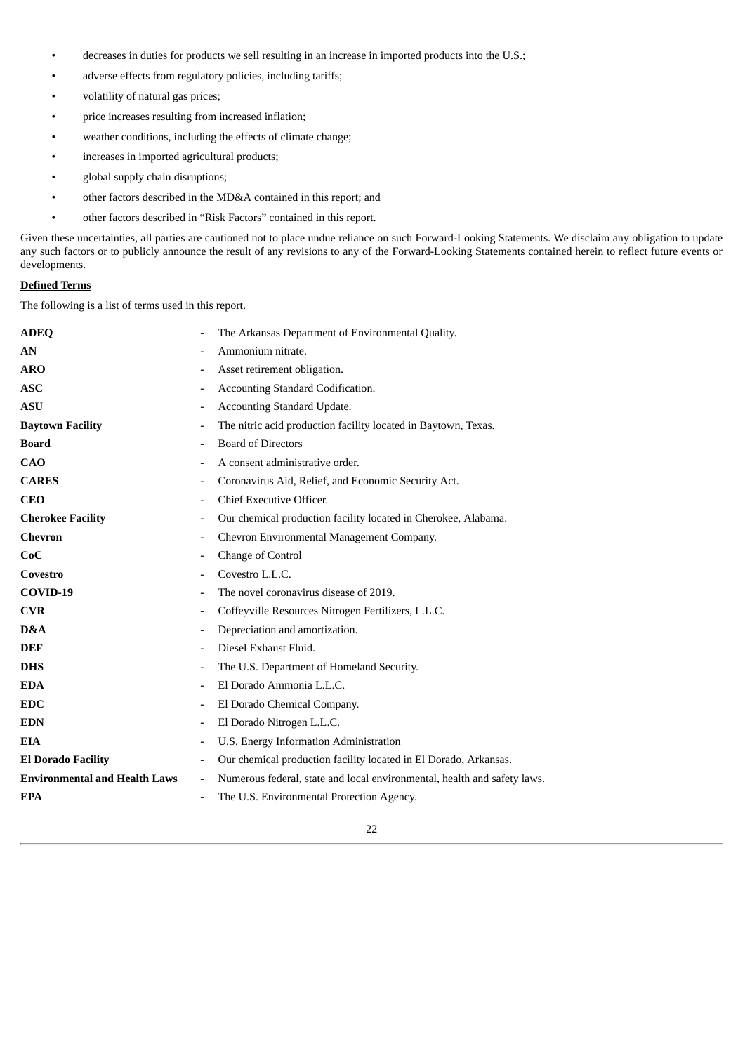- decreases in duties for products we sell resulting in an increase in imported products into the U.S.;
- adverse effects from regulatory policies, including tariffs;
- volatility of natural gas prices;
- price increases resulting from increased inflation;
- weather conditions, including the effects of climate change;
- increases in imported agricultural products;
- global supply chain disruptions;
- other factors described in the MD&A contained in this report; and
- other factors described in "Risk Factors" contained in this report.

Given these uncertainties, all parties are cautioned not to place undue reliance on such Forward-Looking Statements. We disclaim any obligation to update any such factors or to publicly announce the result of any revisions to any of the Forward-Looking Statements contained herein to reflect future events or developments.

**Defined Terms**

The following is a list of terms used in this report.

| | | |
|---|---|---|
| **ADEQ** | - | The Arkansas Department of Environmental Quality. |
| **AN** | - | Ammonium nitrate. |
| **ARO** | - | Asset retirement obligation. |
| **ASC** | - | Accounting Standard Codification. |
| **ASU** | - | Accounting Standard Update. |
| **Baytown Facility** | - | The nitric acid production facility located in Baytown, Texas. |
| **Board** | - | Board of Directors |
| **CAO** | - | A consent administrative order. |
| **CARES** | - | Coronavirus Aid, Relief, and Economic Security Act. |
| **CEO** | - | Chief Executive Officer. |
| **Cherokee Facility** | - | Our chemical production facility located in Cherokee, Alabama. |
| **Chevron** | - | Chevron Environmental Management Company. |
| **CoC** | - | Change of Control |
| **Covestro** | - | Covestro L.L.C. |
| **COVID-19** | - | The novel coronavirus disease of 2019. |
| **CVR** | - | Coffeyville Resources Nitrogen Fertilizers, L.L.C. |
| **D&A** | - | Depreciation and amortization. |
| **DEF** | - | Diesel Exhaust Fluid. |
| **DHS** | - | The U.S. Department of Homeland Security. |
| **EDA** | - | El Dorado Ammonia L.L.C. |
| **EDC** | - | El Dorado Chemical Company. |
| **EDN** | - | El Dorado Nitrogen L.L.C. |
| **EIA** | - | U.S. Energy Information Administration |
| **El Dorado Facility** | - | Our chemical production facility located in El Dorado, Arkansas. |
| **Environmental and Health Laws** | - | Numerous federal, state and local environmental, health and safety laws. |
| **EPA** | - | The U.S. Environmental Protection Agency. |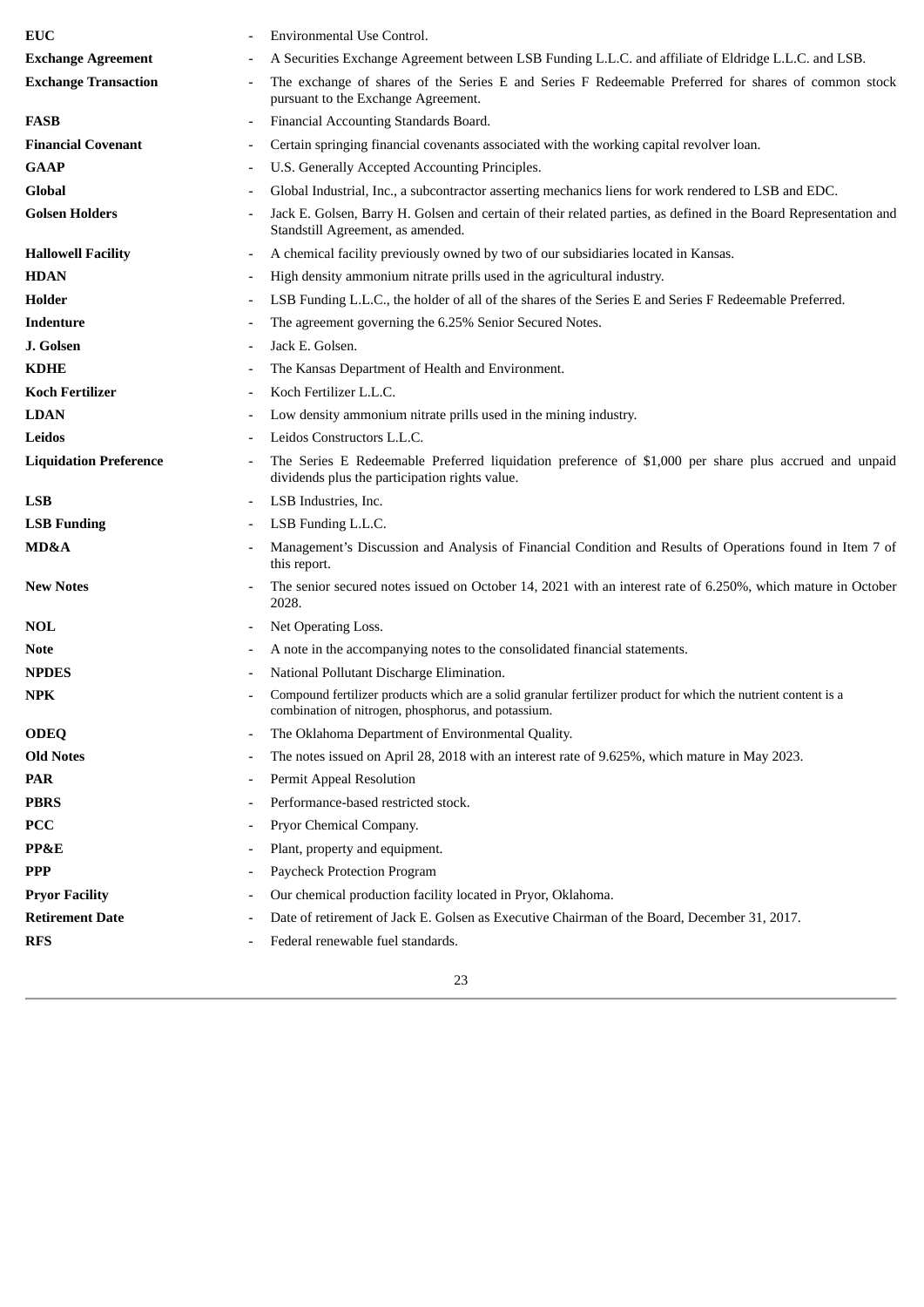| | | |
|---|---|---|
| **EUC** | - | Environmental Use Control. |
| **Exchange Agreement** | - | A Securities Exchange Agreement between LSB Funding L.L.C. and affiliate of Eldridge L.L.C. and LSB. |
| **Exchange Transaction** | - | The exchange of shares of the Series E and Series F Redeemable Preferred for shares of common stock pursuant to the Exchange Agreement. |
| **FASB** | - | Financial Accounting Standards Board. |
| **Financial Covenant** | - | Certain springing financial covenants associated with the working capital revolver loan. |
| **GAAP** | - | U.S. Generally Accepted Accounting Principles. |
| **Global** | - | Global Industrial, Inc., a subcontractor asserting mechanics liens for work rendered to LSB and EDC. |
| **Golsen Holders** | - | Jack E. Golsen, Barry H. Golsen and certain of their related parties, as defined in the Board Representation and Standstill Agreement, as amended. |
| **Hallowell Facility** | - | A chemical facility previously owned by two of our subsidiaries located in Kansas. |
| **HDAN** | - | High density ammonium nitrate prills used in the agricultural industry. |
| **Holder** | - | LSB Funding L.L.C., the holder of all of the shares of the Series E and Series F Redeemable Preferred. |
| **Indenture** | - | The agreement governing the 6.25% Senior Secured Notes. |
| **J. Golsen** | - | Jack E. Golsen. |
| **KDHE** | - | The Kansas Department of Health and Environment. |
| **Koch Fertilizer** | - | Koch Fertilizer L.L.C. |
| **LDAN** | - | Low density ammonium nitrate prills used in the mining industry. |
| **Leidos** | - | Leidos Constructors L.L.C. |
| **Liquidation Preference** | - | The Series E Redeemable Preferred liquidation preference of $1,000 per share plus accrued and unpaid dividends plus the participation rights value. |
| **LSB** | - | LSB Industries, Inc. |
| **LSB Funding** | - | LSB Funding L.L.C. |
| **MD&A** | - | Management's Discussion and Analysis of Financial Condition and Results of Operations found in Item 7 of this report. |
| **New Notes** | - | The senior secured notes issued on October 14, 2021 with an interest rate of 6.250%, which mature in October 2028. |
| **NOL** | - | Net Operating Loss. |
| **Note** | - | A note in the accompanying notes to the consolidated financial statements. |
| **NPDES** | - | National Pollutant Discharge Elimination. |
| **NPK** | - | Compound fertilizer products which are a solid granular fertilizer product for which the nutrient content is a combination of nitrogen, phosphorus, and potassium. |
| **ODEQ** | - | The Oklahoma Department of Environmental Quality. |
| **Old Notes** | - | The notes issued on April 28, 2018 with an interest rate of 9.625%, which mature in May 2023. |
| **PAR** | - | Permit Appeal Resolution |
| **PBRS** | - | Performance-based restricted stock. |
| **PCC** | - | Pryor Chemical Company. |
| **PP&E** | - | Plant, property and equipment. |
| **PPP** | - | Paycheck Protection Program |
| **Pryor Facility** | - | Our chemical production facility located in Pryor, Oklahoma. |
| **Retirement Date** | - | Date of retirement of Jack E. Golsen as Executive Chairman of the Board, December 31, 2017. |
| **RFS** | - | Federal renewable fuel standards. |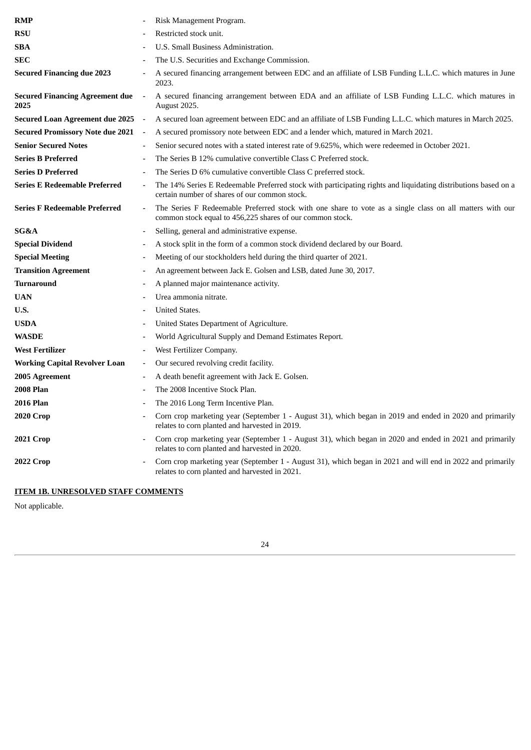| | | |
|---|---|---|
| **RMP** | - | Risk Management Program. |
| **RSU** | - | Restricted stock unit. |
| **SBA** | - | U.S. Small Business Administration. |
| **SEC** | - | The U.S. Securities and Exchange Commission. |
| **Secured Financing due 2023** | - | A secured financing arrangement between EDC and an affiliate of LSB Funding L.L.C. which matures in June 2023. |
| **Secured Financing Agreement due 2025** | - | A secured financing arrangement between EDA and an affiliate of LSB Funding L.L.C. which matures in August 2025. |
| **Secured Loan Agreement due 2025** | - | A secured loan agreement between EDC and an affiliate of LSB Funding L.L.C. which matures in March 2025. |
| **Secured Promissory Note due 2021** | - | A secured promissory note between EDC and a lender which, matured in March 2021. |
| **Senior Secured Notes** | - | Senior secured notes with a stated interest rate of 9.625%, which were redeemed in October 2021. |
| **Series B Preferred** | - | The Series B 12% cumulative convertible Class C Preferred stock. |
| **Series D Preferred** | - | The Series D 6% cumulative convertible Class C preferred stock. |
| **Series E Redeemable Preferred** | - | The 14% Series E Redeemable Preferred stock with participating rights and liquidating distributions based on a certain number of shares of our common stock. |
| **Series F Redeemable Preferred** | - | The Series F Redeemable Preferred stock with one share to vote as a single class on all matters with our common stock equal to 456,225 shares of our common stock. |
| **SG&A** | - | Selling, general and administrative expense. |
| **Special Dividend** | - | A stock split in the form of a common stock dividend declared by our Board. |
| **Special Meeting** | - | Meeting of our stockholders held during the third quarter of 2021. |
| **Transition Agreement** | - | An agreement between Jack E. Golsen and LSB, dated June 30, 2017. |
| **Turnaround** | - | A planned major maintenance activity. |
| **UAN** | - | Urea ammonia nitrate. |
| **U.S.** | - | United States. |
| **USDA** | - | United States Department of Agriculture. |
| **WASDE** | - | World Agricultural Supply and Demand Estimates Report. |
| **West Fertilizer** | - | West Fertilizer Company. |
| **Working Capital Revolver Loan** | - | Our secured revolving credit facility. |
| **2005 Agreement** | - | A death benefit agreement with Jack E. Golsen. |
| **2008 Plan** | - | The 2008 Incentive Stock Plan. |
| **2016 Plan** | - | The 2016 Long Term Incentive Plan. |
| **2020 Crop** | - | Corn crop marketing year (September 1 - August 31), which began in 2019 and ended in 2020 and primarily relates to corn planted and harvested in 2019. |
| **2021 Crop** | - | Corn crop marketing year (September 1 - August 31), which began in 2020 and ended in 2021 and primarily relates to corn planted and harvested in 2020. |
| **2022 Crop** | - | Corn crop marketing year (September 1 - August 31), which began in 2021 and will end in 2022 and primarily relates to corn planted and harvested in 2021. |

## ITEM 1B. UNRESOLVED STAFF COMMENTS

Not applicable.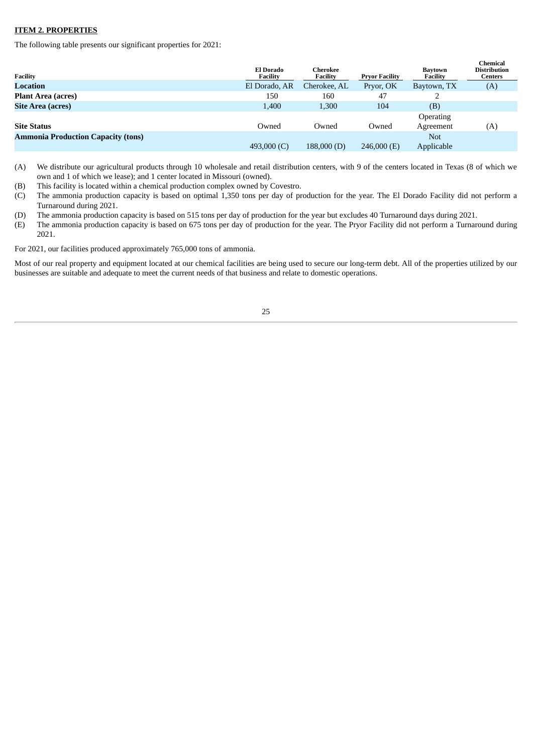**ITEM 2. PROPERTIES**

The following table presents our significant properties for 2021:

| Facility | El Dorado Facility | Cherokee Facility | Pryor Facility | Baytown Facility | Chemical Distribution Centers |
|---|---|---|---|---|---|
| **Location** | El Dorado, AR | Cherokee, AL | Pryor, OK | Baytown, TX | (A) |
| **Plant Area (acres)** | 150 | 160 | 47 | 2 | |
| **Site Area (acres)** | 1,400 | 1,300 | 104 | (B) | |
| **Site Status** | Owned | Owned | Owned | Operating Agreement | (A) |
| **Ammonia Production Capacity (tons)** | 493,000 (C) | 188,000 (D) | 246,000 (E) | Not Applicable | |

(A) We distribute our agricultural products through 10 wholesale and retail distribution centers, with 9 of the centers located in Texas (8 of which we own and 1 of which we lease); and 1 center located in Missouri (owned).

(B) This facility is located within a chemical production complex owned by Covestro.

(C) The ammonia production capacity is based on optimal 1,350 tons per day of production for the year. The El Dorado Facility did not perform a Turnaround during 2021.

(D) The ammonia production capacity is based on 515 tons per day of production for the year but excludes 40 Turnaround days during 2021.

(E) The ammonia production capacity is based on 675 tons per day of production for the year. The Pryor Facility did not perform a Turnaround during 2021.

For 2021, our facilities produced approximately 765,000 tons of ammonia.

Most of our real property and equipment located at our chemical facilities are being used to secure our long-term debt. All of the properties utilized by our businesses are suitable and adequate to meet the current needs of that business and relate to domestic operations.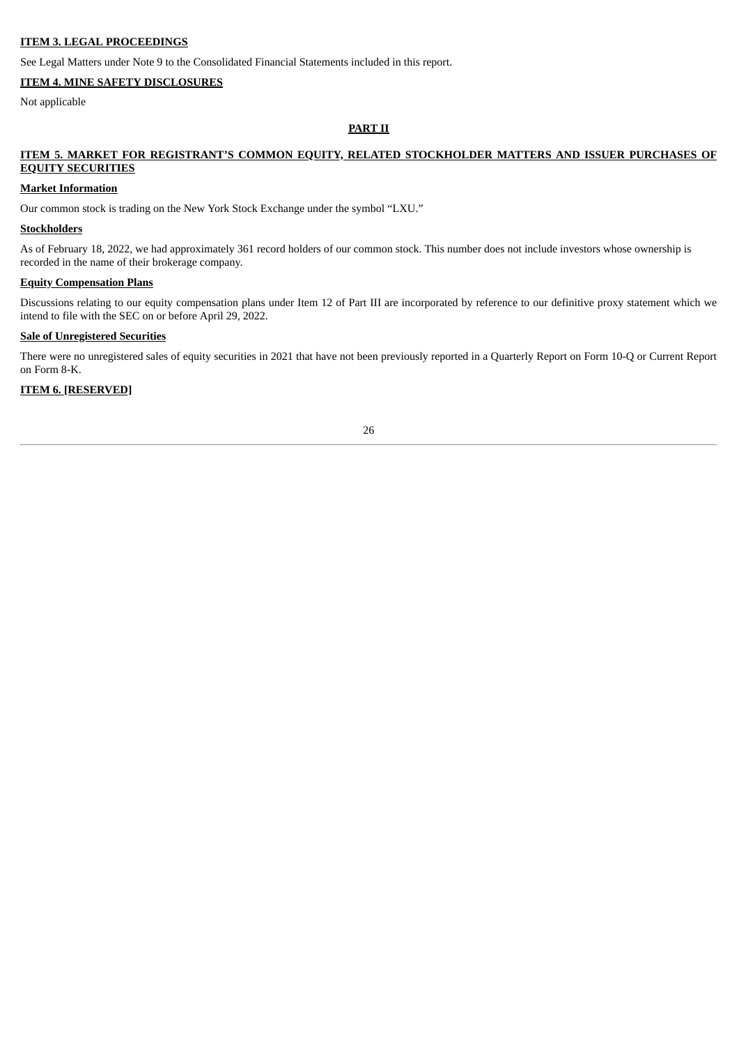## ITEM 3. LEGAL PROCEEDINGS

See Legal Matters under Note 9 to the Consolidated Financial Statements included in this report.

## ITEM 4. MINE SAFETY DISCLOSURES

Not applicable

# PART II

## ITEM 5. MARKET FOR REGISTRANT'S COMMON EQUITY, RELATED STOCKHOLDER MATTERS AND ISSUER PURCHASES OF EQUITY SECURITIES

### Market Information

Our common stock is trading on the New York Stock Exchange under the symbol "LXU."

### Stockholders

As of February 18, 2022, we had approximately 361 record holders of our common stock. This number does not include investors whose ownership is recorded in the name of their brokerage company.

### Equity Compensation Plans

Discussions relating to our equity compensation plans under Item 12 of Part III are incorporated by reference to our definitive proxy statement which we intend to file with the SEC on or before April 29, 2022.

### Sale of Unregistered Securities

There were no unregistered sales of equity securities in 2021 that have not been previously reported in a Quarterly Report on Form 10-Q or Current Report on Form 8-K.

## ITEM 6. [RESERVED]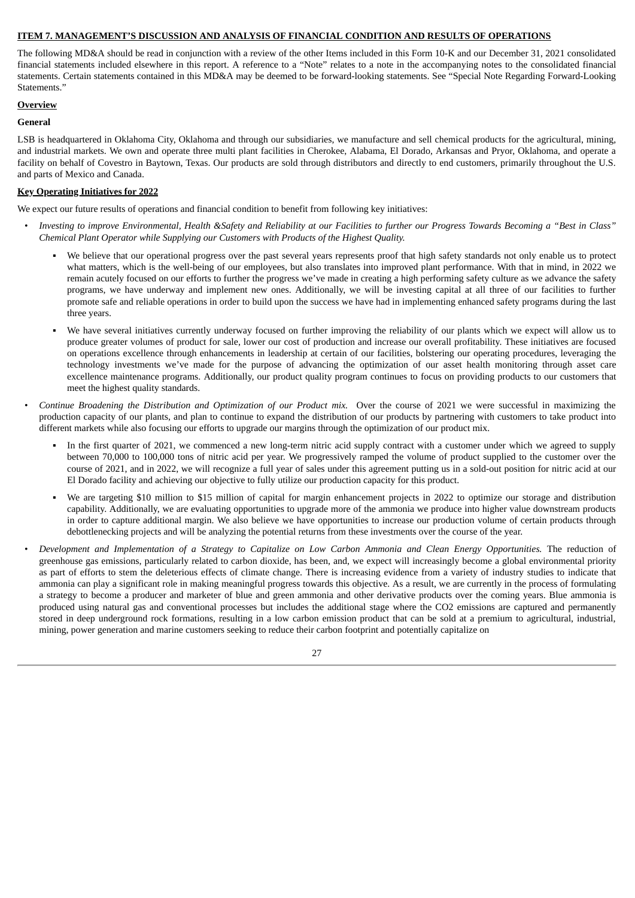**ITEM 7. MANAGEMENT'S DISCUSSION AND ANALYSIS OF FINANCIAL CONDITION AND RESULTS OF OPERATIONS**

The following MD&A should be read in conjunction with a review of the other Items included in this Form 10-K and our December 31, 2021 consolidated financial statements included elsewhere in this report. A reference to a "Note" relates to a note in the accompanying notes to the consolidated financial statements. Certain statements contained in this MD&A may be deemed to be forward-looking statements. See "Special Note Regarding Forward-Looking Statements."

**Overview**

**General**

LSB is headquartered in Oklahoma City, Oklahoma and through our subsidiaries, we manufacture and sell chemical products for the agricultural, mining, and industrial markets. We own and operate three multi plant facilities in Cherokee, Alabama, El Dorado, Arkansas and Pryor, Oklahoma, and operate a facility on behalf of Covestro in Baytown, Texas. Our products are sold through distributors and directly to end customers, primarily throughout the U.S. and parts of Mexico and Canada.

**Key Operating Initiatives for 2022**

We expect our future results of operations and financial condition to benefit from following key initiatives:

- *Investing to improve Environmental, Health &Safety and Reliability at our Facilities to further our Progress Towards Becoming a "Best in Class" Chemical Plant Operator while Supplying our Customers with Products of the Highest Quality.*
  - We believe that our operational progress over the past several years represents proof that high safety standards not only enable us to protect what matters, which is the well-being of our employees, but also translates into improved plant performance. With that in mind, in 2022 we remain acutely focused on our efforts to further the progress we've made in creating a high performing safety culture as we advance the safety programs, we have underway and implement new ones. Additionally, we will be investing capital at all three of our facilities to further promote safe and reliable operations in order to build upon the success we have had in implementing enhanced safety programs during the last three years.
  - We have several initiatives currently underway focused on further improving the reliability of our plants which we expect will allow us to produce greater volumes of product for sale, lower our cost of production and increase our overall profitability. These initiatives are focused on operations excellence through enhancements in leadership at certain of our facilities, bolstering our operating procedures, leveraging the technology investments we've made for the purpose of advancing the optimization of our asset health monitoring through asset care excellence maintenance programs. Additionally, our product quality program continues to focus on providing products to our customers that meet the highest quality standards.
- *Continue Broadening the Distribution and Optimization of our Product mix.* Over the course of 2021 we were successful in maximizing the production capacity of our plants, and plan to continue to expand the distribution of our products by partnering with customers to take product into different markets while also focusing our efforts to upgrade our margins through the optimization of our product mix.
  - In the first quarter of 2021, we commenced a new long-term nitric acid supply contract with a customer under which we agreed to supply between 70,000 to 100,000 tons of nitric acid per year. We progressively ramped the volume of product supplied to the customer over the course of 2021, and in 2022, we will recognize a full year of sales under this agreement putting us in a sold-out position for nitric acid at our El Dorado facility and achieving our objective to fully utilize our production capacity for this product.
  - We are targeting $10 million to $15 million of capital for margin enhancement projects in 2022 to optimize our storage and distribution capability. Additionally, we are evaluating opportunities to upgrade more of the ammonia we produce into higher value downstream products in order to capture additional margin. We also believe we have opportunities to increase our production volume of certain products through debottlenecking projects and will be analyzing the potential returns from these investments over the course of the year.
- *Development and Implementation of a Strategy to Capitalize on Low Carbon Ammonia and Clean Energy Opportunities.* The reduction of greenhouse gas emissions, particularly related to carbon dioxide, has been, and, we expect will increasingly become a global environmental priority as part of efforts to stem the deleterious effects of climate change. There is increasing evidence from a variety of industry studies to indicate that ammonia can play a significant role in making meaningful progress towards this objective. As a result, we are currently in the process of formulating a strategy to become a producer and marketer of blue and green ammonia and other derivative products over the coming years. Blue ammonia is produced using natural gas and conventional processes but includes the additional stage where the $CO_2$ emissions are captured and permanently stored in deep underground rock formations, resulting in a low carbon emission product that can be sold at a premium to agricultural, industrial, mining, power generation and marine customers seeking to reduce their carbon footprint and potentially capitalize on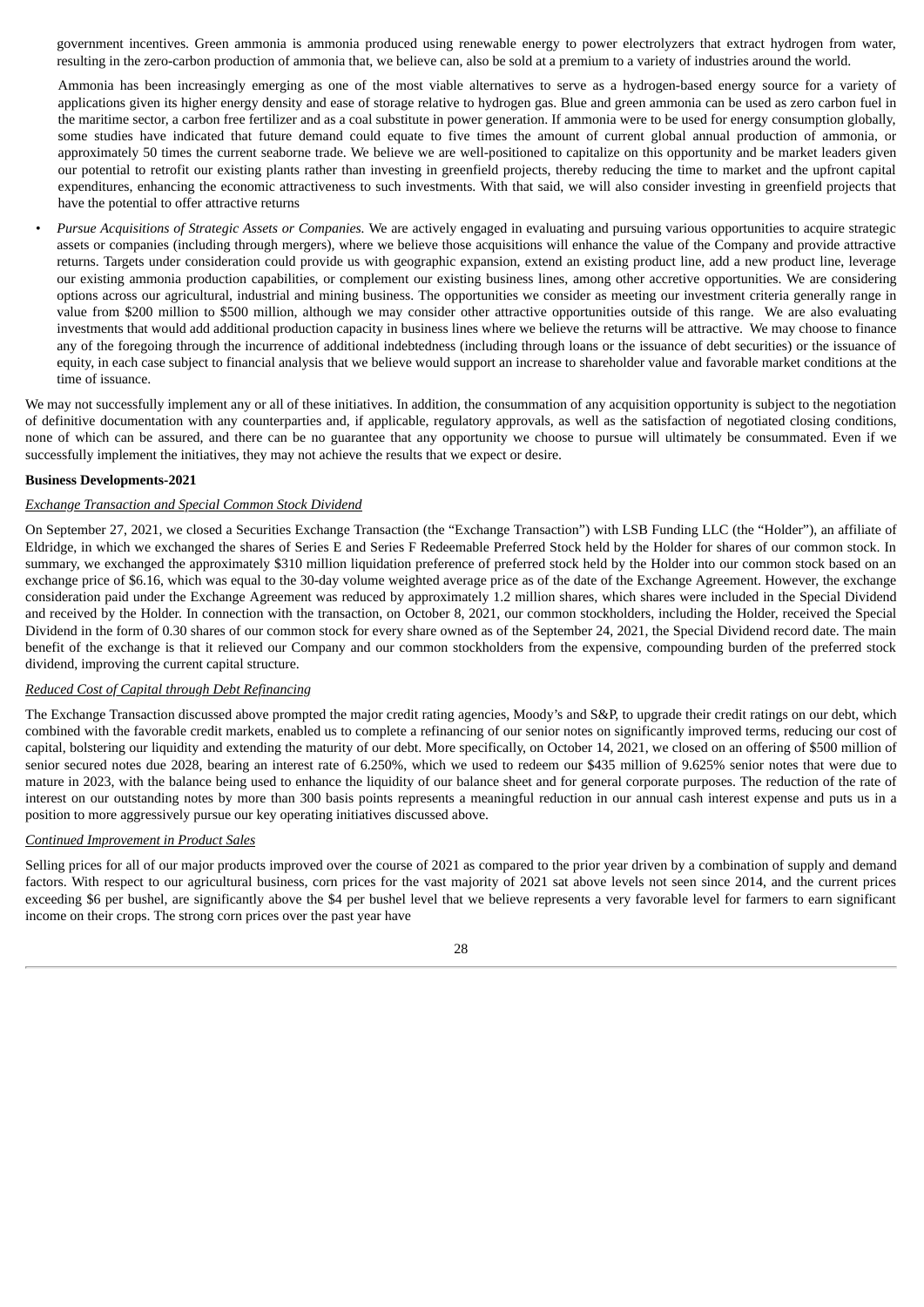government incentives. Green ammonia is ammonia produced using renewable energy to power electrolyzers that extract hydrogen from water, resulting in the zero-carbon production of ammonia that, we believe can, also be sold at a premium to a variety of industries around the world.

Ammonia has been increasingly emerging as one of the most viable alternatives to serve as a hydrogen-based energy source for a variety of applications given its higher energy density and ease of storage relative to hydrogen gas. Blue and green ammonia can be used as zero carbon fuel in the maritime sector, a carbon free fertilizer and as a coal substitute in power generation. If ammonia were to be used for energy consumption globally, some studies have indicated that future demand could equate to five times the amount of current global annual production of ammonia, or approximately 50 times the current seaborne trade. We believe we are well-positioned to capitalize on this opportunity and be market leaders given our potential to retrofit our existing plants rather than investing in greenfield projects, thereby reducing the time to market and the upfront capital expenditures, enhancing the economic attractiveness to such investments. With that said, we will also consider investing in greenfield projects that have the potential to offer attractive returns

- *Pursue Acquisitions of Strategic Assets or Companies.* We are actively engaged in evaluating and pursuing various opportunities to acquire strategic assets or companies (including through mergers), where we believe those acquisitions will enhance the value of the Company and provide attractive returns. Targets under consideration could provide us with geographic expansion, extend an existing product line, add a new product line, leverage our existing ammonia production capabilities, or complement our existing business lines, among other accretive opportunities. We are considering options across our agricultural, industrial and mining business. The opportunities we consider as meeting our investment criteria generally range in value from $200 million to $500 million, although we may consider other attractive opportunities outside of this range. We are also evaluating investments that would add additional production capacity in business lines where we believe the returns will be attractive. We may choose to finance any of the foregoing through the incurrence of additional indebtedness (including through loans or the issuance of debt securities) or the issuance of equity, in each case subject to financial analysis that we believe would support an increase to shareholder value and favorable market conditions at the time of issuance.

We may not successfully implement any or all of these initiatives. In addition, the consummation of any acquisition opportunity is subject to the negotiation of definitive documentation with any counterparties and, if applicable, regulatory approvals, as well as the satisfaction of negotiated closing conditions, none of which can be assured, and there can be no guarantee that any opportunity we choose to pursue will ultimately be consummated. Even if we successfully implement the initiatives, they may not achieve the results that we expect or desire.

**Business Developments-2021**

*Exchange Transaction and Special Common Stock Dividend*

On September 27, 2021, we closed a Securities Exchange Transaction (the "Exchange Transaction") with LSB Funding LLC (the "Holder"), an affiliate of Eldridge, in which we exchanged the shares of Series E and Series F Redeemable Preferred Stock held by the Holder for shares of our common stock. In summary, we exchanged the approximately $310 million liquidation preference of preferred stock held by the Holder into our common stock based on an exchange price of $6.16, which was equal to the 30-day volume weighted average price as of the date of the Exchange Agreement. However, the exchange consideration paid under the Exchange Agreement was reduced by approximately 1.2 million shares, which shares were included in the Special Dividend and received by the Holder. In connection with the transaction, on October 8, 2021, our common stockholders, including the Holder, received the Special Dividend in the form of 0.30 shares of our common stock for every share owned as of the September 24, 2021, the Special Dividend record date. The main benefit of the exchange is that it relieved our Company and our common stockholders from the expensive, compounding burden of the preferred stock dividend, improving the current capital structure.

*Reduced Cost of Capital through Debt Refinancing*

The Exchange Transaction discussed above prompted the major credit rating agencies, Moody's and S&P, to upgrade their credit ratings on our debt, which combined with the favorable credit markets, enabled us to complete a refinancing of our senior notes on significantly improved terms, reducing our cost of capital, bolstering our liquidity and extending the maturity of our debt. More specifically, on October 14, 2021, we closed on an offering of $500 million of senior secured notes due 2028, bearing an interest rate of 6.250%, which we used to redeem our $435 million of 9.625% senior notes that were due to mature in 2023, with the balance being used to enhance the liquidity of our balance sheet and for general corporate purposes. The reduction of the rate of interest on our outstanding notes by more than 300 basis points represents a meaningful reduction in our annual cash interest expense and puts us in a position to more aggressively pursue our key operating initiatives discussed above.

*Continued Improvement in Product Sales*

Selling prices for all of our major products improved over the course of 2021 as compared to the prior year driven by a combination of supply and demand factors. With respect to our agricultural business, corn prices for the vast majority of 2021 sat above levels not seen since 2014, and the current prices exceeding $6 per bushel, are significantly above the $4 per bushel level that we believe represents a very favorable level for farmers to earn significant income on their crops. The strong corn prices over the past year have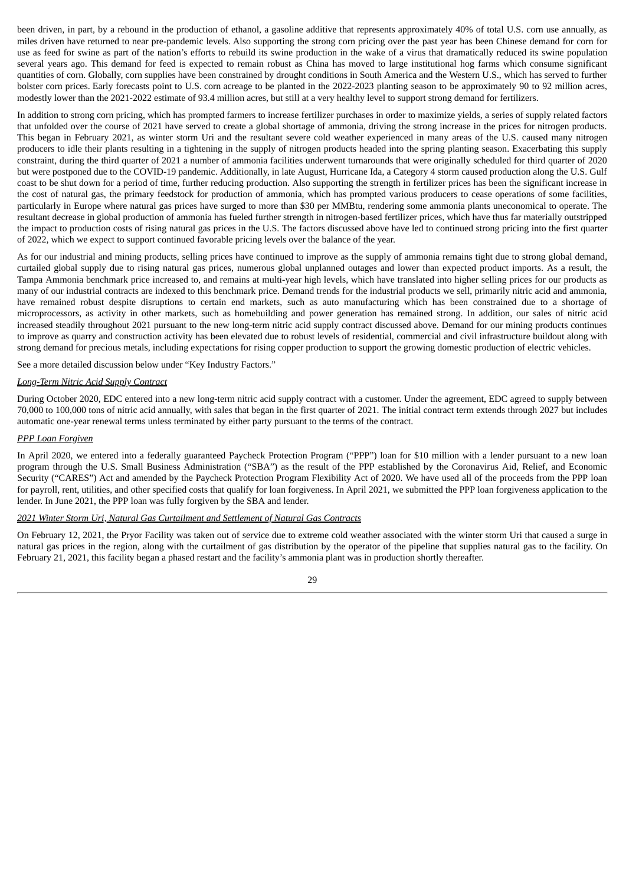been driven, in part, by a rebound in the production of ethanol, a gasoline additive that represents approximately 40% of total U.S. corn use annually, as miles driven have returned to near pre-pandemic levels. Also supporting the strong corn pricing over the past year has been Chinese demand for corn for use as feed for swine as part of the nation's efforts to rebuild its swine production in the wake of a virus that dramatically reduced its swine population several years ago. This demand for feed is expected to remain robust as China has moved to large institutional hog farms which consume significant quantities of corn. Globally, corn supplies have been constrained by drought conditions in South America and the Western U.S., which has served to further bolster corn prices. Early forecasts point to U.S. corn acreage to be planted in the 2022-2023 planting season to be approximately 90 to 92 million acres, modestly lower than the 2021-2022 estimate of 93.4 million acres, but still at a very healthy level to support strong demand for fertilizers.

In addition to strong corn pricing, which has prompted farmers to increase fertilizer purchases in order to maximize yields, a series of supply related factors that unfolded over the course of 2021 have served to create a global shortage of ammonia, driving the strong increase in the prices for nitrogen products. This began in February 2021, as winter storm Uri and the resultant severe cold weather experienced in many areas of the U.S. caused many nitrogen producers to idle their plants resulting in a tightening in the supply of nitrogen products headed into the spring planting season. Exacerbating this supply constraint, during the third quarter of 2021 a number of ammonia facilities underwent turnarounds that were originally scheduled for third quarter of 2020 but were postponed due to the COVID-19 pandemic. Additionally, in late August, Hurricane Ida, a Category 4 storm caused production along the U.S. Gulf coast to be shut down for a period of time, further reducing production. Also supporting the strength in fertilizer prices has been the significant increase in the cost of natural gas, the primary feedstock for production of ammonia, which has prompted various producers to cease operations of some facilities, particularly in Europe where natural gas prices have surged to more than $30 per MMBtu, rendering some ammonia plants uneconomical to operate. The resultant decrease in global production of ammonia has fueled further strength in nitrogen-based fertilizer prices, which have thus far materially outstripped the impact to production costs of rising natural gas prices in the U.S. The factors discussed above have led to continued strong pricing into the first quarter of 2022, which we expect to support continued favorable pricing levels over the balance of the year.

As for our industrial and mining products, selling prices have continued to improve as the supply of ammonia remains tight due to strong global demand, curtailed global supply due to rising natural gas prices, numerous global unplanned outages and lower than expected product imports. As a result, the Tampa Ammonia benchmark price increased to, and remains at multi-year high levels, which have translated into higher selling prices for our products as many of our industrial contracts are indexed to this benchmark price. Demand trends for the industrial products we sell, primarily nitric acid and ammonia, have remained robust despite disruptions to certain end markets, such as auto manufacturing which has been constrained due to a shortage of microprocessors, as activity in other markets, such as homebuilding and power generation has remained strong. In addition, our sales of nitric acid increased steadily throughout 2021 pursuant to the new long-term nitric acid supply contract discussed above. Demand for our mining products continues to improve as quarry and construction activity has been elevated due to robust levels of residential, commercial and civil infrastructure buildout along with strong demand for precious metals, including expectations for rising copper production to support the growing domestic production of electric vehicles.

See a more detailed discussion below under "Key Industry Factors."

*Long-Term Nitric Acid Supply Contract*

During October 2020, EDC entered into a new long-term nitric acid supply contract with a customer. Under the agreement, EDC agreed to supply between 70,000 to 100,000 tons of nitric acid annually, with sales that began in the first quarter of 2021. The initial contract term extends through 2027 but includes automatic one-year renewal terms unless terminated by either party pursuant to the terms of the contract.

*PPP Loan Forgiven*

In April 2020, we entered into a federally guaranteed Paycheck Protection Program ("PPP") loan for $10 million with a lender pursuant to a new loan program through the U.S. Small Business Administration ("SBA") as the result of the PPP established by the Coronavirus Aid, Relief, and Economic Security ("CARES") Act and amended by the Paycheck Protection Program Flexibility Act of 2020. We have used all of the proceeds from the PPP loan for payroll, rent, utilities, and other specified costs that qualify for loan forgiveness. In April 2021, we submitted the PPP loan forgiveness application to the lender. In June 2021, the PPP loan was fully forgiven by the SBA and lender.

*2021 Winter Storm Uri, Natural Gas Curtailment and Settlement of Natural Gas Contracts*

On February 12, 2021, the Pryor Facility was taken out of service due to extreme cold weather associated with the winter storm Uri that caused a surge in natural gas prices in the region, along with the curtailment of gas distribution by the operator of the pipeline that supplies natural gas to the facility. On February 21, 2021, this facility began a phased restart and the facility's ammonia plant was in production shortly thereafter.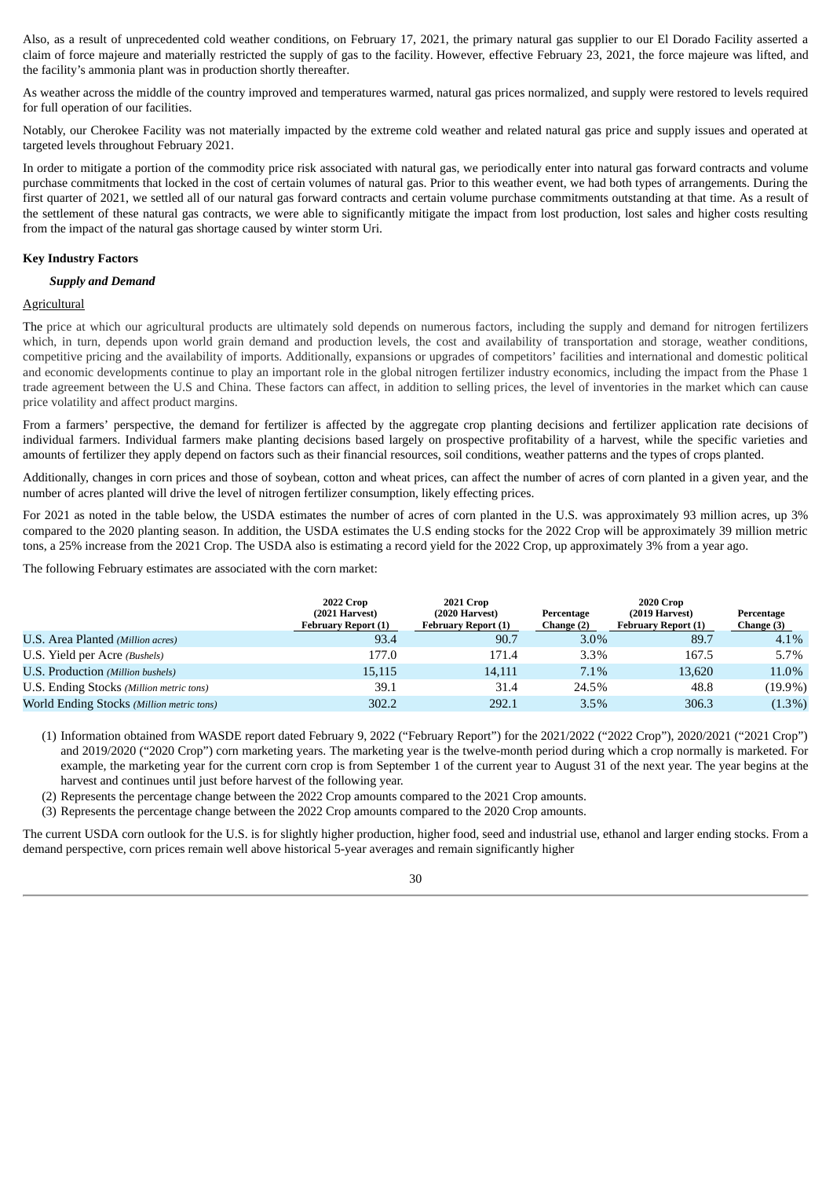Also, as a result of unprecedented cold weather conditions, on February 17, 2021, the primary natural gas supplier to our El Dorado Facility asserted a claim of force majeure and materially restricted the supply of gas to the facility. However, effective February 23, 2021, the force majeure was lifted, and the facility's ammonia plant was in production shortly thereafter.

As weather across the middle of the country improved and temperatures warmed, natural gas prices normalized, and supply were restored to levels required for full operation of our facilities.

Notably, our Cherokee Facility was not materially impacted by the extreme cold weather and related natural gas price and supply issues and operated at targeted levels throughout February 2021.

In order to mitigate a portion of the commodity price risk associated with natural gas, we periodically enter into natural gas forward contracts and volume purchase commitments that locked in the cost of certain volumes of natural gas. Prior to this weather event, we had both types of arrangements. During the first quarter of 2021, we settled all of our natural gas forward contracts and certain volume purchase commitments outstanding at that time. As a result of the settlement of these natural gas contracts, we were able to significantly mitigate the impact from lost production, lost sales and higher costs resulting from the impact of the natural gas shortage caused by winter storm Uri.

**Key Industry Factors**

***Supply and Demand***

Agricultural

The price at which our agricultural products are ultimately sold depends on numerous factors, including the supply and demand for nitrogen fertilizers which, in turn, depends upon world grain demand and production levels, the cost and availability of transportation and storage, weather conditions, competitive pricing and the availability of imports. Additionally, expansions or upgrades of competitors' facilities and international and domestic political and economic developments continue to play an important role in the global nitrogen fertilizer industry economics, including the impact from the Phase 1 trade agreement between the U.S and China. These factors can affect, in addition to selling prices, the level of inventories in the market which can cause price volatility and affect product margins.

From a farmers' perspective, the demand for fertilizer is affected by the aggregate crop planting decisions and fertilizer application rate decisions of individual farmers. Individual farmers make planting decisions based largely on prospective profitability of a harvest, while the specific varieties and amounts of fertilizer they apply depend on factors such as their financial resources, soil conditions, weather patterns and the types of crops planted.

Additionally, changes in corn prices and those of soybean, cotton and wheat prices, can affect the number of acres of corn planted in a given year, and the number of acres planted will drive the level of nitrogen fertilizer consumption, likely effecting prices.

For 2021 as noted in the table below, the USDA estimates the number of acres of corn planted in the U.S. was approximately 93 million acres, up 3% compared to the 2020 planting season. In addition, the USDA estimates the U.S ending stocks for the 2022 Crop will be approximately 39 million metric tons, a 25% increase from the 2021 Crop. The USDA also is estimating a record yield for the 2022 Crop, up approximately 3% from a year ago.

The following February estimates are associated with the corn market:

| | 2022 Crop (2021 Harvest) February Report (1) | 2021 Crop (2020 Harvest) February Report (1) | Percentage Change (2) | 2020 Crop (2019 Harvest) February Report (1) | Percentage Change (3) |
|---|---|---|---|---|---|
| U.S. Area Planted *(Million acres)* | 93.4 | 90.7 | 3.0% | 89.7 | 4.1% |
| U.S. Yield per Acre *(Bushels)* | 177.0 | 171.4 | 3.3% | 167.5 | 5.7% |
| U.S. Production *(Million bushels)* | 15,115 | 14,111 | 7.1% | 13,620 | 11.0% |
| U.S. Ending Stocks *(Million metric tons)* | 39.1 | 31.4 | 24.5% | 48.8 | (19.9%) |
| World Ending Stocks *(Million metric tons)* | 302.2 | 292.1 | 3.5% | 306.3 | (1.3%) |

(1) Information obtained from WASDE report dated February 9, 2022 ("February Report") for the 2021/2022 ("2022 Crop"), 2020/2021 ("2021 Crop") and 2019/2020 ("2020 Crop") corn marketing years. The marketing year is the twelve-month period during which a crop normally is marketed. For example, the marketing year for the current corn crop is from September 1 of the current year to August 31 of the next year. The year begins at the harvest and continues until just before harvest of the following year.

(2) Represents the percentage change between the 2022 Crop amounts compared to the 2021 Crop amounts.

(3) Represents the percentage change between the 2022 Crop amounts compared to the 2020 Crop amounts.

The current USDA corn outlook for the U.S. is for slightly higher production, higher food, seed and industrial use, ethanol and larger ending stocks. From a demand perspective, corn prices remain well above historical 5-year averages and remain significantly higher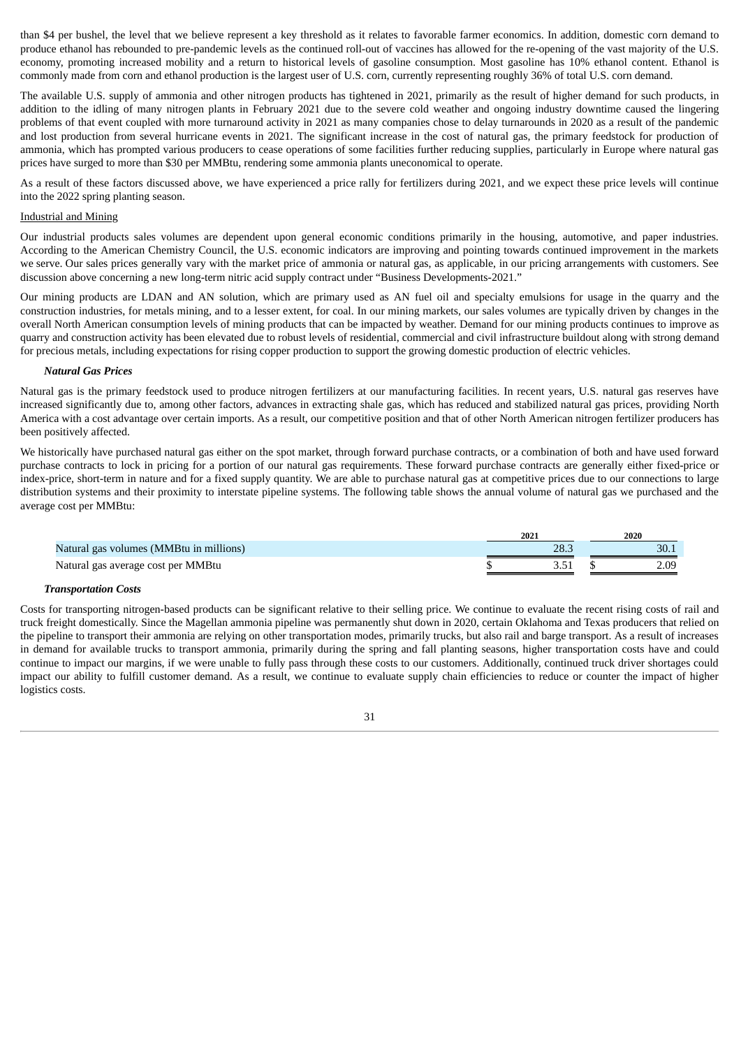than $4 per bushel, the level that we believe represent a key threshold as it relates to favorable farmer economics. In addition, domestic corn demand to produce ethanol has rebounded to pre-pandemic levels as the continued roll-out of vaccines has allowed for the re-opening of the vast majority of the U.S. economy, promoting increased mobility and a return to historical levels of gasoline consumption. Most gasoline has 10% ethanol content. Ethanol is commonly made from corn and ethanol production is the largest user of U.S. corn, currently representing roughly 36% of total U.S. corn demand.

The available U.S. supply of ammonia and other nitrogen products has tightened in 2021, primarily as the result of higher demand for such products, in addition to the idling of many nitrogen plants in February 2021 due to the severe cold weather and ongoing industry downtime caused the lingering problems of that event coupled with more turnaround activity in 2021 as many companies chose to delay turnarounds in 2020 as a result of the pandemic and lost production from several hurricane events in 2021. The significant increase in the cost of natural gas, the primary feedstock for production of ammonia, which has prompted various producers to cease operations of some facilities further reducing supplies, particularly in Europe where natural gas prices have surged to more than $30 per MMBtu, rendering some ammonia plants uneconomical to operate.

As a result of these factors discussed above, we have experienced a price rally for fertilizers during 2021, and we expect these price levels will continue into the 2022 spring planting season.

Industrial and Mining

Our industrial products sales volumes are dependent upon general economic conditions primarily in the housing, automotive, and paper industries. According to the American Chemistry Council, the U.S. economic indicators are improving and pointing towards continued improvement in the markets we serve. Our sales prices generally vary with the market price of ammonia or natural gas, as applicable, in our pricing arrangements with customers. See discussion above concerning a new long-term nitric acid supply contract under "Business Developments-2021."

Our mining products are LDAN and AN solution, which are primary used as AN fuel oil and specialty emulsions for usage in the quarry and the construction industries, for metals mining, and to a lesser extent, for coal. In our mining markets, our sales volumes are typically driven by changes in the overall North American consumption levels of mining products that can be impacted by weather. Demand for our mining products continues to improve as quarry and construction activity has been elevated due to robust levels of residential, commercial and civil infrastructure buildout along with strong demand for precious metals, including expectations for rising copper production to support the growing domestic production of electric vehicles.

***Natural Gas Prices***

Natural gas is the primary feedstock used to produce nitrogen fertilizers at our manufacturing facilities. In recent years, U.S. natural gas reserves have increased significantly due to, among other factors, advances in extracting shale gas, which has reduced and stabilized natural gas prices, providing North America with a cost advantage over certain imports. As a result, our competitive position and that of other North American nitrogen fertilizer producers has been positively affected.

We historically have purchased natural gas either on the spot market, through forward purchase contracts, or a combination of both and have used forward purchase contracts to lock in pricing for a portion of our natural gas requirements. These forward purchase contracts are generally either fixed-price or index-price, short-term in nature and for a fixed supply quantity. We are able to purchase natural gas at competitive prices due to our connections to large distribution systems and their proximity to interstate pipeline systems. The following table shows the annual volume of natural gas we purchased and the average cost per MMBtu:

| | 2021 | 2020 |
|---|---|---|
| Natural gas volumes (MMBtu in millions) | 28.3 | 30.1 |
| Natural gas average cost per MMBtu | $ 3.51 | $ 2.09 |

***Transportation Costs***

Costs for transporting nitrogen-based products can be significant relative to their selling price. We continue to evaluate the recent rising costs of rail and truck freight domestically. Since the Magellan ammonia pipeline was permanently shut down in 2020, certain Oklahoma and Texas producers that relied on the pipeline to transport their ammonia are relying on other transportation modes, primarily trucks, but also rail and barge transport. As a result of increases in demand for available trucks to transport ammonia, primarily during the spring and fall planting seasons, higher transportation costs have and could continue to impact our margins, if we were unable to fully pass through these costs to our customers. Additionally, continued truck driver shortages could impact our ability to fulfill customer demand. As a result, we continue to evaluate supply chain efficiencies to reduce or counter the impact of higher logistics costs.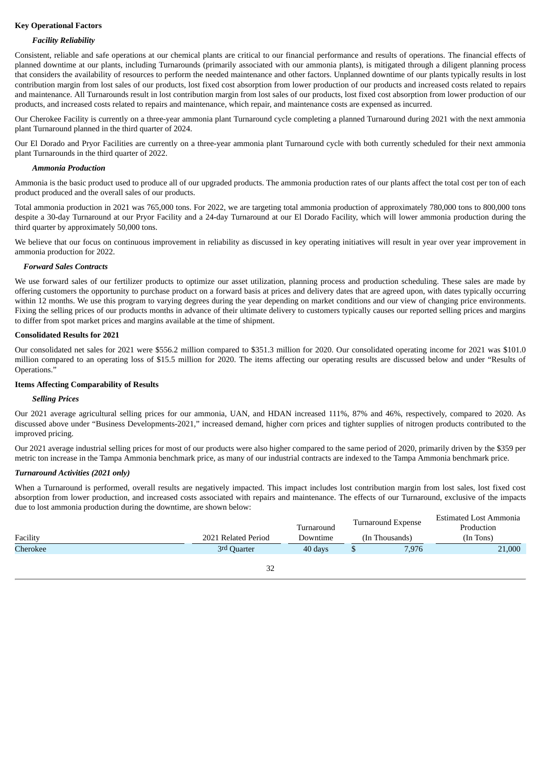**Key Operational Factors**

***Facility Reliability***

Consistent, reliable and safe operations at our chemical plants are critical to our financial performance and results of operations. The financial effects of planned downtime at our plants, including Turnarounds (primarily associated with our ammonia plants), is mitigated through a diligent planning process that considers the availability of resources to perform the needed maintenance and other factors. Unplanned downtime of our plants typically results in lost contribution margin from lost sales of our products, lost fixed cost absorption from lower production of our products and increased costs related to repairs and maintenance. All Turnarounds result in lost contribution margin from lost sales of our products, lost fixed cost absorption from lower production of our products, and increased costs related to repairs and maintenance, which repair, and maintenance costs are expensed as incurred.

Our Cherokee Facility is currently on a three-year ammonia plant Turnaround cycle completing a planned Turnaround during 2021 with the next ammonia plant Turnaround planned in the third quarter of 2024.

Our El Dorado and Pryor Facilities are currently on a three-year ammonia plant Turnaround cycle with both currently scheduled for their next ammonia plant Turnarounds in the third quarter of 2022.

***Ammonia Production***

Ammonia is the basic product used to produce all of our upgraded products. The ammonia production rates of our plants affect the total cost per ton of each product produced and the overall sales of our products.

Total ammonia production in 2021 was 765,000 tons. For 2022, we are targeting total ammonia production of approximately 780,000 tons to 800,000 tons despite a 30-day Turnaround at our Pryor Facility and a 24-day Turnaround at our El Dorado Facility, which will lower ammonia production during the third quarter by approximately 50,000 tons.

We believe that our focus on continuous improvement in reliability as discussed in key operating initiatives will result in year over year improvement in ammonia production for 2022.

***Forward Sales Contracts***

We use forward sales of our fertilizer products to optimize our asset utilization, planning process and production scheduling. These sales are made by offering customers the opportunity to purchase product on a forward basis at prices and delivery dates that are agreed upon, with dates typically occurring within 12 months. We use this program to varying degrees during the year depending on market conditions and our view of changing price environments. Fixing the selling prices of our products months in advance of their ultimate delivery to customers typically causes our reported selling prices and margins to differ from spot market prices and margins available at the time of shipment.

**Consolidated Results for 2021**

Our consolidated net sales for 2021 were \$556.2 million compared to \$351.3 million for 2020. Our consolidated operating income for 2021 was \$101.0 million compared to an operating loss of \$15.5 million for 2020. The items affecting our operating results are discussed below and under "Results of Operations."

**Items Affecting Comparability of Results**

***Selling Prices***

Our 2021 average agricultural selling prices for our ammonia, UAN, and HDAN increased 111%, 87% and 46%, respectively, compared to 2020. As discussed above under "Business Developments-2021," increased demand, higher corn prices and tighter supplies of nitrogen products contributed to the improved pricing.

Our 2021 average industrial selling prices for most of our products were also higher compared to the same period of 2020, primarily driven by the \$359 per metric ton increase in the Tampa Ammonia benchmark price, as many of our industrial contracts are indexed to the Tampa Ammonia benchmark price.

***Turnaround Activities (2021 only)***

When a Turnaround is performed, overall results are negatively impacted. This impact includes lost contribution margin from lost sales, lost fixed cost absorption from lower production, and increased costs associated with repairs and maintenance. The effects of our Turnaround, exclusive of the impacts due to lost ammonia production during the downtime, are shown below:

| Facility | 2021 Related Period | Turnaround Downtime | Turnaround Expense (In Thousands) | Estimated Lost Ammonia Production (In Tons) |
|---|---|---|---|---|
| Cherokee | 3rd Quarter | 40 days | \$ 7,976 | 21,000 |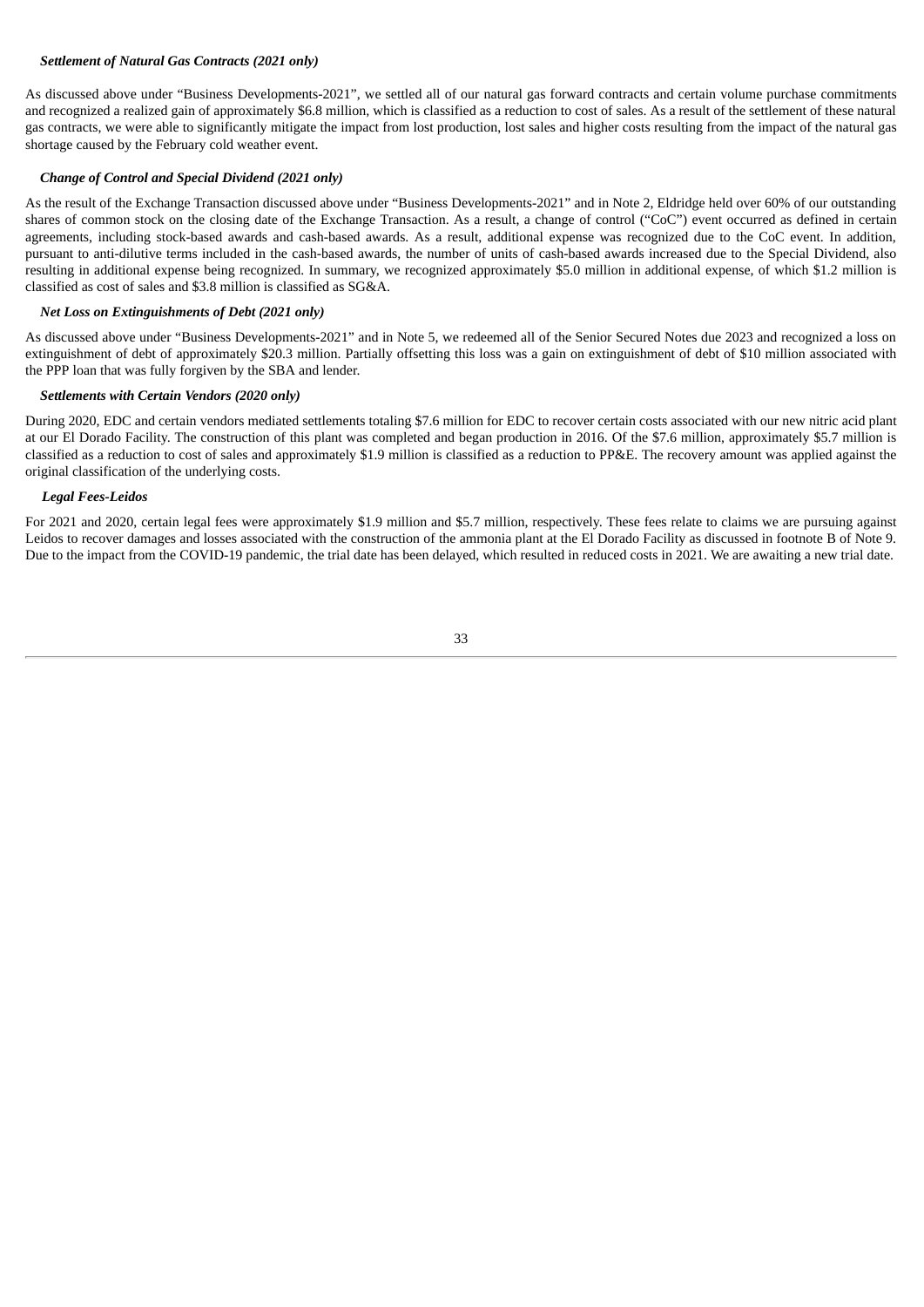***Settlement of Natural Gas Contracts (2021 only)***

As discussed above under "Business Developments-2021", we settled all of our natural gas forward contracts and certain volume purchase commitments and recognized a realized gain of approximately $6.8 million, which is classified as a reduction to cost of sales. As a result of the settlement of these natural gas contracts, we were able to significantly mitigate the impact from lost production, lost sales and higher costs resulting from the impact of the natural gas shortage caused by the February cold weather event.

***Change of Control and Special Dividend (2021 only)***

As the result of the Exchange Transaction discussed above under "Business Developments-2021" and in Note 2, Eldridge held over 60% of our outstanding shares of common stock on the closing date of the Exchange Transaction. As a result, a change of control ("CoC") event occurred as defined in certain agreements, including stock-based awards and cash-based awards. As a result, additional expense was recognized due to the CoC event. In addition, pursuant to anti-dilutive terms included in the cash-based awards, the number of units of cash-based awards increased due to the Special Dividend, also resulting in additional expense being recognized. In summary, we recognized approximately $5.0 million in additional expense, of which $1.2 million is classified as cost of sales and $3.8 million is classified as SG&A.

***Net Loss on Extinguishments of Debt (2021 only)***

As discussed above under "Business Developments-2021" and in Note 5, we redeemed all of the Senior Secured Notes due 2023 and recognized a loss on extinguishment of debt of approximately $20.3 million. Partially offsetting this loss was a gain on extinguishment of debt of $10 million associated with the PPP loan that was fully forgiven by the SBA and lender.

***Settlements with Certain Vendors (2020 only)***

During 2020, EDC and certain vendors mediated settlements totaling $7.6 million for EDC to recover certain costs associated with our new nitric acid plant at our El Dorado Facility. The construction of this plant was completed and began production in 2016. Of the $7.6 million, approximately $5.7 million is classified as a reduction to cost of sales and approximately $1.9 million is classified as a reduction to PP&E. The recovery amount was applied against the original classification of the underlying costs.

***Legal Fees-Leidos***

For 2021 and 2020, certain legal fees were approximately $1.9 million and $5.7 million, respectively. These fees relate to claims we are pursuing against Leidos to recover damages and losses associated with the construction of the ammonia plant at the El Dorado Facility as discussed in footnote B of Note 9. Due to the impact from the COVID-19 pandemic, the trial date has been delayed, which resulted in reduced costs in 2021. We are awaiting a new trial date.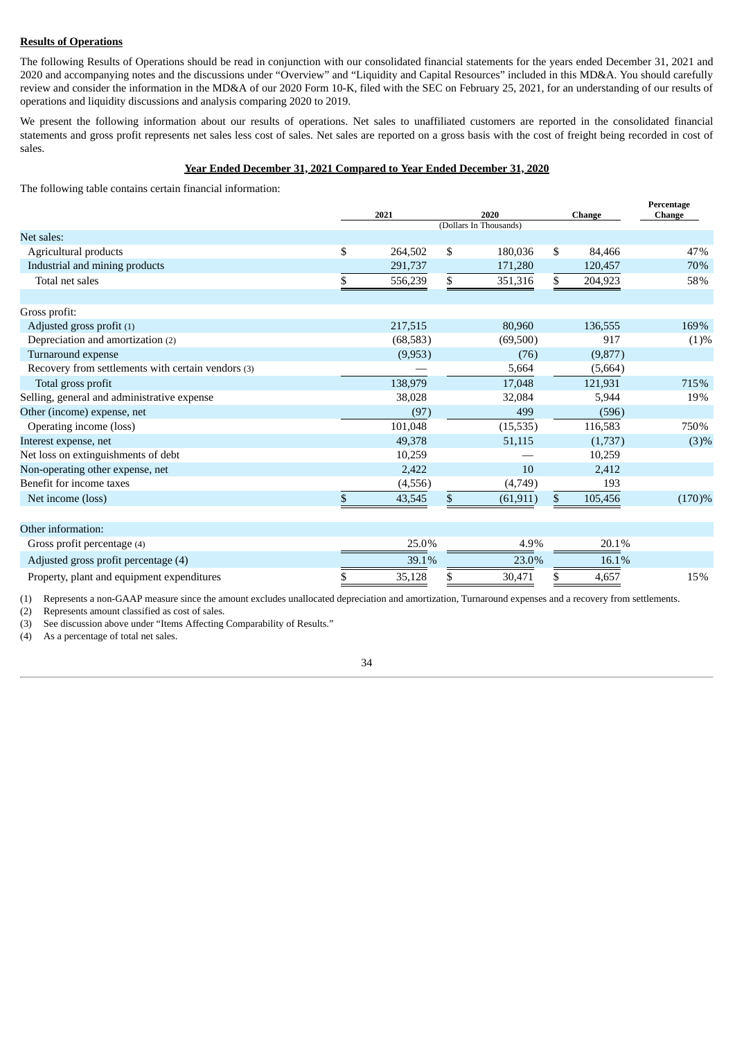**Results of Operations**

The following Results of Operations should be read in conjunction with our consolidated financial statements for the years ended December 31, 2021 and 2020 and accompanying notes and the discussions under "Overview" and "Liquidity and Capital Resources" included in this MD&A. You should carefully review and consider the information in the MD&A of our 2020 Form 10-K, filed with the SEC on February 25, 2021, for an understanding of our results of operations and liquidity discussions and analysis comparing 2020 to 2019.

We present the following information about our results of operations. Net sales to unaffiliated customers are reported in the consolidated financial statements and gross profit represents net sales less cost of sales. Net sales are reported on a gross basis with the cost of freight being recorded in cost of sales.

**Year Ended December 31, 2021 Compared to Year Ended December 31, 2020**

The following table contains certain financial information:

| | 2021 | 2020 | Change | Percentage Change |
|---|---|---|---|---|
| | (Dollars In Thousands) | | | |
| Net sales: | | | | |
| Agricultural products | $ 264,502 | $ 180,036 | $ 84,466 | 47% |
| Industrial and mining products | 291,737 | 171,280 | 120,457 | 70% |
| Total net sales | $ 556,239 | $ 351,316 | $ 204,923 | 58% |
| | | | | |
| Gross profit: | | | | |
| Adjusted gross profit (1) | 217,515 | 80,960 | 136,555 | 169% |
| Depreciation and amortization (2) | (68,583) | (69,500) | 917 | (1)% |
| Turnaround expense | (9,953) | (76) | (9,877) | |
| Recovery from settlements with certain vendors (3) | — | 5,664 | (5,664) | |
| Total gross profit | 138,979 | 17,048 | 121,931 | 715% |
| Selling, general and administrative expense | 38,028 | 32,084 | 5,944 | 19% |
| Other (income) expense, net | (97) | 499 | (596) | |
| Operating income (loss) | 101,048 | (15,535) | 116,583 | 750% |
| Interest expense, net | 49,378 | 51,115 | (1,737) | (3)% |
| Net loss on extinguishments of debt | 10,259 | — | 10,259 | |
| Non-operating other expense, net | 2,422 | 10 | 2,412 | |
| Benefit for income taxes | (4,556) | (4,749) | 193 | |
| Net income (loss) | $ 43,545 | $ (61,911) | $ 105,456 | (170)% |
| | | | | |
| Other information: | | | | |
| Gross profit percentage (4) | 25.0% | 4.9% | 20.1% | |
| Adjusted gross profit percentage (4) | 39.1% | 23.0% | 16.1% | |
| Property, plant and equipment expenditures | $ 35,128 | $ 30,471 | $ 4,657 | 15% |

(1) Represents a non-GAAP measure since the amount excludes unallocated depreciation and amortization, Turnaround expenses and a recovery from settlements.

(2) Represents amount classified as cost of sales.

(3) See discussion above under "Items Affecting Comparability of Results."

(4) As a percentage of total net sales.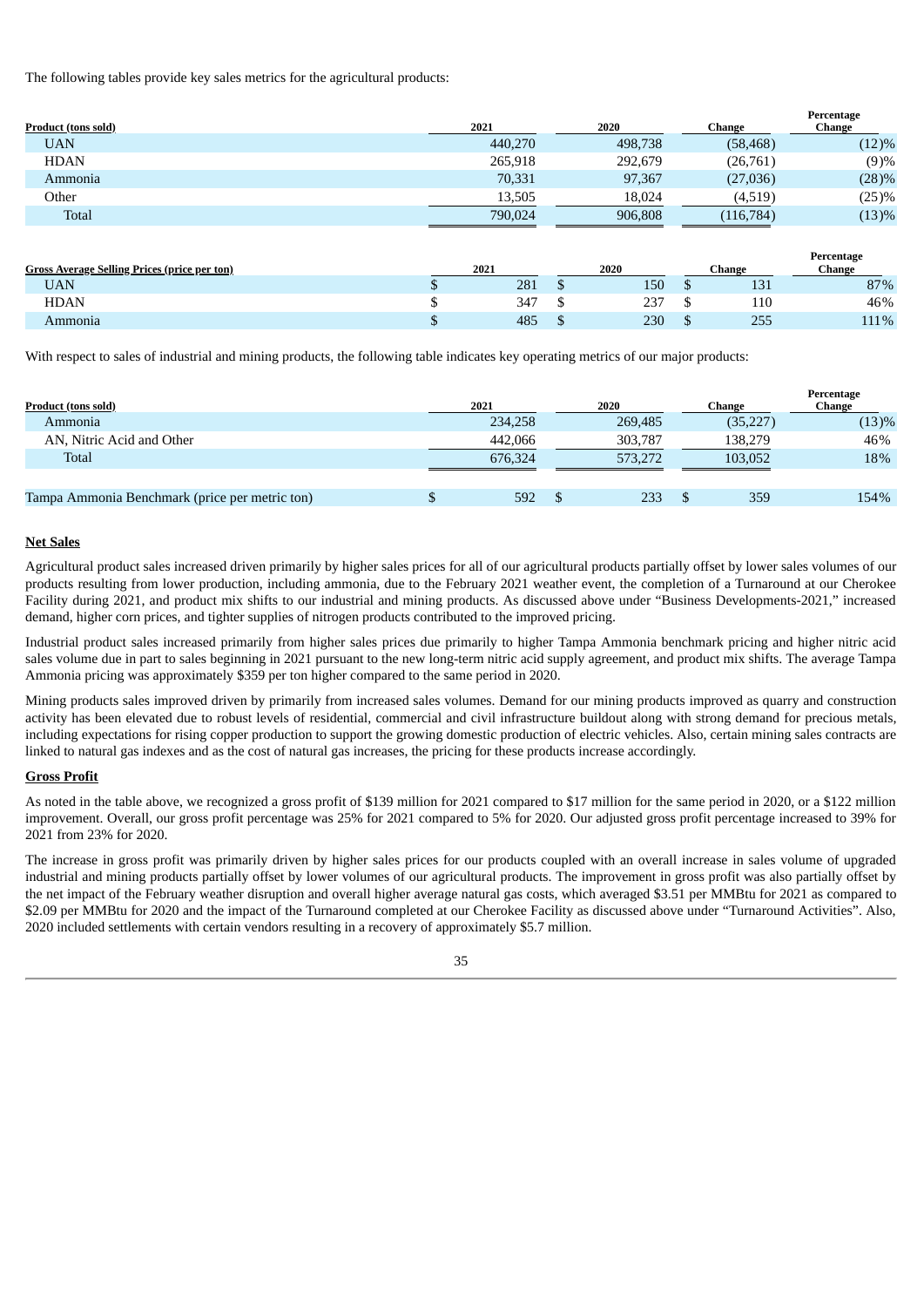The following tables provide key sales metrics for the agricultural products:

| Product (tons sold) | 2021 | 2020 | Change | Percentage Change |
|---|---|---|---|---|
| UAN | 440,270 | 498,738 | (58,468) | (12)% |
| HDAN | 265,918 | 292,679 | (26,761) | (9)% |
| Ammonia | 70,331 | 97,367 | (27,036) | (28)% |
| Other | 13,505 | 18,024 | (4,519) | (25)% |
| Total | 790,024 | 906,808 | (116,784) | (13)% |

| Gross Average Selling Prices (price per ton) | 2021 | 2020 | Change | Percentage Change |
|---|---|---|---|---|
| UAN | $ 281 | $ 150 | $ 131 | 87% |
| HDAN | $ 347 | $ 237 | $ 110 | 46% |
| Ammonia | $ 485 | $ 230 | $ 255 | 111% |

With respect to sales of industrial and mining products, the following table indicates key operating metrics of our major products:

| Product (tons sold) | 2021 | 2020 | Change | Percentage Change |
|---|---|---|---|---|
| Ammonia | 234,258 | 269,485 | (35,227) | (13)% |
| AN, Nitric Acid and Other | 442,066 | 303,787 | 138,279 | 46% |
| Total | 676,324 | 573,272 | 103,052 | 18% |
| | | | | |
| Tampa Ammonia Benchmark (price per metric ton) | $ 592 | $ 233 | $ 359 | 154% |

**Net Sales**

Agricultural product sales increased driven primarily by higher sales prices for all of our agricultural products partially offset by lower sales volumes of our products resulting from lower production, including ammonia, due to the February 2021 weather event, the completion of a Turnaround at our Cherokee Facility during 2021, and product mix shifts to our industrial and mining products. As discussed above under "Business Developments-2021," increased demand, higher corn prices, and tighter supplies of nitrogen products contributed to the improved pricing.

Industrial product sales increased primarily from higher sales prices due primarily to higher Tampa Ammonia benchmark pricing and higher nitric acid sales volume due in part to sales beginning in 2021 pursuant to the new long-term nitric acid supply agreement, and product mix shifts. The average Tampa Ammonia pricing was approximately $359 per ton higher compared to the same period in 2020.

Mining products sales improved driven by primarily from increased sales volumes. Demand for our mining products improved as quarry and construction activity has been elevated due to robust levels of residential, commercial and civil infrastructure buildout along with strong demand for precious metals, including expectations for rising copper production to support the growing domestic production of electric vehicles. Also, certain mining sales contracts are linked to natural gas indexes and as the cost of natural gas increases, the pricing for these products increase accordingly.

**Gross Profit**

As noted in the table above, we recognized a gross profit of $139 million for 2021 compared to $17 million for the same period in 2020, or a $122 million improvement. Overall, our gross profit percentage was 25% for 2021 compared to 5% for 2020. Our adjusted gross profit percentage increased to 39% for 2021 from 23% for 2020.

The increase in gross profit was primarily driven by higher sales prices for our products coupled with an overall increase in sales volume of upgraded industrial and mining products partially offset by lower volumes of our agricultural products. The improvement in gross profit was also partially offset by the net impact of the February weather disruption and overall higher average natural gas costs, which averaged $3.51 per MMBtu for 2021 as compared to $2.09 per MMBtu for 2020 and the impact of the Turnaround completed at our Cherokee Facility as discussed above under "Turnaround Activities". Also, 2020 included settlements with certain vendors resulting in a recovery of approximately $5.7 million.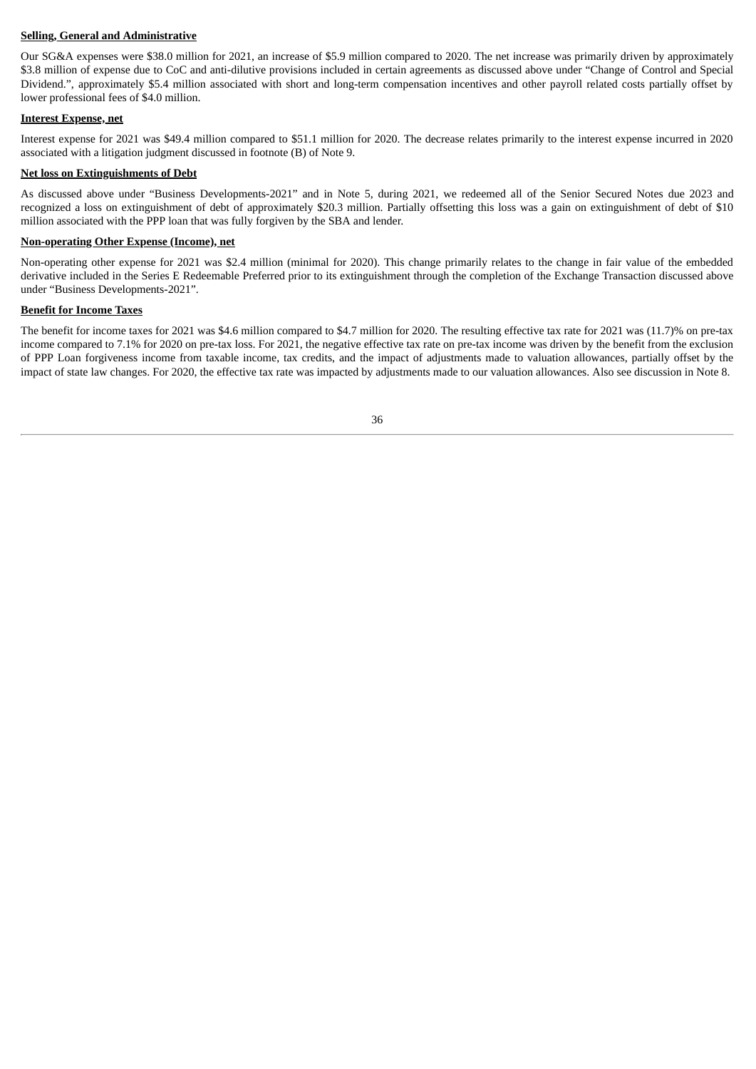**Selling, General and Administrative**

Our SG&A expenses were $38.0 million for 2021, an increase of $5.9 million compared to 2020. The net increase was primarily driven by approximately $3.8 million of expense due to CoC and anti-dilutive provisions included in certain agreements as discussed above under "Change of Control and Special Dividend.", approximately $5.4 million associated with short and long-term compensation incentives and other payroll related costs partially offset by lower professional fees of $4.0 million.

**Interest Expense, net**

Interest expense for 2021 was $49.4 million compared to $51.1 million for 2020. The decrease relates primarily to the interest expense incurred in 2020 associated with a litigation judgment discussed in footnote (B) of Note 9.

**Net loss on Extinguishments of Debt**

As discussed above under "Business Developments-2021" and in Note 5, during 2021, we redeemed all of the Senior Secured Notes due 2023 and recognized a loss on extinguishment of debt of approximately $20.3 million. Partially offsetting this loss was a gain on extinguishment of debt of $10 million associated with the PPP loan that was fully forgiven by the SBA and lender.

**Non-operating Other Expense (Income), net**

Non-operating other expense for 2021 was $2.4 million (minimal for 2020). This change primarily relates to the change in fair value of the embedded derivative included in the Series E Redeemable Preferred prior to its extinguishment through the completion of the Exchange Transaction discussed above under "Business Developments-2021".

**Benefit for Income Taxes**

The benefit for income taxes for 2021 was $4.6 million compared to $4.7 million for 2020. The resulting effective tax rate for 2021 was (11.7)% on pre-tax income compared to 7.1% for 2020 on pre-tax loss. For 2021, the negative effective tax rate on pre-tax income was driven by the benefit from the exclusion of PPP Loan forgiveness income from taxable income, tax credits, and the impact of adjustments made to valuation allowances, partially offset by the impact of state law changes. For 2020, the effective tax rate was impacted by adjustments made to our valuation allowances. Also see discussion in Note 8.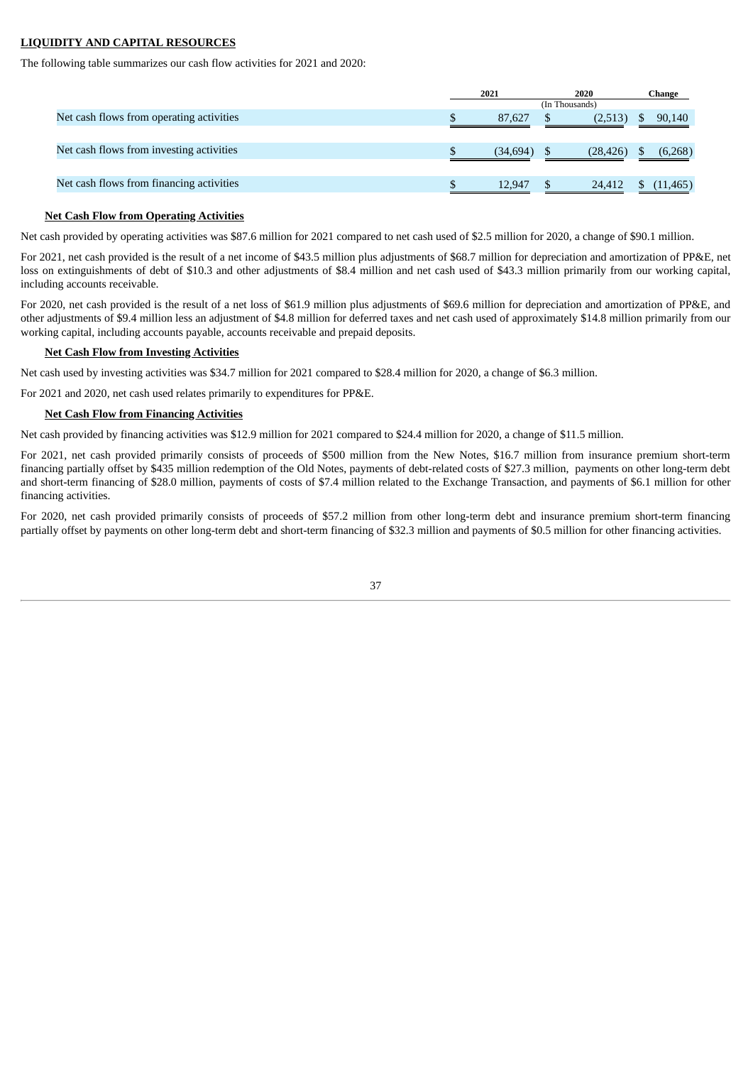**LIQUIDITY AND CAPITAL RESOURCES**

The following table summarizes our cash flow activities for 2021 and 2020:

| | 2021 | 2020 | Change |
|---|---|---|---|
| | (In Thousands) | | |
| Net cash flows from operating activities | $ 87,627 | $ (2,513) | $ 90,140 |
| Net cash flows from investing activities | $ (34,694) | $ (28,426) | $ (6,268) |
| Net cash flows from financing activities | $ 12,947 | $ 24,412 | $ (11,465) |

**Net Cash Flow from Operating Activities**

Net cash provided by operating activities was $87.6 million for 2021 compared to net cash used of $2.5 million for 2020, a change of $90.1 million.

For 2021, net cash provided is the result of a net income of $43.5 million plus adjustments of $68.7 million for depreciation and amortization of PP&E, net loss on extinguishments of debt of $10.3 and other adjustments of $8.4 million and net cash used of $43.3 million primarily from our working capital, including accounts receivable.

For 2020, net cash provided is the result of a net loss of $61.9 million plus adjustments of $69.6 million for depreciation and amortization of PP&E, and other adjustments of $9.4 million less an adjustment of $4.8 million for deferred taxes and net cash used of approximately $14.8 million primarily from our working capital, including accounts payable, accounts receivable and prepaid deposits.

**Net Cash Flow from Investing Activities**

Net cash used by investing activities was $34.7 million for 2021 compared to $28.4 million for 2020, a change of $6.3 million.

For 2021 and 2020, net cash used relates primarily to expenditures for PP&E.

**Net Cash Flow from Financing Activities**

Net cash provided by financing activities was $12.9 million for 2021 compared to $24.4 million for 2020, a change of $11.5 million.

For 2021, net cash provided primarily consists of proceeds of $500 million from the New Notes, $16.7 million from insurance premium short-term financing partially offset by $435 million redemption of the Old Notes, payments of debt-related costs of $27.3 million, payments on other long-term debt and short-term financing of $28.0 million, payments of costs of $7.4 million related to the Exchange Transaction, and payments of $6.1 million for other financing activities.

For 2020, net cash provided primarily consists of proceeds of $57.2 million from other long-term debt and insurance premium short-term financing partially offset by payments on other long-term debt and short-term financing of $32.3 million and payments of $0.5 million for other financing activities.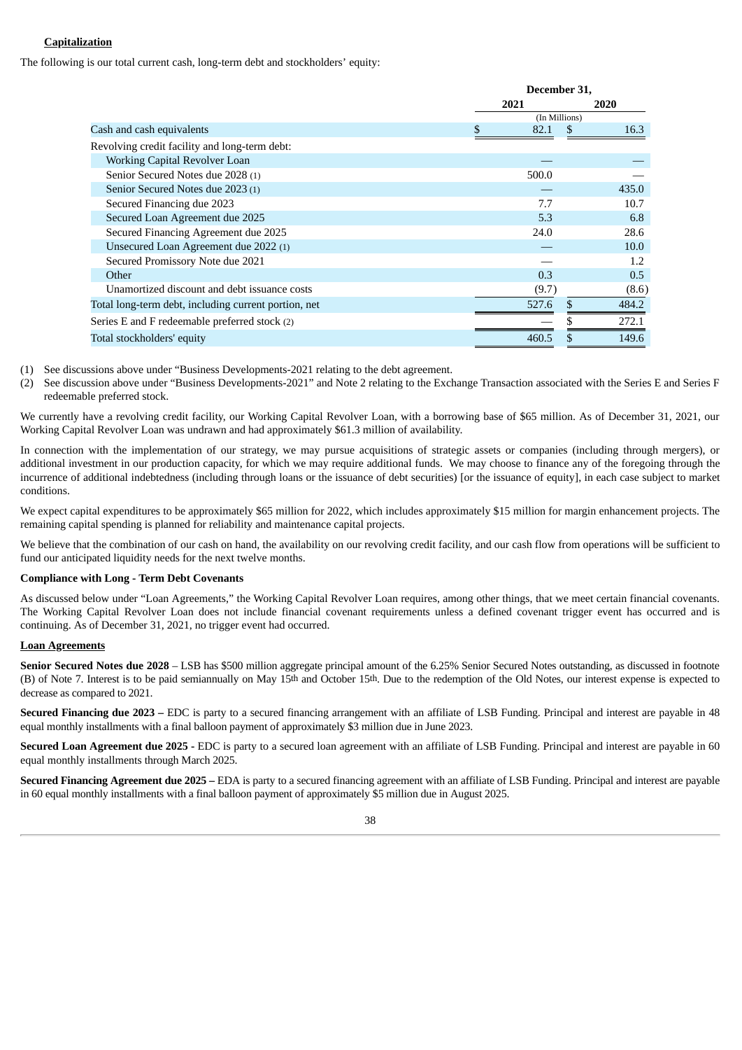**Capitalization**

The following is our total current cash, long-term debt and stockholders' equity:

| | December 31, | |
|---|---|---|
| | 2021 | 2020 |
| | (In Millions) | |
| Cash and cash equivalents | $ 82.1 | $ 16.3 |
| Revolving credit facility and long-term debt: | | |
| Working Capital Revolver Loan | — | — |
| Senior Secured Notes due 2028 (1) | 500.0 | — |
| Senior Secured Notes due 2023 (1) | — | 435.0 |
| Secured Financing due 2023 | 7.7 | 10.7 |
| Secured Loan Agreement due 2025 | 5.3 | 6.8 |
| Secured Financing Agreement due 2025 | 24.0 | 28.6 |
| Unsecured Loan Agreement due 2022 (1) | — | 10.0 |
| Secured Promissory Note due 2021 | — | 1.2 |
| Other | 0.3 | 0.5 |
| Unamortized discount and debt issuance costs | (9.7) | (8.6) |
| Total long-term debt, including current portion, net | 527.6 | $ 484.2 |
| Series E and F redeemable preferred stock (2) | — | $ 272.1 |
| Total stockholders' equity | 460.5 | $ 149.6 |

(1) See discussions above under "Business Developments-2021 relating to the debt agreement.

(2) See discussion above under "Business Developments-2021" and Note 2 relating to the Exchange Transaction associated with the Series E and Series F redeemable preferred stock.

We currently have a revolving credit facility, our Working Capital Revolver Loan, with a borrowing base of $65 million. As of December 31, 2021, our Working Capital Revolver Loan was undrawn and had approximately $61.3 million of availability.

In connection with the implementation of our strategy, we may pursue acquisitions of strategic assets or companies (including through mergers), or additional investment in our production capacity, for which we may require additional funds. We may choose to finance any of the foregoing through the incurrence of additional indebtedness (including through loans or the issuance of debt securities) [or the issuance of equity], in each case subject to market conditions.

We expect capital expenditures to be approximately $65 million for 2022, which includes approximately $15 million for margin enhancement projects. The remaining capital spending is planned for reliability and maintenance capital projects.

We believe that the combination of our cash on hand, the availability on our revolving credit facility, and our cash flow from operations will be sufficient to fund our anticipated liquidity needs for the next twelve months.

**Compliance with Long - Term Debt Covenants**

As discussed below under "Loan Agreements," the Working Capital Revolver Loan requires, among other things, that we meet certain financial covenants. The Working Capital Revolver Loan does not include financial covenant requirements unless a defined covenant trigger event has occurred and is continuing. As of December 31, 2021, no trigger event had occurred.

**Loan Agreements**

**Senior Secured Notes due 2028** – LSB has $500 million aggregate principal amount of the 6.25% Senior Secured Notes outstanding, as discussed in footnote (B) of Note 7. Interest is to be paid semiannually on May 15th and October 15th. Due to the redemption of the Old Notes, our interest expense is expected to decrease as compared to 2021.

**Secured Financing due 2023 –** EDC is party to a secured financing arrangement with an affiliate of LSB Funding. Principal and interest are payable in 48 equal monthly installments with a final balloon payment of approximately $3 million due in June 2023.

**Secured Loan Agreement due 2025 -** EDC is party to a secured loan agreement with an affiliate of LSB Funding. Principal and interest are payable in 60 equal monthly installments through March 2025.

**Secured Financing Agreement due 2025 –** EDA is party to a secured financing agreement with an affiliate of LSB Funding. Principal and interest are payable in 60 equal monthly installments with a final balloon payment of approximately $5 million due in August 2025.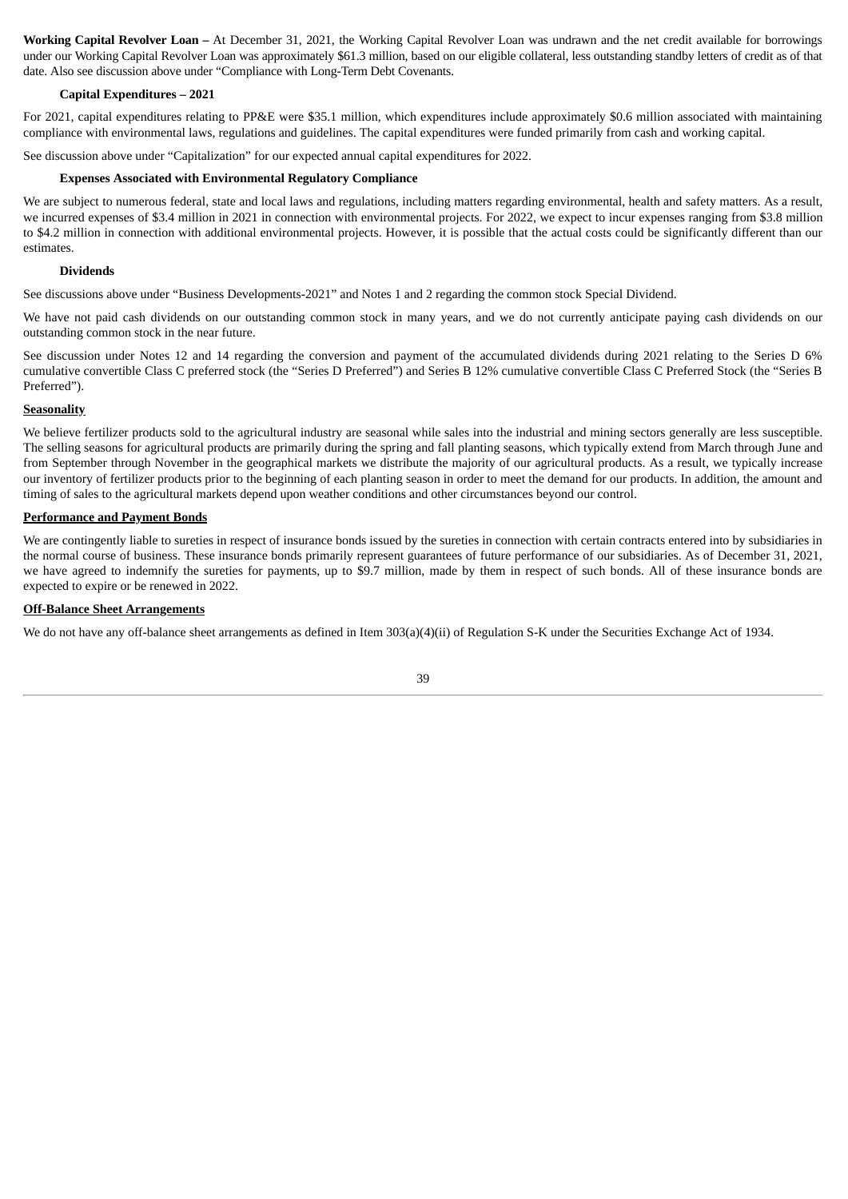**Working Capital Revolver Loan –** At December 31, 2021, the Working Capital Revolver Loan was undrawn and the net credit available for borrowings under our Working Capital Revolver Loan was approximately $61.3 million, based on our eligible collateral, less outstanding standby letters of credit as of that date. Also see discussion above under "Compliance with Long-Term Debt Covenants.

**Capital Expenditures – 2021**

For 2021, capital expenditures relating to PP&E were $35.1 million, which expenditures include approximately $0.6 million associated with maintaining compliance with environmental laws, regulations and guidelines. The capital expenditures were funded primarily from cash and working capital.

See discussion above under "Capitalization" for our expected annual capital expenditures for 2022.

**Expenses Associated with Environmental Regulatory Compliance**

We are subject to numerous federal, state and local laws and regulations, including matters regarding environmental, health and safety matters. As a result, we incurred expenses of $3.4 million in 2021 in connection with environmental projects. For 2022, we expect to incur expenses ranging from $3.8 million to $4.2 million in connection with additional environmental projects. However, it is possible that the actual costs could be significantly different than our estimates.

**Dividends**

See discussions above under "Business Developments-2021" and Notes 1 and 2 regarding the common stock Special Dividend.

We have not paid cash dividends on our outstanding common stock in many years, and we do not currently anticipate paying cash dividends on our outstanding common stock in the near future.

See discussion under Notes 12 and 14 regarding the conversion and payment of the accumulated dividends during 2021 relating to the Series D 6% cumulative convertible Class C preferred stock (the "Series D Preferred") and Series B 12% cumulative convertible Class C Preferred Stock (the "Series B Preferred").

**Seasonality**

We believe fertilizer products sold to the agricultural industry are seasonal while sales into the industrial and mining sectors generally are less susceptible. The selling seasons for agricultural products are primarily during the spring and fall planting seasons, which typically extend from March through June and from September through November in the geographical markets we distribute the majority of our agricultural products. As a result, we typically increase our inventory of fertilizer products prior to the beginning of each planting season in order to meet the demand for our products. In addition, the amount and timing of sales to the agricultural markets depend upon weather conditions and other circumstances beyond our control.

**Performance and Payment Bonds**

We are contingently liable to sureties in respect of insurance bonds issued by the sureties in connection with certain contracts entered into by subsidiaries in the normal course of business. These insurance bonds primarily represent guarantees of future performance of our subsidiaries. As of December 31, 2021, we have agreed to indemnify the sureties for payments, up to $9.7 million, made by them in respect of such bonds. All of these insurance bonds are expected to expire or be renewed in 2022.

**Off-Balance Sheet Arrangements**

We do not have any off-balance sheet arrangements as defined in Item 303(a)(4)(ii) of Regulation S-K under the Securities Exchange Act of 1934.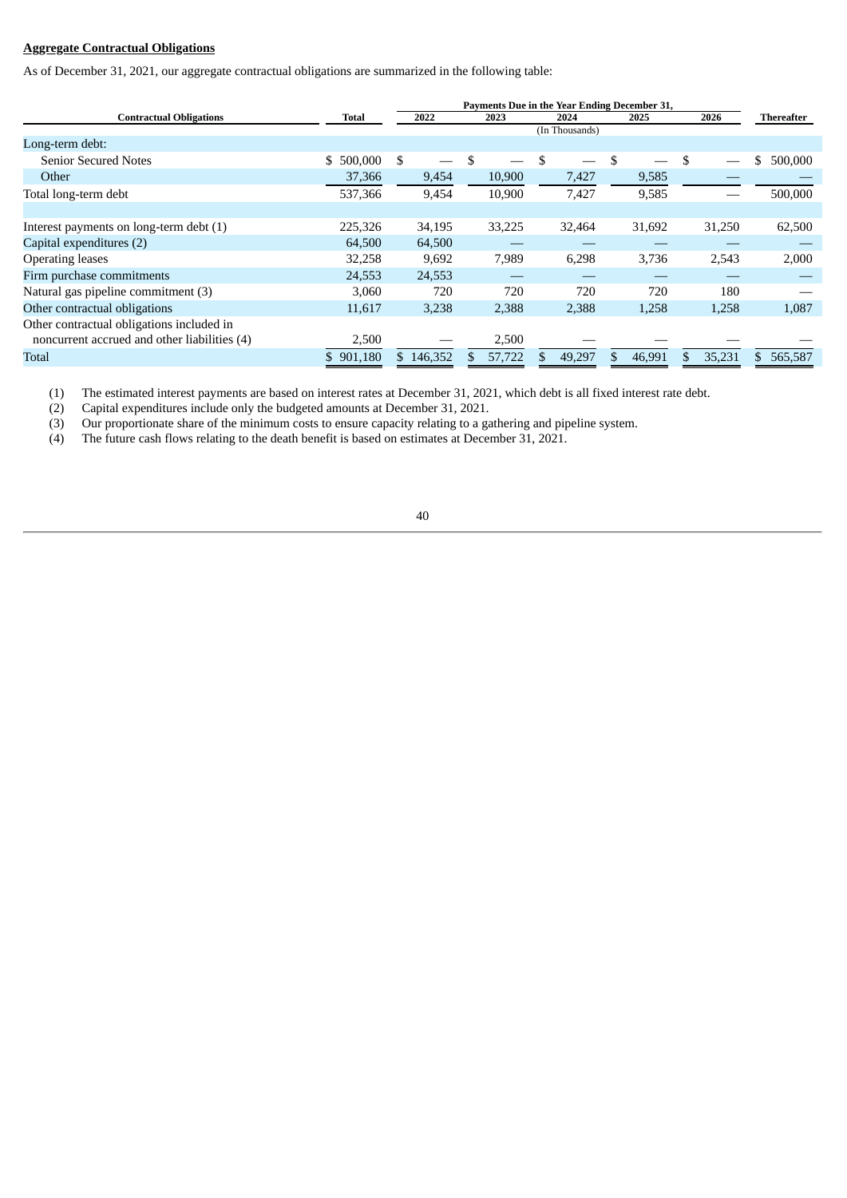**Aggregate Contractual Obligations**

As of December 31, 2021, our aggregate contractual obligations are summarized in the following table:

| Contractual Obligations | Total | Payments Due in the Year Ending December 31, 2022 | 2023 | 2024 | 2025 | 2026 | Thereafter |
|---|---|---|---|---|---|---|---|
| | | (In Thousands) | | | | | |
| Long-term debt: | | | | | | | |
| Senior Secured Notes | $ 500,000 | $ — | $ — | $ — | $ — | $ — | $ 500,000 |
| Other | 37,366 | 9,454 | 10,900 | 7,427 | 9,585 | — | — |
| Total long-term debt | 537,366 | 9,454 | 10,900 | 7,427 | 9,585 | — | 500,000 |
| | | | | | | | |
| Interest payments on long-term debt (1) | 225,326 | 34,195 | 33,225 | 32,464 | 31,692 | 31,250 | 62,500 |
| Capital expenditures (2) | 64,500 | 64,500 | — | — | — | — | — |
| Operating leases | 32,258 | 9,692 | 7,989 | 6,298 | 3,736 | 2,543 | 2,000 |
| Firm purchase commitments | 24,553 | 24,553 | — | — | — | — | — |
| Natural gas pipeline commitment (3) | 3,060 | 720 | 720 | 720 | 720 | 180 | — |
| Other contractual obligations | 11,617 | 3,238 | 2,388 | 2,388 | 1,258 | 1,258 | 1,087 |
| Other contractual obligations included in noncurrent accrued and other liabilities (4) | 2,500 | — | 2,500 | — | — | — | — |
| Total | $ 901,180 | $ 146,352 | $ 57,722 | $ 49,297 | $ 46,991 | $ 35,231 | $ 565,587 |

(1) The estimated interest payments are based on interest rates at December 31, 2021, which debt is all fixed interest rate debt.

(2) Capital expenditures include only the budgeted amounts at December 31, 2021.

(3) Our proportionate share of the minimum costs to ensure capacity relating to a gathering and pipeline system.

(4) The future cash flows relating to the death benefit is based on estimates at December 31, 2021.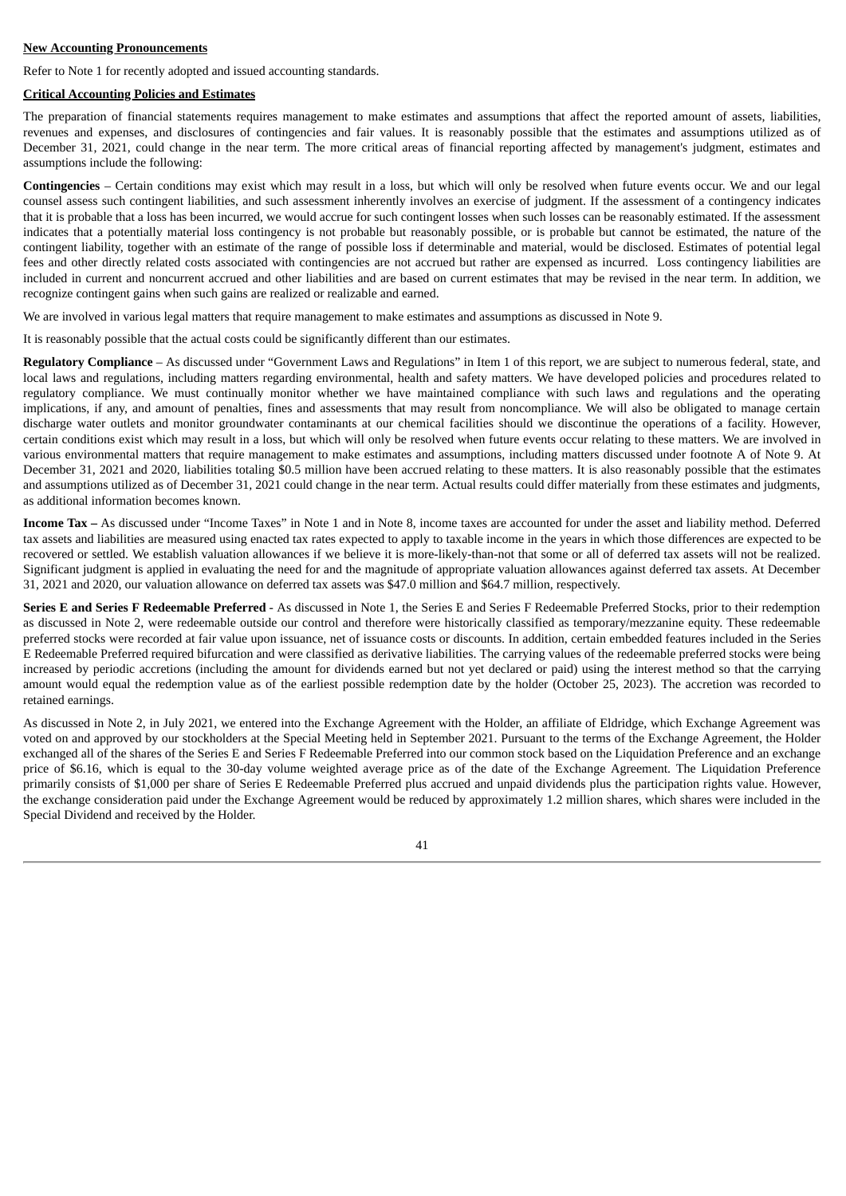**New Accounting Pronouncements**

Refer to Note 1 for recently adopted and issued accounting standards.

**Critical Accounting Policies and Estimates**

The preparation of financial statements requires management to make estimates and assumptions that affect the reported amount of assets, liabilities, revenues and expenses, and disclosures of contingencies and fair values. It is reasonably possible that the estimates and assumptions utilized as of December 31, 2021, could change in the near term. The more critical areas of financial reporting affected by management's judgment, estimates and assumptions include the following:

**Contingencies** – Certain conditions may exist which may result in a loss, but which will only be resolved when future events occur. We and our legal counsel assess such contingent liabilities, and such assessment inherently involves an exercise of judgment. If the assessment of a contingency indicates that it is probable that a loss has been incurred, we would accrue for such contingent losses when such losses can be reasonably estimated. If the assessment indicates that a potentially material loss contingency is not probable but reasonably possible, or is probable but cannot be estimated, the nature of the contingent liability, together with an estimate of the range of possible loss if determinable and material, would be disclosed. Estimates of potential legal fees and other directly related costs associated with contingencies are not accrued but rather are expensed as incurred. Loss contingency liabilities are included in current and noncurrent accrued and other liabilities and are based on current estimates that may be revised in the near term. In addition, we recognize contingent gains when such gains are realized or realizable and earned.

We are involved in various legal matters that require management to make estimates and assumptions as discussed in Note 9.

It is reasonably possible that the actual costs could be significantly different than our estimates.

**Regulatory Compliance** – As discussed under "Government Laws and Regulations" in Item 1 of this report, we are subject to numerous federal, state, and local laws and regulations, including matters regarding environmental, health and safety matters. We have developed policies and procedures related to regulatory compliance. We must continually monitor whether we have maintained compliance with such laws and regulations and the operating implications, if any, and amount of penalties, fines and assessments that may result from noncompliance. We will also be obligated to manage certain discharge water outlets and monitor groundwater contaminants at our chemical facilities should we discontinue the operations of a facility. However, certain conditions exist which may result in a loss, but which will only be resolved when future events occur relating to these matters. We are involved in various environmental matters that require management to make estimates and assumptions, including matters discussed under footnote A of Note 9. At December 31, 2021 and 2020, liabilities totaling $0.5 million have been accrued relating to these matters. It is also reasonably possible that the estimates and assumptions utilized as of December 31, 2021 could change in the near term. Actual results could differ materially from these estimates and judgments, as additional information becomes known.

**Income Tax –** As discussed under "Income Taxes" in Note 1 and in Note 8, income taxes are accounted for under the asset and liability method. Deferred tax assets and liabilities are measured using enacted tax rates expected to apply to taxable income in the years in which those differences are expected to be recovered or settled. We establish valuation allowances if we believe it is more-likely-than-not that some or all of deferred tax assets will not be realized. Significant judgment is applied in evaluating the need for and the magnitude of appropriate valuation allowances against deferred tax assets. At December 31, 2021 and 2020, our valuation allowance on deferred tax assets was $47.0 million and $64.7 million, respectively.

**Series E and Series F Redeemable Preferred** - As discussed in Note 1, the Series E and Series F Redeemable Preferred Stocks, prior to their redemption as discussed in Note 2, were redeemable outside our control and therefore were historically classified as temporary/mezzanine equity. These redeemable preferred stocks were recorded at fair value upon issuance, net of issuance costs or discounts. In addition, certain embedded features included in the Series E Redeemable Preferred required bifurcation and were classified as derivative liabilities. The carrying values of the redeemable preferred stocks were being increased by periodic accretions (including the amount for dividends earned but not yet declared or paid) using the interest method so that the carrying amount would equal the redemption value as of the earliest possible redemption date by the holder (October 25, 2023). The accretion was recorded to retained earnings.

As discussed in Note 2, in July 2021, we entered into the Exchange Agreement with the Holder, an affiliate of Eldridge, which Exchange Agreement was voted on and approved by our stockholders at the Special Meeting held in September 2021. Pursuant to the terms of the Exchange Agreement, the Holder exchanged all of the shares of the Series E and Series F Redeemable Preferred into our common stock based on the Liquidation Preference and an exchange price of $6.16, which is equal to the 30-day volume weighted average price as of the date of the Exchange Agreement. The Liquidation Preference primarily consists of $1,000 per share of Series E Redeemable Preferred plus accrued and unpaid dividends plus the participation rights value. However, the exchange consideration paid under the Exchange Agreement would be reduced by approximately 1.2 million shares, which shares were included in the Special Dividend and received by the Holder.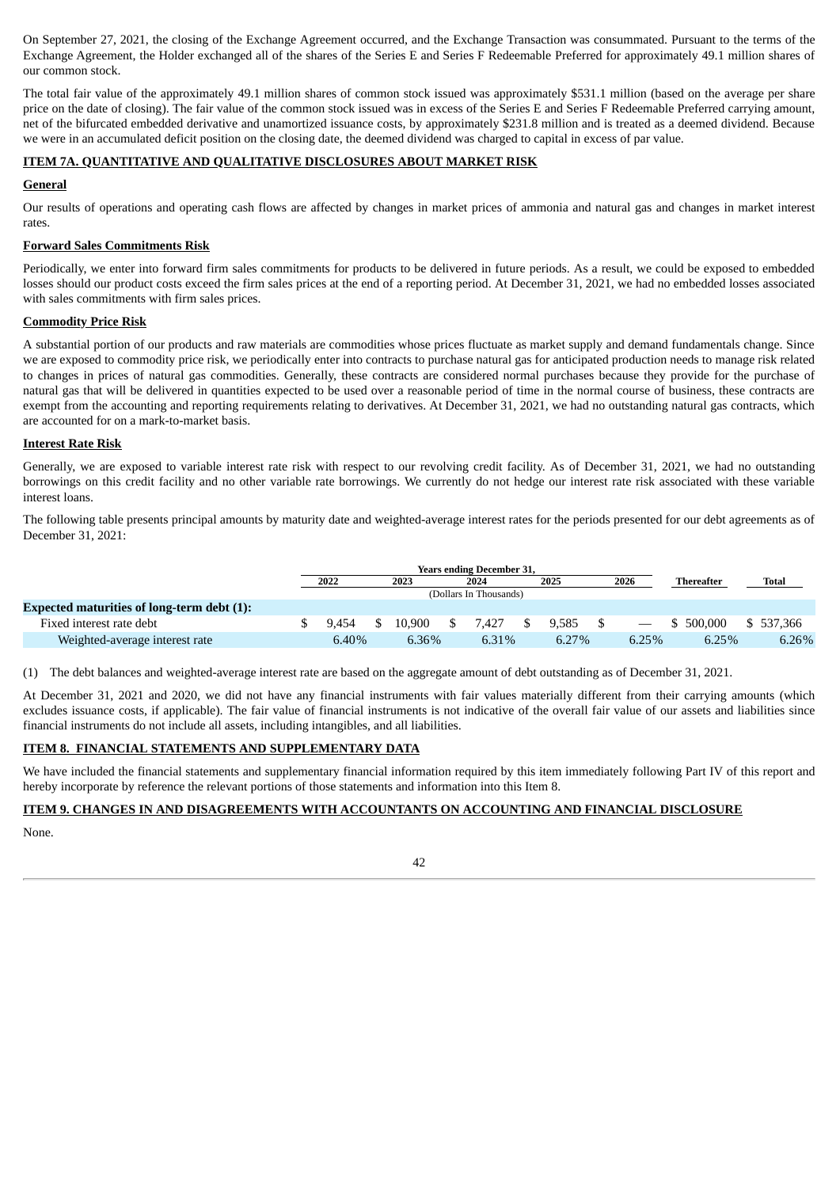On September 27, 2021, the closing of the Exchange Agreement occurred, and the Exchange Transaction was consummated. Pursuant to the terms of the Exchange Agreement, the Holder exchanged all of the shares of the Series E and Series F Redeemable Preferred for approximately 49.1 million shares of our common stock.

The total fair value of the approximately 49.1 million shares of common stock issued was approximately $531.1 million (based on the average per share price on the date of closing). The fair value of the common stock issued was in excess of the Series E and Series F Redeemable Preferred carrying amount, net of the bifurcated embedded derivative and unamortized issuance costs, by approximately $231.8 million and is treated as a deemed dividend. Because we were in an accumulated deficit position on the closing date, the deemed dividend was charged to capital in excess of par value.

## ITEM 7A. QUANTITATIVE AND QUALITATIVE DISCLOSURES ABOUT MARKET RISK

### General

Our results of operations and operating cash flows are affected by changes in market prices of ammonia and natural gas and changes in market interest rates.

### Forward Sales Commitments Risk

Periodically, we enter into forward firm sales commitments for products to be delivered in future periods. As a result, we could be exposed to embedded losses should our product costs exceed the firm sales prices at the end of a reporting period. At December 31, 2021, we had no embedded losses associated with sales commitments with firm sales prices.

### Commodity Price Risk

A substantial portion of our products and raw materials are commodities whose prices fluctuate as market supply and demand fundamentals change. Since we are exposed to commodity price risk, we periodically enter into contracts to purchase natural gas for anticipated production needs to manage risk related to changes in prices of natural gas commodities. Generally, these contracts are considered normal purchases because they provide for the purchase of natural gas that will be delivered in quantities expected to be used over a reasonable period of time in the normal course of business, these contracts are exempt from the accounting and reporting requirements relating to derivatives. At December 31, 2021, we had no outstanding natural gas contracts, which are accounted for on a mark-to-market basis.

### Interest Rate Risk

Generally, we are exposed to variable interest rate risk with respect to our revolving credit facility. As of December 31, 2021, we had no outstanding borrowings on this credit facility and no other variable rate borrowings. We currently do not hedge our interest rate risk associated with these variable interest loans.

The following table presents principal amounts by maturity date and weighted-average interest rates for the periods presented for our debt agreements as of December 31, 2021:

| | Years ending December 31, | | | | | | |
|---|---|---|---|---|---|---|---|
| | 2022 | 2023 | 2024 | 2025 | 2026 | Thereafter | Total |
| | (Dollars In Thousands) | | | | | | |
| **Expected maturities of long-term debt (1):** | | | | | | | |
| Fixed interest rate debt | $ 9,454 | $ 10,900 | $ 7,427 | $ 9,585 | $ — | $ 500,000 | $ 537,366 |
| Weighted-average interest rate | 6.40% | 6.36% | 6.31% | 6.27% | 6.25% | 6.25% | 6.26% |

(1) The debt balances and weighted-average interest rate are based on the aggregate amount of debt outstanding as of December 31, 2021.

At December 31, 2021 and 2020, we did not have any financial instruments with fair values materially different from their carrying amounts (which excludes issuance costs, if applicable). The fair value of financial instruments is not indicative of the overall fair value of our assets and liabilities since financial instruments do not include all assets, including intangibles, and all liabilities.

## ITEM 8. FINANCIAL STATEMENTS AND SUPPLEMENTARY DATA

We have included the financial statements and supplementary financial information required by this item immediately following Part IV of this report and hereby incorporate by reference the relevant portions of those statements and information into this Item 8.

## ITEM 9. CHANGES IN AND DISAGREEMENTS WITH ACCOUNTANTS ON ACCOUNTING AND FINANCIAL DISCLOSURE

None.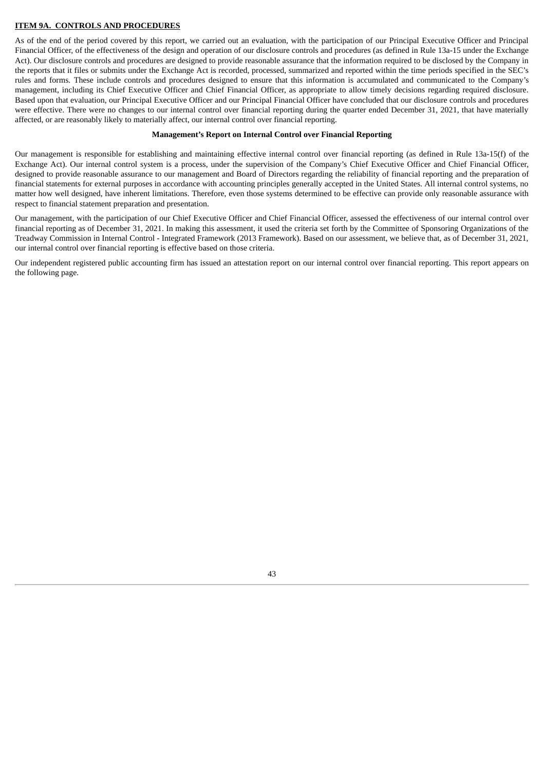## ITEM 9A. CONTROLS AND PROCEDURES

As of the end of the period covered by this report, we carried out an evaluation, with the participation of our Principal Executive Officer and Principal Financial Officer, of the effectiveness of the design and operation of our disclosure controls and procedures (as defined in Rule 13a-15 under the Exchange Act). Our disclosure controls and procedures are designed to provide reasonable assurance that the information required to be disclosed by the Company in the reports that it files or submits under the Exchange Act is recorded, processed, summarized and reported within the time periods specified in the SEC's rules and forms. These include controls and procedures designed to ensure that this information is accumulated and communicated to the Company's management, including its Chief Executive Officer and Chief Financial Officer, as appropriate to allow timely decisions regarding required disclosure. Based upon that evaluation, our Principal Executive Officer and our Principal Financial Officer have concluded that our disclosure controls and procedures were effective. There were no changes to our internal control over financial reporting during the quarter ended December 31, 2021, that have materially affected, or are reasonably likely to materially affect, our internal control over financial reporting.

### Management's Report on Internal Control over Financial Reporting

Our management is responsible for establishing and maintaining effective internal control over financial reporting (as defined in Rule 13a-15(f) of the Exchange Act). Our internal control system is a process, under the supervision of the Company's Chief Executive Officer and Chief Financial Officer, designed to provide reasonable assurance to our management and Board of Directors regarding the reliability of financial reporting and the preparation of financial statements for external purposes in accordance with accounting principles generally accepted in the United States. All internal control systems, no matter how well designed, have inherent limitations. Therefore, even those systems determined to be effective can provide only reasonable assurance with respect to financial statement preparation and presentation.

Our management, with the participation of our Chief Executive Officer and Chief Financial Officer, assessed the effectiveness of our internal control over financial reporting as of December 31, 2021. In making this assessment, it used the criteria set forth by the Committee of Sponsoring Organizations of the Treadway Commission in Internal Control - Integrated Framework (2013 Framework). Based on our assessment, we believe that, as of December 31, 2021, our internal control over financial reporting is effective based on those criteria.

Our independent registered public accounting firm has issued an attestation report on our internal control over financial reporting. This report appears on the following page.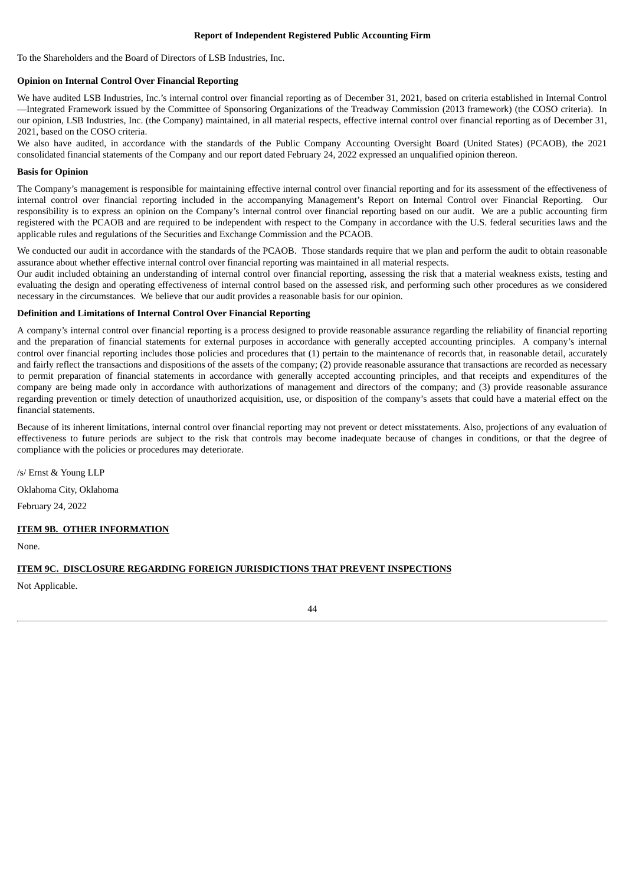**Report of Independent Registered Public Accounting Firm**

To the Shareholders and the Board of Directors of LSB Industries, Inc.

**Opinion on Internal Control Over Financial Reporting**

We have audited LSB Industries, Inc.'s internal control over financial reporting as of December 31, 2021, based on criteria established in Internal Control—Integrated Framework issued by the Committee of Sponsoring Organizations of the Treadway Commission (2013 framework) (the COSO criteria). In our opinion, LSB Industries, Inc. (the Company) maintained, in all material respects, effective internal control over financial reporting as of December 31, 2021, based on the COSO criteria.

We also have audited, in accordance with the standards of the Public Company Accounting Oversight Board (United States) (PCAOB), the 2021 consolidated financial statements of the Company and our report dated February 24, 2022 expressed an unqualified opinion thereon.

**Basis for Opinion**

The Company's management is responsible for maintaining effective internal control over financial reporting and for its assessment of the effectiveness of internal control over financial reporting included in the accompanying Management's Report on Internal Control over Financial Reporting. Our responsibility is to express an opinion on the Company's internal control over financial reporting based on our audit. We are a public accounting firm registered with the PCAOB and are required to be independent with respect to the Company in accordance with the U.S. federal securities laws and the applicable rules and regulations of the Securities and Exchange Commission and the PCAOB.

We conducted our audit in accordance with the standards of the PCAOB. Those standards require that we plan and perform the audit to obtain reasonable assurance about whether effective internal control over financial reporting was maintained in all material respects.

Our audit included obtaining an understanding of internal control over financial reporting, assessing the risk that a material weakness exists, testing and evaluating the design and operating effectiveness of internal control based on the assessed risk, and performing such other procedures as we considered necessary in the circumstances. We believe that our audit provides a reasonable basis for our opinion.

**Definition and Limitations of Internal Control Over Financial Reporting**

A company's internal control over financial reporting is a process designed to provide reasonable assurance regarding the reliability of financial reporting and the preparation of financial statements for external purposes in accordance with generally accepted accounting principles. A company's internal control over financial reporting includes those policies and procedures that (1) pertain to the maintenance of records that, in reasonable detail, accurately and fairly reflect the transactions and dispositions of the assets of the company; (2) provide reasonable assurance that transactions are recorded as necessary to permit preparation of financial statements in accordance with generally accepted accounting principles, and that receipts and expenditures of the company are being made only in accordance with authorizations of management and directors of the company; and (3) provide reasonable assurance regarding prevention or timely detection of unauthorized acquisition, use, or disposition of the company's assets that could have a material effect on the financial statements.

Because of its inherent limitations, internal control over financial reporting may not prevent or detect misstatements. Also, projections of any evaluation of effectiveness to future periods are subject to the risk that controls may become inadequate because of changes in conditions, or that the degree of compliance with the policies or procedures may deteriorate.

/s/ Ernst & Young LLP

Oklahoma City, Oklahoma

February 24, 2022

## ITEM 9B. OTHER INFORMATION

None.

## ITEM 9C. DISCLOSURE REGARDING FOREIGN JURISDICTIONS THAT PREVENT INSPECTIONS

Not Applicable.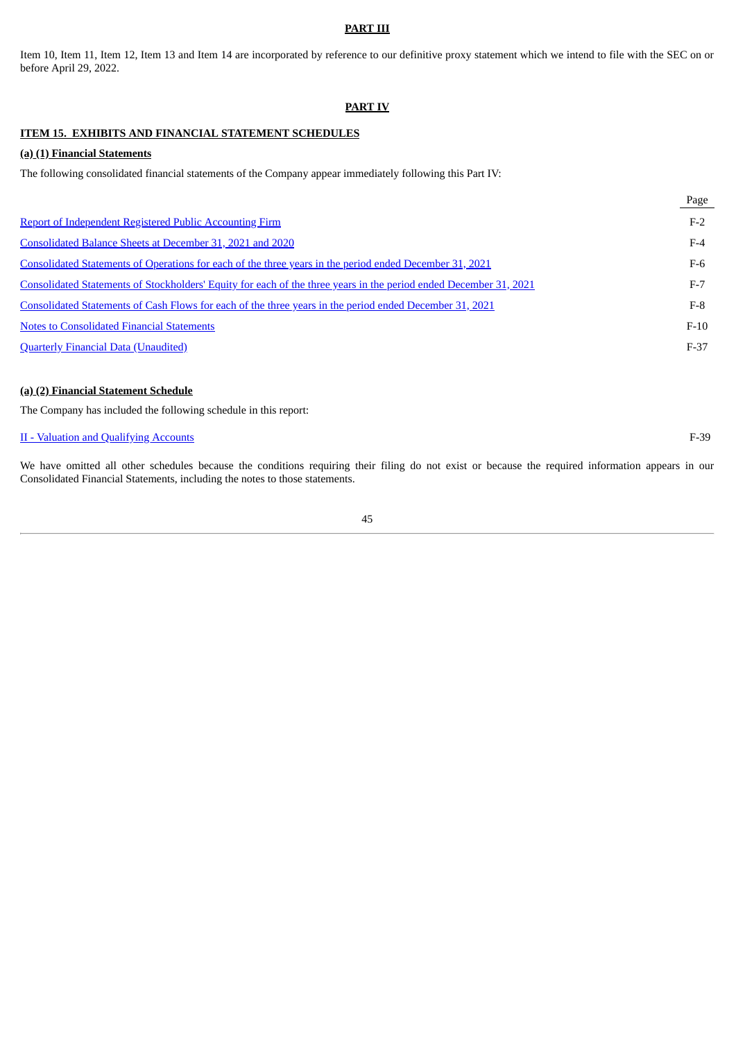## PART III

Item 10, Item 11, Item 12, Item 13 and Item 14 are incorporated by reference to our definitive proxy statement which we intend to file with the SEC on or before April 29, 2022.

## PART IV

### ITEM 15. EXHIBITS AND FINANCIAL STATEMENT SCHEDULES

**(a) (1) Financial Statements**

The following consolidated financial statements of the Company appear immediately following this Part IV:

| | Page |
|---|---|
| Report of Independent Registered Public Accounting Firm | F-2 |
| Consolidated Balance Sheets at December 31, 2021 and 2020 | F-4 |
| Consolidated Statements of Operations for each of the three years in the period ended December 31, 2021 | F-6 |
| Consolidated Statements of Stockholders' Equity for each of the three years in the period ended December 31, 2021 | F-7 |
| Consolidated Statements of Cash Flows for each of the three years in the period ended December 31, 2021 | F-8 |
| Notes to Consolidated Financial Statements | F-10 |
| Quarterly Financial Data (Unaudited) | F-37 |

**(a) (2) Financial Statement Schedule**

The Company has included the following schedule in this report:

| | |
|---|---|
| II - Valuation and Qualifying Accounts | F-39 |

We have omitted all other schedules because the conditions requiring their filing do not exist or because the required information appears in our Consolidated Financial Statements, including the notes to those statements.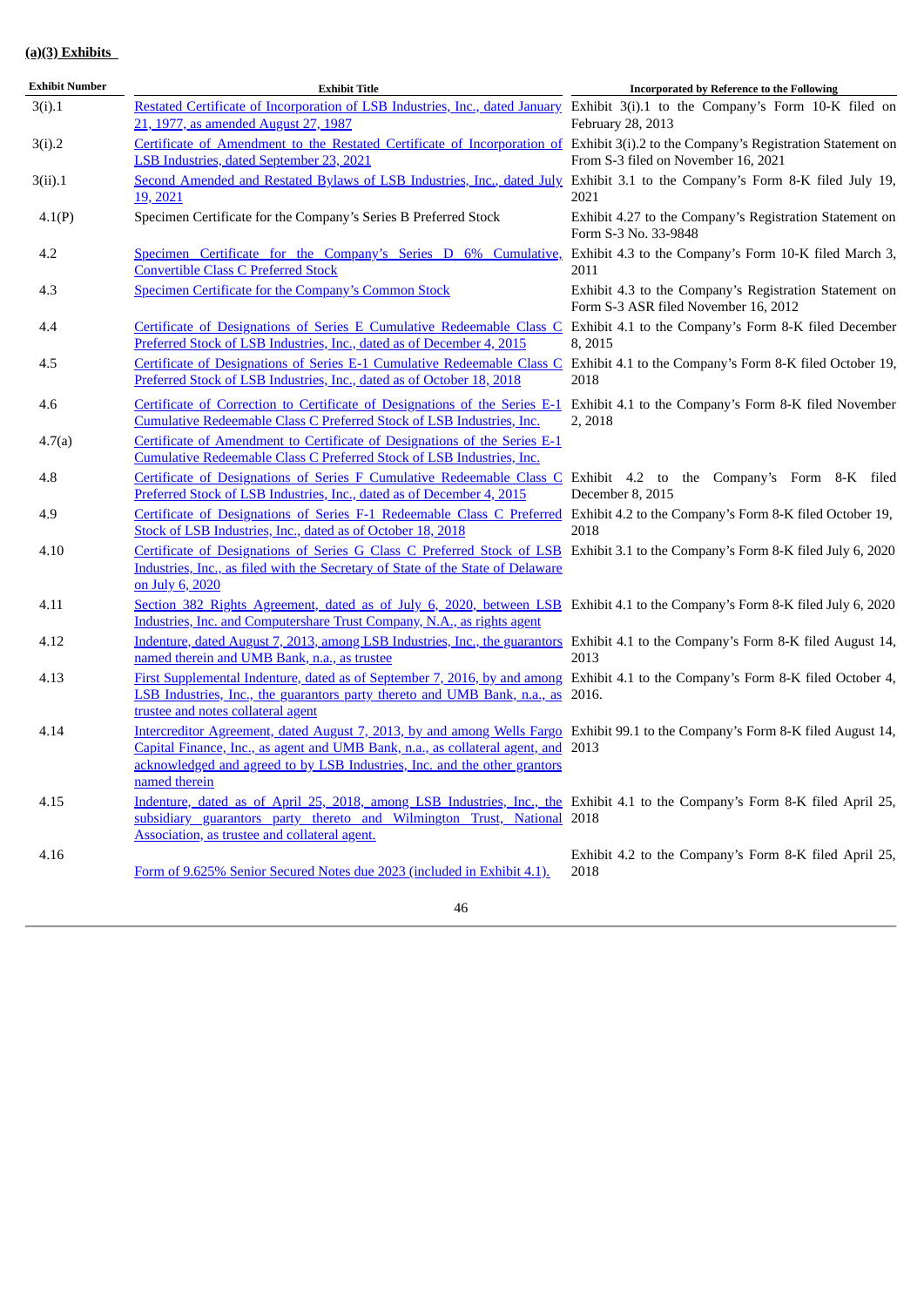**(a)(3) Exhibits**

| Exhibit Number | Exhibit Title | Incorporated by Reference to the Following |
|---|---|---|
| 3(i).1 | Restated Certificate of Incorporation of LSB Industries, Inc., dated January 21, 1977, as amended August 27, 1987 | Exhibit 3(i).1 to the Company's Form 10-K filed on February 28, 2013 |
| 3(i).2 | Certificate of Amendment to the Restated Certificate of Incorporation of LSB Industries, dated September 23, 2021 | Exhibit 3(i).2 to the Company's Registration Statement on From S-3 filed on November 16, 2021 |
| 3(ii).1 | Second Amended and Restated Bylaws of LSB Industries, Inc., dated July 19, 2021 | Exhibit 3.1 to the Company's Form 8-K filed July 19, 2021 |
| 4.1(P) | Specimen Certificate for the Company's Series B Preferred Stock | Exhibit 4.27 to the Company's Registration Statement on Form S-3 No. 33-9848 |
| 4.2 | Specimen Certificate for the Company's Series D 6% Cumulative, Convertible Class C Preferred Stock | Exhibit 4.3 to the Company's Form 10-K filed March 3, 2011 |
| 4.3 | Specimen Certificate for the Company's Common Stock | Exhibit 4.3 to the Company's Registration Statement on Form S-3 ASR filed November 16, 2012 |
| 4.4 | Certificate of Designations of Series E Cumulative Redeemable Class C Preferred Stock of LSB Industries, Inc., dated as of December 4, 2015 | Exhibit 4.1 to the Company's Form 8-K filed December 8, 2015 |
| 4.5 | Certificate of Designations of Series E-1 Cumulative Redeemable Class C Preferred Stock of LSB Industries, Inc., dated as of October 18, 2018 | Exhibit 4.1 to the Company's Form 8-K filed October 19, 2018 |
| 4.6 | Certificate of Correction to Certificate of Designations of the Series E-1 Cumulative Redeemable Class C Preferred Stock of LSB Industries, Inc. | Exhibit 4.1 to the Company's Form 8-K filed November 2, 2018 |
| 4.7(a) | Certificate of Amendment to Certificate of Designations of the Series E-1 Cumulative Redeemable Class C Preferred Stock of LSB Industries, Inc. | |
| 4.8 | Certificate of Designations of Series F Cumulative Redeemable Class C Preferred Stock of LSB Industries, Inc., dated as of December 4, 2015 | Exhibit 4.2 to the Company's Form 8-K filed December 8, 2015 |
| 4.9 | Certificate of Designations of Series F-1 Redeemable Class C Preferred Stock of LSB Industries, Inc., dated as of October 18, 2018 | Exhibit 4.2 to the Company's Form 8-K filed October 19, 2018 |
| 4.10 | Certificate of Designations of Series G Class C Preferred Stock of LSB Industries, Inc., as filed with the Secretary of State of the State of Delaware on July 6, 2020 | Exhibit 3.1 to the Company's Form 8-K filed July 6, 2020 |
| 4.11 | Section 382 Rights Agreement, dated as of July 6, 2020, between LSB Industries, Inc. and Computershare Trust Company, N.A., as rights agent | Exhibit 4.1 to the Company's Form 8-K filed July 6, 2020 |
| 4.12 | Indenture, dated August 7, 2013, among LSB Industries, Inc., the guarantors named therein and UMB Bank, n.a., as trustee | Exhibit 4.1 to the Company's Form 8-K filed August 14, 2013 |
| 4.13 | First Supplemental Indenture, dated as of September 7, 2016, by and among LSB Industries, Inc., the guarantors party thereto and UMB Bank, n.a., as trustee and notes collateral agent | Exhibit 4.1 to the Company's Form 8-K filed October 4, 2016. |
| 4.14 | Intercreditor Agreement, dated August 7, 2013, by and among Wells Fargo Capital Finance, Inc., as agent and UMB Bank, n.a., as collateral agent, and acknowledged and agreed to by LSB Industries, Inc. and the other grantors named therein | Exhibit 99.1 to the Company's Form 8-K filed August 14, 2013 |
| 4.15 | Indenture, dated as of April 25, 2018, among LSB Industries, Inc., the subsidiary guarantors party thereto and Wilmington Trust, National Association, as trustee and collateral agent. | Exhibit 4.1 to the Company's Form 8-K filed April 25, 2018 |
| 4.16 | Form of 9.625% Senior Secured Notes due 2023 (included in Exhibit 4.1). | Exhibit 4.2 to the Company's Form 8-K filed April 25, 2018 |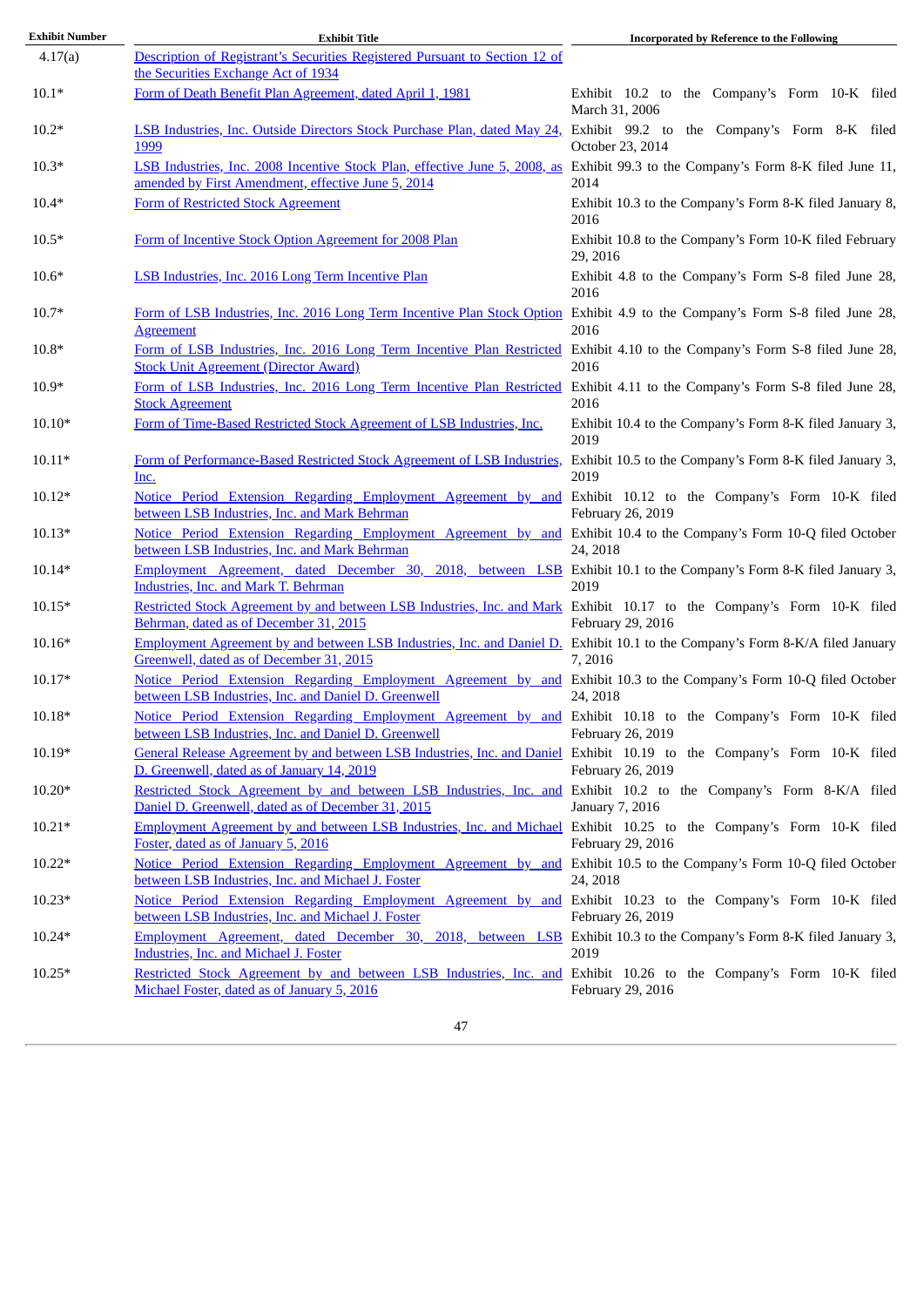| Exhibit Number | Exhibit Title | Incorporated by Reference to the Following |
|---|---|---|
| 4.17(a) | Description of Registrant's Securities Registered Pursuant to Section 12 of the Securities Exchange Act of 1934 | |
| 10.1* | Form of Death Benefit Plan Agreement, dated April 1, 1981 | Exhibit 10.2 to the Company's Form 10-K filed March 31, 2006 |
| 10.2* | LSB Industries, Inc. Outside Directors Stock Purchase Plan, dated May 24, 1999 | Exhibit 99.2 to the Company's Form 8-K filed October 23, 2014 |
| 10.3* | LSB Industries, Inc. 2008 Incentive Stock Plan, effective June 5, 2008, as amended by First Amendment, effective June 5, 2014 | Exhibit 99.3 to the Company's Form 8-K filed June 11, 2014 |
| 10.4* | Form of Restricted Stock Agreement | Exhibit 10.3 to the Company's Form 8-K filed January 8, 2016 |
| 10.5* | Form of Incentive Stock Option Agreement for 2008 Plan | Exhibit 10.8 to the Company's Form 10-K filed February 29, 2016 |
| 10.6* | LSB Industries, Inc. 2016 Long Term Incentive Plan | Exhibit 4.8 to the Company's Form S-8 filed June 28, 2016 |
| 10.7* | Form of LSB Industries, Inc. 2016 Long Term Incentive Plan Stock Option Agreement | Exhibit 4.9 to the Company's Form S-8 filed June 28, 2016 |
| 10.8* | Form of LSB Industries, Inc. 2016 Long Term Incentive Plan Restricted Stock Unit Agreement (Director Award) | Exhibit 4.10 to the Company's Form S-8 filed June 28, 2016 |
| 10.9* | Form of LSB Industries, Inc. 2016 Long Term Incentive Plan Restricted Stock Agreement | Exhibit 4.11 to the Company's Form S-8 filed June 28, 2016 |
| 10.10* | Form of Time-Based Restricted Stock Agreement of LSB Industries, Inc. | Exhibit 10.4 to the Company's Form 8-K filed January 3, 2019 |
| 10.11* | Form of Performance-Based Restricted Stock Agreement of LSB Industries, Inc. | Exhibit 10.5 to the Company's Form 8-K filed January 3, 2019 |
| 10.12* | Notice Period Extension Regarding Employment Agreement by and between LSB Industries, Inc. and Mark Behrman | Exhibit 10.12 to the Company's Form 10-K filed February 26, 2019 |
| 10.13* | Notice Period Extension Regarding Employment Agreement by and between LSB Industries, Inc. and Mark Behrman | Exhibit 10.4 to the Company's Form 10-Q filed October 24, 2018 |
| 10.14* | Employment Agreement, dated December 30, 2018, between LSB Industries, Inc. and Mark T. Behrman | Exhibit 10.1 to the Company's Form 8-K filed January 3, 2019 |
| 10.15* | Restricted Stock Agreement by and between LSB Industries, Inc. and Mark Behrman, dated as of December 31, 2015 | Exhibit 10.17 to the Company's Form 10-K filed February 29, 2016 |
| 10.16* | Employment Agreement by and between LSB Industries, Inc. and Daniel D. Greenwell, dated as of December 31, 2015 | Exhibit 10.1 to the Company's Form 8-K/A filed January 7, 2016 |
| 10.17* | Notice Period Extension Regarding Employment Agreement by and between LSB Industries, Inc. and Daniel D. Greenwell | Exhibit 10.3 to the Company's Form 10-Q filed October 24, 2018 |
| 10.18* | Notice Period Extension Regarding Employment Agreement by and between LSB Industries, Inc. and Daniel D. Greenwell | Exhibit 10.18 to the Company's Form 10-K filed February 26, 2019 |
| 10.19* | General Release Agreement by and between LSB Industries, Inc. and Daniel D. Greenwell, dated as of January 14, 2019 | Exhibit 10.19 to the Company's Form 10-K filed February 26, 2019 |
| 10.20* | Restricted Stock Agreement by and between LSB Industries, Inc. and Daniel D. Greenwell, dated as of December 31, 2015 | Exhibit 10.2 to the Company's Form 8-K/A filed January 7, 2016 |
| 10.21* | Employment Agreement by and between LSB Industries, Inc. and Michael Foster, dated as of January 5, 2016 | Exhibit 10.25 to the Company's Form 10-K filed February 29, 2016 |
| 10.22* | Notice Period Extension Regarding Employment Agreement by and between LSB Industries, Inc. and Michael J. Foster | Exhibit 10.5 to the Company's Form 10-Q filed October 24, 2018 |
| 10.23* | Notice Period Extension Regarding Employment Agreement by and between LSB Industries, Inc. and Michael J. Foster | Exhibit 10.23 to the Company's Form 10-K filed February 26, 2019 |
| 10.24* | Employment Agreement, dated December 30, 2018, between LSB Industries, Inc. and Michael J. Foster | Exhibit 10.3 to the Company's Form 8-K filed January 3, 2019 |
| 10.25* | Restricted Stock Agreement by and between LSB Industries, Inc. and Michael Foster, dated as of January 5, 2016 | Exhibit 10.26 to the Company's Form 10-K filed February 29, 2016 |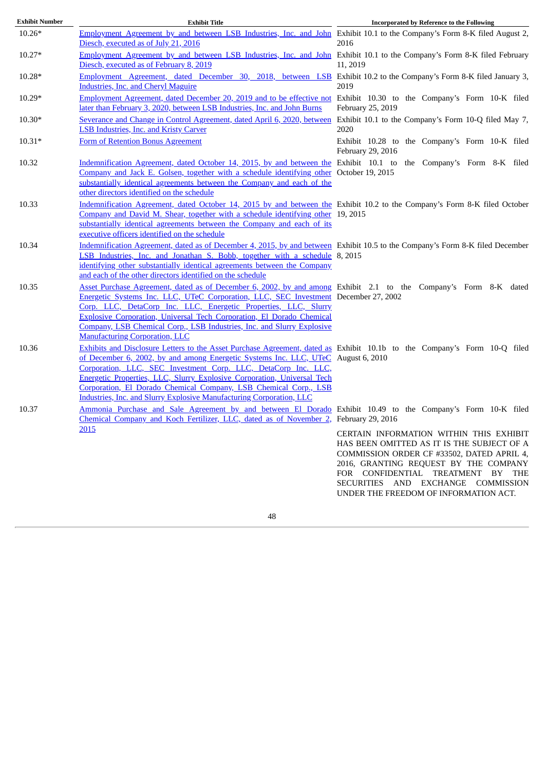| Exhibit Number | Exhibit Title | Incorporated by Reference to the Following |
|---|---|---|
| 10.26* | Employment Agreement by and between LSB Industries, Inc. and John Diesch, executed as of July 21, 2016 | Exhibit 10.1 to the Company's Form 8-K filed August 2, 2016 |
| 10.27* | Employment Agreement by and between LSB Industries, Inc. and John Diesch, executed as of February 8, 2019 | Exhibit 10.1 to the Company's Form 8-K filed February 11, 2019 |
| 10.28* | Employment Agreement, dated December 30, 2018, between LSB Industries, Inc. and Cheryl Maguire | Exhibit 10.2 to the Company's Form 8-K filed January 3, 2019 |
| 10.29* | Employment Agreement, dated December 20, 2019 and to be effective not later than February 3, 2020, between LSB Industries, Inc. and John Burns | Exhibit 10.30 to the Company's Form 10-K filed February 25, 2019 |
| 10.30* | Severance and Change in Control Agreement, dated April 6, 2020, between LSB Industries, Inc. and Kristy Carver | Exhibit 10.1 to the Company's Form 10-Q filed May 7, 2020 |
| 10.31* | Form of Retention Bonus Agreement | Exhibit 10.28 to the Company's Form 10-K filed February 29, 2016 |
| 10.32 | Indemnification Agreement, dated October 14, 2015, by and between the Company and Jack E. Golsen, together with a schedule identifying other substantially identical agreements between the Company and each of the other directors identified on the schedule | Exhibit 10.1 to the Company's Form 8-K filed October 19, 2015 |
| 10.33 | Indemnification Agreement, dated October 14, 2015 by and between the Company and David M. Shear, together with a schedule identifying other substantially identical agreements between the Company and each of its executive officers identified on the schedule | Exhibit 10.2 to the Company's Form 8-K filed October 19, 2015 |
| 10.34 | Indemnification Agreement, dated as of December 4, 2015, by and between LSB Industries, Inc. and Jonathan S. Bobb, together with a schedule identifying other substantially identical agreements between the Company and each of the other directors identified on the schedule | Exhibit 10.5 to the Company's Form 8-K filed December 8, 2015 |
| 10.35 | Asset Purchase Agreement, dated as of December 6, 2002, by and among Energetic Systems Inc. LLC, UTeC Corporation, LLC, SEC Investment Corp. LLC, DetaCorp Inc. LLC, Energetic Properties, LLC, Slurry Explosive Corporation, Universal Tech Corporation, El Dorado Chemical Company, LSB Chemical Corp., LSB Industries, Inc. and Slurry Explosive Manufacturing Corporation, LLC | Exhibit 2.1 to the Company's Form 8-K dated December 27, 2002 |
| 10.36 | Exhibits and Disclosure Letters to the Asset Purchase Agreement, dated as of December 6, 2002, by and among Energetic Systems Inc. LLC, UTeC Corporation, LLC, SEC Investment Corp. LLC, DetaCorp Inc. LLC, Energetic Properties, LLC, Slurry Explosive Corporation, Universal Tech Corporation, El Dorado Chemical Company, LSB Chemical Corp., LSB Industries, Inc. and Slurry Explosive Manufacturing Corporation, LLC | Exhibit 10.1b to the Company's Form 10-Q filed August 6, 2010 |
| 10.37 | Ammonia Purchase and Sale Agreement by and between El Dorado Chemical Company and Koch Fertilizer, LLC, dated as of November 2, 2015 | Exhibit 10.49 to the Company's Form 10-K filed February 29, 2016<br><br>CERTAIN INFORMATION WITHIN THIS EXHIBIT HAS BEEN OMITTED AS IT IS THE SUBJECT OF A COMMISSION ORDER CF #33502, DATED APRIL 4, 2016, GRANTING REQUEST BY THE COMPANY FOR CONFIDENTIAL TREATMENT BY THE SECURITIES AND EXCHANGE COMMISSION UNDER THE FREEDOM OF INFORMATION ACT. |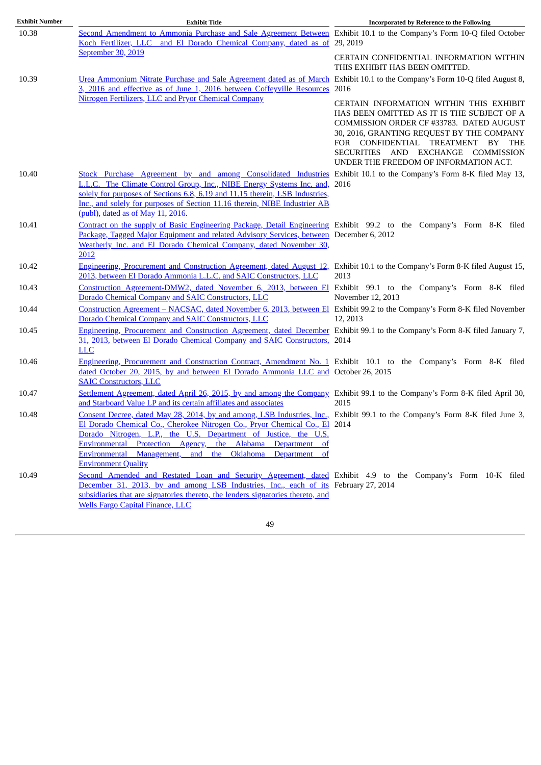| Exhibit Number | Exhibit Title | Incorporated by Reference to the Following |
|---|---|---|
| 10.38 | Second Amendment to Ammonia Purchase and Sale Agreement Between Koch Fertilizer, LLC and El Dorado Chemical Company, dated as of September 30, 2019 | Exhibit 10.1 to the Company's Form 10-Q filed October 29, 2019<br><br>CERTAIN CONFIDENTIAL INFORMATION WITHIN THIS EXHIBIT HAS BEEN OMITTED. |
| 10.39 | Urea Ammonium Nitrate Purchase and Sale Agreement dated as of March 3, 2016 and effective as of June 1, 2016 between Coffeyville Resources Nitrogen Fertilizers, LLC and Pryor Chemical Company | Exhibit 10.1 to the Company's Form 10-Q filed August 8, 2016<br><br>CERTAIN INFORMATION WITHIN THIS EXHIBIT HAS BEEN OMITTED AS IT IS THE SUBJECT OF A COMMISSION ORDER CF #33783. DATED AUGUST 30, 2016, GRANTING REQUEST BY THE COMPANY FOR CONFIDENTIAL TREATMENT BY THE SECURITIES AND EXCHANGE COMMISSION UNDER THE FREEDOM OF INFORMATION ACT. |
| 10.40 | Stock Purchase Agreement by and among Consolidated Industries L.L.C. The Climate Control Group, Inc., NIBE Energy Systems Inc. and, solely for purposes of Sections 6.8, 6.19 and 11.15 therein, LSB Industries, Inc., and solely for purposes of Section 11.16 therein, NIBE Industrier AB (publ), dated as of May 11, 2016. | Exhibit 10.1 to the Company's Form 8-K filed May 13, 2016 |
| 10.41 | Contract on the supply of Basic Engineering Package, Detail Engineering Package, Tagged Major Equipment and related Advisory Services, between Weatherly Inc. and El Dorado Chemical Company, dated November 30, 2012 | Exhibit 99.2 to the Company's Form 8-K filed December 6, 2012 |
| 10.42 | Engineering, Procurement and Construction Agreement, dated August 12, 2013, between El Dorado Ammonia L.L.C. and SAIC Constructors, LLC | Exhibit 10.1 to the Company's Form 8-K filed August 15, 2013 |
| 10.43 | Construction Agreement-DMW2, dated November 6, 2013, between El Dorado Chemical Company and SAIC Constructors, LLC | Exhibit 99.1 to the Company's Form 8-K filed November 12, 2013 |
| 10.44 | Construction Agreement – NACSAC, dated November 6, 2013, between El Dorado Chemical Company and SAIC Constructors, LLC | Exhibit 99.2 to the Company's Form 8-K filed November 12, 2013 |
| 10.45 | Engineering, Procurement and Construction Agreement, dated December 31, 2013, between El Dorado Chemical Company and SAIC Constructors, LLC | Exhibit 99.1 to the Company's Form 8-K filed January 7, 2014 |
| 10.46 | Engineering, Procurement and Construction Contract, Amendment No. 1 dated October 20, 2015, by and between El Dorado Ammonia LLC and SAIC Constructors, LLC | Exhibit 10.1 to the Company's Form 8-K filed October 26, 2015 |
| 10.47 | Settlement Agreement, dated April 26, 2015, by and among the Company and Starboard Value LP and its certain affiliates and associates | Exhibit 99.1 to the Company's Form 8-K filed April 30, 2015 |
| 10.48 | Consent Decree, dated May 28, 2014, by and among, LSB Industries, Inc., El Dorado Chemical Co., Cherokee Nitrogen Co., Pryor Chemical Co., El Dorado Nitrogen, L.P., the U.S. Department of Justice, the U.S. Environmental Protection Agency, the Alabama Department of Environmental Management, and the Oklahoma Department of Environment Quality | Exhibit 99.1 to the Company's Form 8-K filed June 3, 2014 |
| 10.49 | Second Amended and Restated Loan and Security Agreement, dated December 31, 2013, by and among LSB Industries, Inc., each of its subsidiaries that are signatories thereto, the lenders signatories thereto, and Wells Fargo Capital Finance, LLC | Exhibit 4.9 to the Company's Form 10-K filed February 27, 2014 |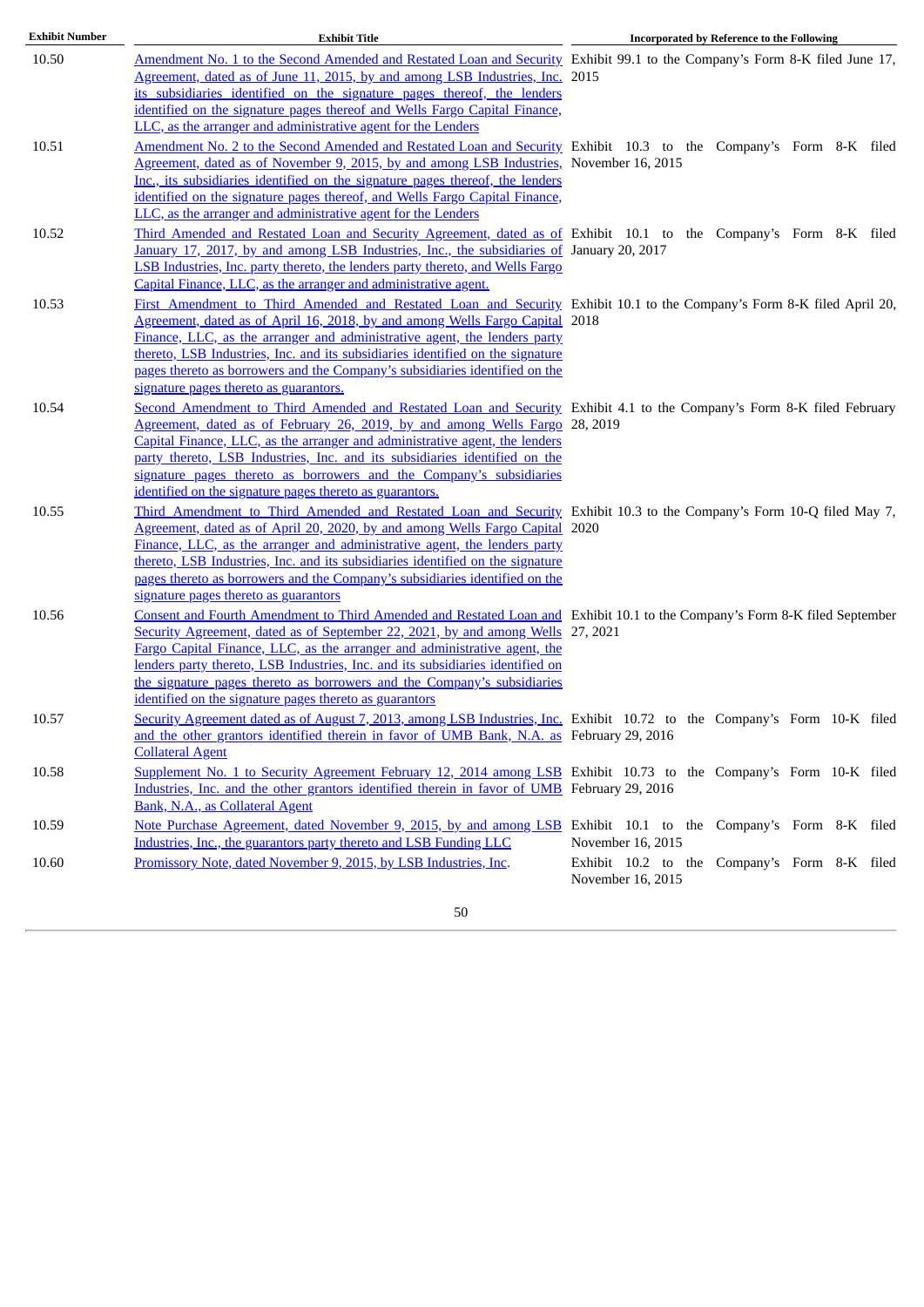| Exhibit Number | Exhibit Title | Incorporated by Reference to the Following |
| --- | --- | --- |
| 10.50 | Amendment No. 1 to the Second Amended and Restated Loan and Security Agreement, dated as of June 11, 2015, by and among LSB Industries, Inc. its subsidiaries identified on the signature pages thereof, the lenders identified on the signature pages thereof and Wells Fargo Capital Finance, LLC, as the arranger and administrative agent for the Lenders | Exhibit 99.1 to the Company's Form 8-K filed June 17, 2015 |
| 10.51 | Amendment No. 2 to the Second Amended and Restated Loan and Security Agreement, dated as of November 9, 2015, by and among LSB Industries, Inc., its subsidiaries identified on the signature pages thereof, the lenders identified on the signature pages thereof, and Wells Fargo Capital Finance, LLC, as the arranger and administrative agent for the Lenders | Exhibit 10.3 to the Company's Form 8-K filed November 16, 2015 |
| 10.52 | Third Amended and Restated Loan and Security Agreement, dated as of January 17, 2017, by and among LSB Industries, Inc., the subsidiaries of LSB Industries, Inc. party thereto, the lenders party thereto, and Wells Fargo Capital Finance, LLC, as the arranger and administrative agent. | Exhibit 10.1 to the Company's Form 8-K filed January 20, 2017 |
| 10.53 | First Amendment to Third Amended and Restated Loan and Security Agreement, dated as of April 16, 2018, by and among Wells Fargo Capital Finance, LLC, as the arranger and administrative agent, the lenders party thereto, LSB Industries, Inc. and its subsidiaries identified on the signature pages thereto as borrowers and the Company's subsidiaries identified on the signature pages thereto as guarantors. | Exhibit 10.1 to the Company's Form 8-K filed April 20, 2018 |
| 10.54 | Second Amendment to Third Amended and Restated Loan and Security Agreement, dated as of February 26, 2019, by and among Wells Fargo Capital Finance, LLC, as the arranger and administrative agent, the lenders party thereto, LSB Industries, Inc. and its subsidiaries identified on the signature pages thereto as borrowers and the Company's subsidiaries identified on the signature pages thereto as guarantors. | Exhibit 4.1 to the Company's Form 8-K filed February 28, 2019 |
| 10.55 | Third Amendment to Third Amended and Restated Loan and Security Agreement, dated as of April 20, 2020, by and among Wells Fargo Capital Finance, LLC, as the arranger and administrative agent, the lenders party thereto, LSB Industries, Inc. and its subsidiaries identified on the signature pages thereto as borrowers and the Company's subsidiaries identified on the signature pages thereto as guarantors | Exhibit 10.3 to the Company's Form 10-Q filed May 7, 2020 |
| 10.56 | Consent and Fourth Amendment to Third Amended and Restated Loan and Security Agreement, dated as of September 22, 2021, by and among Wells Fargo Capital Finance, LLC, as the arranger and administrative agent, the lenders party thereto, LSB Industries, Inc. and its subsidiaries identified on the signature pages thereto as borrowers and the Company's subsidiaries identified on the signature pages thereto as guarantors | Exhibit 10.1 to the Company's Form 8-K filed September 27, 2021 |
| 10.57 | Security Agreement dated as of August 7, 2013, among LSB Industries, Inc. and the other grantors identified therein in favor of UMB Bank, N.A. as Collateral Agent | Exhibit 10.72 to the Company's Form 10-K filed February 29, 2016 |
| 10.58 | Supplement No. 1 to Security Agreement February 12, 2014 among LSB Industries, Inc. and the other grantors identified therein in favor of UMB Bank, N.A., as Collateral Agent | Exhibit 10.73 to the Company's Form 10-K filed February 29, 2016 |
| 10.59 | Note Purchase Agreement, dated November 9, 2015, by and among LSB Industries, Inc., the guarantors party thereto and LSB Funding LLC | Exhibit 10.1 to the Company's Form 8-K filed November 16, 2015 |
| 10.60 | Promissory Note, dated November 9, 2015, by LSB Industries, Inc. | Exhibit 10.2 to the Company's Form 8-K filed November 16, 2015 |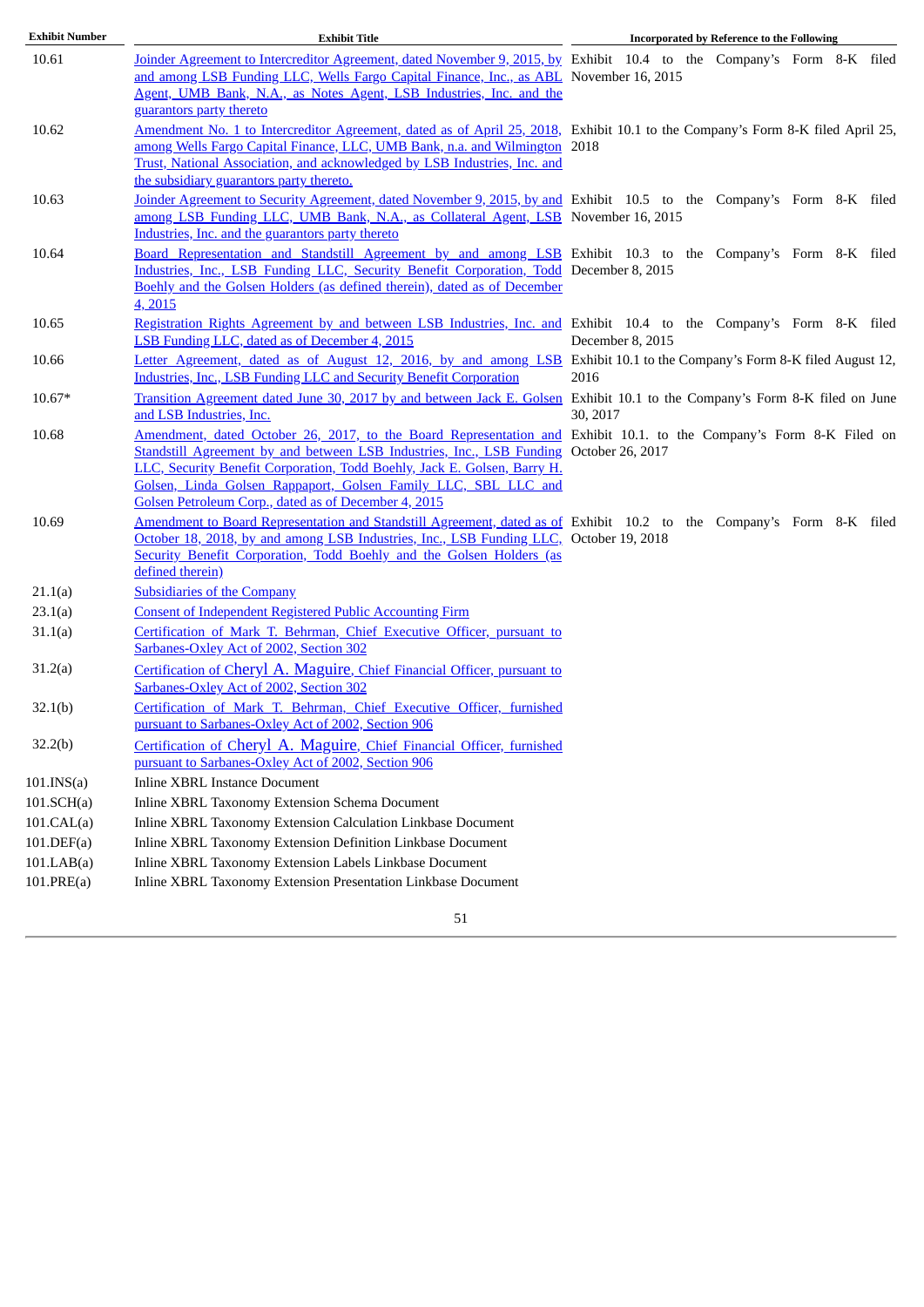| Exhibit Number | Exhibit Title | Incorporated by Reference to the Following |
|---|---|---|
| 10.61 | Joinder Agreement to Intercreditor Agreement, dated November 9, 2015, by and among LSB Funding LLC, Wells Fargo Capital Finance, Inc., as ABL Agent, UMB Bank, N.A., as Notes Agent, LSB Industries, Inc. and the guarantors party thereto | Exhibit 10.4 to the Company's Form 8-K filed November 16, 2015 |
| 10.62 | Amendment No. 1 to Intercreditor Agreement, dated as of April 25, 2018, among Wells Fargo Capital Finance, LLC, UMB Bank, n.a. and Wilmington Trust, National Association, and acknowledged by LSB Industries, Inc. and the subsidiary guarantors party thereto. | Exhibit 10.1 to the Company's Form 8-K filed April 25, 2018 |
| 10.63 | Joinder Agreement to Security Agreement, dated November 9, 2015, by and among LSB Funding LLC, UMB Bank, N.A., as Collateral Agent, LSB Industries, Inc. and the guarantors party thereto | Exhibit 10.5 to the Company's Form 8-K filed November 16, 2015 |
| 10.64 | Board Representation and Standstill Agreement by and among LSB Industries, Inc., LSB Funding LLC, Security Benefit Corporation, Todd Boehly and the Golsen Holders (as defined therein), dated as of December 4, 2015 | Exhibit 10.3 to the Company's Form 8-K filed December 8, 2015 |
| 10.65 | Registration Rights Agreement by and between LSB Industries, Inc. and LSB Funding LLC, dated as of December 4, 2015 | Exhibit 10.4 to the Company's Form 8-K filed December 8, 2015 |
| 10.66 | Letter Agreement, dated as of August 12, 2016, by and among LSB Industries, Inc., LSB Funding LLC and Security Benefit Corporation | Exhibit 10.1 to the Company's Form 8-K filed August 12, 2016 |
| 10.67* | Transition Agreement dated June 30, 2017 by and between Jack E. Golsen and LSB Industries, Inc. | Exhibit 10.1 to the Company's Form 8-K filed on June 30, 2017 |
| 10.68 | Amendment, dated October 26, 2017, to the Board Representation and Standstill Agreement by and between LSB Industries, Inc., LSB Funding LLC, Security Benefit Corporation, Todd Boehly, Jack E. Golsen, Barry H. Golsen, Linda Golsen Rappaport, Golsen Family LLC, SBL LLC and Golsen Petroleum Corp., dated as of December 4, 2015 | Exhibit 10.1. to the Company's Form 8-K Filed on October 26, 2017 |
| 10.69 | Amendment to Board Representation and Standstill Agreement, dated as of October 18, 2018, by and among LSB Industries, Inc., LSB Funding LLC, Security Benefit Corporation, Todd Boehly and the Golsen Holders (as defined therein) | Exhibit 10.2 to the Company's Form 8-K filed October 19, 2018 |
| 21.1(a) | Subsidiaries of the Company | |
| 23.1(a) | Consent of Independent Registered Public Accounting Firm | |
| 31.1(a) | Certification of Mark T. Behrman, Chief Executive Officer, pursuant to Sarbanes-Oxley Act of 2002, Section 302 | |
| 31.2(a) | Certification of Cheryl A. Maguire, Chief Financial Officer, pursuant to Sarbanes-Oxley Act of 2002, Section 302 | |
| 32.1(b) | Certification of Mark T. Behrman, Chief Executive Officer, furnished pursuant to Sarbanes-Oxley Act of 2002, Section 906 | |
| 32.2(b) | Certification of Cheryl A. Maguire, Chief Financial Officer, furnished pursuant to Sarbanes-Oxley Act of 2002, Section 906 | |
| 101.INS(a) | Inline XBRL Instance Document | |
| 101.SCH(a) | Inline XBRL Taxonomy Extension Schema Document | |
| 101.CAL(a) | Inline XBRL Taxonomy Extension Calculation Linkbase Document | |
| 101.DEF(a) | Inline XBRL Taxonomy Extension Definition Linkbase Document | |
| 101.LAB(a) | Inline XBRL Taxonomy Extension Labels Linkbase Document | |
| 101.PRE(a) | Inline XBRL Taxonomy Extension Presentation Linkbase Document | |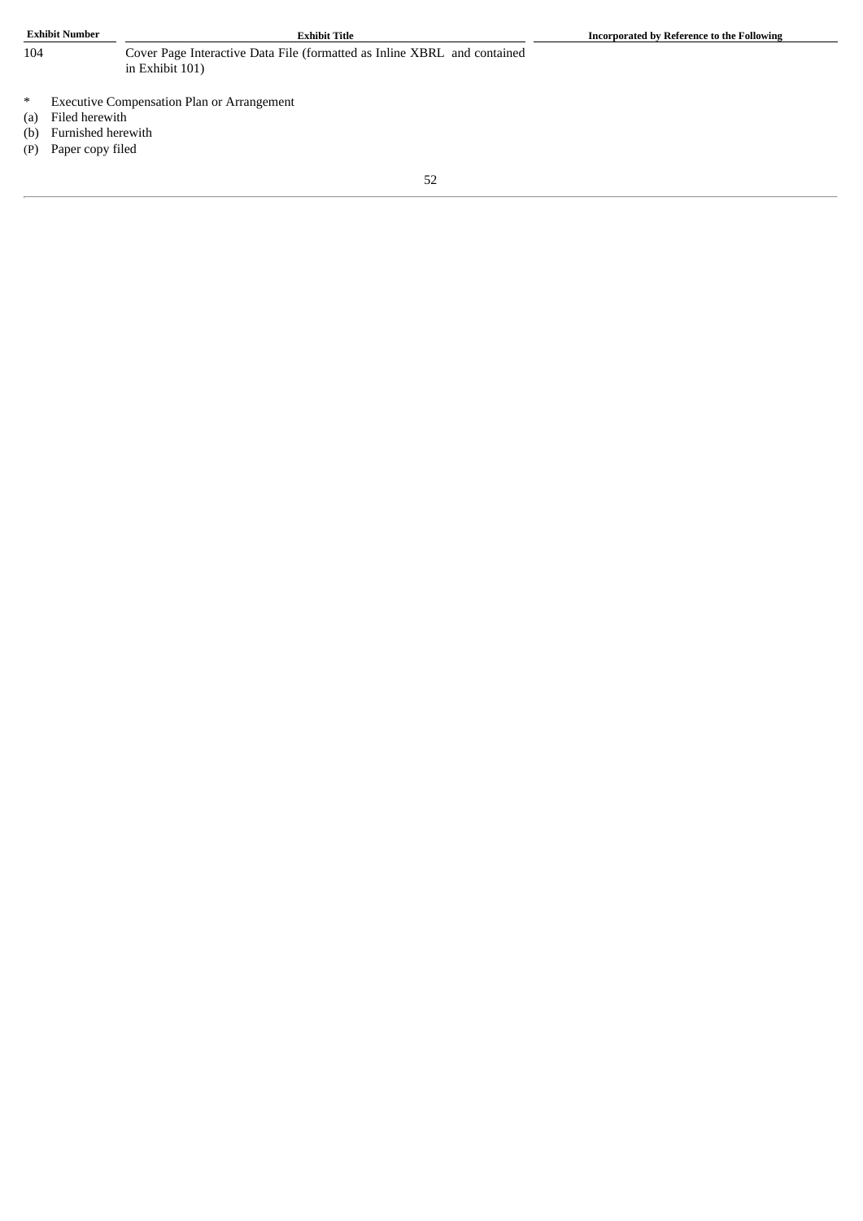| Exhibit Number | Exhibit Title | Incorporated by Reference to the Following |
|---|---|---|
| 104 | Cover Page Interactive Data File (formatted as Inline XBRL and contained in Exhibit 101) | |

- \* Executive Compensation Plan or Arrangement
- (a) Filed herewith
- (b) Furnished herewith
- (P) Paper copy filed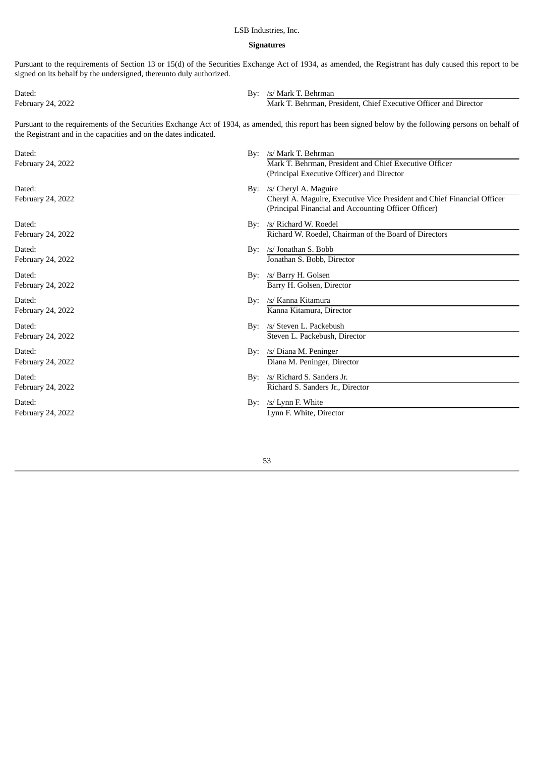LSB Industries, Inc.

**Signatures**

Pursuant to the requirements of Section 13 or 15(d) of the Securities Exchange Act of 1934, as amended, the Registrant has duly caused this report to be signed on its behalf by the undersigned, thereunto duly authorized.

| | |
|---|---|
| Dated: February 24, 2022 | By: /s/ Mark T. Behrman<br>Mark T. Behrman, President, Chief Executive Officer and Director |

Pursuant to the requirements of the Securities Exchange Act of 1934, as amended, this report has been signed below by the following persons on behalf of the Registrant and in the capacities and on the dates indicated.

| | |
|---|---|
| Dated: February 24, 2022 | By: /s/ Mark T. Behrman<br>Mark T. Behrman, President and Chief Executive Officer (Principal Executive Officer) and Director |
| Dated: February 24, 2022 | By: /s/ Cheryl A. Maguire<br>Cheryl A. Maguire, Executive Vice President and Chief Financial Officer (Principal Financial and Accounting Officer Officer) |
| Dated: February 24, 2022 | By: /s/ Richard W. Roedel<br>Richard W. Roedel, Chairman of the Board of Directors |
| Dated: February 24, 2022 | By: /s/ Jonathan S. Bobb<br>Jonathan S. Bobb, Director |
| Dated: February 24, 2022 | By: /s/ Barry H. Golsen<br>Barry H. Golsen, Director |
| Dated: February 24, 2022 | By: /s/ Kanna Kitamura<br>Kanna Kitamura, Director |
| Dated: February 24, 2022 | By: /s/ Steven L. Packebush<br>Steven L. Packebush, Director |
| Dated: February 24, 2022 | By: /s/ Diana M. Peninger<br>Diana M. Peninger, Director |
| Dated: February 24, 2022 | By: /s/ Richard S. Sanders Jr.<br>Richard S. Sanders Jr., Director |
| Dated: February 24, 2022 | By: /s/ Lynn F. White<br>Lynn F. White, Director |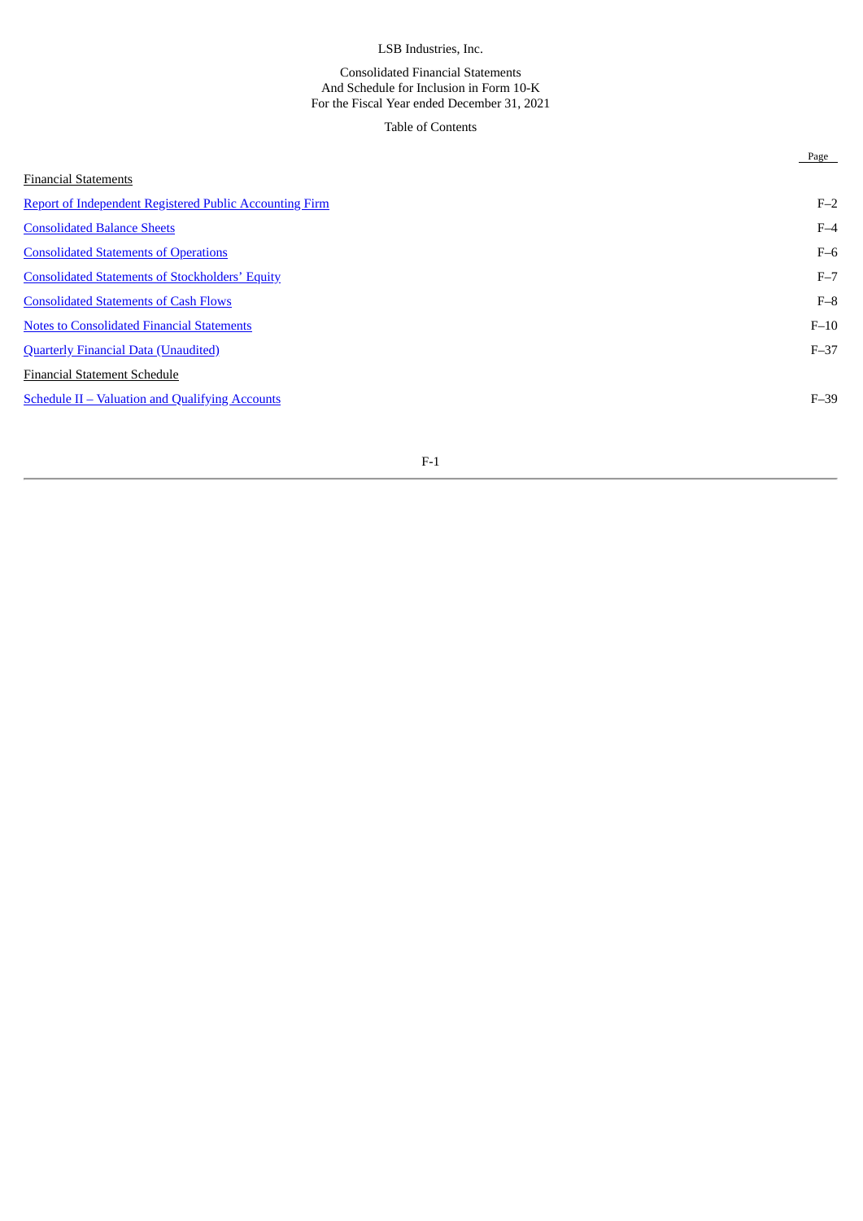LSB Industries, Inc.

Consolidated Financial Statements
And Schedule for Inclusion in Form 10-K
For the Fiscal Year ended December 31, 2021

Table of Contents

| | Page |
|---|---|
| Financial Statements | |
| Report of Independent Registered Public Accounting Firm | F–2 |
| Consolidated Balance Sheets | F–4 |
| Consolidated Statements of Operations | F–6 |
| Consolidated Statements of Stockholders' Equity | F–7 |
| Consolidated Statements of Cash Flows | F–8 |
| Notes to Consolidated Financial Statements | F–10 |
| Quarterly Financial Data (Unaudited) | F–37 |
| Financial Statement Schedule | |
| Schedule II – Valuation and Qualifying Accounts | F–39 |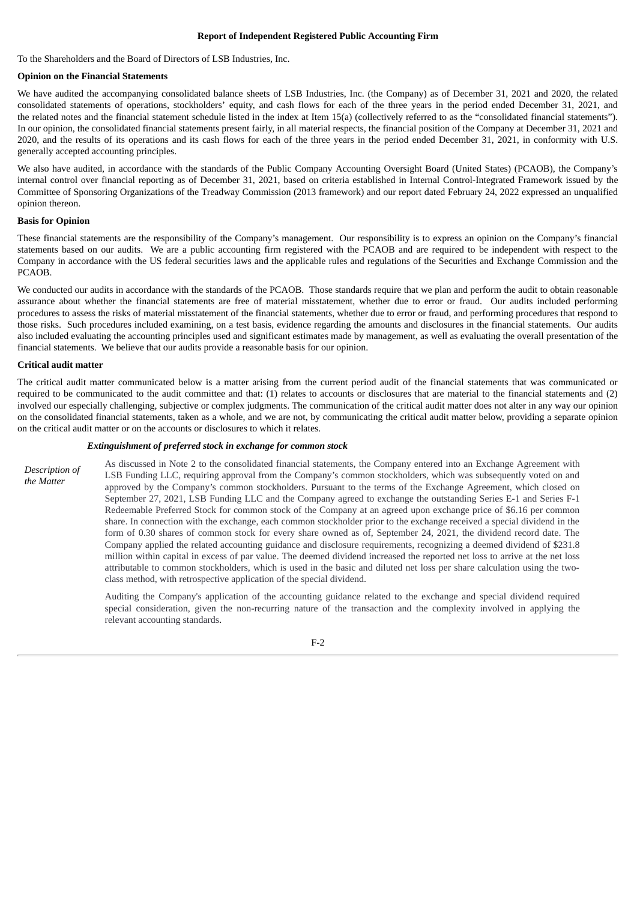# Report of Independent Registered Public Accounting Firm

To the Shareholders and the Board of Directors of LSB Industries, Inc.

**Opinion on the Financial Statements**

We have audited the accompanying consolidated balance sheets of LSB Industries, Inc. (the Company) as of December 31, 2021 and 2020, the related consolidated statements of operations, stockholders' equity, and cash flows for each of the three years in the period ended December 31, 2021, and the related notes and the financial statement schedule listed in the index at Item 15(a) (collectively referred to as the "consolidated financial statements"). In our opinion, the consolidated financial statements present fairly, in all material respects, the financial position of the Company at December 31, 2021 and 2020, and the results of its operations and its cash flows for each of the three years in the period ended December 31, 2021, in conformity with U.S. generally accepted accounting principles.

We also have audited, in accordance with the standards of the Public Company Accounting Oversight Board (United States) (PCAOB), the Company's internal control over financial reporting as of December 31, 2021, based on criteria established in Internal Control-Integrated Framework issued by the Committee of Sponsoring Organizations of the Treadway Commission (2013 framework) and our report dated February 24, 2022 expressed an unqualified opinion thereon.

**Basis for Opinion**

These financial statements are the responsibility of the Company's management. Our responsibility is to express an opinion on the Company's financial statements based on our audits. We are a public accounting firm registered with the PCAOB and are required to be independent with respect to the Company in accordance with the US federal securities laws and the applicable rules and regulations of the Securities and Exchange Commission and the PCAOB.

We conducted our audits in accordance with the standards of the PCAOB. Those standards require that we plan and perform the audit to obtain reasonable assurance about whether the financial statements are free of material misstatement, whether due to error or fraud. Our audits included performing procedures to assess the risks of material misstatement of the financial statements, whether due to error or fraud, and performing procedures that respond to those risks. Such procedures included examining, on a test basis, evidence regarding the amounts and disclosures in the financial statements. Our audits also included evaluating the accounting principles used and significant estimates made by management, as well as evaluating the overall presentation of the financial statements. We believe that our audits provide a reasonable basis for our opinion.

**Critical audit matter**

The critical audit matter communicated below is a matter arising from the current period audit of the financial statements that was communicated or required to be communicated to the audit committee and that: (1) relates to accounts or disclosures that are material to the financial statements and (2) involved our especially challenging, subjective or complex judgments. The communication of the critical audit matter does not alter in any way our opinion on the consolidated financial statements, taken as a whole, and we are not, by communicating the critical audit matter below, providing a separate opinion on the critical audit matter or on the accounts or disclosures to which it relates.

***Extinguishment of preferred stock in exchange for common stock***

| | |
|---|---|
| *Description of the Matter* | As discussed in Note 2 to the consolidated financial statements, the Company entered into an Exchange Agreement with LSB Funding LLC, requiring approval from the Company's common stockholders, which was subsequently voted on and approved by the Company's common stockholders. Pursuant to the terms of the Exchange Agreement, which closed on September 27, 2021, LSB Funding LLC and the Company agreed to exchange the outstanding Series E-1 and Series F-1 Redeemable Preferred Stock for common stock of the Company at an agreed upon exchange price of $6.16 per common share. In connection with the exchange, each common stockholder prior to the exchange received a special dividend in the form of 0.30 shares of common stock for every share owned as of, September 24, 2021, the dividend record date. The Company applied the related accounting guidance and disclosure requirements, recognizing a deemed dividend of $231.8 million within capital in excess of par value. The deemed dividend increased the reported net loss to arrive at the net loss attributable to common stockholders, which is used in the basic and diluted net loss per share calculation using the two-class method, with retrospective application of the special dividend.<br><br>Auditing the Company's application of the accounting guidance related to the exchange and special dividend required special consideration, given the non-recurring nature of the transaction and the complexity involved in applying the relevant accounting standards. |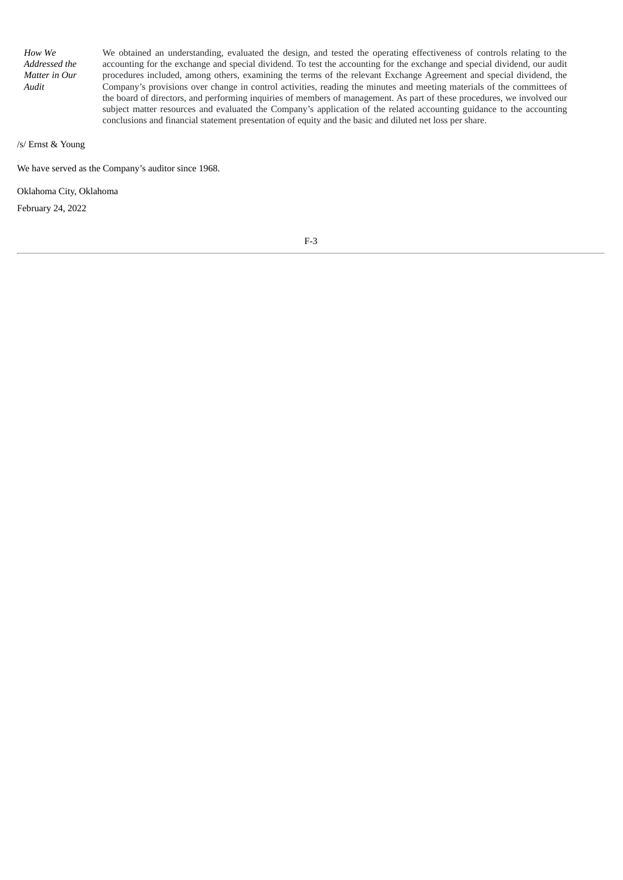| | |
|---|---|
| *How We Addressed the Matter in Our Audit* | We obtained an understanding, evaluated the design, and tested the operating effectiveness of controls relating to the accounting for the exchange and special dividend. To test the accounting for the exchange and special dividend, our audit procedures included, among others, examining the terms of the relevant Exchange Agreement and special dividend, the Company's provisions over change in control activities, reading the minutes and meeting materials of the committees of the board of directors, and performing inquiries of members of management. As part of these procedures, we involved our subject matter resources and evaluated the Company's application of the related accounting guidance to the accounting conclusions and financial statement presentation of equity and the basic and diluted net loss per share. |

/s/ Ernst & Young

We have served as the Company's auditor since 1968.

Oklahoma City, Oklahoma

February 24, 2022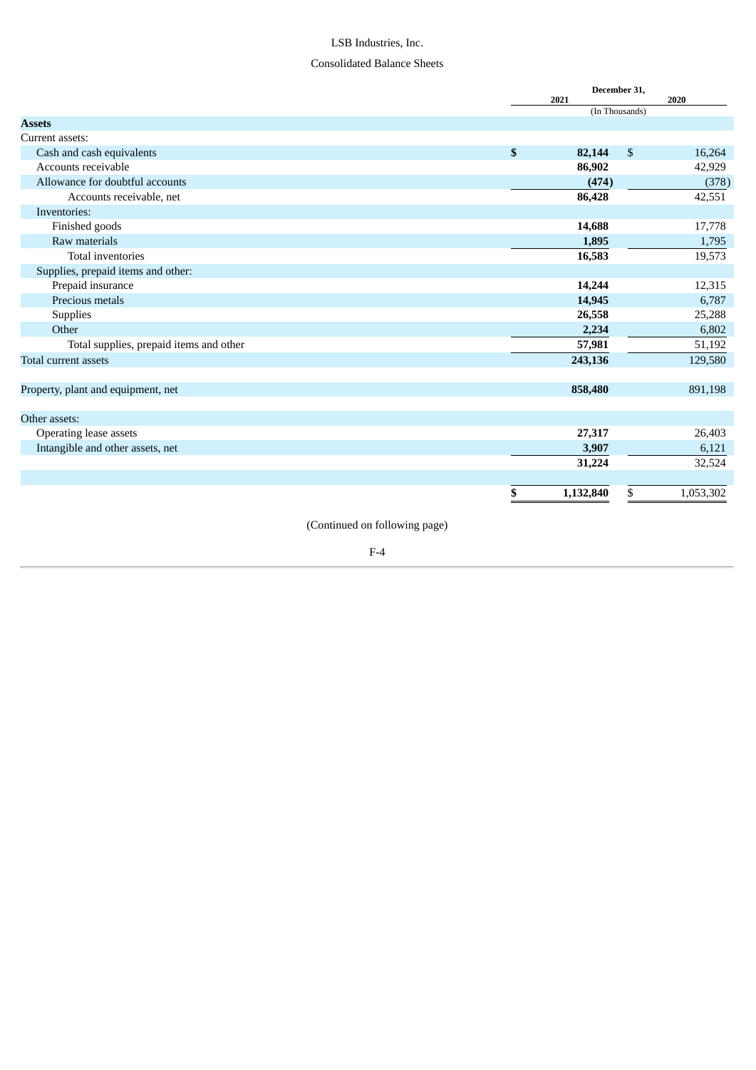LSB Industries, Inc.

Consolidated Balance Sheets

| | December 31, | |
|---|---|---|
| | 2021 | 2020 |
| | (In Thousands) | |
| **Assets** | | |
| Current assets: | | |
| Cash and cash equivalents | **$ 82,144** | $ 16,264 |
| Accounts receivable | **86,902** | 42,929 |
| Allowance for doubtful accounts | **(474)** | (378) |
| Accounts receivable, net | **86,428** | 42,551 |
| Inventories: | | |
| Finished goods | **14,688** | 17,778 |
| Raw materials | **1,895** | 1,795 |
| Total inventories | **16,583** | 19,573 |
| Supplies, prepaid items and other: | | |
| Prepaid insurance | **14,244** | 12,315 |
| Precious metals | **14,945** | 6,787 |
| Supplies | **26,558** | 25,288 |
| Other | **2,234** | 6,802 |
| Total supplies, prepaid items and other | **57,981** | 51,192 |
| Total current assets | **243,136** | 129,580 |
| | | |
| Property, plant and equipment, net | **858,480** | 891,198 |
| | | |
| Other assets: | | |
| Operating lease assets | **27,317** | 26,403 |
| Intangible and other assets, net | **3,907** | 6,121 |
| | **31,224** | 32,524 |
| | | |
| | **$ 1,132,840** | $ 1,053,302 |

(Continued on following page)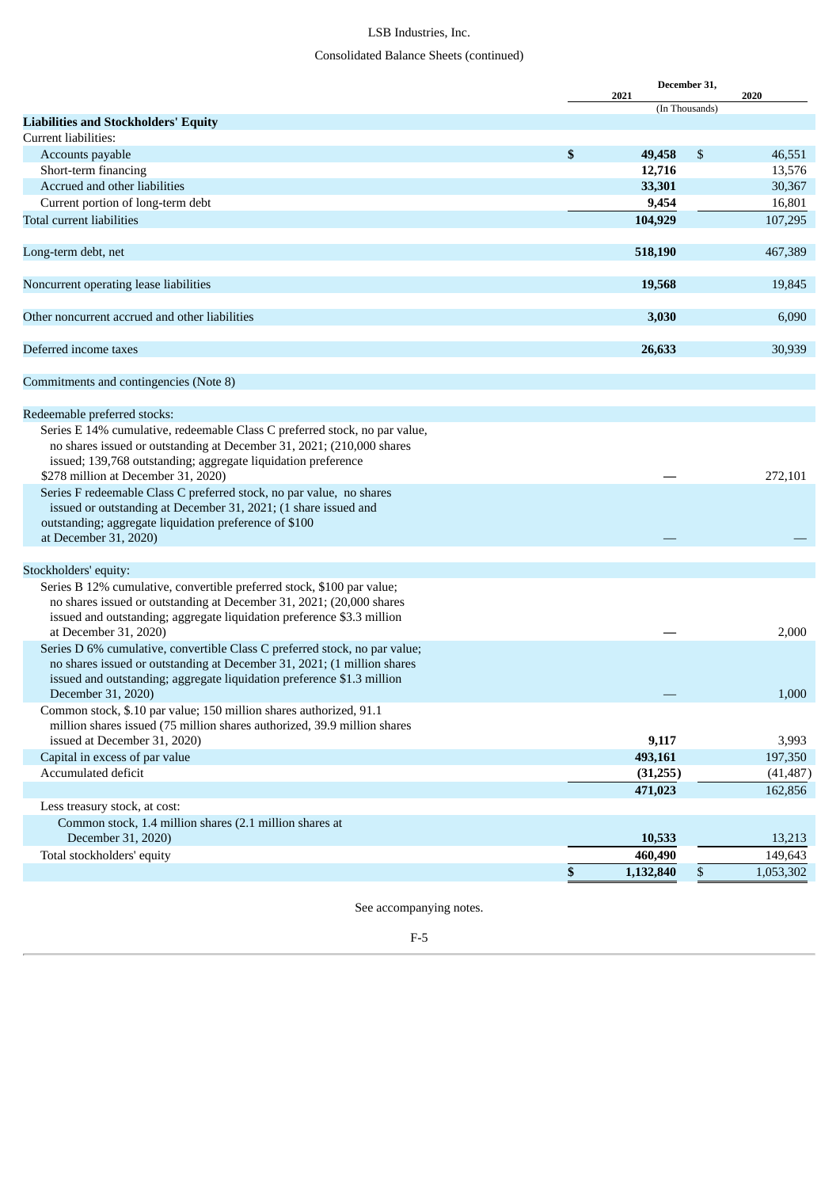LSB Industries, Inc.

Consolidated Balance Sheets (continued)

| | December 31, 2021 | 2020 |
|---|---|---|
| | (In Thousands) | |
| **Liabilities and Stockholders' Equity** | | |
| Current liabilities: | | |
| Accounts payable | **$ 49,458** | $ 46,551 |
| Short-term financing | **12,716** | 13,576 |
| Accrued and other liabilities | **33,301** | 30,367 |
| Current portion of long-term debt | **9,454** | 16,801 |
| Total current liabilities | **104,929** | 107,295 |
| Long-term debt, net | **518,190** | 467,389 |
| Noncurrent operating lease liabilities | **19,568** | 19,845 |
| Other noncurrent accrued and other liabilities | **3,030** | 6,090 |
| Deferred income taxes | **26,633** | 30,939 |
| Commitments and contingencies (Note 8) | | |
| Redeemable preferred stocks: | | |
| Series E 14% cumulative, redeemable Class C preferred stock, no par value, no shares issued or outstanding at December 31, 2021; (210,000 shares issued; 139,768 outstanding; aggregate liquidation preference $278 million at December 31, 2020) | **—** | 272,101 |
| Series F redeemable Class C preferred stock, no par value, no shares issued or outstanding at December 31, 2021; (1 share issued and outstanding; aggregate liquidation preference of $100 at December 31, 2020) | **—** | — |
| Stockholders' equity: | | |
| Series B 12% cumulative, convertible preferred stock, $100 par value; no shares issued or outstanding at December 31, 2021; (20,000 shares issued and outstanding; aggregate liquidation preference $3.3 million at December 31, 2020) | **—** | 2,000 |
| Series D 6% cumulative, convertible Class C preferred stock, no par value; no shares issued or outstanding at December 31, 2021; (1 million shares issued and outstanding; aggregate liquidation preference $1.3 million December 31, 2020) | **—** | 1,000 |
| Common stock, $.10 par value; 150 million shares authorized, 91.1 million shares issued (75 million shares authorized, 39.9 million shares issued at December 31, 2020) | **9,117** | 3,993 |
| Capital in excess of par value | **493,161** | 197,350 |
| Accumulated deficit | **(31,255)** | (41,487) |
| | **471,023** | 162,856 |
| Less treasury stock, at cost: | | |
| Common stock, 1.4 million shares (2.1 million shares at December 31, 2020) | **10,533** | 13,213 |
| Total stockholders' equity | **460,490** | 149,643 |
| | **$ 1,132,840** | $ 1,053,302 |

See accompanying notes.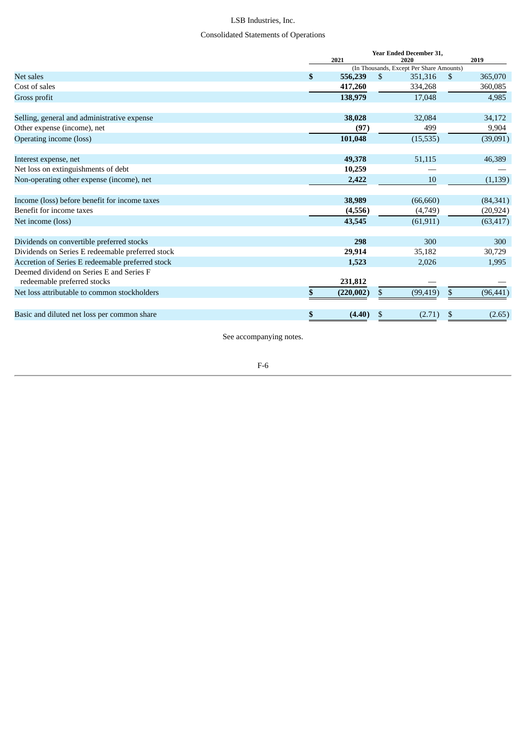LSB Industries, Inc.

Consolidated Statements of Operations

| | Year Ended December 31, | | |
|---|---|---|---|
| | 2021 | 2020 | 2019 |
| | (In Thousands, Except Per Share Amounts) | | |
| Net sales | **$ 556,239** | $ 351,316 | $ 365,070 |
| Cost of sales | **417,260** | 334,268 | 360,085 |
| Gross profit | **138,979** | 17,048 | 4,985 |
| | | | |
| Selling, general and administrative expense | **38,028** | 32,084 | 34,172 |
| Other expense (income), net | **(97)** | 499 | 9,904 |
| Operating income (loss) | **101,048** | (15,535) | (39,091) |
| | | | |
| Interest expense, net | **49,378** | 51,115 | 46,389 |
| Net loss on extinguishments of debt | **10,259** | — | — |
| Non-operating other expense (income), net | **2,422** | 10 | (1,139) |
| | | | |
| Income (loss) before benefit for income taxes | **38,989** | (66,660) | (84,341) |
| Benefit for income taxes | **(4,556)** | (4,749) | (20,924) |
| Net income (loss) | **43,545** | (61,911) | (63,417) |
| | | | |
| Dividends on convertible preferred stocks | **298** | 300 | 300 |
| Dividends on Series E redeemable preferred stock | **29,914** | 35,182 | 30,729 |
| Accretion of Series E redeemable preferred stock | **1,523** | 2,026 | 1,995 |
| Deemed dividend on Series E and Series F redeemable preferred stocks | **231,812** | — | — |
| Net loss attributable to common stockholders | **$ (220,002)** | $ (99,419) | $ (96,441) |
| | | | |
| Basic and diluted net loss per common share | **$ (4.40)** | $ (2.71) | $ (2.65) |

See accompanying notes.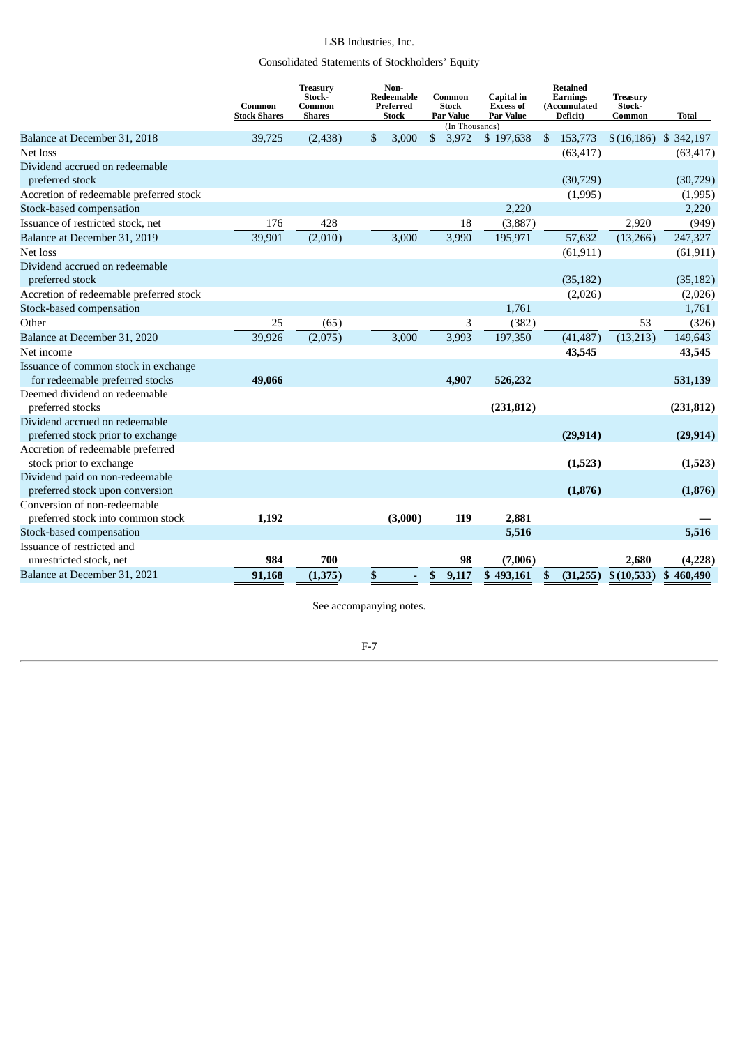LSB Industries, Inc.

Consolidated Statements of Stockholders' Equity

| | Common Stock Shares | Treasury Stock-Common Shares | Non-Redeemable Preferred Stock | Common Stock Par Value | Capital in Excess of Par Value | Retained Earnings (Accumulated Deficit) | Treasury Stock-Common | Total |
|---|---|---|---|---|---|---|---|---|
| | | | | (In Thousands) | | | | |
| Balance at December 31, 2018 | 39,725 | (2,438) | $ 3,000 | $ 3,972 | $ 197,638 | $ 153,773 | $ (16,186) | $ 342,197 |
| Net loss | | | | | | (63,417) | | (63,417) |
| Dividend accrued on redeemable preferred stock | | | | | | (30,729) | | (30,729) |
| Accretion of redeemable preferred stock | | | | | | (1,995) | | (1,995) |
| Stock-based compensation | | | | | 2,220 | | | 2,220 |
| Issuance of restricted stock, net | 176 | 428 | | 18 | (3,887) | | 2,920 | (949) |
| Balance at December 31, 2019 | 39,901 | (2,010) | 3,000 | 3,990 | 195,971 | 57,632 | (13,266) | 247,327 |
| Net loss | | | | | | (61,911) | | (61,911) |
| Dividend accrued on redeemable preferred stock | | | | | | (35,182) | | (35,182) |
| Accretion of redeemable preferred stock | | | | | | (2,026) | | (2,026) |
| Stock-based compensation | | | | | 1,761 | | | 1,761 |
| Other | 25 | (65) | | 3 | (382) | | 53 | (326) |
| Balance at December 31, 2020 | 39,926 | (2,075) | 3,000 | 3,993 | 197,350 | (41,487) | (13,213) | 149,643 |
| Net income | | | | | | **43,545** | | **43,545** |
| Issuance of common stock in exchange for redeemable preferred stocks | **49,066** | | | **4,907** | **526,232** | | | **531,139** |
| Deemed dividend on redeemable preferred stocks | | | | | **(231,812)** | | | **(231,812)** |
| Dividend accrued on redeemable preferred stock prior to exchange | | | | | | **(29,914)** | | **(29,914)** |
| Accretion of redeemable preferred stock prior to exchange | | | | | | **(1,523)** | | **(1,523)** |
| Dividend paid on non-redeemable preferred stock upon conversion | | | | | | **(1,876)** | | **(1,876)** |
| Conversion of non-redeemable preferred stock into common stock | **1,192** | | **(3,000)** | **119** | **2,881** | | | **—** |
| Stock-based compensation | | | | | **5,516** | | | **5,516** |
| Issuance of restricted and unrestricted stock, net | **984** | **700** | | **98** | **(7,006)** | | **2,680** | **(4,228)** |
| Balance at December 31, 2021 | **91,168** | **(1,375)** | **$ -** | **$ 9,117** | **$ 493,161** | **$ (31,255)** | **$ (10,533)** | **$ 460,490** |

See accompanying notes.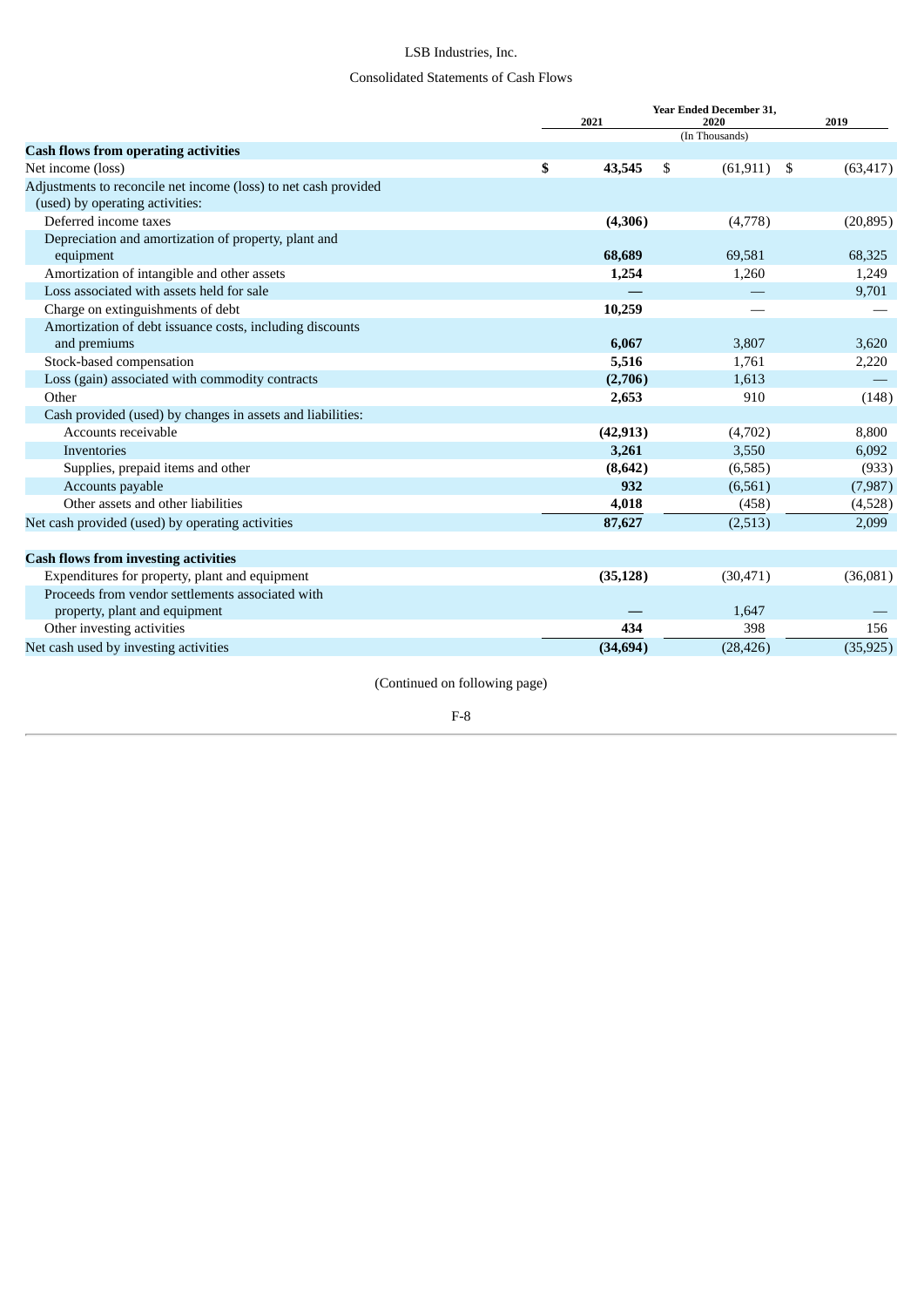LSB Industries, Inc.

Consolidated Statements of Cash Flows

| | Year Ended December 31, | | |
|---|---|---|---|
| | 2021 | 2020 | 2019 |
| | (In Thousands) | | |
| **Cash flows from operating activities** | | | |
| Net income (loss) | **$ 43,545** | $ (61,911) | $ (63,417) |
| Adjustments to reconcile net income (loss) to net cash provided (used) by operating activities: | | | |
| Deferred income taxes | **(4,306)** | (4,778) | (20,895) |
| Depreciation and amortization of property, plant and equipment | **68,689** | 69,581 | 68,325 |
| Amortization of intangible and other assets | **1,254** | 1,260 | 1,249 |
| Loss associated with assets held for sale | **—** | — | 9,701 |
| Charge on extinguishments of debt | **10,259** | — | — |
| Amortization of debt issuance costs, including discounts and premiums | **6,067** | 3,807 | 3,620 |
| Stock-based compensation | **5,516** | 1,761 | 2,220 |
| Loss (gain) associated with commodity contracts | **(2,706)** | 1,613 | — |
| Other | **2,653** | 910 | (148) |
| Cash provided (used) by changes in assets and liabilities: | | | |
| Accounts receivable | **(42,913)** | (4,702) | 8,800 |
| Inventories | **3,261** | 3,550 | 6,092 |
| Supplies, prepaid items and other | **(8,642)** | (6,585) | (933) |
| Accounts payable | **932** | (6,561) | (7,987) |
| Other assets and other liabilities | **4,018** | (458) | (4,528) |
| Net cash provided (used) by operating activities | **87,627** | (2,513) | 2,099 |
| | | | |
| **Cash flows from investing activities** | | | |
| Expenditures for property, plant and equipment | **(35,128)** | (30,471) | (36,081) |
| Proceeds from vendor settlements associated with property, plant and equipment | **—** | 1,647 | — |
| Other investing activities | **434** | 398 | 156 |
| Net cash used by investing activities | **(34,694)** | (28,426) | (35,925) |

(Continued on following page)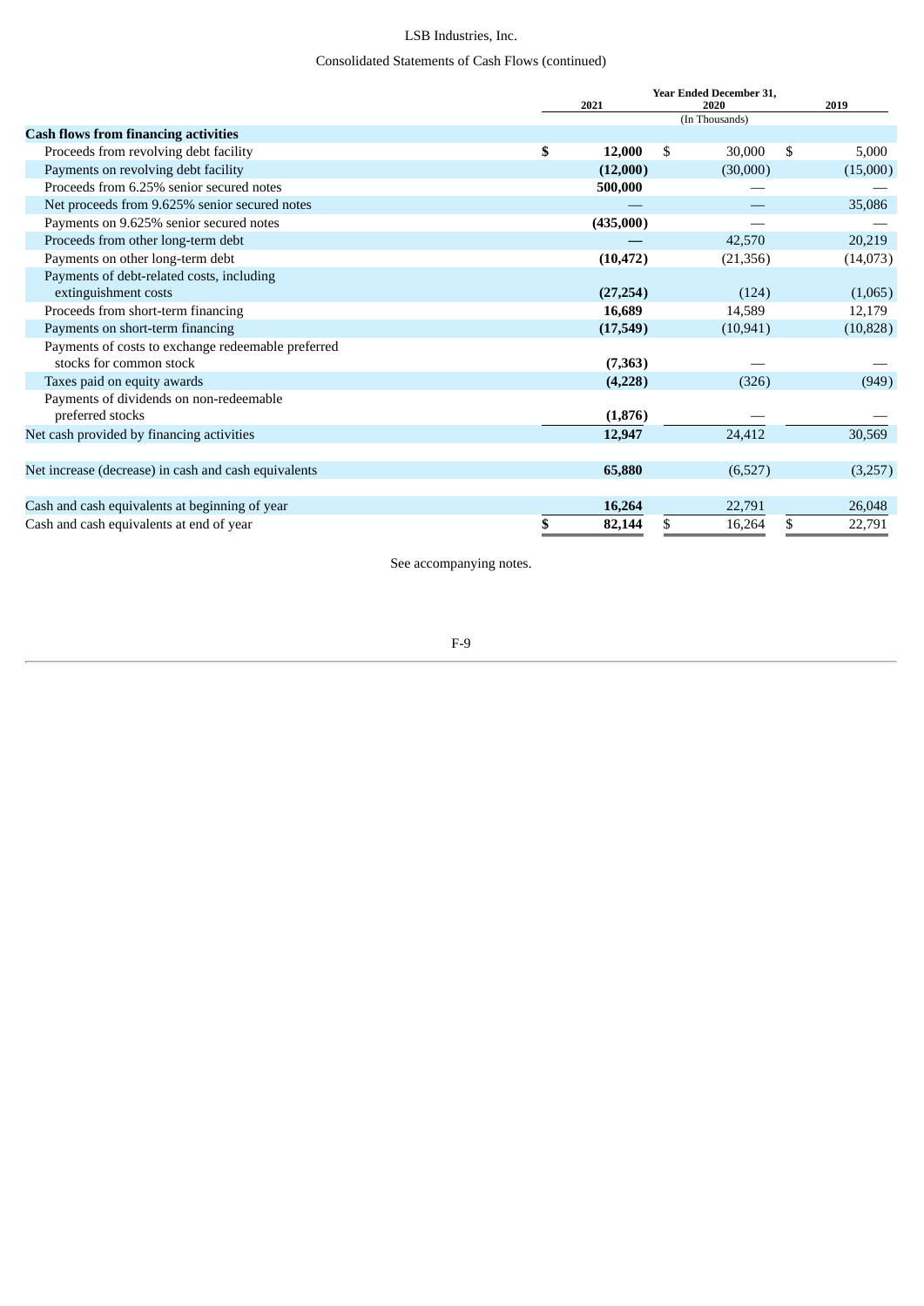LSB Industries, Inc.

Consolidated Statements of Cash Flows (continued)

| | Year Ended December 31, | | |
|---|---|---|---|
| | 2021 | 2020 | 2019 |
| | (In Thousands) | | |
| **Cash flows from financing activities** | | | |
| Proceeds from revolving debt facility | **$ 12,000** | $ 30,000 | $ 5,000 |
| Payments on revolving debt facility | **(12,000)** | (30,000) | (15,000) |
| Proceeds from 6.25% senior secured notes | **500,000** | — | — |
| Net proceeds from 9.625% senior secured notes | **—** | — | 35,086 |
| Payments on 9.625% senior secured notes | **(435,000)** | — | — |
| Proceeds from other long-term debt | **—** | 42,570 | 20,219 |
| Payments on other long-term debt | **(10,472)** | (21,356) | (14,073) |
| Payments of debt-related costs, including extinguishment costs | **(27,254)** | (124) | (1,065) |
| Proceeds from short-term financing | **16,689** | 14,589 | 12,179 |
| Payments on short-term financing | **(17,549)** | (10,941) | (10,828) |
| Payments of costs to exchange redeemable preferred stocks for common stock | **(7,363)** | — | — |
| Taxes paid on equity awards | **(4,228)** | (326) | (949) |
| Payments of dividends on non-redeemable preferred stocks | **(1,876)** | — | — |
| Net cash provided by financing activities | **12,947** | 24,412 | 30,569 |
| | | | |
| Net increase (decrease) in cash and cash equivalents | **65,880** | (6,527) | (3,257) |
| | | | |
| Cash and cash equivalents at beginning of year | **16,264** | 22,791 | 26,048 |
| Cash and cash equivalents at end of year | **$ 82,144** | $ 16,264 | $ 22,791 |

See accompanying notes.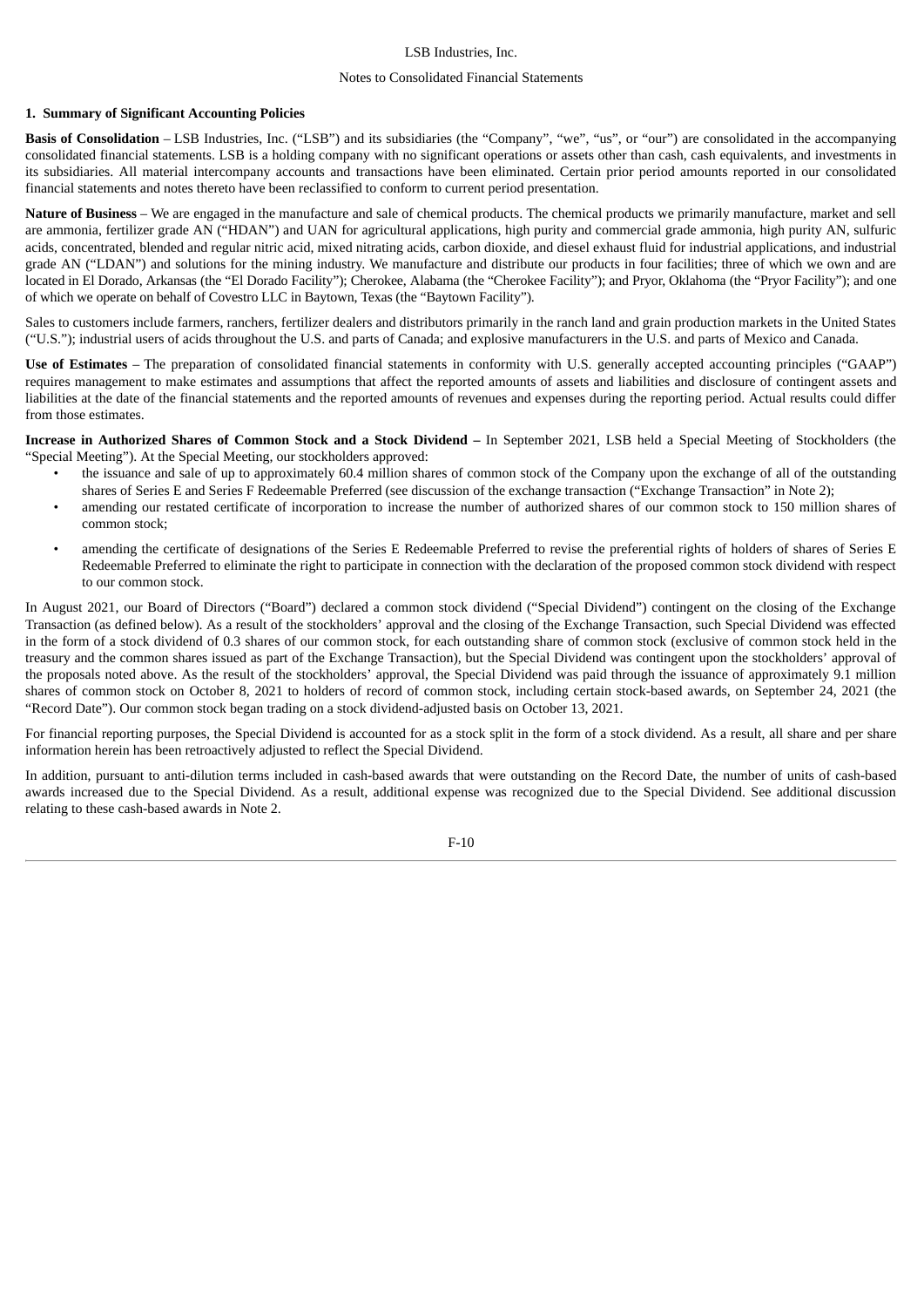### 1. Summary of Significant Accounting Policies

**Basis of Consolidation** – LSB Industries, Inc. ("LSB") and its subsidiaries (the "Company", "we", "us", or "our") are consolidated in the accompanying consolidated financial statements. LSB is a holding company with no significant operations or assets other than cash, cash equivalents, and investments in its subsidiaries. All material intercompany accounts and transactions have been eliminated. Certain prior period amounts reported in our consolidated financial statements and notes thereto have been reclassified to conform to current period presentation.

**Nature of Business** – We are engaged in the manufacture and sale of chemical products. The chemical products we primarily manufacture, market and sell are ammonia, fertilizer grade AN ("HDAN") and UAN for agricultural applications, high purity and commercial grade ammonia, high purity AN, sulfuric acids, concentrated, blended and regular nitric acid, mixed nitrating acids, carbon dioxide, and diesel exhaust fluid for industrial applications, and industrial grade AN ("LDAN") and solutions for the mining industry. We manufacture and distribute our products in four facilities; three of which we own and are located in El Dorado, Arkansas (the "El Dorado Facility"); Cherokee, Alabama (the "Cherokee Facility"); and Pryor, Oklahoma (the "Pryor Facility"); and one of which we operate on behalf of Covestro LLC in Baytown, Texas (the "Baytown Facility").

Sales to customers include farmers, ranchers, fertilizer dealers and distributors primarily in the ranch land and grain production markets in the United States ("U.S."); industrial users of acids throughout the U.S. and parts of Canada; and explosive manufacturers in the U.S. and parts of Mexico and Canada.

**Use of Estimates** – The preparation of consolidated financial statements in conformity with U.S. generally accepted accounting principles ("GAAP") requires management to make estimates and assumptions that affect the reported amounts of assets and liabilities and disclosure of contingent assets and liabilities at the date of the financial statements and the reported amounts of revenues and expenses during the reporting period. Actual results could differ from those estimates.

**Increase in Authorized Shares of Common Stock and a Stock Dividend –** In September 2021, LSB held a Special Meeting of Stockholders (the "Special Meeting"). At the Special Meeting, our stockholders approved:

- the issuance and sale of up to approximately 60.4 million shares of common stock of the Company upon the exchange of all of the outstanding shares of Series E and Series F Redeemable Preferred (see discussion of the exchange transaction ("Exchange Transaction" in Note 2);
- amending our restated certificate of incorporation to increase the number of authorized shares of our common stock to 150 million shares of common stock;
- amending the certificate of designations of the Series E Redeemable Preferred to revise the preferential rights of holders of shares of Series E Redeemable Preferred to eliminate the right to participate in connection with the declaration of the proposed common stock dividend with respect to our common stock.

In August 2021, our Board of Directors ("Board") declared a common stock dividend ("Special Dividend") contingent on the closing of the Exchange Transaction (as defined below). As a result of the stockholders' approval and the closing of the Exchange Transaction, such Special Dividend was effected in the form of a stock dividend of 0.3 shares of our common stock, for each outstanding share of common stock (exclusive of common stock held in the treasury and the common shares issued as part of the Exchange Transaction), but the Special Dividend was contingent upon the stockholders' approval of the proposals noted above. As the result of the stockholders' approval, the Special Dividend was paid through the issuance of approximately 9.1 million shares of common stock on October 8, 2021 to holders of record of common stock, including certain stock-based awards, on September 24, 2021 (the "Record Date"). Our common stock began trading on a stock dividend-adjusted basis on October 13, 2021.

For financial reporting purposes, the Special Dividend is accounted for as a stock split in the form of a stock dividend. As a result, all share and per share information herein has been retroactively adjusted to reflect the Special Dividend.

In addition, pursuant to anti-dilution terms included in cash-based awards that were outstanding on the Record Date, the number of units of cash-based awards increased due to the Special Dividend. As a result, additional expense was recognized due to the Special Dividend. See additional discussion relating to these cash-based awards in Note 2.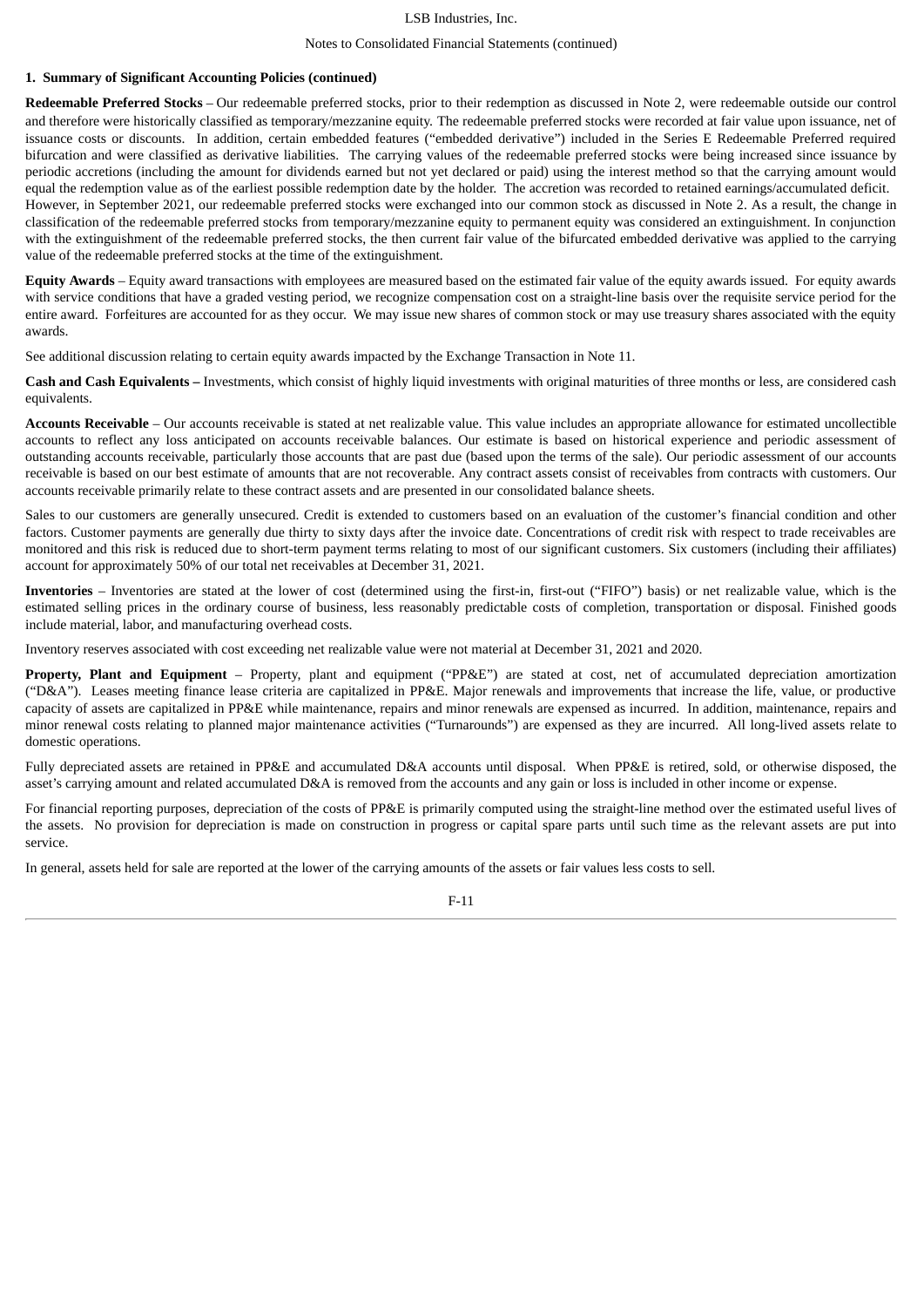## 1. Summary of Significant Accounting Policies (continued)

**Redeemable Preferred Stocks** – Our redeemable preferred stocks, prior to their redemption as discussed in Note 2, were redeemable outside our control and therefore were historically classified as temporary/mezzanine equity. The redeemable preferred stocks were recorded at fair value upon issuance, net of issuance costs or discounts. In addition, certain embedded features ("embedded derivative") included in the Series E Redeemable Preferred required bifurcation and were classified as derivative liabilities. The carrying values of the redeemable preferred stocks were being increased since issuance by periodic accretions (including the amount for dividends earned but not yet declared or paid) using the interest method so that the carrying amount would equal the redemption value as of the earliest possible redemption date by the holder. The accretion was recorded to retained earnings/accumulated deficit. However, in September 2021, our redeemable preferred stocks were exchanged into our common stock as discussed in Note 2. As a result, the change in classification of the redeemable preferred stocks from temporary/mezzanine equity to permanent equity was considered an extinguishment. In conjunction with the extinguishment of the redeemable preferred stocks, the then current fair value of the bifurcated embedded derivative was applied to the carrying value of the redeemable preferred stocks at the time of the extinguishment.

**Equity Awards** – Equity award transactions with employees are measured based on the estimated fair value of the equity awards issued. For equity awards with service conditions that have a graded vesting period, we recognize compensation cost on a straight-line basis over the requisite service period for the entire award. Forfeitures are accounted for as they occur. We may issue new shares of common stock or may use treasury shares associated with the equity awards.

See additional discussion relating to certain equity awards impacted by the Exchange Transaction in Note 11.

**Cash and Cash Equivalents –** Investments, which consist of highly liquid investments with original maturities of three months or less, are considered cash equivalents.

**Accounts Receivable** – Our accounts receivable is stated at net realizable value. This value includes an appropriate allowance for estimated uncollectible accounts to reflect any loss anticipated on accounts receivable balances. Our estimate is based on historical experience and periodic assessment of outstanding accounts receivable, particularly those accounts that are past due (based upon the terms of the sale). Our periodic assessment of our accounts receivable is based on our best estimate of amounts that are not recoverable. Any contract assets consist of receivables from contracts with customers. Our accounts receivable primarily relate to these contract assets and are presented in our consolidated balance sheets.

Sales to our customers are generally unsecured. Credit is extended to customers based on an evaluation of the customer's financial condition and other factors. Customer payments are generally due thirty to sixty days after the invoice date. Concentrations of credit risk with respect to trade receivables are monitored and this risk is reduced due to short-term payment terms relating to most of our significant customers. Six customers (including their affiliates) account for approximately 50% of our total net receivables at December 31, 2021.

**Inventories** – Inventories are stated at the lower of cost (determined using the first-in, first-out ("FIFO") basis) or net realizable value, which is the estimated selling prices in the ordinary course of business, less reasonably predictable costs of completion, transportation or disposal. Finished goods include material, labor, and manufacturing overhead costs.

Inventory reserves associated with cost exceeding net realizable value were not material at December 31, 2021 and 2020.

**Property, Plant and Equipment** – Property, plant and equipment ("PP&E") are stated at cost, net of accumulated depreciation amortization ("D&A"). Leases meeting finance lease criteria are capitalized in PP&E. Major renewals and improvements that increase the life, value, or productive capacity of assets are capitalized in PP&E while maintenance, repairs and minor renewals are expensed as incurred. In addition, maintenance, repairs and minor renewal costs relating to planned major maintenance activities ("Turnarounds") are expensed as they are incurred. All long-lived assets relate to domestic operations.

Fully depreciated assets are retained in PP&E and accumulated D&A accounts until disposal. When PP&E is retired, sold, or otherwise disposed, the asset's carrying amount and related accumulated D&A is removed from the accounts and any gain or loss is included in other income or expense.

For financial reporting purposes, depreciation of the costs of PP&E is primarily computed using the straight-line method over the estimated useful lives of the assets. No provision for depreciation is made on construction in progress or capital spare parts until such time as the relevant assets are put into service.

In general, assets held for sale are reported at the lower of the carrying amounts of the assets or fair values less costs to sell.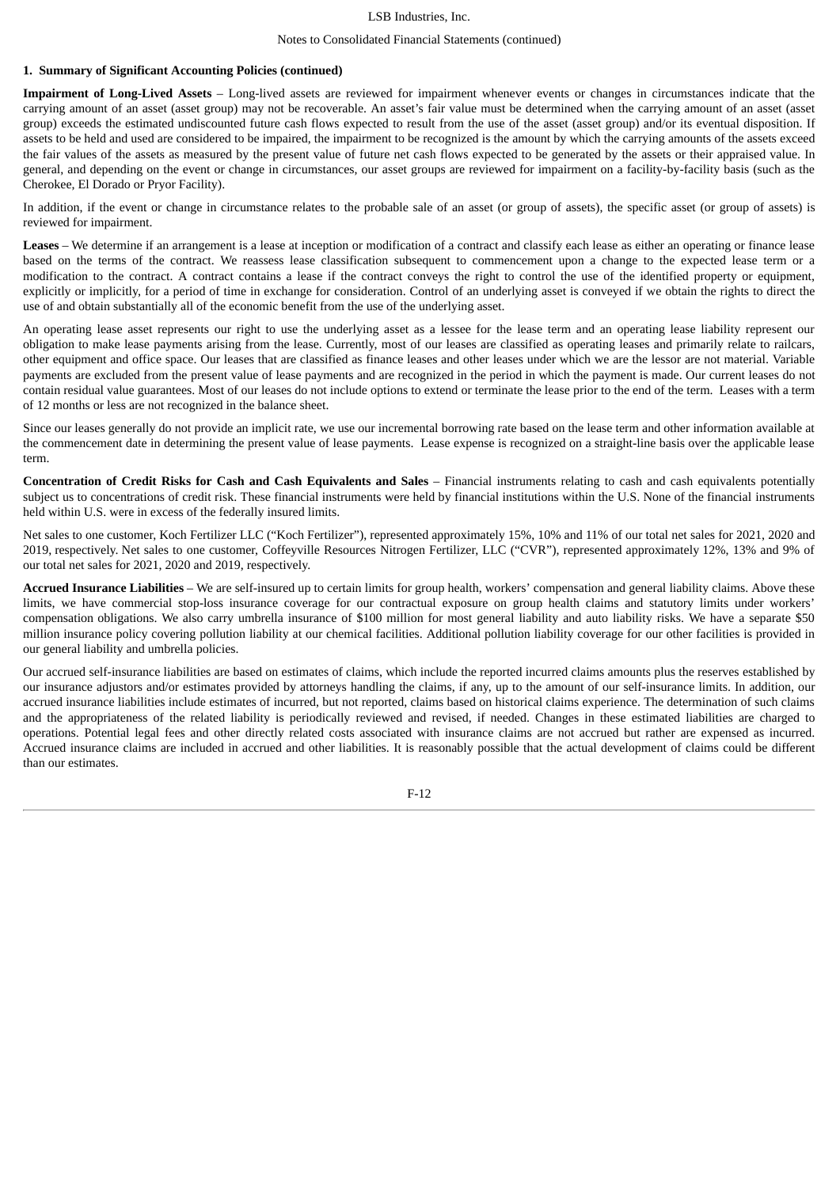**1. Summary of Significant Accounting Policies (continued)**

**Impairment of Long-Lived Assets** – Long-lived assets are reviewed for impairment whenever events or changes in circumstances indicate that the carrying amount of an asset (asset group) may not be recoverable. An asset's fair value must be determined when the carrying amount of an asset (asset group) exceeds the estimated undiscounted future cash flows expected to result from the use of the asset (asset group) and/or its eventual disposition. If assets to be held and used are considered to be impaired, the impairment to be recognized is the amount by which the carrying amounts of the assets exceed the fair values of the assets as measured by the present value of future net cash flows expected to be generated by the assets or their appraised value. In general, and depending on the event or change in circumstances, our asset groups are reviewed for impairment on a facility-by-facility basis (such as the Cherokee, El Dorado or Pryor Facility).

In addition, if the event or change in circumstance relates to the probable sale of an asset (or group of assets), the specific asset (or group of assets) is reviewed for impairment.

**Leases** – We determine if an arrangement is a lease at inception or modification of a contract and classify each lease as either an operating or finance lease based on the terms of the contract. We reassess lease classification subsequent to commencement upon a change to the expected lease term or a modification to the contract. A contract contains a lease if the contract conveys the right to control the use of the identified property or equipment, explicitly or implicitly, for a period of time in exchange for consideration. Control of an underlying asset is conveyed if we obtain the rights to direct the use of and obtain substantially all of the economic benefit from the use of the underlying asset.

An operating lease asset represents our right to use the underlying asset as a lessee for the lease term and an operating lease liability represent our obligation to make lease payments arising from the lease. Currently, most of our leases are classified as operating leases and primarily relate to railcars, other equipment and office space. Our leases that are classified as finance leases and other leases under which we are the lessor are not material. Variable payments are excluded from the present value of lease payments and are recognized in the period in which the payment is made. Our current leases do not contain residual value guarantees. Most of our leases do not include options to extend or terminate the lease prior to the end of the term. Leases with a term of 12 months or less are not recognized in the balance sheet.

Since our leases generally do not provide an implicit rate, we use our incremental borrowing rate based on the lease term and other information available at the commencement date in determining the present value of lease payments. Lease expense is recognized on a straight-line basis over the applicable lease term.

**Concentration of Credit Risks for Cash and Cash Equivalents and Sales** – Financial instruments relating to cash and cash equivalents potentially subject us to concentrations of credit risk. These financial instruments were held by financial institutions within the U.S. None of the financial instruments held within U.S. were in excess of the federally insured limits.

Net sales to one customer, Koch Fertilizer LLC ("Koch Fertilizer"), represented approximately 15%, 10% and 11% of our total net sales for 2021, 2020 and 2019, respectively. Net sales to one customer, Coffeyville Resources Nitrogen Fertilizer, LLC ("CVR"), represented approximately 12%, 13% and 9% of our total net sales for 2021, 2020 and 2019, respectively.

**Accrued Insurance Liabilities** – We are self-insured up to certain limits for group health, workers' compensation and general liability claims. Above these limits, we have commercial stop-loss insurance coverage for our contractual exposure on group health claims and statutory limits under workers' compensation obligations. We also carry umbrella insurance of $100 million for most general liability and auto liability risks. We have a separate $50 million insurance policy covering pollution liability at our chemical facilities. Additional pollution liability coverage for our other facilities is provided in our general liability and umbrella policies.

Our accrued self-insurance liabilities are based on estimates of claims, which include the reported incurred claims amounts plus the reserves established by our insurance adjustors and/or estimates provided by attorneys handling the claims, if any, up to the amount of our self-insurance limits. In addition, our accrued insurance liabilities include estimates of incurred, but not reported, claims based on historical claims experience. The determination of such claims and the appropriateness of the related liability is periodically reviewed and revised, if needed. Changes in these estimated liabilities are charged to operations. Potential legal fees and other directly related costs associated with insurance claims are not accrued but rather are expensed as incurred. Accrued insurance claims are included in accrued and other liabilities. It is reasonably possible that the actual development of claims could be different than our estimates.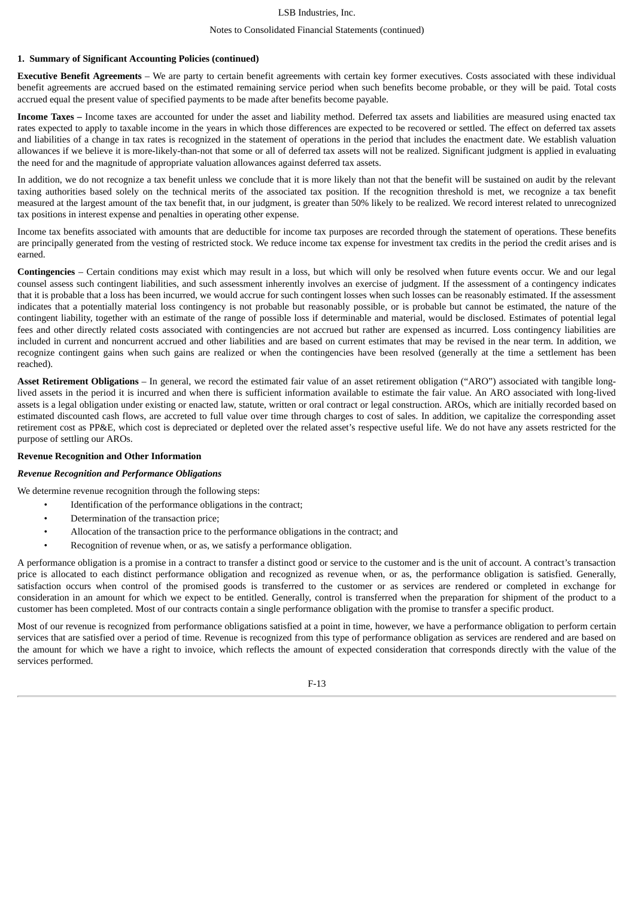**1. Summary of Significant Accounting Policies (continued)**

**Executive Benefit Agreements** – We are party to certain benefit agreements with certain key former executives. Costs associated with these individual benefit agreements are accrued based on the estimated remaining service period when such benefits become probable, or they will be paid. Total costs accrued equal the present value of specified payments to be made after benefits become payable.

**Income Taxes –** Income taxes are accounted for under the asset and liability method. Deferred tax assets and liabilities are measured using enacted tax rates expected to apply to taxable income in the years in which those differences are expected to be recovered or settled. The effect on deferred tax assets and liabilities of a change in tax rates is recognized in the statement of operations in the period that includes the enactment date. We establish valuation allowances if we believe it is more-likely-than-not that some or all of deferred tax assets will not be realized. Significant judgment is applied in evaluating the need for and the magnitude of appropriate valuation allowances against deferred tax assets.

In addition, we do not recognize a tax benefit unless we conclude that it is more likely than not that the benefit will be sustained on audit by the relevant taxing authorities based solely on the technical merits of the associated tax position. If the recognition threshold is met, we recognize a tax benefit measured at the largest amount of the tax benefit that, in our judgment, is greater than 50% likely to be realized. We record interest related to unrecognized tax positions in interest expense and penalties in operating other expense.

Income tax benefits associated with amounts that are deductible for income tax purposes are recorded through the statement of operations. These benefits are principally generated from the vesting of restricted stock. We reduce income tax expense for investment tax credits in the period the credit arises and is earned.

**Contingencies** – Certain conditions may exist which may result in a loss, but which will only be resolved when future events occur. We and our legal counsel assess such contingent liabilities, and such assessment inherently involves an exercise of judgment. If the assessment of a contingency indicates that it is probable that a loss has been incurred, we would accrue for such contingent losses when such losses can be reasonably estimated. If the assessment indicates that a potentially material loss contingency is not probable but reasonably possible, or is probable but cannot be estimated, the nature of the contingent liability, together with an estimate of the range of possible loss if determinable and material, would be disclosed. Estimates of potential legal fees and other directly related costs associated with contingencies are not accrued but rather are expensed as incurred. Loss contingency liabilities are included in current and noncurrent accrued and other liabilities and are based on current estimates that may be revised in the near term. In addition, we recognize contingent gains when such gains are realized or when the contingencies have been resolved (generally at the time a settlement has been reached).

**Asset Retirement Obligations** – In general, we record the estimated fair value of an asset retirement obligation ("ARO") associated with tangible long-lived assets in the period it is incurred and when there is sufficient information available to estimate the fair value. An ARO associated with long-lived assets is a legal obligation under existing or enacted law, statute, written or oral contract or legal construction. AROs, which are initially recorded based on estimated discounted cash flows, are accreted to full value over time through charges to cost of sales. In addition, we capitalize the corresponding asset retirement cost as PP&E, which cost is depreciated or depleted over the related asset's respective useful life. We do not have any assets restricted for the purpose of settling our AROs.

**Revenue Recognition and Other Information**

***Revenue Recognition and Performance Obligations***

We determine revenue recognition through the following steps:

- Identification of the performance obligations in the contract;
- Determination of the transaction price;
- Allocation of the transaction price to the performance obligations in the contract; and
- Recognition of revenue when, or as, we satisfy a performance obligation.

A performance obligation is a promise in a contract to transfer a distinct good or service to the customer and is the unit of account. A contract's transaction price is allocated to each distinct performance obligation and recognized as revenue when, or as, the performance obligation is satisfied. Generally, satisfaction occurs when control of the promised goods is transferred to the customer or as services are rendered or completed in exchange for consideration in an amount for which we expect to be entitled. Generally, control is transferred when the preparation for shipment of the product to a customer has been completed. Most of our contracts contain a single performance obligation with the promise to transfer a specific product.

Most of our revenue is recognized from performance obligations satisfied at a point in time, however, we have a performance obligation to perform certain services that are satisfied over a period of time. Revenue is recognized from this type of performance obligation as services are rendered and are based on the amount for which we have a right to invoice, which reflects the amount of expected consideration that corresponds directly with the value of the services performed.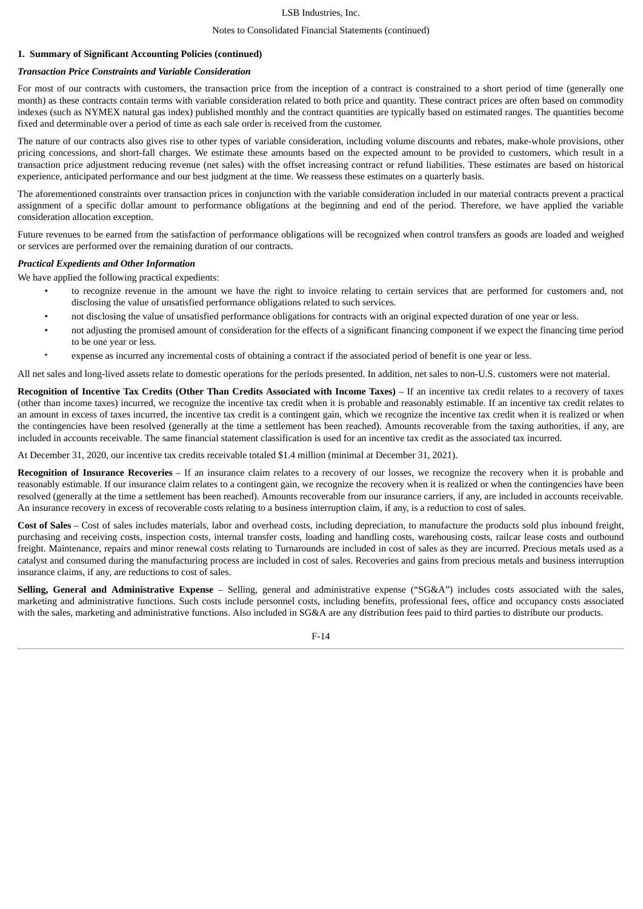## 1. Summary of Significant Accounting Policies (continued)

***Transaction Price Constraints and Variable Consideration***

For most of our contracts with customers, the transaction price from the inception of a contract is constrained to a short period of time (generally one month) as these contracts contain terms with variable consideration related to both price and quantity. These contract prices are often based on commodity indexes (such as NYMEX natural gas index) published monthly and the contract quantities are typically based on estimated ranges. The quantities become fixed and determinable over a period of time as each sale order is received from the customer.

The nature of our contracts also gives rise to other types of variable consideration, including volume discounts and rebates, make-whole provisions, other pricing concessions, and short-fall charges. We estimate these amounts based on the expected amount to be provided to customers, which result in a transaction price adjustment reducing revenue (net sales) with the offset increasing contract or refund liabilities. These estimates are based on historical experience, anticipated performance and our best judgment at the time. We reassess these estimates on a quarterly basis.

The aforementioned constraints over transaction prices in conjunction with the variable consideration included in our material contracts prevent a practical assignment of a specific dollar amount to performance obligations at the beginning and end of the period. Therefore, we have applied the variable consideration allocation exception.

Future revenues to be earned from the satisfaction of performance obligations will be recognized when control transfers as goods are loaded and weighed or services are performed over the remaining duration of our contracts.

***Practical Expedients and Other Information***

We have applied the following practical expedients:

- to recognize revenue in the amount we have the right to invoice relating to certain services that are performed for customers and, not disclosing the value of unsatisfied performance obligations related to such services.
- not disclosing the value of unsatisfied performance obligations for contracts with an original expected duration of one year or less.
- not adjusting the promised amount of consideration for the effects of a significant financing component if we expect the financing time period to be one year or less.
- expense as incurred any incremental costs of obtaining a contract if the associated period of benefit is one year or less.

All net sales and long-lived assets relate to domestic operations for the periods presented. In addition, net sales to non-U.S. customers were not material.

**Recognition of Incentive Tax Credits (Other Than Credits Associated with Income Taxes)** – If an incentive tax credit relates to a recovery of taxes (other than income taxes) incurred, we recognize the incentive tax credit when it is probable and reasonably estimable. If an incentive tax credit relates to an amount in excess of taxes incurred, the incentive tax credit is a contingent gain, which we recognize the incentive tax credit when it is realized or when the contingencies have been resolved (generally at the time a settlement has been reached). Amounts recoverable from the taxing authorities, if any, are included in accounts receivable. The same financial statement classification is used for an incentive tax credit as the associated tax incurred.

At December 31, 2020, our incentive tax credits receivable totaled $1.4 million (minimal at December 31, 2021).

**Recognition of Insurance Recoveries** – If an insurance claim relates to a recovery of our losses, we recognize the recovery when it is probable and reasonably estimable. If our insurance claim relates to a contingent gain, we recognize the recovery when it is realized or when the contingencies have been resolved (generally at the time a settlement has been reached). Amounts recoverable from our insurance carriers, if any, are included in accounts receivable. An insurance recovery in excess of recoverable costs relating to a business interruption claim, if any, is a reduction to cost of sales.

**Cost of Sales** – Cost of sales includes materials, labor and overhead costs, including depreciation, to manufacture the products sold plus inbound freight, purchasing and receiving costs, inspection costs, internal transfer costs, loading and handling costs, warehousing costs, railcar lease costs and outbound freight. Maintenance, repairs and minor renewal costs relating to Turnarounds are included in cost of sales as they are incurred. Precious metals used as a catalyst and consumed during the manufacturing process are included in cost of sales. Recoveries and gains from precious metals and business interruption insurance claims, if any, are reductions to cost of sales.

**Selling, General and Administrative Expense** – Selling, general and administrative expense ("SG&A") includes costs associated with the sales, marketing and administrative functions. Such costs include personnel costs, including benefits, professional fees, office and occupancy costs associated with the sales, marketing and administrative functions. Also included in SG&A are any distribution fees paid to third parties to distribute our products.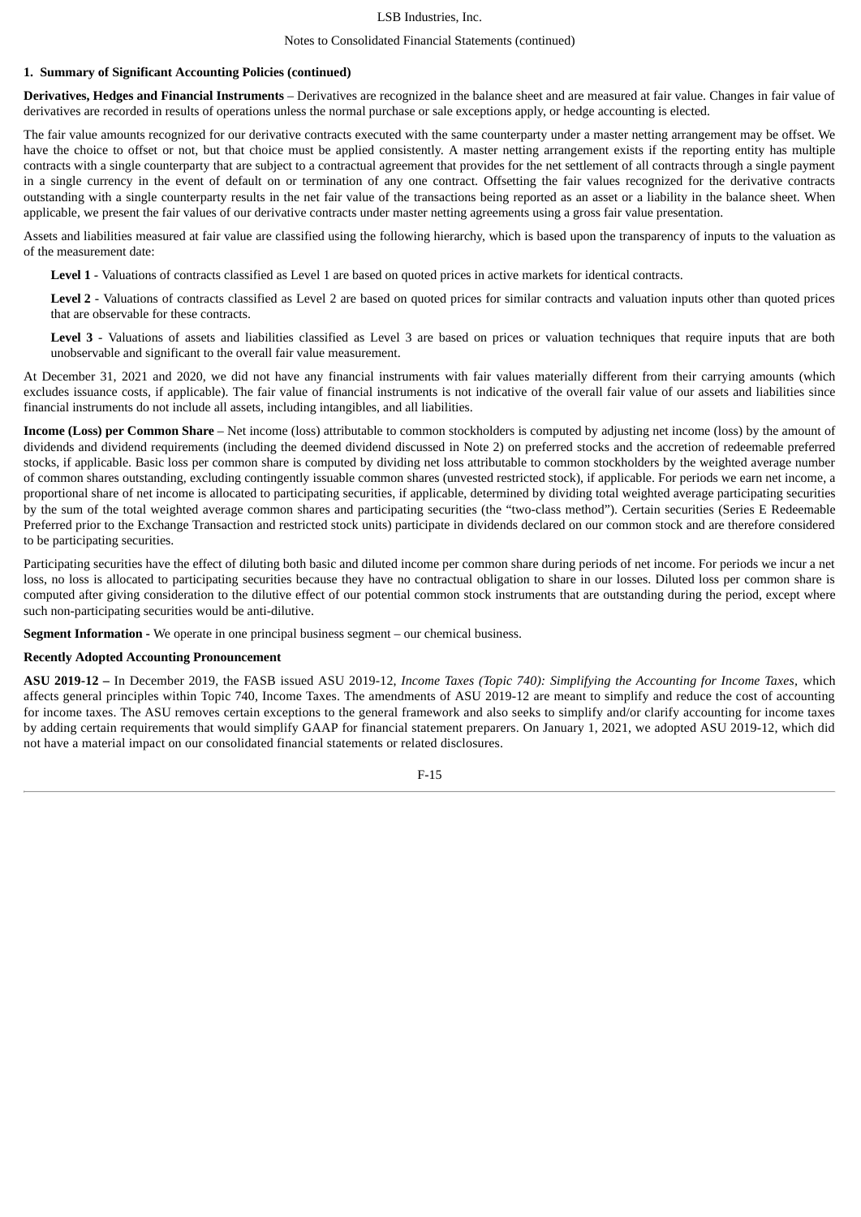**1. Summary of Significant Accounting Policies (continued)**

**Derivatives, Hedges and Financial Instruments** – Derivatives are recognized in the balance sheet and are measured at fair value. Changes in fair value of derivatives are recorded in results of operations unless the normal purchase or sale exceptions apply, or hedge accounting is elected.

The fair value amounts recognized for our derivative contracts executed with the same counterparty under a master netting arrangement may be offset. We have the choice to offset or not, but that choice must be applied consistently. A master netting arrangement exists if the reporting entity has multiple contracts with a single counterparty that are subject to a contractual agreement that provides for the net settlement of all contracts through a single payment in a single currency in the event of default on or termination of any one contract. Offsetting the fair values recognized for the derivative contracts outstanding with a single counterparty results in the net fair value of the transactions being reported as an asset or a liability in the balance sheet. When applicable, we present the fair values of our derivative contracts under master netting agreements using a gross fair value presentation.

Assets and liabilities measured at fair value are classified using the following hierarchy, which is based upon the transparency of inputs to the valuation as of the measurement date:

**Level 1** - Valuations of contracts classified as Level 1 are based on quoted prices in active markets for identical contracts.

**Level 2** - Valuations of contracts classified as Level 2 are based on quoted prices for similar contracts and valuation inputs other than quoted prices that are observable for these contracts.

**Level 3** - Valuations of assets and liabilities classified as Level 3 are based on prices or valuation techniques that require inputs that are both unobservable and significant to the overall fair value measurement.

At December 31, 2021 and 2020, we did not have any financial instruments with fair values materially different from their carrying amounts (which excludes issuance costs, if applicable). The fair value of financial instruments is not indicative of the overall fair value of our assets and liabilities since financial instruments do not include all assets, including intangibles, and all liabilities.

**Income (Loss) per Common Share** – Net income (loss) attributable to common stockholders is computed by adjusting net income (loss) by the amount of dividends and dividend requirements (including the deemed dividend discussed in Note 2) on preferred stocks and the accretion of redeemable preferred stocks, if applicable. Basic loss per common share is computed by dividing net loss attributable to common stockholders by the weighted average number of common shares outstanding, excluding contingently issuable common shares (unvested restricted stock), if applicable. For periods we earn net income, a proportional share of net income is allocated to participating securities, if applicable, determined by dividing total weighted average participating securities by the sum of the total weighted average common shares and participating securities (the "two-class method"). Certain securities (Series E Redeemable Preferred prior to the Exchange Transaction and restricted stock units) participate in dividends declared on our common stock and are therefore considered to be participating securities.

Participating securities have the effect of diluting both basic and diluted income per common share during periods of net income. For periods we incur a net loss, no loss is allocated to participating securities because they have no contractual obligation to share in our losses. Diluted loss per common share is computed after giving consideration to the dilutive effect of our potential common stock instruments that are outstanding during the period, except where such non-participating securities would be anti-dilutive.

**Segment Information** - We operate in one principal business segment – our chemical business.

**Recently Adopted Accounting Pronouncement**

**ASU 2019-12 –** In December 2019, the FASB issued ASU 2019-12, *Income Taxes (Topic 740): Simplifying the Accounting for Income Taxes*, which affects general principles within Topic 740, Income Taxes. The amendments of ASU 2019-12 are meant to simplify and reduce the cost of accounting for income taxes. The ASU removes certain exceptions to the general framework and also seeks to simplify and/or clarify accounting for income taxes by adding certain requirements that would simplify GAAP for financial statement preparers. On January 1, 2021, we adopted ASU 2019-12, which did not have a material impact on our consolidated financial statements or related disclosures.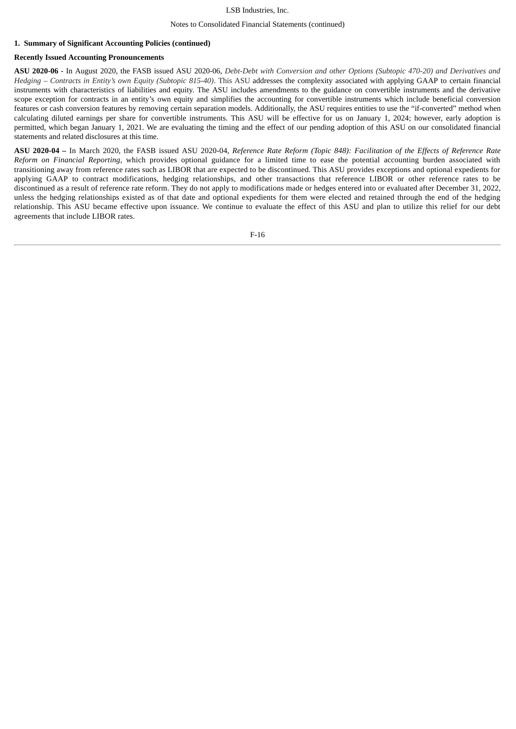**1. Summary of Significant Accounting Policies (continued)**

**Recently Issued Accounting Pronouncements**

**ASU 2020-06** - In August 2020, the FASB issued ASU 2020-06, *Debt-Debt with Conversion and other Options (Subtopic 470-20) and Derivatives and Hedging – Contracts in Entity's own Equity (Subtopic 815-40)*. This ASU addresses the complexity associated with applying GAAP to certain financial instruments with characteristics of liabilities and equity. The ASU includes amendments to the guidance on convertible instruments and the derivative scope exception for contracts in an entity's own equity and simplifies the accounting for convertible instruments which include beneficial conversion features or cash conversion features by removing certain separation models. Additionally, the ASU requires entities to use the "if-converted" method when calculating diluted earnings per share for convertible instruments. This ASU will be effective for us on January 1, 2024; however, early adoption is permitted, which began January 1, 2021. We are evaluating the timing and the effect of our pending adoption of this ASU on our consolidated financial statements and related disclosures at this time.

**ASU 2020-04 –** In March 2020, the FASB issued ASU 2020-04, *Reference Rate Reform (Topic 848): Facilitation of the Effects of Reference Rate Reform on Financial Reporting*, which provides optional guidance for a limited time to ease the potential accounting burden associated with transitioning away from reference rates such as LIBOR that are expected to be discontinued. This ASU provides exceptions and optional expedients for applying GAAP to contract modifications, hedging relationships, and other transactions that reference LIBOR or other reference rates to be discontinued as a result of reference rate reform. They do not apply to modifications made or hedges entered into or evaluated after December 31, 2022, unless the hedging relationships existed as of that date and optional expedients for them were elected and retained through the end of the hedging relationship. This ASU became effective upon issuance. We continue to evaluate the effect of this ASU and plan to utilize this relief for our debt agreements that include LIBOR rates.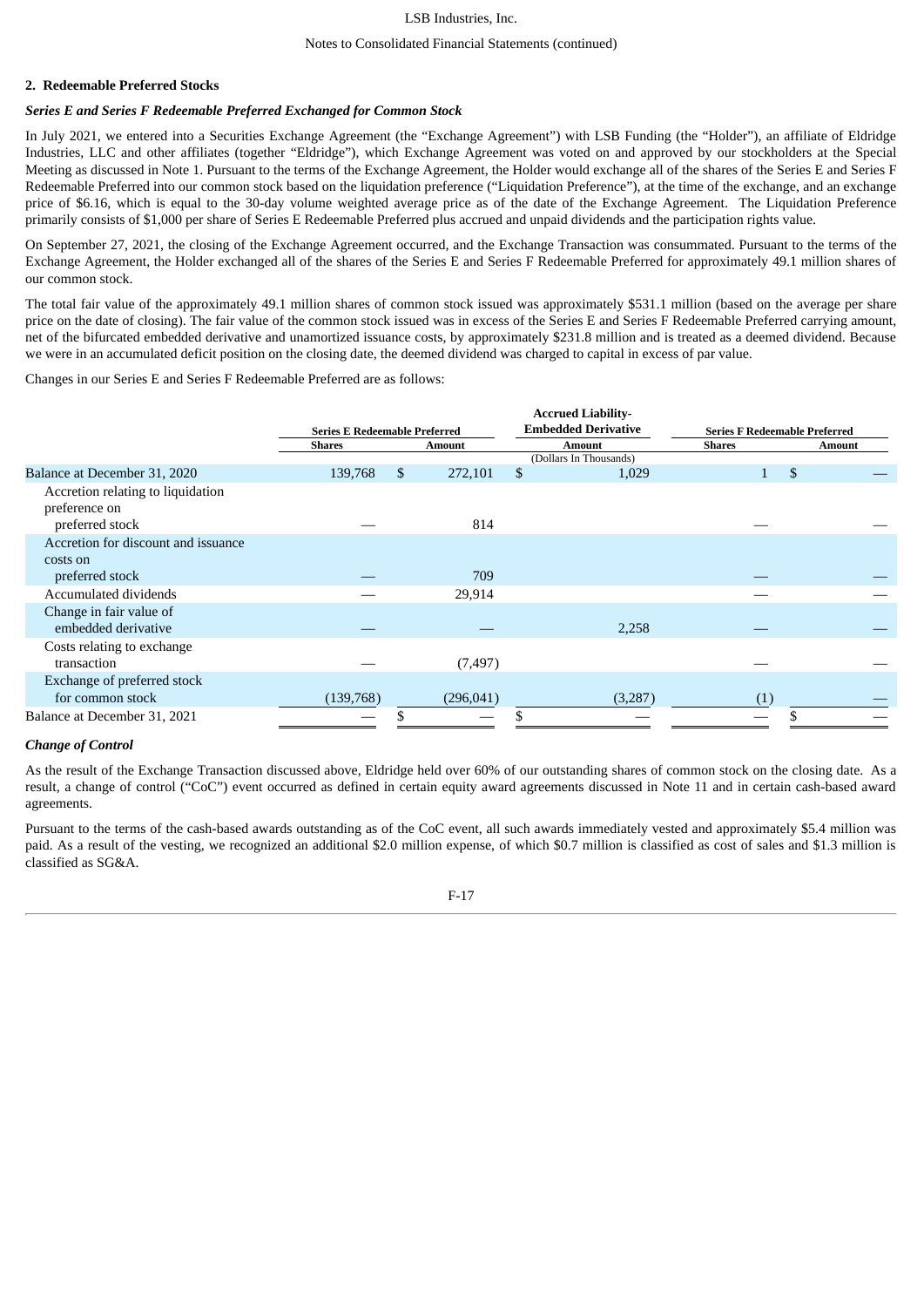## 2. Redeemable Preferred Stocks

***Series E and Series F Redeemable Preferred Exchanged for Common Stock***

In July 2021, we entered into a Securities Exchange Agreement (the "Exchange Agreement") with LSB Funding (the "Holder"), an affiliate of Eldridge Industries, LLC and other affiliates (together "Eldridge"), which Exchange Agreement was voted on and approved by our stockholders at the Special Meeting as discussed in Note 1. Pursuant to the terms of the Exchange Agreement, the Holder would exchange all of the shares of the Series E and Series F Redeemable Preferred into our common stock based on the liquidation preference ("Liquidation Preference"), at the time of the exchange, and an exchange price of $6.16, which is equal to the 30-day volume weighted average price as of the date of the Exchange Agreement. The Liquidation Preference primarily consists of $1,000 per share of Series E Redeemable Preferred plus accrued and unpaid dividends and the participation rights value.

On September 27, 2021, the closing of the Exchange Agreement occurred, and the Exchange Transaction was consummated. Pursuant to the terms of the Exchange Agreement, the Holder exchanged all of the shares of the Series E and Series F Redeemable Preferred for approximately 49.1 million shares of our common stock.

The total fair value of the approximately 49.1 million shares of common stock issued was approximately $531.1 million (based on the average per share price on the date of closing). The fair value of the common stock issued was in excess of the Series E and Series F Redeemable Preferred carrying amount, net of the bifurcated embedded derivative and unamortized issuance costs, by approximately $231.8 million and is treated as a deemed dividend. Because we were in an accumulated deficit position on the closing date, the deemed dividend was charged to capital in excess of par value.

Changes in our Series E and Series F Redeemable Preferred are as follows:

| | Series E Redeemable Preferred | | Accrued Liability-Embedded Derivative | Series F Redeemable Preferred | |
|---|---|---|---|---|---|
| | Shares | Amount | Amount | Shares | Amount |
| | | | (Dollars In Thousands) | | |
| Balance at December 31, 2020 | 139,768 | $ 272,101 | $ 1,029 | 1 | $ — |
| Accretion relating to liquidation preference on preferred stock | — | 814 | | — | — |
| Accretion for discount and issuance costs on preferred stock | — | 709 | | — | — |
| Accumulated dividends | — | 29,914 | | — | — |
| Change in fair value of embedded derivative | — | — | 2,258 | — | — |
| Costs relating to exchange transaction | — | (7,497) | | — | — |
| Exchange of preferred stock for common stock | (139,768) | (296,041) | (3,287) | (1) | — |
| Balance at December 31, 2021 | — | $ — | $ — | — | $ — |

***Change of Control***

As the result of the Exchange Transaction discussed above, Eldridge held over 60% of our outstanding shares of common stock on the closing date. As a result, a change of control ("CoC") event occurred as defined in certain equity award agreements discussed in Note 11 and in certain cash-based award agreements.

Pursuant to the terms of the cash-based awards outstanding as of the CoC event, all such awards immediately vested and approximately $5.4 million was paid. As a result of the vesting, we recognized an additional $2.0 million expense, of which $0.7 million is classified as cost of sales and $1.3 million is classified as SG&A.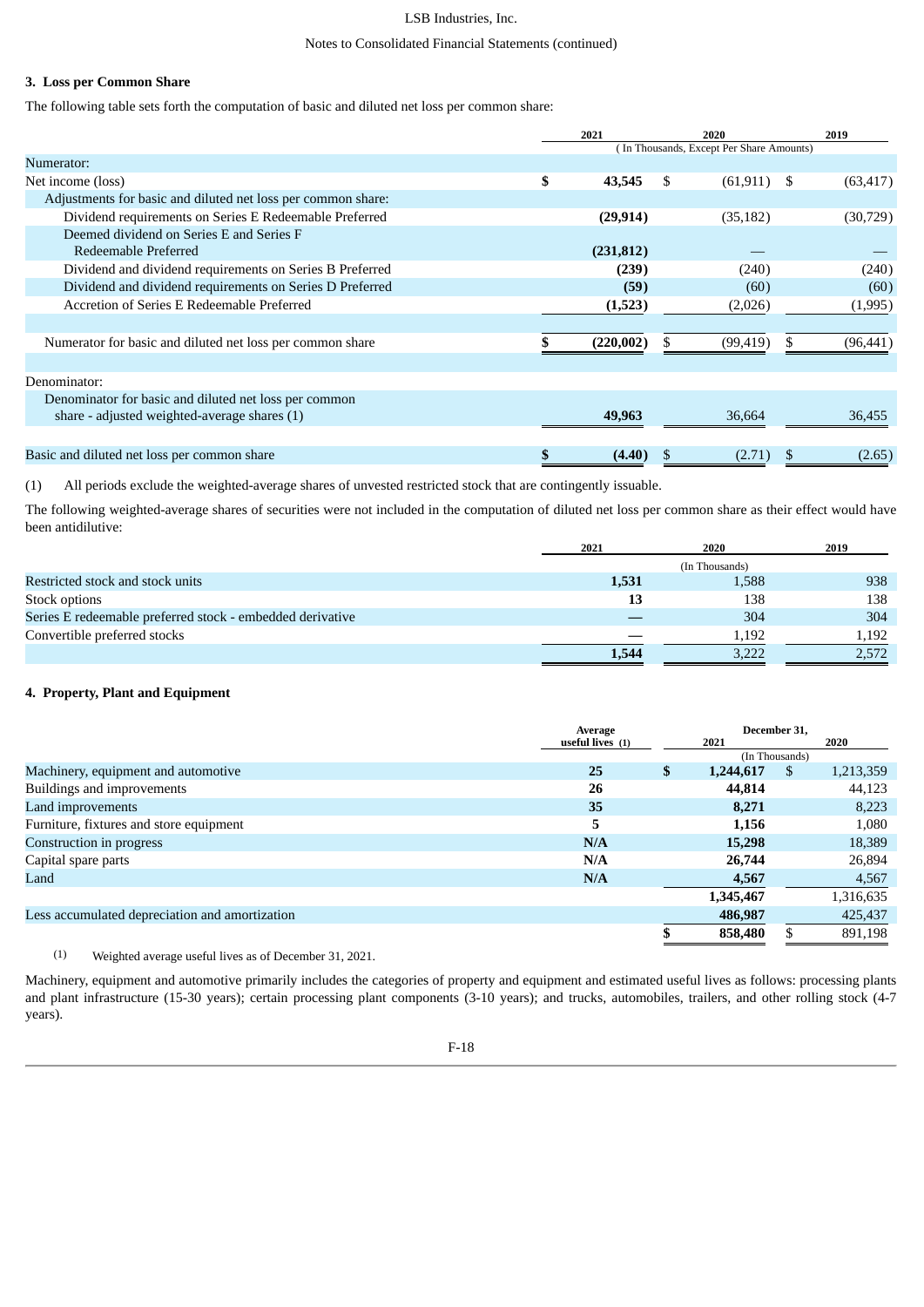## 3. Loss per Common Share

The following table sets forth the computation of basic and diluted net loss per common share:

| | 2021 | 2020 | 2019 |
|---|---|---|---|
| | (In Thousands, Except Per Share Amounts) | | |
| Numerator: | | | |
| Net income (loss) | **$ 43,545** | $ (61,911) | $ (63,417) |
| Adjustments for basic and diluted net loss per common share: | | | |
| Dividend requirements on Series E Redeemable Preferred | **(29,914)** | (35,182) | (30,729) |
| Deemed dividend on Series E and Series F Redeemable Preferred | **(231,812)** | — | — |
| Dividend and dividend requirements on Series B Preferred | **(239)** | (240) | (240) |
| Dividend and dividend requirements on Series D Preferred | **(59)** | (60) | (60) |
| Accretion of Series E Redeemable Preferred | **(1,523)** | (2,026) | (1,995) |
| Numerator for basic and diluted net loss per common share | **$ (220,002)** | $ (99,419) | $ (96,441) |
| Denominator: | | | |
| Denominator for basic and diluted net loss per common share - adjusted weighted-average shares (1) | **49,963** | 36,664 | 36,455 |
| Basic and diluted net loss per common share | **$ (4.40)** | $ (2.71) | $ (2.65) |

(1) All periods exclude the weighted-average shares of unvested restricted stock that are contingently issuable.

The following weighted-average shares of securities were not included in the computation of diluted net loss per common share as their effect would have been antidilutive:

| | 2021 | 2020 | 2019 |
|---|---|---|---|
| | (In Thousands) | | |
| Restricted stock and stock units | **1,531** | 1,588 | 938 |
| Stock options | **13** | 138 | 138 |
| Series E redeemable preferred stock - embedded derivative | **—** | 304 | 304 |
| Convertible preferred stocks | **—** | 1,192 | 1,192 |
| | **1,544** | 3,222 | 2,572 |

## 4. Property, Plant and Equipment

| | Average useful lives (1) | December 31, 2021 | December 31, 2020 |
|---|---|---|---|
| | | (In Thousands) | |
| Machinery, equipment and automotive | **25** | **$ 1,244,617** | $ 1,213,359 |
| Buildings and improvements | **26** | **44,814** | 44,123 |
| Land improvements | **35** | **8,271** | 8,223 |
| Furniture, fixtures and store equipment | **5** | **1,156** | 1,080 |
| Construction in progress | **N/A** | **15,298** | 18,389 |
| Capital spare parts | **N/A** | **26,744** | 26,894 |
| Land | **N/A** | **4,567** | 4,567 |
| | | **1,345,467** | 1,316,635 |
| Less accumulated depreciation and amortization | | **486,987** | 425,437 |
| | | **$ 858,480** | $ 891,198 |

(1) Weighted average useful lives as of December 31, 2021.

Machinery, equipment and automotive primarily includes the categories of property and equipment and estimated useful lives as follows: processing plants and plant infrastructure (15-30 years); certain processing plant components (3-10 years); and trucks, automobiles, trailers, and other rolling stock (4-7 years).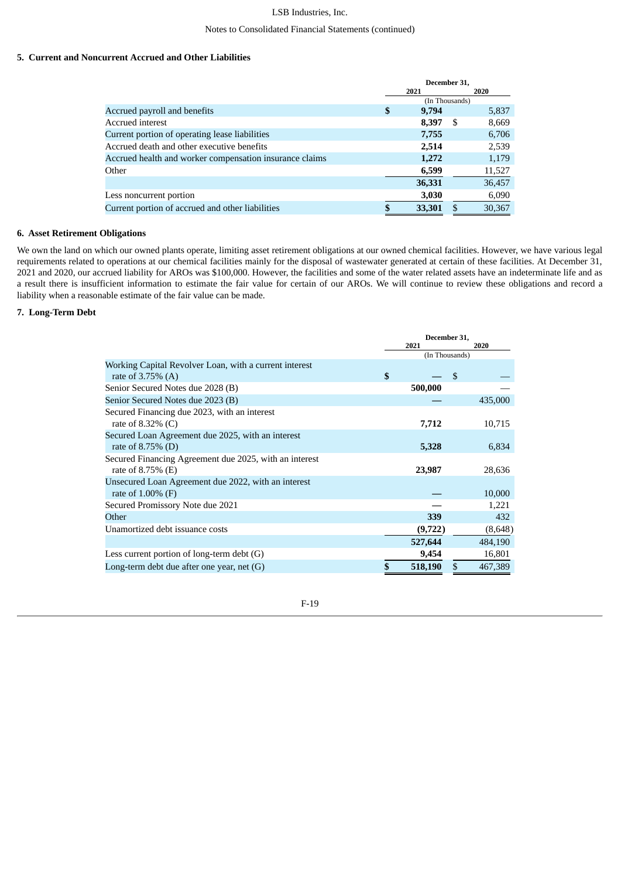### 5. Current and Noncurrent Accrued and Other Liabilities

| | December 31, 2021 | December 31, 2020 |
|---|---|---|
| | (In Thousands) | |
| Accrued payroll and benefits | $ 9,794 | 5,837 |
| Accrued interest | 8,397 | $ 8,669 |
| Current portion of operating lease liabilities | 7,755 | 6,706 |
| Accrued death and other executive benefits | 2,514 | 2,539 |
| Accrued health and worker compensation insurance claims | 1,272 | 1,179 |
| Other | 6,599 | 11,527 |
| | 36,331 | 36,457 |
| Less noncurrent portion | 3,030 | 6,090 |
| Current portion of accrued and other liabilities | $ 33,301 | $ 30,367 |

### 6. Asset Retirement Obligations

We own the land on which our owned plants operate, limiting asset retirement obligations at our owned chemical facilities. However, we have various legal requirements related to operations at our chemical facilities mainly for the disposal of wastewater generated at certain of these facilities. At December 31, 2021 and 2020, our accrued liability for AROs was $100,000. However, the facilities and some of the water related assets have an indeterminate life and as a result there is insufficient information to estimate the fair value for certain of our AROs. We will continue to review these obligations and record a liability when a reasonable estimate of the fair value can be made.

### 7. Long-Term Debt

| | December 31, 2021 | December 31, 2020 |
|---|---|---|
| | (In Thousands) | |
| Working Capital Revolver Loan, with a current interest rate of 3.75% (A) | $ — | $ — |
| Senior Secured Notes due 2028 (B) | 500,000 | — |
| Senior Secured Notes due 2023 (B) | — | 435,000 |
| Secured Financing due 2023, with an interest rate of 8.32% (C) | 7,712 | 10,715 |
| Secured Loan Agreement due 2025, with an interest rate of 8.75% (D) | 5,328 | 6,834 |
| Secured Financing Agreement due 2025, with an interest rate of 8.75% (E) | 23,987 | 28,636 |
| Unsecured Loan Agreement due 2022, with an interest rate of 1.00% (F) | — | 10,000 |
| Secured Promissory Note due 2021 | — | 1,221 |
| Other | 339 | 432 |
| Unamortized debt issuance costs | (9,722) | (8,648) |
| | 527,644 | 484,190 |
| Less current portion of long-term debt (G) | 9,454 | 16,801 |
| Long-term debt due after one year, net (G) | $ 518,190 | $ 467,389 |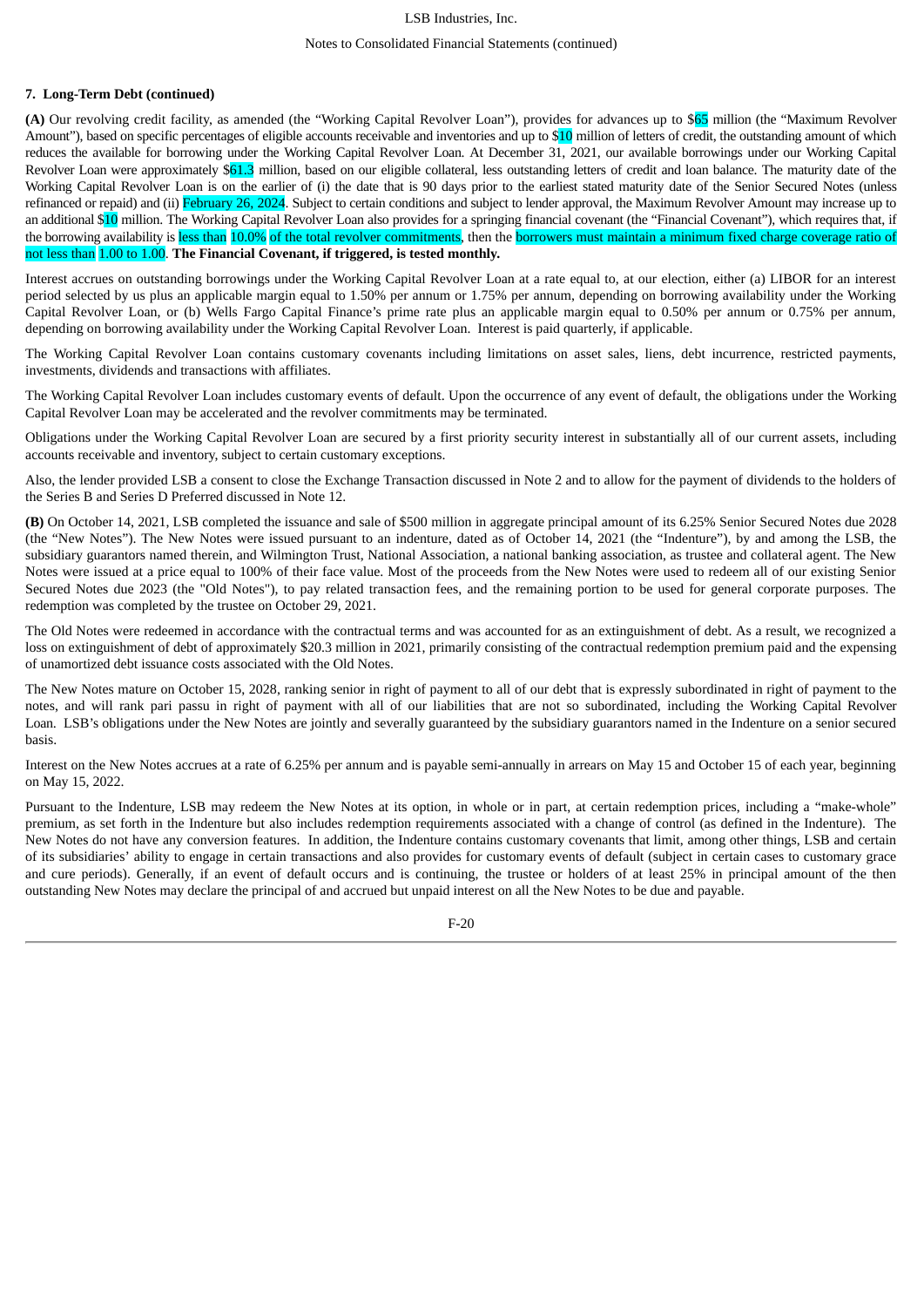**7. Long-Term Debt (continued)**

**(A)** Our revolving credit facility, as amended (the "Working Capital Revolver Loan"), provides for advances up to $65 million (the "Maximum Revolver Amount"), based on specific percentages of eligible accounts receivable and inventories and up to $10 million of letters of credit, the outstanding amount of which reduces the available for borrowing under the Working Capital Revolver Loan. At December 31, 2021, our available borrowings under our Working Capital Revolver Loan were approximately $61.3 million, based on our eligible collateral, less outstanding letters of credit and loan balance. The maturity date of the Working Capital Revolver Loan is on the earlier of (i) the date that is 90 days prior to the earliest stated maturity date of the Senior Secured Notes (unless refinanced or repaid) and (ii) February 26, 2024. Subject to certain conditions and subject to lender approval, the Maximum Revolver Amount may increase up to an additional $10 million. The Working Capital Revolver Loan also provides for a springing financial covenant (the "Financial Covenant"), which requires that, if the borrowing availability is less than 10.0% of the total revolver commitments, then the borrowers must maintain a minimum fixed charge coverage ratio of not less than 1.00 to 1.00. **The Financial Covenant, if triggered, is tested monthly.**

Interest accrues on outstanding borrowings under the Working Capital Revolver Loan at a rate equal to, at our election, either (a) LIBOR for an interest period selected by us plus an applicable margin equal to 1.50% per annum or 1.75% per annum, depending on borrowing availability under the Working Capital Revolver Loan, or (b) Wells Fargo Capital Finance's prime rate plus an applicable margin equal to 0.50% per annum or 0.75% per annum, depending on borrowing availability under the Working Capital Revolver Loan. Interest is paid quarterly, if applicable.

The Working Capital Revolver Loan contains customary covenants including limitations on asset sales, liens, debt incurrence, restricted payments, investments, dividends and transactions with affiliates.

The Working Capital Revolver Loan includes customary events of default. Upon the occurrence of any event of default, the obligations under the Working Capital Revolver Loan may be accelerated and the revolver commitments may be terminated.

Obligations under the Working Capital Revolver Loan are secured by a first priority security interest in substantially all of our current assets, including accounts receivable and inventory, subject to certain customary exceptions.

Also, the lender provided LSB a consent to close the Exchange Transaction discussed in Note 2 and to allow for the payment of dividends to the holders of the Series B and Series D Preferred discussed in Note 12.

**(B)** On October 14, 2021, LSB completed the issuance and sale of $500 million in aggregate principal amount of its 6.25% Senior Secured Notes due 2028 (the "New Notes"). The New Notes were issued pursuant to an indenture, dated as of October 14, 2021 (the "Indenture"), by and among the LSB, the subsidiary guarantors named therein, and Wilmington Trust, National Association, a national banking association, as trustee and collateral agent. The New Notes were issued at a price equal to 100% of their face value. Most of the proceeds from the New Notes were used to redeem all of our existing Senior Secured Notes due 2023 (the "Old Notes"), to pay related transaction fees, and the remaining portion to be used for general corporate purposes. The redemption was completed by the trustee on October 29, 2021.

The Old Notes were redeemed in accordance with the contractual terms and was accounted for as an extinguishment of debt. As a result, we recognized a loss on extinguishment of debt of approximately $20.3 million in 2021, primarily consisting of the contractual redemption premium paid and the expensing of unamortized debt issuance costs associated with the Old Notes.

The New Notes mature on October 15, 2028, ranking senior in right of payment to all of our debt that is expressly subordinated in right of payment to the notes, and will rank pari passu in right of payment with all of our liabilities that are not so subordinated, including the Working Capital Revolver Loan. LSB's obligations under the New Notes are jointly and severally guaranteed by the subsidiary guarantors named in the Indenture on a senior secured basis.

Interest on the New Notes accrues at a rate of 6.25% per annum and is payable semi-annually in arrears on May 15 and October 15 of each year, beginning on May 15, 2022.

Pursuant to the Indenture, LSB may redeem the New Notes at its option, in whole or in part, at certain redemption prices, including a "make-whole" premium, as set forth in the Indenture but also includes redemption requirements associated with a change of control (as defined in the Indenture). The New Notes do not have any conversion features. In addition, the Indenture contains customary covenants that limit, among other things, LSB and certain of its subsidiaries' ability to engage in certain transactions and also provides for customary events of default (subject in certain cases to customary grace and cure periods). Generally, if an event of default occurs and is continuing, the trustee or holders of at least 25% in principal amount of the then outstanding New Notes may declare the principal of and accrued but unpaid interest on all the New Notes to be due and payable.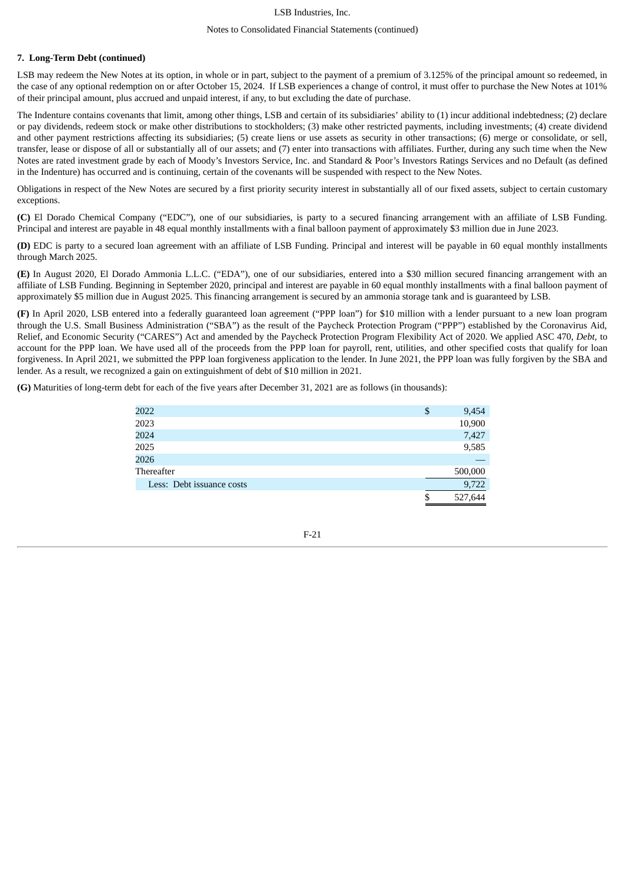**7. Long-Term Debt (continued)**

LSB may redeem the New Notes at its option, in whole or in part, subject to the payment of a premium of 3.125% of the principal amount so redeemed, in the case of any optional redemption on or after October 15, 2024. If LSB experiences a change of control, it must offer to purchase the New Notes at 101% of their principal amount, plus accrued and unpaid interest, if any, to but excluding the date of purchase.

The Indenture contains covenants that limit, among other things, LSB and certain of its subsidiaries' ability to (1) incur additional indebtedness; (2) declare or pay dividends, redeem stock or make other distributions to stockholders; (3) make other restricted payments, including investments; (4) create dividend and other payment restrictions affecting its subsidiaries; (5) create liens or use assets as security in other transactions; (6) merge or consolidate, or sell, transfer, lease or dispose of all or substantially all of our assets; and (7) enter into transactions with affiliates. Further, during any such time when the New Notes are rated investment grade by each of Moody's Investors Service, Inc. and Standard & Poor's Investors Ratings Services and no Default (as defined in the Indenture) has occurred and is continuing, certain of the covenants will be suspended with respect to the New Notes.

Obligations in respect of the New Notes are secured by a first priority security interest in substantially all of our fixed assets, subject to certain customary exceptions.

**(C)** El Dorado Chemical Company ("EDC"), one of our subsidiaries, is party to a secured financing arrangement with an affiliate of LSB Funding. Principal and interest are payable in 48 equal monthly installments with a final balloon payment of approximately $3 million due in June 2023.

**(D)** EDC is party to a secured loan agreement with an affiliate of LSB Funding. Principal and interest will be payable in 60 equal monthly installments through March 2025.

**(E)** In August 2020, El Dorado Ammonia L.L.C. ("EDA"), one of our subsidiaries, entered into a $30 million secured financing arrangement with an affiliate of LSB Funding. Beginning in September 2020, principal and interest are payable in 60 equal monthly installments with a final balloon payment of approximately $5 million due in August 2025. This financing arrangement is secured by an ammonia storage tank and is guaranteed by LSB.

**(F)** In April 2020, LSB entered into a federally guaranteed loan agreement ("PPP loan") for $10 million with a lender pursuant to a new loan program through the U.S. Small Business Administration ("SBA") as the result of the Paycheck Protection Program ("PPP") established by the Coronavirus Aid, Relief, and Economic Security ("CARES") Act and amended by the Paycheck Protection Program Flexibility Act of 2020. We applied ASC 470, *Debt*, to account for the PPP loan. We have used all of the proceeds from the PPP loan for payroll, rent, utilities, and other specified costs that qualify for loan forgiveness. In April 2021, we submitted the PPP loan forgiveness application to the lender. In June 2021, the PPP loan was fully forgiven by the SBA and lender. As a result, we recognized a gain on extinguishment of debt of $10 million in 2021.

**(G)** Maturities of long-term debt for each of the five years after December 31, 2021 are as follows (in thousands):

| | |
|---|---|
| 2022 | $ 9,454 |
| 2023 | 10,900 |
| 2024 | 7,427 |
| 2025 | 9,585 |
| 2026 | — |
| Thereafter | 500,000 |
| Less: Debt issuance costs | 9,722 |
| | $ 527,644 |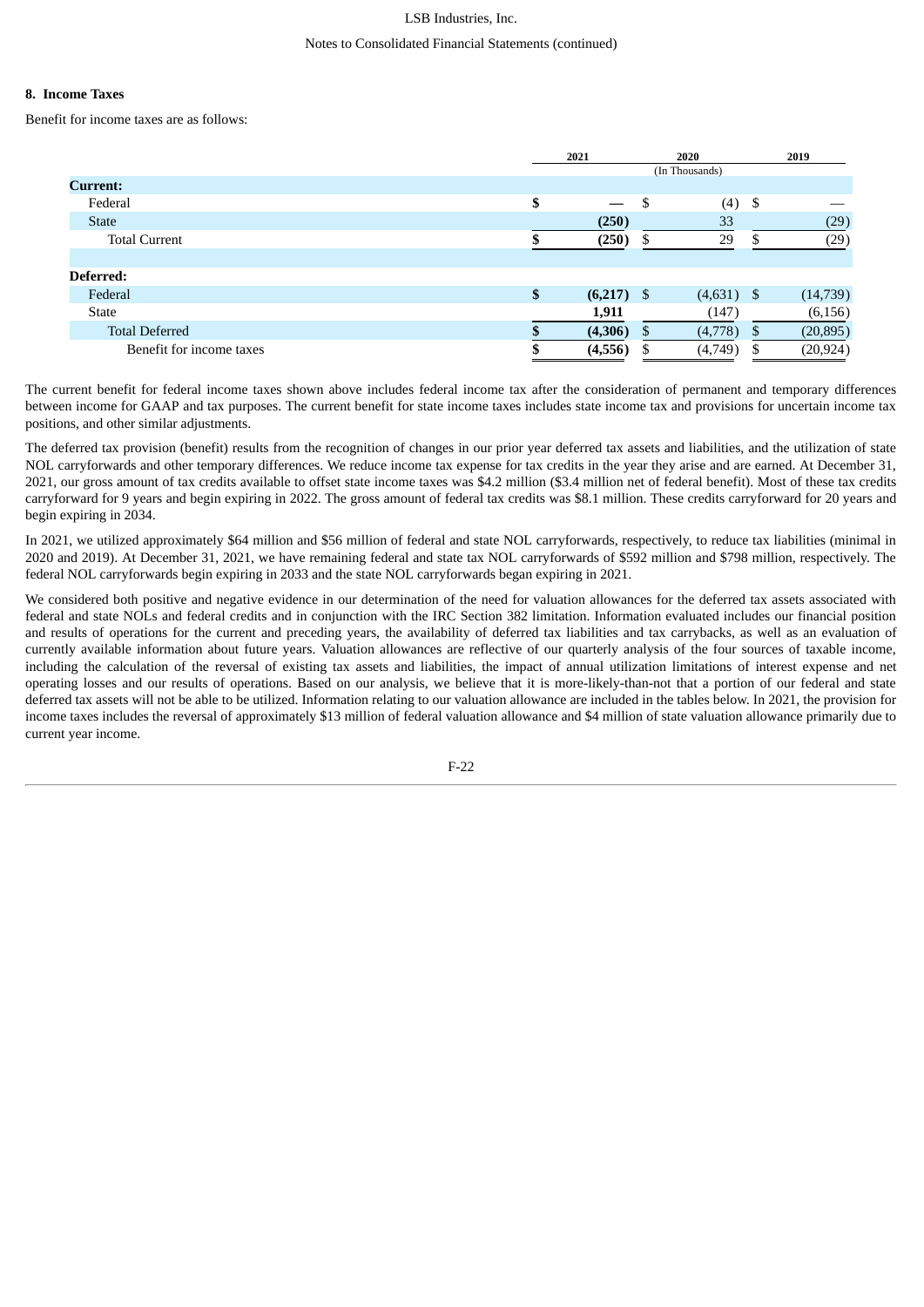## 8. Income Taxes

Benefit for income taxes are as follows:

| | 2021 | 2020 | 2019 |
|---|---|---|---|
| | | (In Thousands) | |
| **Current:** | | | |
| Federal | $ — | $ (4) | $ — |
| State | (250) | 33 | (29) |
| Total Current | $ (250) | $ 29 | $ (29) |
| | | | |
| **Deferred:** | | | |
| Federal | $ (6,217) | $ (4,631) | $ (14,739) |
| State | 1,911 | (147) | (6,156) |
| Total Deferred | $ (4,306) | $ (4,778) | $ (20,895) |
| Benefit for income taxes | $ (4,556) | $ (4,749) | $ (20,924) |

The current benefit for federal income taxes shown above includes federal income tax after the consideration of permanent and temporary differences between income for GAAP and tax purposes. The current benefit for state income taxes includes state income tax and provisions for uncertain income tax positions, and other similar adjustments.

The deferred tax provision (benefit) results from the recognition of changes in our prior year deferred tax assets and liabilities, and the utilization of state NOL carryforwards and other temporary differences. We reduce income tax expense for tax credits in the year they arise and are earned. At December 31, 2021, our gross amount of tax credits available to offset state income taxes was $4.2 million ($3.4 million net of federal benefit). Most of these tax credits carryforward for 9 years and begin expiring in 2022. The gross amount of federal tax credits was $8.1 million. These credits carryforward for 20 years and begin expiring in 2034.

In 2021, we utilized approximately $64 million and $56 million of federal and state NOL carryforwards, respectively, to reduce tax liabilities (minimal in 2020 and 2019). At December 31, 2021, we have remaining federal and state tax NOL carryforwards of $592 million and $798 million, respectively. The federal NOL carryforwards begin expiring in 2033 and the state NOL carryforwards began expiring in 2021.

We considered both positive and negative evidence in our determination of the need for valuation allowances for the deferred tax assets associated with federal and state NOLs and federal credits and in conjunction with the IRC Section 382 limitation. Information evaluated includes our financial position and results of operations for the current and preceding years, the availability of deferred tax liabilities and tax carrybacks, as well as an evaluation of currently available information about future years. Valuation allowances are reflective of our quarterly analysis of the four sources of taxable income, including the calculation of the reversal of existing tax assets and liabilities, the impact of annual utilization limitations of interest expense and net operating losses and our results of operations. Based on our analysis, we believe that it is more-likely-than-not that a portion of our federal and state deferred tax assets will not be able to be utilized. Information relating to our valuation allowance are included in the tables below. In 2021, the provision for income taxes includes the reversal of approximately $13 million of federal valuation allowance and $4 million of state valuation allowance primarily due to current year income.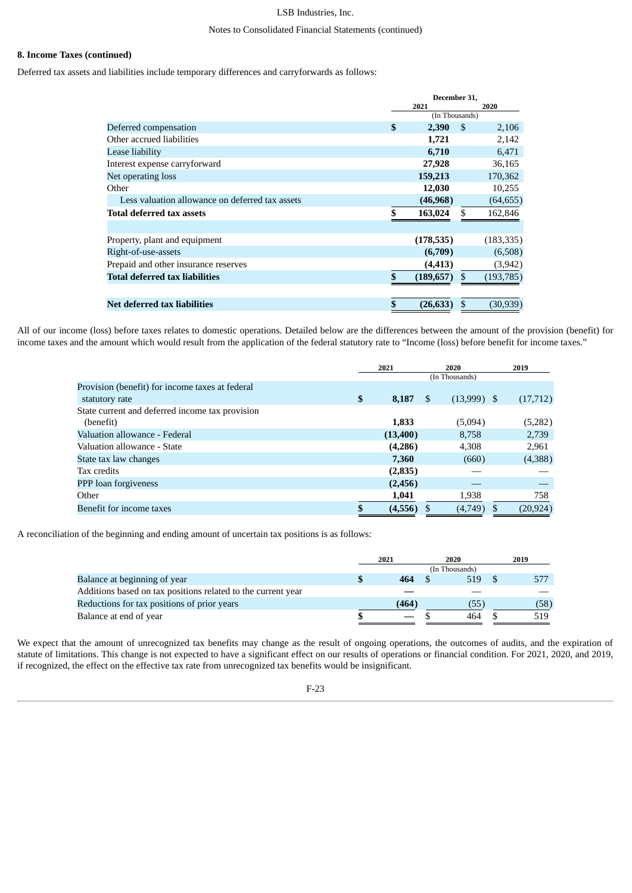**8. Income Taxes (continued)**

Deferred tax assets and liabilities include temporary differences and carryforwards as follows:

| | December 31, 2021 | December 31, 2020 |
|---|---|---|
| | (In Thousands) | |
| Deferred compensation | **$ 2,390** | $ 2,106 |
| Other accrued liabilities | **1,721** | 2,142 |
| Lease liability | **6,710** | 6,471 |
| Interest expense carryforward | **27,928** | 36,165 |
| Net operating loss | **159,213** | 170,362 |
| Other | **12,030** | 10,255 |
| Less valuation allowance on deferred tax assets | **(46,968)** | (64,655) |
| **Total deferred tax assets** | **$ 163,024** | $ 162,846 |
| | | |
| Property, plant and equipment | **(178,535)** | (183,335) |
| Right-of-use-assets | **(6,709)** | (6,508) |
| Prepaid and other insurance reserves | **(4,413)** | (3,942) |
| **Total deferred tax liabilities** | **$ (189,657)** | $ (193,785) |
| | | |
| **Net deferred tax liabilities** | **$ (26,633)** | $ (30,939) |

All of our income (loss) before taxes relates to domestic operations. Detailed below are the differences between the amount of the provision (benefit) for income taxes and the amount which would result from the application of the federal statutory rate to "Income (loss) before benefit for income taxes."

| | 2021 | 2020 | 2019 |
|---|---|---|---|
| | | (In Thousands) | |
| Provision (benefit) for income taxes at federal statutory rate | **$ 8,187** | $ (13,999) | $ (17,712) |
| State current and deferred income tax provision (benefit) | **1,833** | (5,094) | (5,282) |
| Valuation allowance - Federal | **(13,400)** | 8,758 | 2,739 |
| Valuation allowance - State | **(4,286)** | 4,308 | 2,961 |
| State tax law changes | **7,360** | (660) | (4,388) |
| Tax credits | **(2,835)** | — | — |
| PPP loan forgiveness | **(2,456)** | — | — |
| Other | **1,041** | 1,938 | 758 |
| Benefit for income taxes | **$ (4,556)** | $ (4,749) | $ (20,924) |

A reconciliation of the beginning and ending amount of uncertain tax positions is as follows:

| | 2021 | 2020 | 2019 |
|---|---|---|---|
| | | (In Thousands) | |
| Balance at beginning of year | **$ 464** | $ 519 | $ 577 |
| Additions based on tax positions related to the current year | **—** | — | — |
| Reductions for tax positions of prior years | **(464)** | (55) | (58) |
| Balance at end of year | **$ —** | $ 464 | $ 519 |

We expect that the amount of unrecognized tax benefits may change as the result of ongoing operations, the outcomes of audits, and the expiration of statute of limitations. This change is not expected to have a significant effect on our results of operations or financial condition. For 2021, 2020, and 2019, if recognized, the effect on the effective tax rate from unrecognized tax benefits would be insignificant.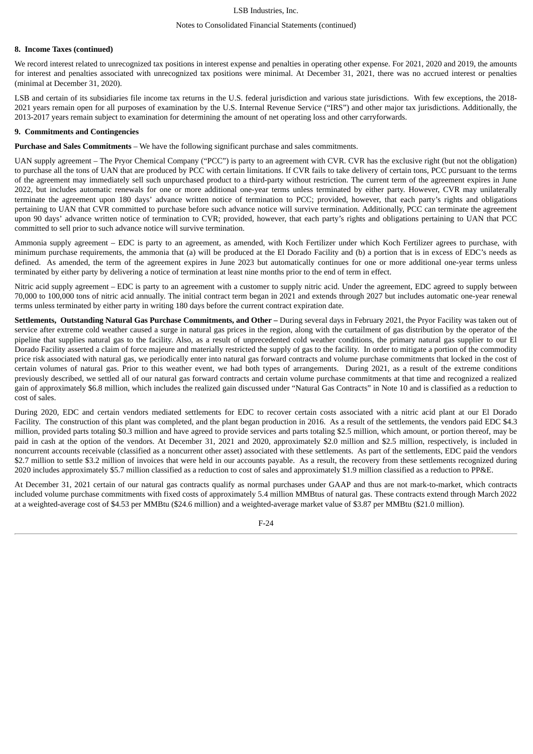**8. Income Taxes (continued)**

We record interest related to unrecognized tax positions in interest expense and penalties in operating other expense. For 2021, 2020 and 2019, the amounts for interest and penalties associated with unrecognized tax positions were minimal. At December 31, 2021, there was no accrued interest or penalties (minimal at December 31, 2020).

LSB and certain of its subsidiaries file income tax returns in the U.S. federal jurisdiction and various state jurisdictions. With few exceptions, the 2018-2021 years remain open for all purposes of examination by the U.S. Internal Revenue Service ("IRS") and other major tax jurisdictions. Additionally, the 2013-2017 years remain subject to examination for determining the amount of net operating loss and other carryforwards.

**9. Commitments and Contingencies**

**Purchase and Sales Commitments** – We have the following significant purchase and sales commitments.

UAN supply agreement – The Pryor Chemical Company ("PCC") is party to an agreement with CVR. CVR has the exclusive right (but not the obligation) to purchase all the tons of UAN that are produced by PCC with certain limitations. If CVR fails to take delivery of certain tons, PCC pursuant to the terms of the agreement may immediately sell such unpurchased product to a third-party without restriction. The current term of the agreement expires in June 2022, but includes automatic renewals for one or more additional one-year terms unless terminated by either party. However, CVR may unilaterally terminate the agreement upon 180 days' advance written notice of termination to PCC; provided, however, that each party's rights and obligations pertaining to UAN that CVR committed to purchase before such advance notice will survive termination. Additionally, PCC can terminate the agreement upon 90 days' advance written notice of termination to CVR; provided, however, that each party's rights and obligations pertaining to UAN that PCC committed to sell prior to such advance notice will survive termination.

Ammonia supply agreement – EDC is party to an agreement, as amended, with Koch Fertilizer under which Koch Fertilizer agrees to purchase, with minimum purchase requirements, the ammonia that (a) will be produced at the El Dorado Facility and (b) a portion that is in excess of EDC's needs as defined. As amended, the term of the agreement expires in June 2023 but automatically continues for one or more additional one-year terms unless terminated by either party by delivering a notice of termination at least nine months prior to the end of term in effect.

Nitric acid supply agreement – EDC is party to an agreement with a customer to supply nitric acid. Under the agreement, EDC agreed to supply between 70,000 to 100,000 tons of nitric acid annually. The initial contract term began in 2021 and extends through 2027 but includes automatic one-year renewal terms unless terminated by either party in writing 180 days before the current contract expiration date.

**Settlements, Outstanding Natural Gas Purchase Commitments, and Other –** During several days in February 2021, the Pryor Facility was taken out of service after extreme cold weather caused a surge in natural gas prices in the region, along with the curtailment of gas distribution by the operator of the pipeline that supplies natural gas to the facility. Also, as a result of unprecedented cold weather conditions, the primary natural gas supplier to our El Dorado Facility asserted a claim of force majeure and materially restricted the supply of gas to the facility. In order to mitigate a portion of the commodity price risk associated with natural gas, we periodically enter into natural gas forward contracts and volume purchase commitments that locked in the cost of certain volumes of natural gas. Prior to this weather event, we had both types of arrangements. During 2021, as a result of the extreme conditions previously described, we settled all of our natural gas forward contracts and certain volume purchase commitments at that time and recognized a realized gain of approximately $6.8 million, which includes the realized gain discussed under "Natural Gas Contracts" in Note 10 and is classified as a reduction to cost of sales.

During 2020, EDC and certain vendors mediated settlements for EDC to recover certain costs associated with a nitric acid plant at our El Dorado Facility. The construction of this plant was completed, and the plant began production in 2016. As a result of the settlements, the vendors paid EDC $4.3 million, provided parts totaling $0.3 million and have agreed to provide services and parts totaling $2.5 million, which amount, or portion thereof, may be paid in cash at the option of the vendors. At December 31, 2021 and 2020, approximately $2.0 million and $2.5 million, respectively, is included in noncurrent accounts receivable (classified as a noncurrent other asset) associated with these settlements. As part of the settlements, EDC paid the vendors $2.7 million to settle $3.2 million of invoices that were held in our accounts payable. As a result, the recovery from these settlements recognized during 2020 includes approximately $5.7 million classified as a reduction to cost of sales and approximately $1.9 million classified as a reduction to PP&E.

At December 31, 2021 certain of our natural gas contracts qualify as normal purchases under GAAP and thus are not mark-to-market, which contracts included volume purchase commitments with fixed costs of approximately 5.4 million MMBtus of natural gas. These contracts extend through March 2022 at a weighted-average cost of $4.53 per MMBtu ($24.6 million) and a weighted-average market value of $3.87 per MMBtu ($21.0 million).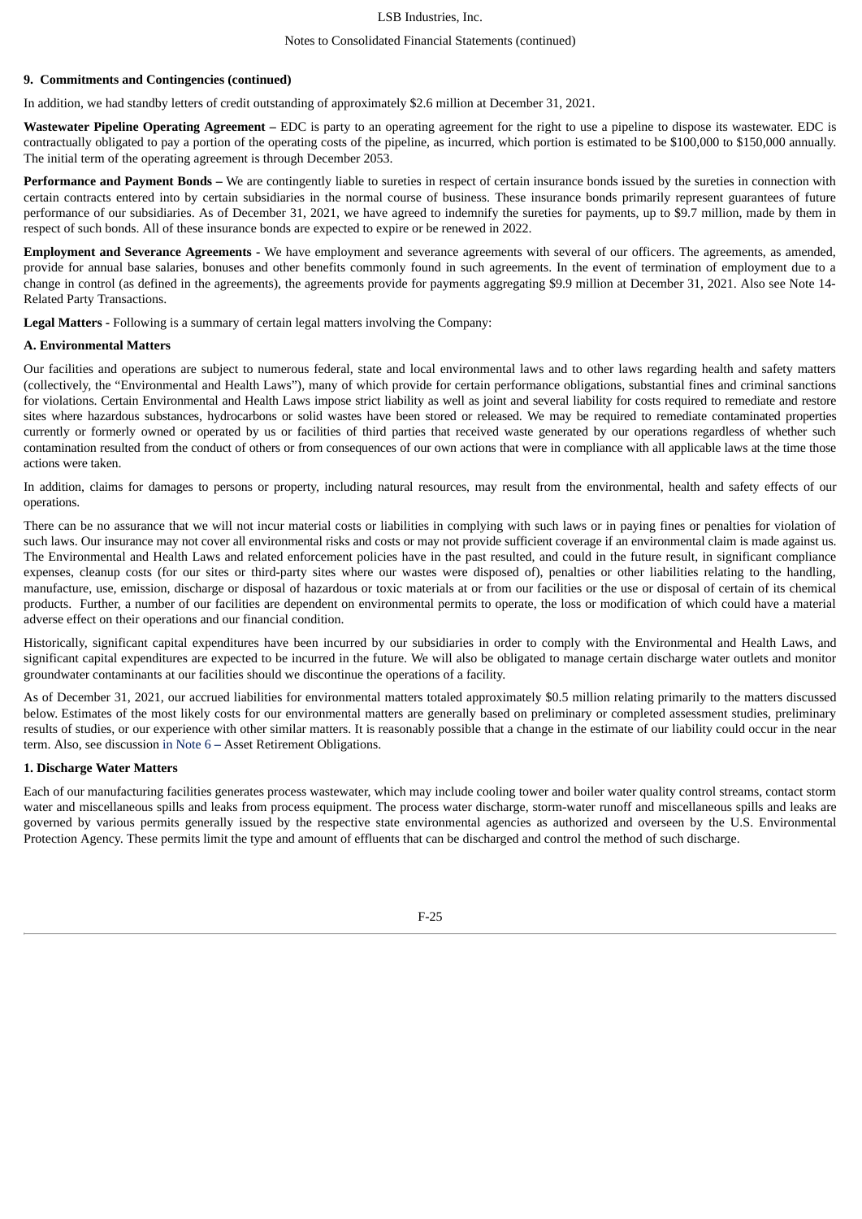**9. Commitments and Contingencies (continued)**

In addition, we had standby letters of credit outstanding of approximately $2.6 million at December 31, 2021.

**Wastewater Pipeline Operating Agreement –** EDC is party to an operating agreement for the right to use a pipeline to dispose its wastewater. EDC is contractually obligated to pay a portion of the operating costs of the pipeline, as incurred, which portion is estimated to be $100,000 to $150,000 annually. The initial term of the operating agreement is through December 2053.

**Performance and Payment Bonds –** We are contingently liable to sureties in respect of certain insurance bonds issued by the sureties in connection with certain contracts entered into by certain subsidiaries in the normal course of business. These insurance bonds primarily represent guarantees of future performance of our subsidiaries. As of December 31, 2021, we have agreed to indemnify the sureties for payments, up to $9.7 million, made by them in respect of such bonds. All of these insurance bonds are expected to expire or be renewed in 2022.

**Employment and Severance Agreements -** We have employment and severance agreements with several of our officers. The agreements, as amended, provide for annual base salaries, bonuses and other benefits commonly found in such agreements. In the event of termination of employment due to a change in control (as defined in the agreements), the agreements provide for payments aggregating $9.9 million at December 31, 2021. Also see Note 14-Related Party Transactions.

**Legal Matters -** Following is a summary of certain legal matters involving the Company:

**A. Environmental Matters**

Our facilities and operations are subject to numerous federal, state and local environmental laws and to other laws regarding health and safety matters (collectively, the "Environmental and Health Laws"), many of which provide for certain performance obligations, substantial fines and criminal sanctions for violations. Certain Environmental and Health Laws impose strict liability as well as joint and several liability for costs required to remediate and restore sites where hazardous substances, hydrocarbons or solid wastes have been stored or released. We may be required to remediate contaminated properties currently or formerly owned or operated by us or facilities of third parties that received waste generated by our operations regardless of whether such contamination resulted from the conduct of others or from consequences of our own actions that were in compliance with all applicable laws at the time those actions were taken.

In addition, claims for damages to persons or property, including natural resources, may result from the environmental, health and safety effects of our operations.

There can be no assurance that we will not incur material costs or liabilities in complying with such laws or in paying fines or penalties for violation of such laws. Our insurance may not cover all environmental risks and costs or may not provide sufficient coverage if an environmental claim is made against us. The Environmental and Health Laws and related enforcement policies have in the past resulted, and could in the future result, in significant compliance expenses, cleanup costs (for our sites or third-party sites where our wastes were disposed of), penalties or other liabilities relating to the handling, manufacture, use, emission, discharge or disposal of hazardous or toxic materials at or from our facilities or the use or disposal of certain of its chemical products. Further, a number of our facilities are dependent on environmental permits to operate, the loss or modification of which could have a material adverse effect on their operations and our financial condition.

Historically, significant capital expenditures have been incurred by our subsidiaries in order to comply with the Environmental and Health Laws, and significant capital expenditures are expected to be incurred in the future. We will also be obligated to manage certain discharge water outlets and monitor groundwater contaminants at our facilities should we discontinue the operations of a facility.

As of December 31, 2021, our accrued liabilities for environmental matters totaled approximately $0.5 million relating primarily to the matters discussed below. Estimates of the most likely costs for our environmental matters are generally based on preliminary or completed assessment studies, preliminary results of studies, or our experience with other similar matters. It is reasonably possible that a change in the estimate of our liability could occur in the near term. Also, see discussion in Note 6 – Asset Retirement Obligations.

**1. Discharge Water Matters**

Each of our manufacturing facilities generates process wastewater, which may include cooling tower and boiler water quality control streams, contact storm water and miscellaneous spills and leaks from process equipment. The process water discharge, storm-water runoff and miscellaneous spills and leaks are governed by various permits generally issued by the respective state environmental agencies as authorized and overseen by the U.S. Environmental Protection Agency. These permits limit the type and amount of effluents that can be discharged and control the method of such discharge.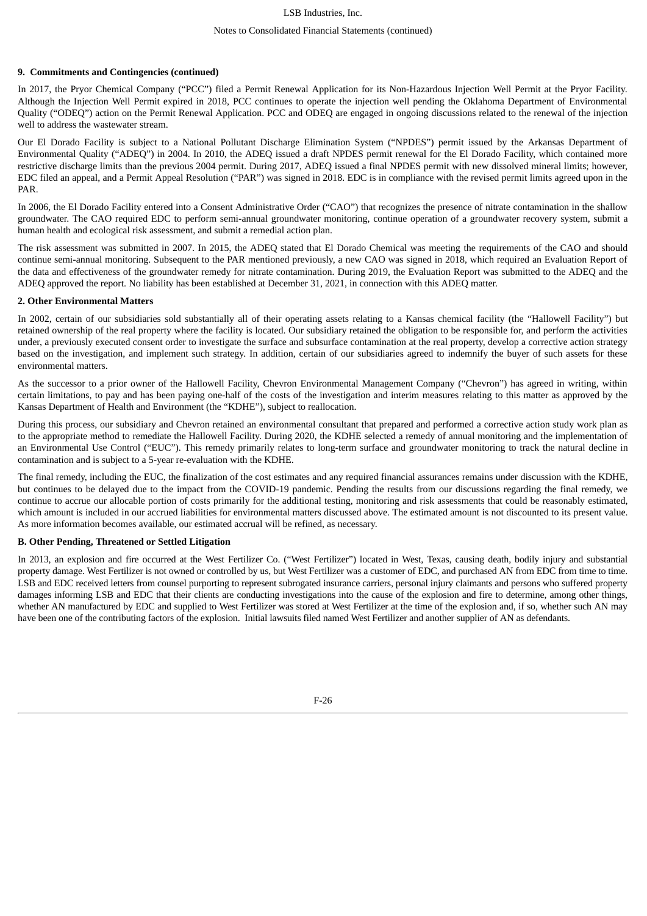**9. Commitments and Contingencies (continued)**

In 2017, the Pryor Chemical Company ("PCC") filed a Permit Renewal Application for its Non-Hazardous Injection Well Permit at the Pryor Facility. Although the Injection Well Permit expired in 2018, PCC continues to operate the injection well pending the Oklahoma Department of Environmental Quality ("ODEQ") action on the Permit Renewal Application. PCC and ODEQ are engaged in ongoing discussions related to the renewal of the injection well to address the wastewater stream.

Our El Dorado Facility is subject to a National Pollutant Discharge Elimination System ("NPDES") permit issued by the Arkansas Department of Environmental Quality ("ADEQ") in 2004. In 2010, the ADEQ issued a draft NPDES permit renewal for the El Dorado Facility, which contained more restrictive discharge limits than the previous 2004 permit. During 2017, ADEQ issued a final NPDES permit with new dissolved mineral limits; however, EDC filed an appeal, and a Permit Appeal Resolution ("PAR") was signed in 2018. EDC is in compliance with the revised permit limits agreed upon in the PAR.

In 2006, the El Dorado Facility entered into a Consent Administrative Order ("CAO") that recognizes the presence of nitrate contamination in the shallow groundwater. The CAO required EDC to perform semi-annual groundwater monitoring, continue operation of a groundwater recovery system, submit a human health and ecological risk assessment, and submit a remedial action plan.

The risk assessment was submitted in 2007. In 2015, the ADEQ stated that El Dorado Chemical was meeting the requirements of the CAO and should continue semi-annual monitoring. Subsequent to the PAR mentioned previously, a new CAO was signed in 2018, which required an Evaluation Report of the data and effectiveness of the groundwater remedy for nitrate contamination. During 2019, the Evaluation Report was submitted to the ADEQ and the ADEQ approved the report. No liability has been established at December 31, 2021, in connection with this ADEQ matter.

**2. Other Environmental Matters**

In 2002, certain of our subsidiaries sold substantially all of their operating assets relating to a Kansas chemical facility (the "Hallowell Facility") but retained ownership of the real property where the facility is located. Our subsidiary retained the obligation to be responsible for, and perform the activities under, a previously executed consent order to investigate the surface and subsurface contamination at the real property, develop a corrective action strategy based on the investigation, and implement such strategy. In addition, certain of our subsidiaries agreed to indemnify the buyer of such assets for these environmental matters.

As the successor to a prior owner of the Hallowell Facility, Chevron Environmental Management Company ("Chevron") has agreed in writing, within certain limitations, to pay and has been paying one-half of the costs of the investigation and interim measures relating to this matter as approved by the Kansas Department of Health and Environment (the "KDHE"), subject to reallocation.

During this process, our subsidiary and Chevron retained an environmental consultant that prepared and performed a corrective action study work plan as to the appropriate method to remediate the Hallowell Facility. During 2020, the KDHE selected a remedy of annual monitoring and the implementation of an Environmental Use Control ("EUC"). This remedy primarily relates to long-term surface and groundwater monitoring to track the natural decline in contamination and is subject to a 5-year re-evaluation with the KDHE.

The final remedy, including the EUC, the finalization of the cost estimates and any required financial assurances remains under discussion with the KDHE, but continues to be delayed due to the impact from the COVID-19 pandemic. Pending the results from our discussions regarding the final remedy, we continue to accrue our allocable portion of costs primarily for the additional testing, monitoring and risk assessments that could be reasonably estimated, which amount is included in our accrued liabilities for environmental matters discussed above. The estimated amount is not discounted to its present value. As more information becomes available, our estimated accrual will be refined, as necessary.

**B. Other Pending, Threatened or Settled Litigation**

In 2013, an explosion and fire occurred at the West Fertilizer Co. ("West Fertilizer") located in West, Texas, causing death, bodily injury and substantial property damage. West Fertilizer is not owned or controlled by us, but West Fertilizer was a customer of EDC, and purchased AN from EDC from time to time. LSB and EDC received letters from counsel purporting to represent subrogated insurance carriers, personal injury claimants and persons who suffered property damages informing LSB and EDC that their clients are conducting investigations into the cause of the explosion and fire to determine, among other things, whether AN manufactured by EDC and supplied to West Fertilizer was stored at West Fertilizer at the time of the explosion and, if so, whether such AN may have been one of the contributing factors of the explosion. Initial lawsuits filed named West Fertilizer and another supplier of AN as defendants.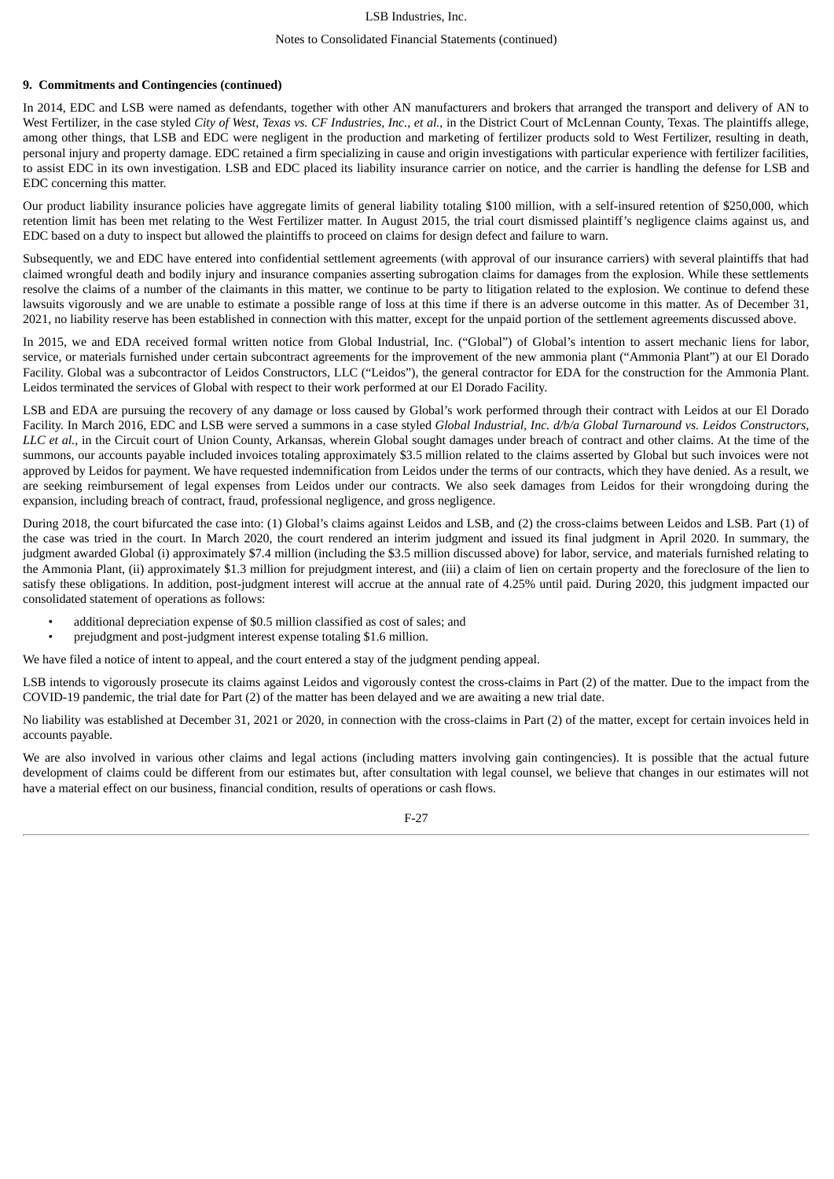**9. Commitments and Contingencies (continued)**

In 2014, EDC and LSB were named as defendants, together with other AN manufacturers and brokers that arranged the transport and delivery of AN to West Fertilizer, in the case styled *City of West, Texas vs. CF Industries, Inc., et al.*, in the District Court of McLennan County, Texas. The plaintiffs allege, among other things, that LSB and EDC were negligent in the production and marketing of fertilizer products sold to West Fertilizer, resulting in death, personal injury and property damage. EDC retained a firm specializing in cause and origin investigations with particular experience with fertilizer facilities, to assist EDC in its own investigation. LSB and EDC placed its liability insurance carrier on notice, and the carrier is handling the defense for LSB and EDC concerning this matter.

Our product liability insurance policies have aggregate limits of general liability totaling $100 million, with a self-insured retention of $250,000, which retention limit has been met relating to the West Fertilizer matter. In August 2015, the trial court dismissed plaintiff's negligence claims against us, and EDC based on a duty to inspect but allowed the plaintiffs to proceed on claims for design defect and failure to warn.

Subsequently, we and EDC have entered into confidential settlement agreements (with approval of our insurance carriers) with several plaintiffs that had claimed wrongful death and bodily injury and insurance companies asserting subrogation claims for damages from the explosion. While these settlements resolve the claims of a number of the claimants in this matter, we continue to be party to litigation related to the explosion. We continue to defend these lawsuits vigorously and we are unable to estimate a possible range of loss at this time if there is an adverse outcome in this matter. As of December 31, 2021, no liability reserve has been established in connection with this matter, except for the unpaid portion of the settlement agreements discussed above.

In 2015, we and EDA received formal written notice from Global Industrial, Inc. ("Global") of Global's intention to assert mechanic liens for labor, service, or materials furnished under certain subcontract agreements for the improvement of the new ammonia plant ("Ammonia Plant") at our El Dorado Facility. Global was a subcontractor of Leidos Constructors, LLC ("Leidos"), the general contractor for EDA for the construction for the Ammonia Plant. Leidos terminated the services of Global with respect to their work performed at our El Dorado Facility.

LSB and EDA are pursuing the recovery of any damage or loss caused by Global's work performed through their contract with Leidos at our El Dorado Facility. In March 2016, EDC and LSB were served a summons in a case styled *Global Industrial, Inc. d/b/a Global Turnaround vs. Leidos Constructors, LLC et al.*, in the Circuit court of Union County, Arkansas, wherein Global sought damages under breach of contract and other claims. At the time of the summons, our accounts payable included invoices totaling approximately $3.5 million related to the claims asserted by Global but such invoices were not approved by Leidos for payment. We have requested indemnification from Leidos under the terms of our contracts, which they have denied. As a result, we are seeking reimbursement of legal expenses from Leidos under our contracts. We also seek damages from Leidos for their wrongdoing during the expansion, including breach of contract, fraud, professional negligence, and gross negligence.

During 2018, the court bifurcated the case into: (1) Global's claims against Leidos and LSB, and (2) the cross-claims between Leidos and LSB. Part (1) of the case was tried in the court. In March 2020, the court rendered an interim judgment and issued its final judgment in April 2020. In summary, the judgment awarded Global (i) approximately $7.4 million (including the $3.5 million discussed above) for labor, service, and materials furnished relating to the Ammonia Plant, (ii) approximately $1.3 million for prejudgment interest, and (iii) a claim of lien on certain property and the foreclosure of the lien to satisfy these obligations. In addition, post-judgment interest will accrue at the annual rate of 4.25% until paid. During 2020, this judgment impacted our consolidated statement of operations as follows:

- additional depreciation expense of $0.5 million classified as cost of sales; and
- prejudgment and post-judgment interest expense totaling $1.6 million.

We have filed a notice of intent to appeal, and the court entered a stay of the judgment pending appeal.

LSB intends to vigorously prosecute its claims against Leidos and vigorously contest the cross-claims in Part (2) of the matter. Due to the impact from the COVID-19 pandemic, the trial date for Part (2) of the matter has been delayed and we are awaiting a new trial date.

No liability was established at December 31, 2021 or 2020, in connection with the cross-claims in Part (2) of the matter, except for certain invoices held in accounts payable.

We are also involved in various other claims and legal actions (including matters involving gain contingencies). It is possible that the actual future development of claims could be different from our estimates but, after consultation with legal counsel, we believe that changes in our estimates will not have a material effect on our business, financial condition, results of operations or cash flows.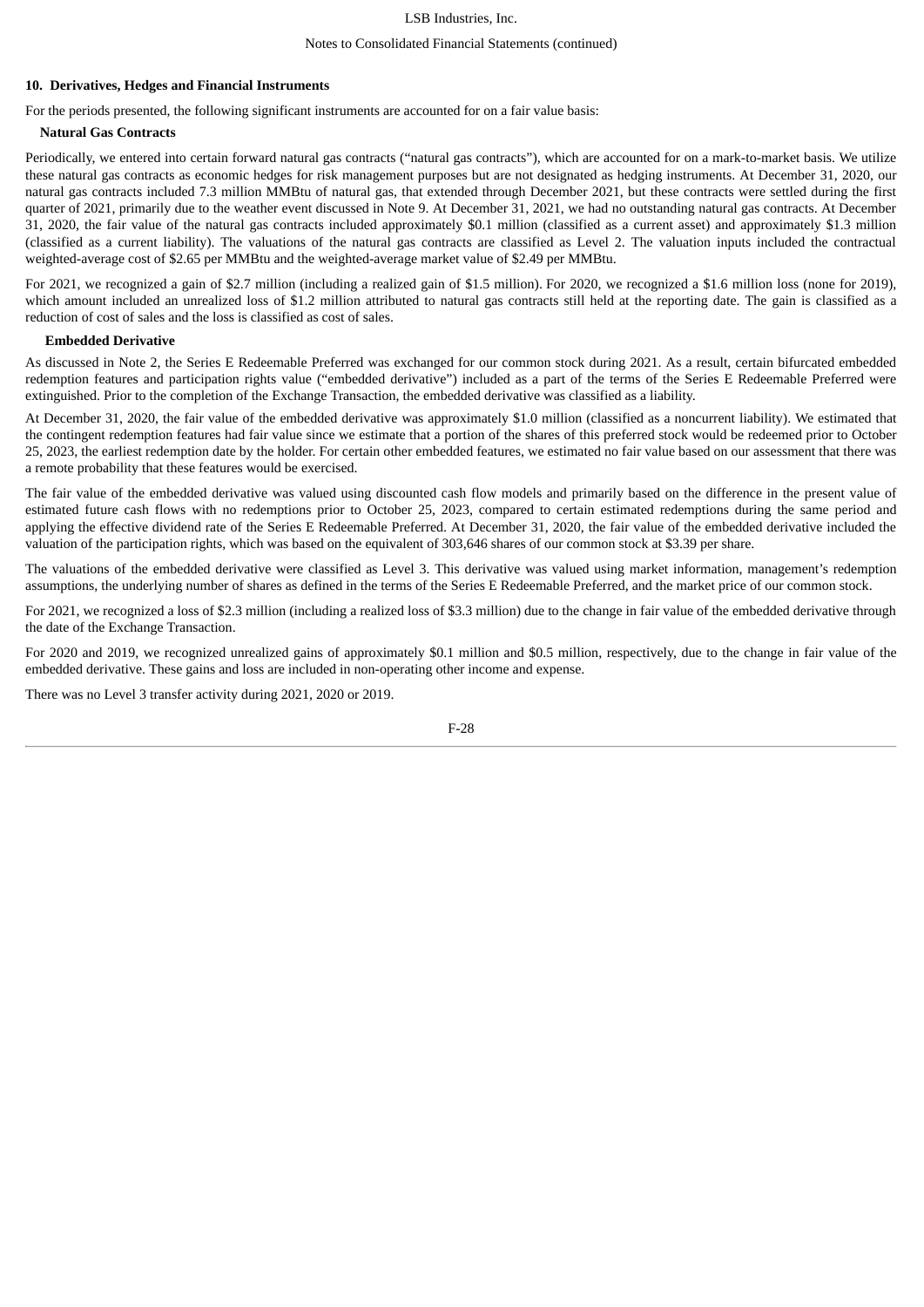## 10. Derivatives, Hedges and Financial Instruments

For the periods presented, the following significant instruments are accounted for on a fair value basis:

### Natural Gas Contracts

Periodically, we entered into certain forward natural gas contracts ("natural gas contracts"), which are accounted for on a mark-to-market basis. We utilize these natural gas contracts as economic hedges for risk management purposes but are not designated as hedging instruments. At December 31, 2020, our natural gas contracts included 7.3 million MMBtu of natural gas, that extended through December 2021, but these contracts were settled during the first quarter of 2021, primarily due to the weather event discussed in Note 9. At December 31, 2021, we had no outstanding natural gas contracts. At December 31, 2020, the fair value of the natural gas contracts included approximately $0.1 million (classified as a current asset) and approximately $1.3 million (classified as a current liability). The valuations of the natural gas contracts are classified as Level 2. The valuation inputs included the contractual weighted-average cost of $2.65 per MMBtu and the weighted-average market value of $2.49 per MMBtu.

For 2021, we recognized a gain of $2.7 million (including a realized gain of $1.5 million). For 2020, we recognized a $1.6 million loss (none for 2019), which amount included an unrealized loss of $1.2 million attributed to natural gas contracts still held at the reporting date. The gain is classified as a reduction of cost of sales and the loss is classified as cost of sales.

### Embedded Derivative

As discussed in Note 2, the Series E Redeemable Preferred was exchanged for our common stock during 2021. As a result, certain bifurcated embedded redemption features and participation rights value ("embedded derivative") included as a part of the terms of the Series E Redeemable Preferred were extinguished. Prior to the completion of the Exchange Transaction, the embedded derivative was classified as a liability.

At December 31, 2020, the fair value of the embedded derivative was approximately $1.0 million (classified as a noncurrent liability). We estimated that the contingent redemption features had fair value since we estimate that a portion of the shares of this preferred stock would be redeemed prior to October 25, 2023, the earliest redemption date by the holder. For certain other embedded features, we estimated no fair value based on our assessment that there was a remote probability that these features would be exercised.

The fair value of the embedded derivative was valued using discounted cash flow models and primarily based on the difference in the present value of estimated future cash flows with no redemptions prior to October 25, 2023, compared to certain estimated redemptions during the same period and applying the effective dividend rate of the Series E Redeemable Preferred. At December 31, 2020, the fair value of the embedded derivative included the valuation of the participation rights, which was based on the equivalent of 303,646 shares of our common stock at $3.39 per share.

The valuations of the embedded derivative were classified as Level 3. This derivative was valued using market information, management's redemption assumptions, the underlying number of shares as defined in the terms of the Series E Redeemable Preferred, and the market price of our common stock.

For 2021, we recognized a loss of $2.3 million (including a realized loss of $3.3 million) due to the change in fair value of the embedded derivative through the date of the Exchange Transaction.

For 2020 and 2019, we recognized unrealized gains of approximately $0.1 million and $0.5 million, respectively, due to the change in fair value of the embedded derivative. These gains and loss are included in non-operating other income and expense.

There was no Level 3 transfer activity during 2021, 2020 or 2019.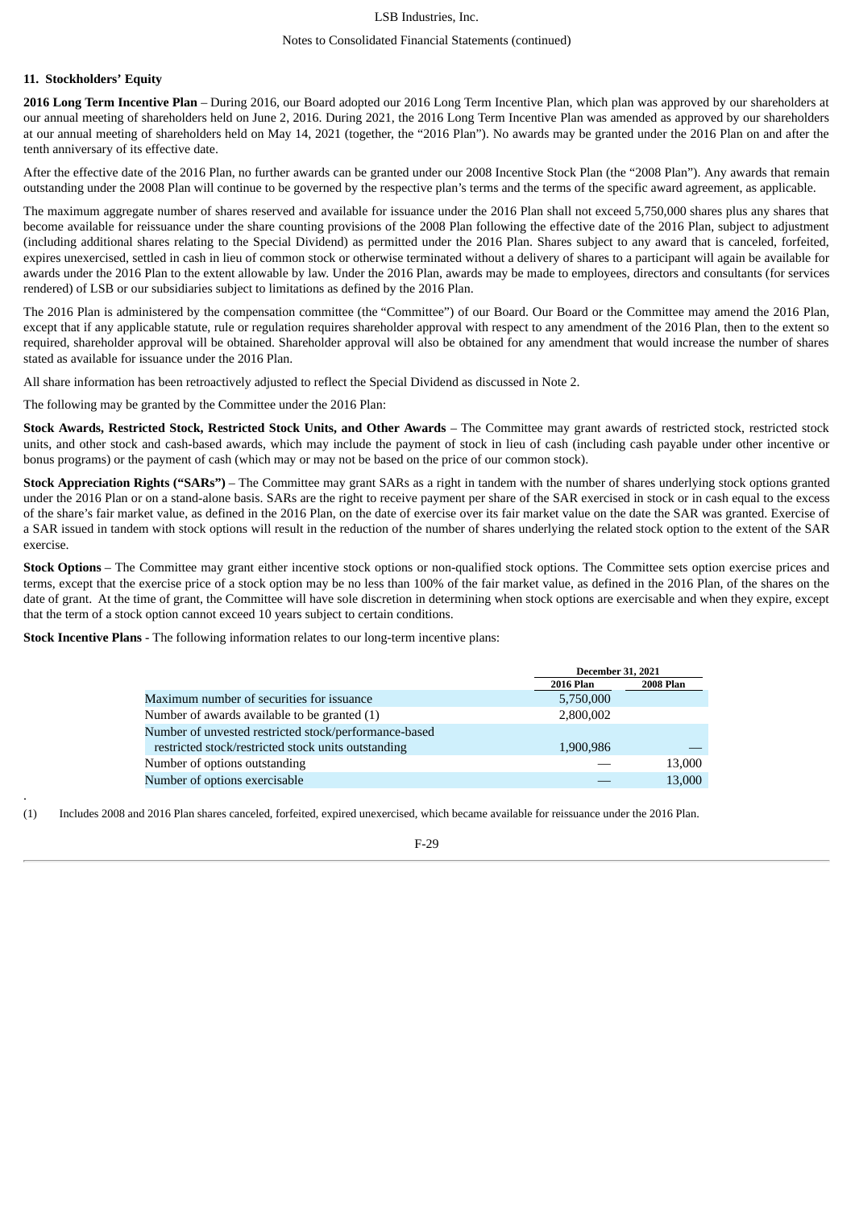## 11. Stockholders' Equity

**2016 Long Term Incentive Plan** – During 2016, our Board adopted our 2016 Long Term Incentive Plan, which plan was approved by our shareholders at our annual meeting of shareholders held on June 2, 2016. During 2021, the 2016 Long Term Incentive Plan was amended as approved by our shareholders at our annual meeting of shareholders held on May 14, 2021 (together, the "2016 Plan"). No awards may be granted under the 2016 Plan on and after the tenth anniversary of its effective date.

After the effective date of the 2016 Plan, no further awards can be granted under our 2008 Incentive Stock Plan (the "2008 Plan"). Any awards that remain outstanding under the 2008 Plan will continue to be governed by the respective plan's terms and the terms of the specific award agreement, as applicable.

The maximum aggregate number of shares reserved and available for issuance under the 2016 Plan shall not exceed 5,750,000 shares plus any shares that become available for reissuance under the share counting provisions of the 2008 Plan following the effective date of the 2016 Plan, subject to adjustment (including additional shares relating to the Special Dividend) as permitted under the 2016 Plan. Shares subject to any award that is canceled, forfeited, expires unexercised, settled in cash in lieu of common stock or otherwise terminated without a delivery of shares to a participant will again be available for awards under the 2016 Plan to the extent allowable by law. Under the 2016 Plan, awards may be made to employees, directors and consultants (for services rendered) of LSB or our subsidiaries subject to limitations as defined by the 2016 Plan.

The 2016 Plan is administered by the compensation committee (the "Committee") of our Board. Our Board or the Committee may amend the 2016 Plan, except that if any applicable statute, rule or regulation requires shareholder approval with respect to any amendment of the 2016 Plan, then to the extent so required, shareholder approval will be obtained. Shareholder approval will also be obtained for any amendment that would increase the number of shares stated as available for issuance under the 2016 Plan.

All share information has been retroactively adjusted to reflect the Special Dividend as discussed in Note 2.

The following may be granted by the Committee under the 2016 Plan:

**Stock Awards, Restricted Stock, Restricted Stock Units, and Other Awards** – The Committee may grant awards of restricted stock, restricted stock units, and other stock and cash-based awards, which may include the payment of stock in lieu of cash (including cash payable under other incentive or bonus programs) or the payment of cash (which may or may not be based on the price of our common stock).

**Stock Appreciation Rights ("SARs")** – The Committee may grant SARs as a right in tandem with the number of shares underlying stock options granted under the 2016 Plan or on a stand-alone basis. SARs are the right to receive payment per share of the SAR exercised in stock or in cash equal to the excess of the share's fair market value, as defined in the 2016 Plan, on the date of exercise over its fair market value on the date the SAR was granted. Exercise of a SAR issued in tandem with stock options will result in the reduction of the number of shares underlying the related stock option to the extent of the SAR exercise.

**Stock Options** – The Committee may grant either incentive stock options or non-qualified stock options. The Committee sets option exercise prices and terms, except that the exercise price of a stock option may be no less than 100% of the fair market value, as defined in the 2016 Plan, of the shares on the date of grant. At the time of grant, the Committee will have sole discretion in determining when stock options are exercisable and when they expire, except that the term of a stock option cannot exceed 10 years subject to certain conditions.

**Stock Incentive Plans** - The following information relates to our long-term incentive plans:

| | December 31, 2021 | |
|---|---|---|
| | **2016 Plan** | **2008 Plan** |
| Maximum number of securities for issuance | 5,750,000 | |
| Number of awards available to be granted (1) | 2,800,002 | |
| Number of unvested restricted stock/performance-based restricted stock/restricted stock units outstanding | 1,900,986 | — |
| Number of options outstanding | — | 13,000 |
| Number of options exercisable | — | 13,000 |

(1) Includes 2008 and 2016 Plan shares canceled, forfeited, expired unexercised, which became available for reissuance under the 2016 Plan.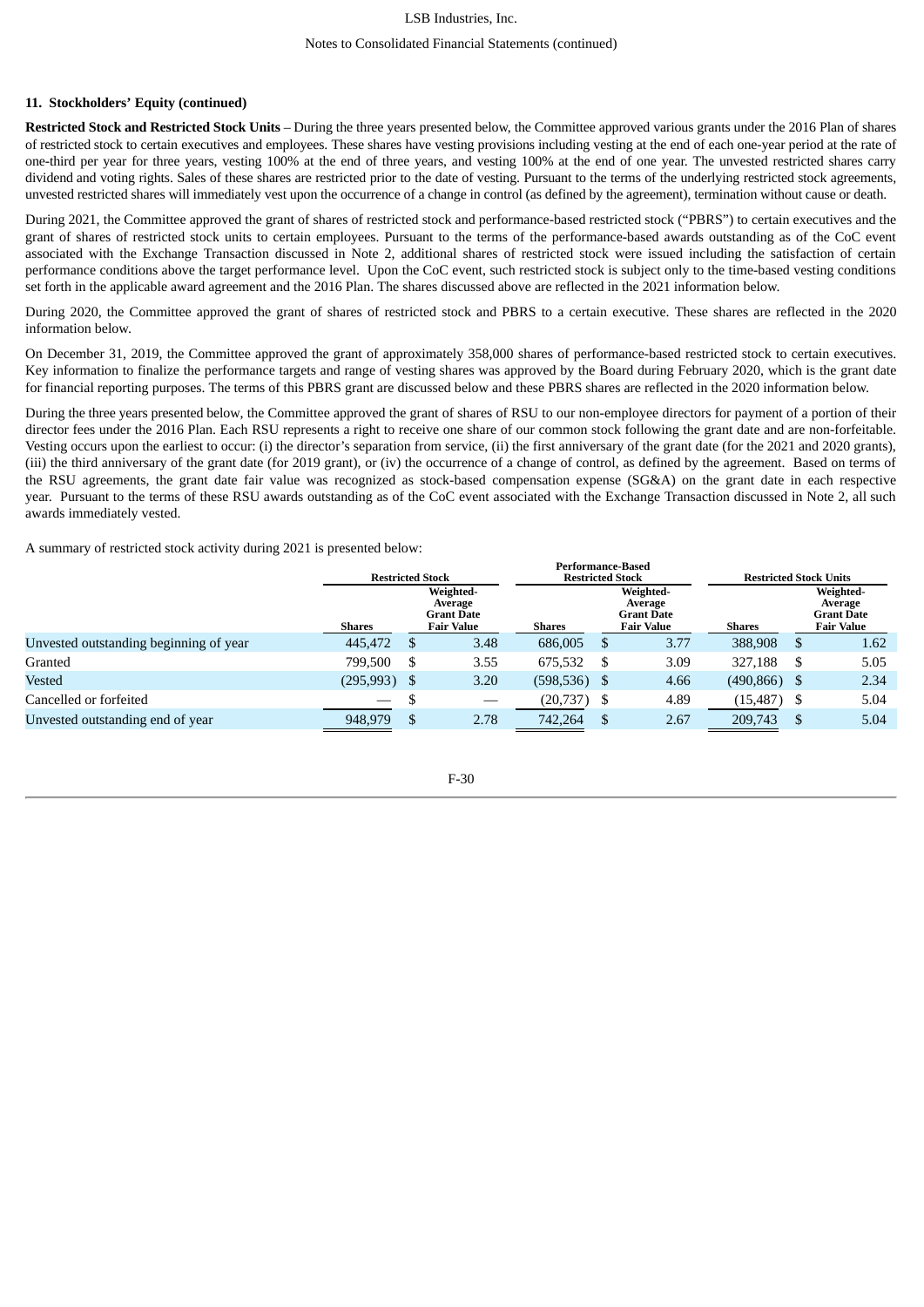### 11. Stockholders' Equity (continued)

**Restricted Stock and Restricted Stock Units** – During the three years presented below, the Committee approved various grants under the 2016 Plan of shares of restricted stock to certain executives and employees. These shares have vesting provisions including vesting at the end of each one-year period at the rate of one-third per year for three years, vesting 100% at the end of three years, and vesting 100% at the end of one year. The unvested restricted shares carry dividend and voting rights. Sales of these shares are restricted prior to the date of vesting. Pursuant to the terms of the underlying restricted stock agreements, unvested restricted shares will immediately vest upon the occurrence of a change in control (as defined by the agreement), termination without cause or death.

During 2021, the Committee approved the grant of shares of restricted stock and performance-based restricted stock ("PBRS") to certain executives and the grant of shares of restricted stock units to certain employees. Pursuant to the terms of the performance-based awards outstanding as of the CoC event associated with the Exchange Transaction discussed in Note 2, additional shares of restricted stock were issued including the satisfaction of certain performance conditions above the target performance level. Upon the CoC event, such restricted stock is subject only to the time-based vesting conditions set forth in the applicable award agreement and the 2016 Plan. The shares discussed above are reflected in the 2021 information below.

During 2020, the Committee approved the grant of shares of restricted stock and PBRS to a certain executive. These shares are reflected in the 2020 information below.

On December 31, 2019, the Committee approved the grant of approximately 358,000 shares of performance-based restricted stock to certain executives. Key information to finalize the performance targets and range of vesting shares was approved by the Board during February 2020, which is the grant date for financial reporting purposes. The terms of this PBRS grant are discussed below and these PBRS shares are reflected in the 2020 information below.

During the three years presented below, the Committee approved the grant of shares of RSU to our non-employee directors for payment of a portion of their director fees under the 2016 Plan. Each RSU represents a right to receive one share of our common stock following the grant date and are non-forfeitable. Vesting occurs upon the earliest to occur: (i) the director's separation from service, (ii) the first anniversary of the grant date (for the 2021 and 2020 grants), (iii) the third anniversary of the grant date (for 2019 grant), or (iv) the occurrence of a change of control, as defined by the agreement. Based on terms of the RSU agreements, the grant date fair value was recognized as stock-based compensation expense (SG&A) on the grant date in each respective year. Pursuant to the terms of these RSU awards outstanding as of the CoC event associated with the Exchange Transaction discussed in Note 2, all such awards immediately vested.

A summary of restricted stock activity during 2021 is presented below:

| | Restricted Stock | | Performance-Based Restricted Stock | | Restricted Stock Units | |
|---|---|---|---|---|---|---|
| | Shares | Weighted-Average Grant Date Fair Value | Shares | Weighted-Average Grant Date Fair Value | Shares | Weighted-Average Grant Date Fair Value |
| Unvested outstanding beginning of year | 445,472 | $ 3.48 | 686,005 | $ 3.77 | 388,908 | $ 1.62 |
| Granted | 799,500 | $ 3.55 | 675,532 | $ 3.09 | 327,188 | $ 5.05 |
| Vested | (295,993) | $ 3.20 | (598,536) | $ 4.66 | (490,866) | $ 2.34 |
| Cancelled or forfeited | — | $ — | (20,737) | $ 4.89 | (15,487) | $ 5.04 |
| Unvested outstanding end of year | 948,979 | $ 2.78 | 742,264 | $ 2.67 | 209,743 | $ 5.04 |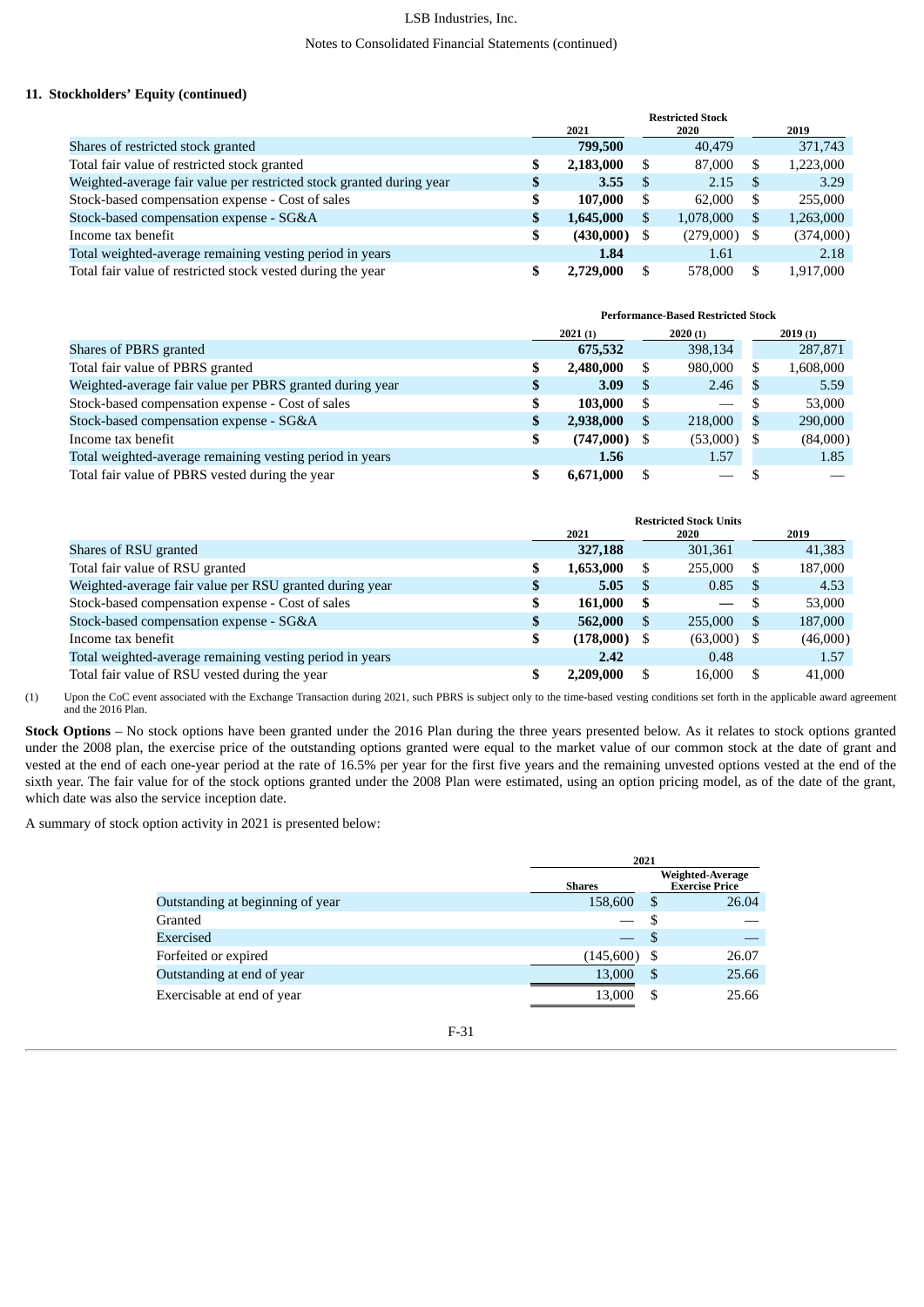## 11. Stockholders' Equity (continued)

| | Restricted Stock | | |
|---|---|---|---|
| | **2021** | 2020 | 2019 |
| Shares of restricted stock granted | **799,500** | 40,479 | 371,743 |
| Total fair value of restricted stock granted | **$ 2,183,000** | $ 87,000 | $ 1,223,000 |
| Weighted-average fair value per restricted stock granted during year | **$ 3.55** | $ 2.15 | $ 3.29 |
| Stock-based compensation expense - Cost of sales | **$ 107,000** | $ 62,000 | $ 255,000 |
| Stock-based compensation expense - SG&A | **$ 1,645,000** | $ 1,078,000 | $ 1,263,000 |
| Income tax benefit | **$ (430,000)** | $ (279,000) | $ (374,000) |
| Total weighted-average remaining vesting period in years | **1.84** | 1.61 | 2.18 |
| Total fair value of restricted stock vested during the year | **$ 2,729,000** | $ 578,000 | $ 1,917,000 |

| | Performance-Based Restricted Stock | | |
|---|---|---|---|
| | **2021 (1)** | 2020 (1) | 2019 (1) |
| Shares of PBRS granted | **675,532** | 398,134 | 287,871 |
| Total fair value of PBRS granted | **$ 2,480,000** | $ 980,000 | $ 1,608,000 |
| Weighted-average fair value per PBRS granted during year | **$ 3.09** | $ 2.46 | $ 5.59 |
| Stock-based compensation expense - Cost of sales | **$ 103,000** | $ — | $ 53,000 |
| Stock-based compensation expense - SG&A | **$ 2,938,000** | $ 218,000 | $ 290,000 |
| Income tax benefit | **$ (747,000)** | $ (53,000) | $ (84,000) |
| Total weighted-average remaining vesting period in years | **1.56** | 1.57 | 1.85 |
| Total fair value of PBRS vested during the year | **$ 6,671,000** | $ — | $ — |

| | Restricted Stock Units | | |
|---|---|---|---|
| | **2021** | 2020 | 2019 |
| Shares of RSU granted | **327,188** | 301,361 | 41,383 |
| Total fair value of RSU granted | **$ 1,653,000** | $ 255,000 | $ 187,000 |
| Weighted-average fair value per RSU granted during year | **$ 5.05** | $ 0.85 | $ 4.53 |
| Stock-based compensation expense - Cost of sales | **$ 161,000** | $ — | $ 53,000 |
| Stock-based compensation expense - SG&A | **$ 562,000** | $ 255,000 | $ 187,000 |
| Income tax benefit | **$ (178,000)** | $ (63,000) | $ (46,000) |
| Total weighted-average remaining vesting period in years | **2.42** | 0.48 | 1.57 |
| Total fair value of RSU vested during the year | **$ 2,209,000** | $ 16,000 | $ 41,000 |

(1) Upon the CoC event associated with the Exchange Transaction during 2021, such PBRS is subject only to the time-based vesting conditions set forth in the applicable award agreement and the 2016 Plan.

**Stock Options** – No stock options have been granted under the 2016 Plan during the three years presented below. As it relates to stock options granted under the 2008 plan, the exercise price of the outstanding options granted were equal to the market value of our common stock at the date of grant and vested at the end of each one-year period at the rate of 16.5% per year for the first five years and the remaining unvested options vested at the end of the sixth year. The fair value for of the stock options granted under the 2008 Plan were estimated, using an option pricing model, as of the date of the grant, which date was also the service inception date.

A summary of stock option activity in 2021 is presented below:

| | 2021 | |
|---|---|---|
| | Shares | Weighted-Average Exercise Price |
| Outstanding at beginning of year | 158,600 | $ 26.04 |
| Granted | — | $ — |
| Exercised | — | $ — |
| Forfeited or expired | (145,600) | $ 26.07 |
| Outstanding at end of year | 13,000 | $ 25.66 |
| Exercisable at end of year | 13,000 | $ 25.66 |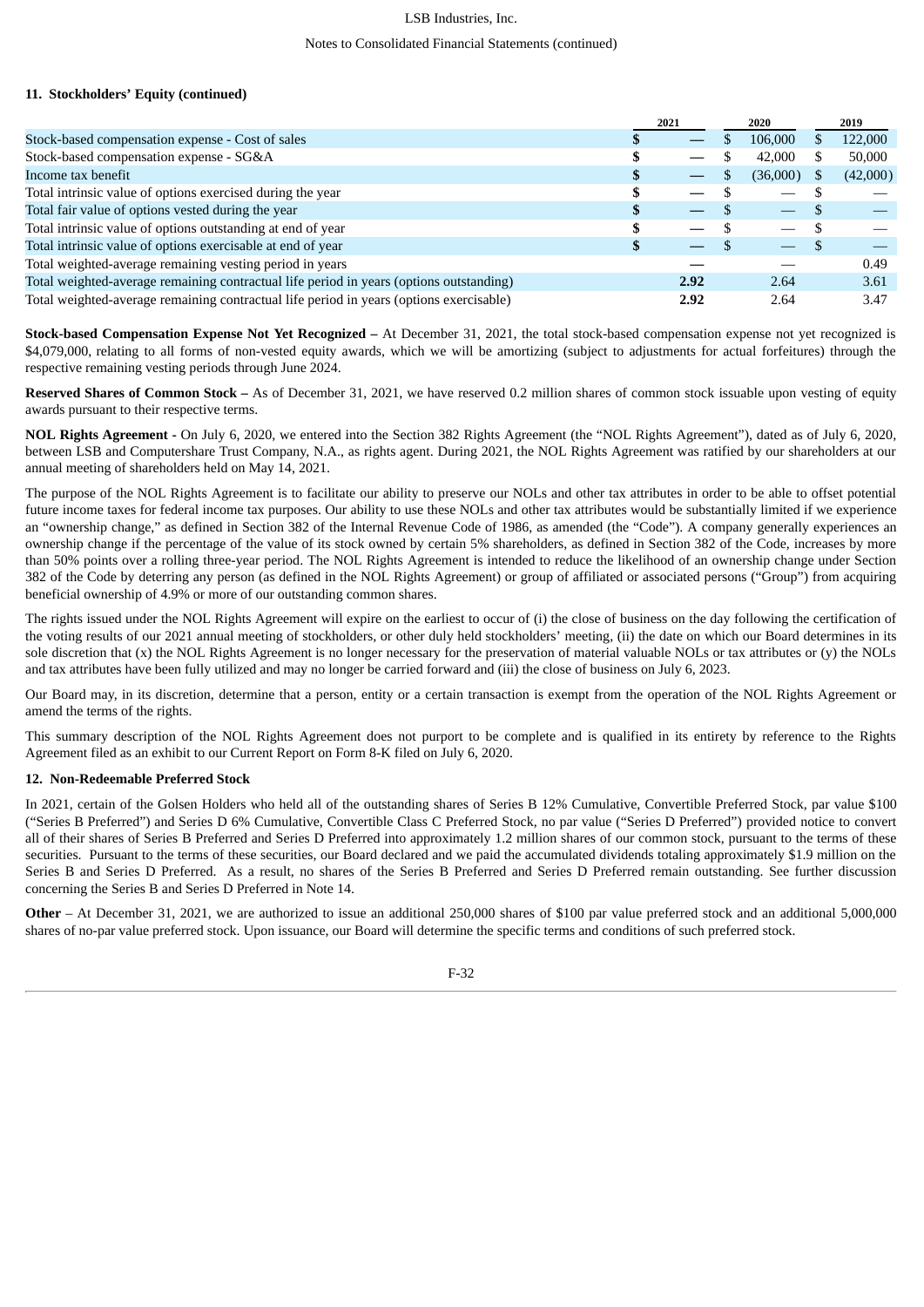### 11. Stockholders' Equity (continued)

| | 2021 | 2020 | 2019 |
|---|---|---|---|
| Stock-based compensation expense - Cost of sales | $ — | $ 106,000 | $ 122,000 |
| Stock-based compensation expense - SG&A | $ — | $ 42,000 | $ 50,000 |
| Income tax benefit | $ — | $ (36,000) | $ (42,000) |
| Total intrinsic value of options exercised during the year | $ — | $ — | $ — |
| Total fair value of options vested during the year | $ — | $ — | $ — |
| Total intrinsic value of options outstanding at end of year | $ — | $ — | $ — |
| Total intrinsic value of options exercisable at end of year | $ — | $ — | $ — |
| Total weighted-average remaining vesting period in years | — | — | 0.49 |
| Total weighted-average remaining contractual life period in years (options outstanding) | 2.92 | 2.64 | 3.61 |
| Total weighted-average remaining contractual life period in years (options exercisable) | 2.92 | 2.64 | 3.47 |

**Stock-based Compensation Expense Not Yet Recognized –** At December 31, 2021, the total stock-based compensation expense not yet recognized is $4,079,000, relating to all forms of non-vested equity awards, which we will be amortizing (subject to adjustments for actual forfeitures) through the respective remaining vesting periods through June 2024.

**Reserved Shares of Common Stock –** As of December 31, 2021, we have reserved 0.2 million shares of common stock issuable upon vesting of equity awards pursuant to their respective terms.

**NOL Rights Agreement -** On July 6, 2020, we entered into the Section 382 Rights Agreement (the "NOL Rights Agreement"), dated as of July 6, 2020, between LSB and Computershare Trust Company, N.A., as rights agent. During 2021, the NOL Rights Agreement was ratified by our shareholders at our annual meeting of shareholders held on May 14, 2021.

The purpose of the NOL Rights Agreement is to facilitate our ability to preserve our NOLs and other tax attributes in order to be able to offset potential future income taxes for federal income tax purposes. Our ability to use these NOLs and other tax attributes would be substantially limited if we experience an "ownership change," as defined in Section 382 of the Internal Revenue Code of 1986, as amended (the "Code"). A company generally experiences an ownership change if the percentage of the value of its stock owned by certain 5% shareholders, as defined in Section 382 of the Code, increases by more than 50% points over a rolling three-year period. The NOL Rights Agreement is intended to reduce the likelihood of an ownership change under Section 382 of the Code by deterring any person (as defined in the NOL Rights Agreement) or group of affiliated or associated persons ("Group") from acquiring beneficial ownership of 4.9% or more of our outstanding common shares.

The rights issued under the NOL Rights Agreement will expire on the earliest to occur of (i) the close of business on the day following the certification of the voting results of our 2021 annual meeting of stockholders, or other duly held stockholders' meeting, (ii) the date on which our Board determines in its sole discretion that (x) the NOL Rights Agreement is no longer necessary for the preservation of material valuable NOLs or tax attributes or (y) the NOLs and tax attributes have been fully utilized and may no longer be carried forward and (iii) the close of business on July 6, 2023.

Our Board may, in its discretion, determine that a person, entity or a certain transaction is exempt from the operation of the NOL Rights Agreement or amend the terms of the rights.

This summary description of the NOL Rights Agreement does not purport to be complete and is qualified in its entirety by reference to the Rights Agreement filed as an exhibit to our Current Report on Form 8-K filed on July 6, 2020.

### 12. Non-Redeemable Preferred Stock

In 2021, certain of the Golsen Holders who held all of the outstanding shares of Series B 12% Cumulative, Convertible Preferred Stock, par value $100 ("Series B Preferred") and Series D 6% Cumulative, Convertible Class C Preferred Stock, no par value ("Series D Preferred") provided notice to convert all of their shares of Series B Preferred and Series D Preferred into approximately 1.2 million shares of our common stock, pursuant to the terms of these securities. Pursuant to the terms of these securities, our Board declared and we paid the accumulated dividends totaling approximately $1.9 million on the Series B and Series D Preferred. As a result, no shares of the Series B Preferred and Series D Preferred remain outstanding. See further discussion concerning the Series B and Series D Preferred in Note 14.

**Other** – At December 31, 2021, we are authorized to issue an additional 250,000 shares of $100 par value preferred stock and an additional 5,000,000 shares of no-par value preferred stock. Upon issuance, our Board will determine the specific terms and conditions of such preferred stock.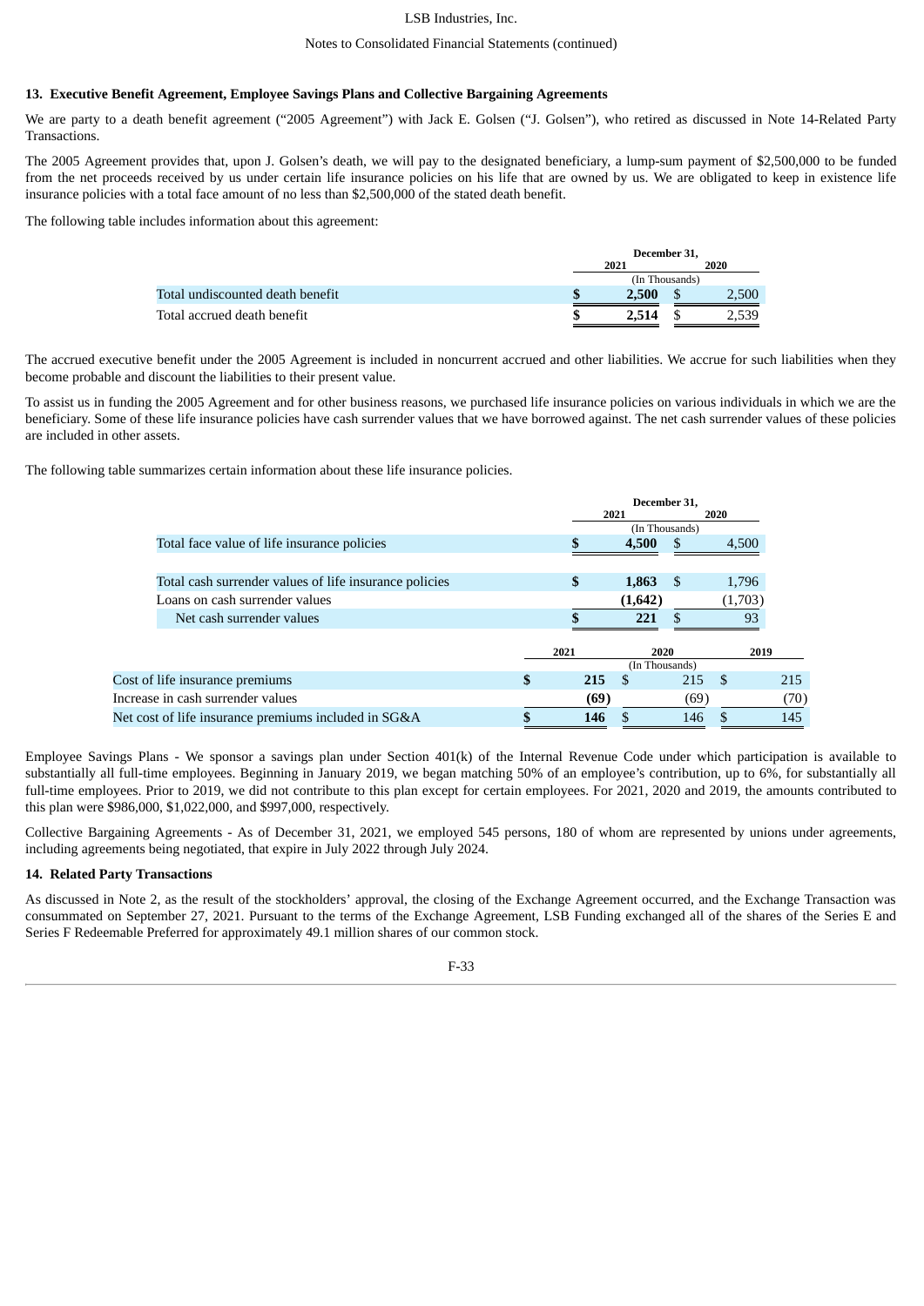## 13. Executive Benefit Agreement, Employee Savings Plans and Collective Bargaining Agreements

We are party to a death benefit agreement ("2005 Agreement") with Jack E. Golsen ("J. Golsen"), who retired as discussed in Note 14-Related Party Transactions.

The 2005 Agreement provides that, upon J. Golsen's death, we will pay to the designated beneficiary, a lump-sum payment of $2,500,000 to be funded from the net proceeds received by us under certain life insurance policies on his life that are owned by us. We are obligated to keep in existence life insurance policies with a total face amount of no less than $2,500,000 of the stated death benefit.

The following table includes information about this agreement:

| | December 31, 2021 | December 31, 2020 |
|---|---|---|
| | (In Thousands) | |
| Total undiscounted death benefit | **$ 2,500** | $ 2,500 |
| Total accrued death benefit | **$ 2,514** | $ 2,539 |

The accrued executive benefit under the 2005 Agreement is included in noncurrent accrued and other liabilities. We accrue for such liabilities when they become probable and discount the liabilities to their present value.

To assist us in funding the 2005 Agreement and for other business reasons, we purchased life insurance policies on various individuals in which we are the beneficiary. Some of these life insurance policies have cash surrender values that we have borrowed against. The net cash surrender values of these policies are included in other assets.

The following table summarizes certain information about these life insurance policies.

| | December 31, 2021 | December 31, 2020 |
|---|---|---|
| | (In Thousands) | |
| Total face value of life insurance policies | **$ 4,500** | $ 4,500 |
| | | |
| Total cash surrender values of life insurance policies | **$ 1,863** | $ 1,796 |
| Loans on cash surrender values | **(1,642)** | (1,703) |
| Net cash surrender values | **$ 221** | $ 93 |

| | 2021 | 2020 | 2019 |
|---|---|---|---|
| | (In Thousands) | | |
| Cost of life insurance premiums | **$ 215** | $ 215 | $ 215 |
| Increase in cash surrender values | **(69)** | (69) | (70) |
| Net cost of life insurance premiums included in SG&A | **$ 146** | $ 146 | $ 145 |

Employee Savings Plans - We sponsor a savings plan under Section 401(k) of the Internal Revenue Code under which participation is available to substantially all full-time employees. Beginning in January 2019, we began matching 50% of an employee's contribution, up to 6%, for substantially all full-time employees. Prior to 2019, we did not contribute to this plan except for certain employees. For 2021, 2020 and 2019, the amounts contributed to this plan were $986,000, $1,022,000, and $997,000, respectively.

Collective Bargaining Agreements - As of December 31, 2021, we employed 545 persons, 180 of whom are represented by unions under agreements, including agreements being negotiated, that expire in July 2022 through July 2024.

## 14. Related Party Transactions

As discussed in Note 2, as the result of the stockholders' approval, the closing of the Exchange Agreement occurred, and the Exchange Transaction was consummated on September 27, 2021. Pursuant to the terms of the Exchange Agreement, LSB Funding exchanged all of the shares of the Series E and Series F Redeemable Preferred for approximately 49.1 million shares of our common stock.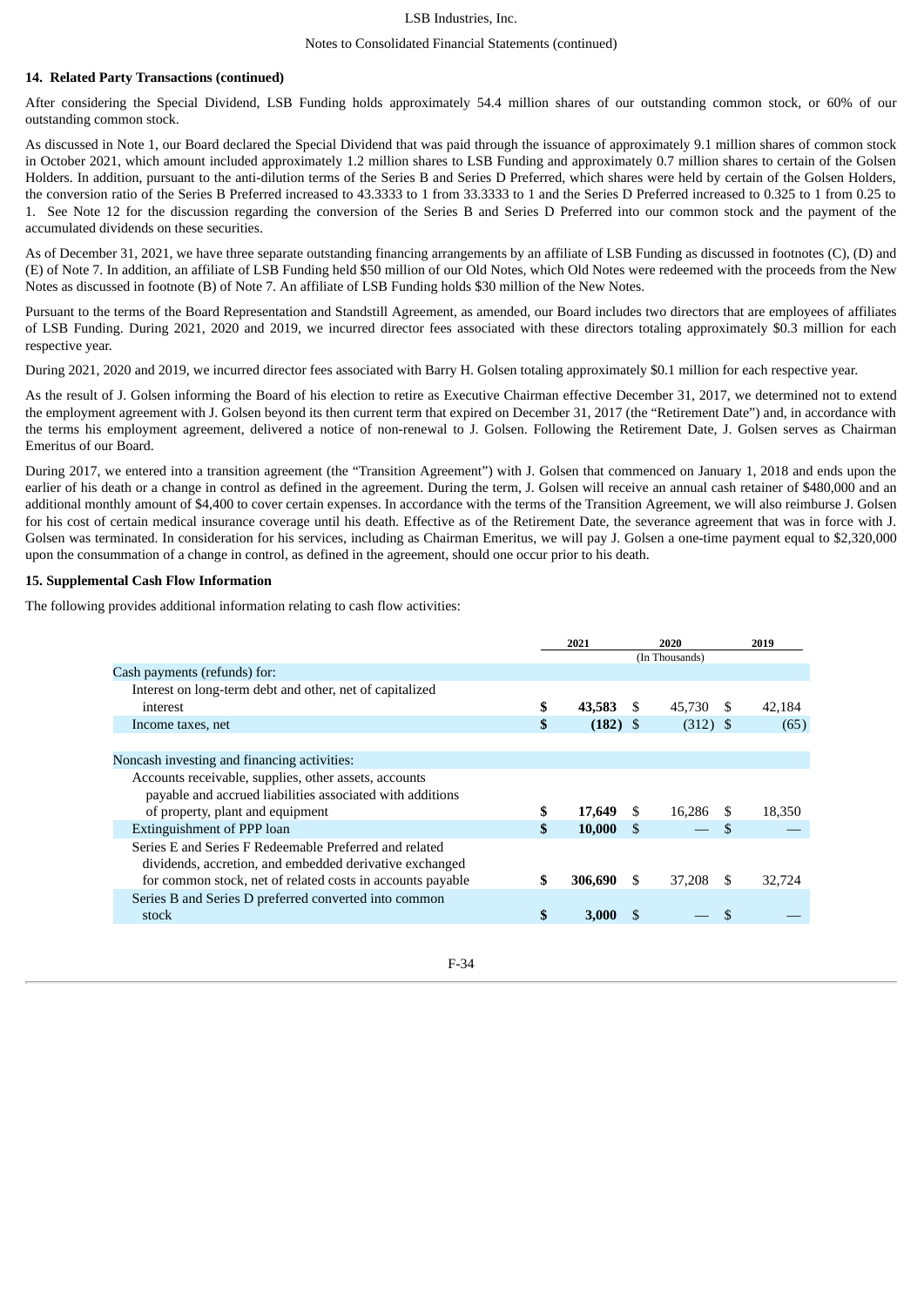### 14. Related Party Transactions (continued)

After considering the Special Dividend, LSB Funding holds approximately 54.4 million shares of our outstanding common stock, or 60% of our outstanding common stock.

As discussed in Note 1, our Board declared the Special Dividend that was paid through the issuance of approximately 9.1 million shares of common stock in October 2021, which amount included approximately 1.2 million shares to LSB Funding and approximately 0.7 million shares to certain of the Golsen Holders. In addition, pursuant to the anti-dilution terms of the Series B and Series D Preferred, which shares were held by certain of the Golsen Holders, the conversion ratio of the Series B Preferred increased to 43.3333 to 1 from 33.3333 to 1 and the Series D Preferred increased to 0.325 to 1 from 0.25 to 1. See Note 12 for the discussion regarding the conversion of the Series B and Series D Preferred into our common stock and the payment of the accumulated dividends on these securities.

As of December 31, 2021, we have three separate outstanding financing arrangements by an affiliate of LSB Funding as discussed in footnotes (C), (D) and (E) of Note 7. In addition, an affiliate of LSB Funding held $50 million of our Old Notes, which Old Notes were redeemed with the proceeds from the New Notes as discussed in footnote (B) of Note 7. An affiliate of LSB Funding holds $30 million of the New Notes.

Pursuant to the terms of the Board Representation and Standstill Agreement, as amended, our Board includes two directors that are employees of affiliates of LSB Funding. During 2021, 2020 and 2019, we incurred director fees associated with these directors totaling approximately $0.3 million for each respective year.

During 2021, 2020 and 2019, we incurred director fees associated with Barry H. Golsen totaling approximately $0.1 million for each respective year.

As the result of J. Golsen informing the Board of his election to retire as Executive Chairman effective December 31, 2017, we determined not to extend the employment agreement with J. Golsen beyond its then current term that expired on December 31, 2017 (the "Retirement Date") and, in accordance with the terms his employment agreement, delivered a notice of non-renewal to J. Golsen. Following the Retirement Date, J. Golsen serves as Chairman Emeritus of our Board.

During 2017, we entered into a transition agreement (the "Transition Agreement") with J. Golsen that commenced on January 1, 2018 and ends upon the earlier of his death or a change in control as defined in the agreement. During the term, J. Golsen will receive an annual cash retainer of $480,000 and an additional monthly amount of $4,400 to cover certain expenses. In accordance with the terms of the Transition Agreement, we will also reimburse J. Golsen for his cost of certain medical insurance coverage until his death. Effective as of the Retirement Date, the severance agreement that was in force with J. Golsen was terminated. In consideration for his services, including as Chairman Emeritus, we will pay J. Golsen a one-time payment equal to $2,320,000 upon the consummation of a change in control, as defined in the agreement, should one occur prior to his death.

### 15. Supplemental Cash Flow Information

The following provides additional information relating to cash flow activities:

| | 2021 | 2020 | 2019 |
|---|---|---|---|
| | | (In Thousands) | |
| Cash payments (refunds) for: | | | |
| Interest on long-term debt and other, net of capitalized interest | **$ 43,583** | $ 45,730 | $ 42,184 |
| Income taxes, net | **$ (182)** | $ (312) | $ (65) |
| | | | |
| Noncash investing and financing activities: | | | |
| Accounts receivable, supplies, other assets, accounts payable and accrued liabilities associated with additions of property, plant and equipment | **$ 17,649** | $ 16,286 | $ 18,350 |
| Extinguishment of PPP loan | **$ 10,000** | $ — | $ — |
| Series E and Series F Redeemable Preferred and related dividends, accretion, and embedded derivative exchanged for common stock, net of related costs in accounts payable | **$ 306,690** | $ 37,208 | $ 32,724 |
| Series B and Series D preferred converted into common stock | **$ 3,000** | $ — | $ — |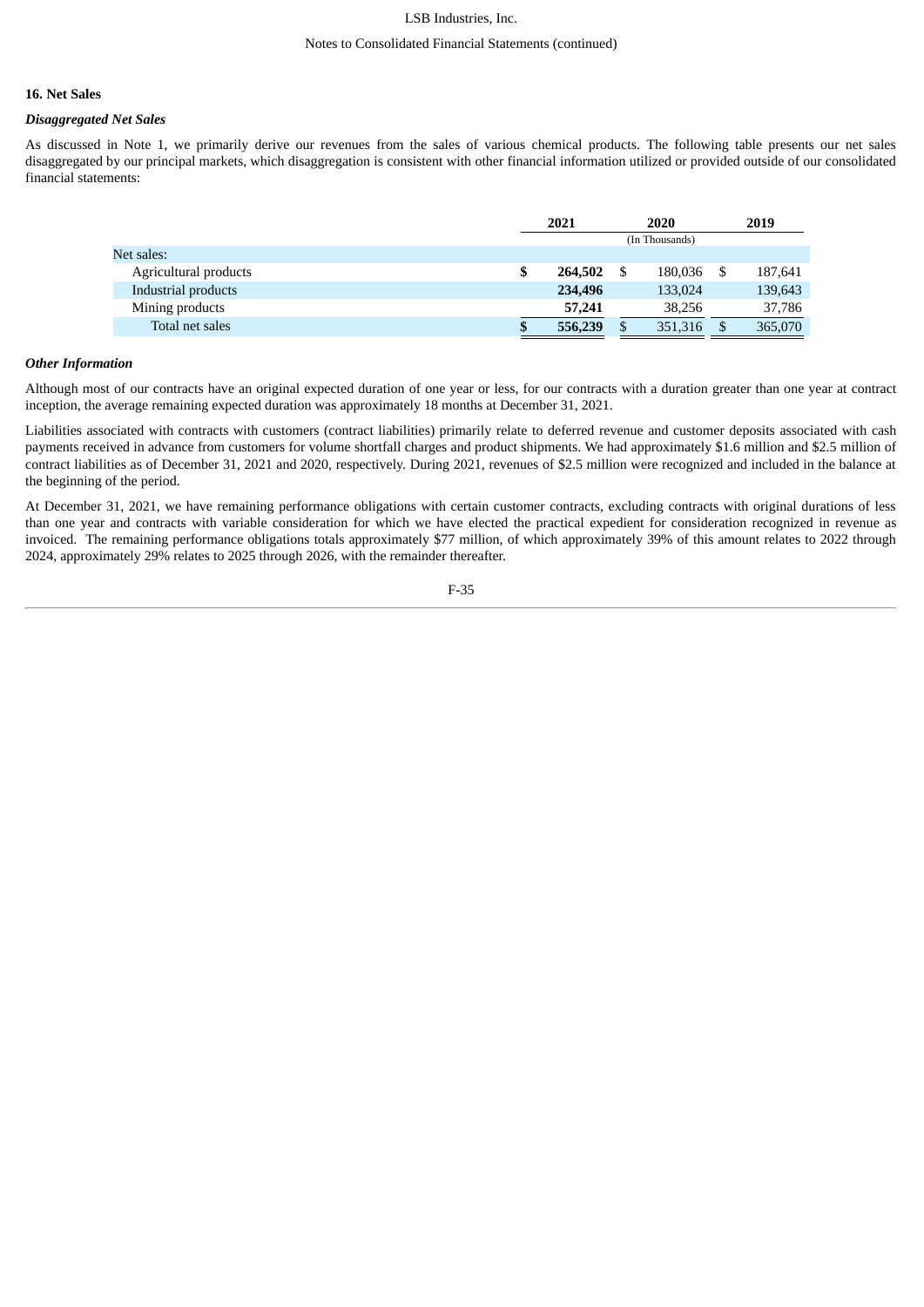## 16. Net Sales

### *Disaggregated Net Sales*

As discussed in Note 1, we primarily derive our revenues from the sales of various chemical products. The following table presents our net sales disaggregated by our principal markets, which disaggregation is consistent with other financial information utilized or provided outside of our consolidated financial statements:

| | 2021 | 2020 | 2019 |
|---|---|---|---|
| | | (In Thousands) | |
| Net sales: | | | |
| Agricultural products | **$ 264,502** | $ 180,036 | $ 187,641 |
| Industrial products | **234,496** | 133,024 | 139,643 |
| Mining products | **57,241** | 38,256 | 37,786 |
| Total net sales | **$ 556,239** | $ 351,316 | $ 365,070 |

### *Other Information*

Although most of our contracts have an original expected duration of one year or less, for our contracts with a duration greater than one year at contract inception, the average remaining expected duration was approximately 18 months at December 31, 2021.

Liabilities associated with contracts with customers (contract liabilities) primarily relate to deferred revenue and customer deposits associated with cash payments received in advance from customers for volume shortfall charges and product shipments. We had approximately $1.6 million and $2.5 million of contract liabilities as of December 31, 2021 and 2020, respectively. During 2021, revenues of $2.5 million were recognized and included in the balance at the beginning of the period.

At December 31, 2021, we have remaining performance obligations with certain customer contracts, excluding contracts with original durations of less than one year and contracts with variable consideration for which we have elected the practical expedient for consideration recognized in revenue as invoiced. The remaining performance obligations totals approximately $77 million, of which approximately 39% of this amount relates to 2022 through 2024, approximately 29% relates to 2025 through 2026, with the remainder thereafter.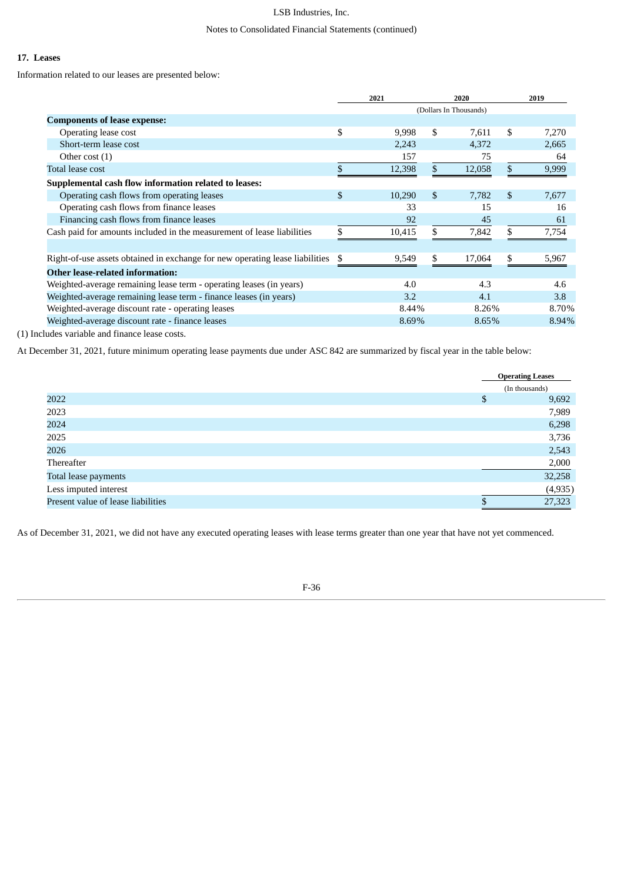## 17. Leases

Information related to our leases are presented below:

| | 2021 | 2020 | 2019 |
|---|---|---|---|
| | (Dollars In Thousands) | | |
| **Components of lease expense:** | | | |
| Operating lease cost | $ 9,998 | $ 7,611 | $ 7,270 |
| Short-term lease cost | 2,243 | 4,372 | 2,665 |
| Other cost (1) | 157 | 75 | 64 |
| Total lease cost | $ 12,398 | $ 12,058 | $ 9,999 |
| **Supplemental cash flow information related to leases:** | | | |
| Operating cash flows from operating leases | $ 10,290 | $ 7,782 | $ 7,677 |
| Operating cash flows from finance leases | 33 | 15 | 16 |
| Financing cash flows from finance leases | 92 | 45 | 61 |
| Cash paid for amounts included in the measurement of lease liabilities | $ 10,415 | $ 7,842 | $ 7,754 |
| | | | |
| Right-of-use assets obtained in exchange for new operating lease liabilities | $ 9,549 | $ 17,064 | $ 5,967 |
| **Other lease-related information:** | | | |
| Weighted-average remaining lease term - operating leases (in years) | 4.0 | 4.3 | 4.6 |
| Weighted-average remaining lease term - finance leases (in years) | 3.2 | 4.1 | 3.8 |
| Weighted-average discount rate - operating leases | 8.44% | 8.26% | 8.70% |
| Weighted-average discount rate - finance leases | 8.69% | 8.65% | 8.94% |

(1) Includes variable and finance lease costs.

At December 31, 2021, future minimum operating lease payments due under ASC 842 are summarized by fiscal year in the table below:

| | Operating Leases |
|---|---|
| | (In thousands) |
| 2022 | $ 9,692 |
| 2023 | 7,989 |
| 2024 | 6,298 |
| 2025 | 3,736 |
| 2026 | 2,543 |
| Thereafter | 2,000 |
| Total lease payments | 32,258 |
| Less imputed interest | (4,935) |
| Present value of lease liabilities | $ 27,323 |

As of December 31, 2021, we did not have any executed operating leases with lease terms greater than one year that have not yet commenced.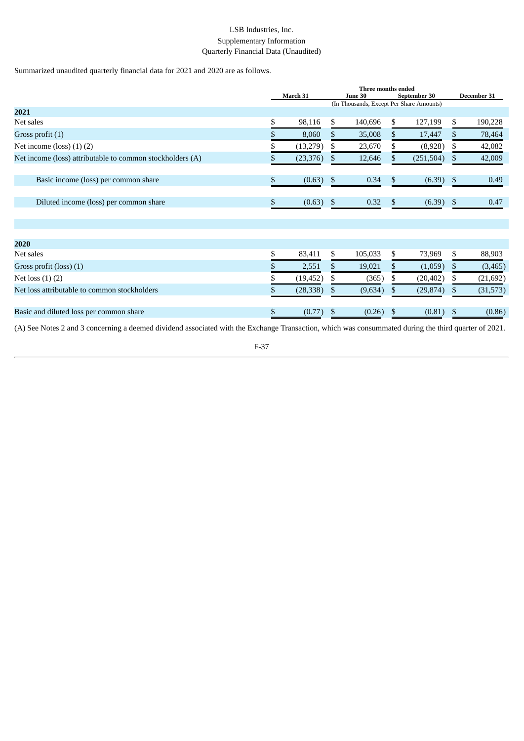LSB Industries, Inc.
Supplementary Information
Quarterly Financial Data (Unaudited)

Summarized unaudited quarterly financial data for 2021 and 2020 are as follows.

| | Three months ended | | | |
|---|---|---|---|---|
| | March 31 | June 30 | September 30 | December 31 |
| | (In Thousands, Except Per Share Amounts) | | | |
| **2021** | | | | |
| Net sales | $ 98,116 | $ 140,696 | $ 127,199 | $ 190,228 |
| Gross profit (1) | $ 8,060 | $ 35,008 | $ 17,447 | $ 78,464 |
| Net income (loss) (1) (2) | $ (13,279) | $ 23,670 | $ (8,928) | $ 42,082 |
| Net income (loss) attributable to common stockholders (A) | $ (23,376) | $ 12,646 | $ (251,504) | $ 42,009 |
| Basic income (loss) per common share | $ (0.63) | $ 0.34 | $ (6.39) | $ 0.49 |
| Diluted income (loss) per common share | $ (0.63) | $ 0.32 | $ (6.39) | $ 0.47 |
| **2020** | | | | |
| Net sales | $ 83,411 | $ 105,033 | $ 73,969 | $ 88,903 |
| Gross profit (loss) (1) | $ 2,551 | $ 19,021 | $ (1,059) | $ (3,465) |
| Net loss (1) (2) | $ (19,452) | $ (365) | $ (20,402) | $ (21,692) |
| Net loss attributable to common stockholders | $ (28,338) | $ (9,634) | $ (29,874) | $ (31,573) |
| Basic and diluted loss per common share | $ (0.77) | $ (0.26) | $ (0.81) | $ (0.86) |

(A) See Notes 2 and 3 concerning a deemed dividend associated with the Exchange Transaction, which was consummated during the third quarter of 2021.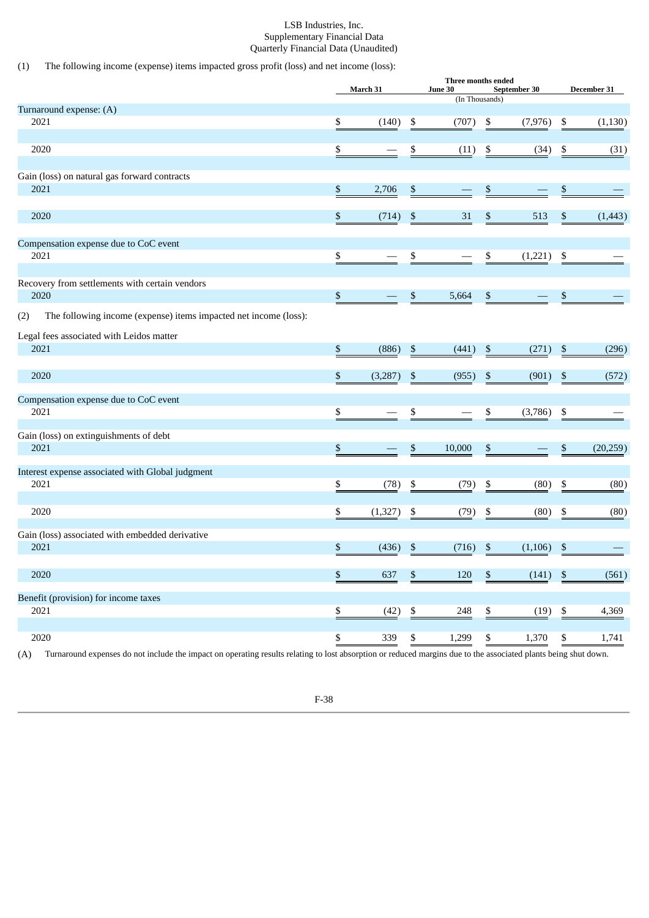LSB Industries, Inc.
Supplementary Financial Data
Quarterly Financial Data (Unaudited)

(1) The following income (expense) items impacted gross profit (loss) and net income (loss):

| | Three months ended | | | |
|---|---|---|---|---|
| | March 31 | June 30 | September 30 | December 31 |
| | (In Thousands) | | | |
| Turnaround expense: (A) | | | | |
| 2021 | $ (140) | $ (707) | $ (7,976) | $ (1,130) |
| 2020 | $ — | $ (11) | $ (34) | $ (31) |
| Gain (loss) on natural gas forward contracts | | | | |
| 2021 | $ 2,706 | $ — | $ — | $ — |
| 2020 | $ (714) | $ 31 | $ 513 | $ (1,443) |
| Compensation expense due to CoC event | | | | |
| 2021 | $ — | $ — | $ (1,221) | $ — |
| Recovery from settlements with certain vendors | | | | |
| 2020 | $ — | $ 5,664 | $ — | $ — |

(2) The following income (expense) items impacted net income (loss):

| | March 31 | June 30 | September 30 | December 31 |
|---|---|---|---|---|
| Legal fees associated with Leidos matter | | | | |
| 2021 | $ (886) | $ (441) | $ (271) | $ (296) |
| 2020 | $ (3,287) | $ (955) | $ (901) | $ (572) |
| Compensation expense due to CoC event | | | | |
| 2021 | $ — | $ — | $ (3,786) | $ — |
| Gain (loss) on extinguishments of debt | | | | |
| 2021 | $ — | $ 10,000 | $ — | $ (20,259) |
| Interest expense associated with Global judgment | | | | |
| 2021 | $ (78) | $ (79) | $ (80) | $ (80) |
| 2020 | $ (1,327) | $ (79) | $ (80) | $ (80) |
| Gain (loss) associated with embedded derivative | | | | |
| 2021 | $ (436) | $ (716) | $ (1,106) | $ — |
| 2020 | $ 637 | $ 120 | $ (141) | $ (561) |
| Benefit (provision) for income taxes | | | | |
| 2021 | $ (42) | $ 248 | $ (19) | $ 4,369 |
| 2020 | $ 339 | $ 1,299 | $ 1,370 | $ 1,741 |

(A) Turnaround expenses do not include the impact on operating results relating to lost absorption or reduced margins due to the associated plants being shut down.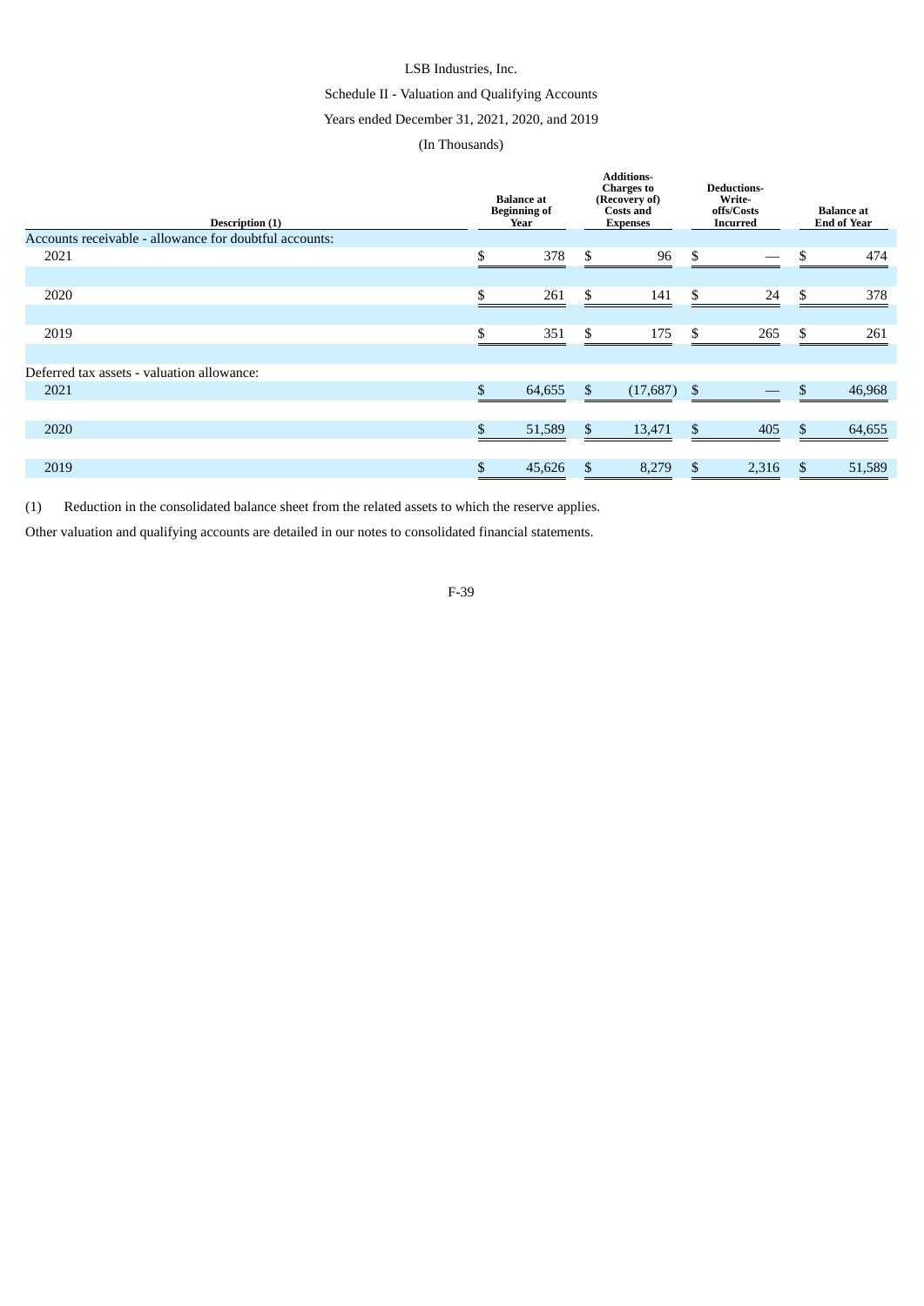LSB Industries, Inc.

Schedule II - Valuation and Qualifying Accounts

Years ended December 31, 2021, 2020, and 2019

(In Thousands)

| Description (1) | Balance at Beginning of Year | Additions- Charges to (Recovery of) Costs and Expenses | Deductions- Write-offs/Costs Incurred | Balance at End of Year |
|---|---|---|---|---|
| Accounts receivable - allowance for doubtful accounts: | | | | |
| 2021 | $ 378 | $ 96 | $ — | $ 474 |
| 2020 | $ 261 | $ 141 | $ 24 | $ 378 |
| 2019 | $ 351 | $ 175 | $ 265 | $ 261 |
| Deferred tax assets - valuation allowance: | | | | |
| 2021 | $ 64,655 | $ (17,687) | $ — | $ 46,968 |
| 2020 | $ 51,589 | $ 13,471 | $ 405 | $ 64,655 |
| 2019 | $ 45,626 | $ 8,279 | $ 2,316 | $ 51,589 |

(1) Reduction in the consolidated balance sheet from the related assets to which the reserve applies.

Other valuation and qualifying accounts are detailed in our notes to consolidated financial statements.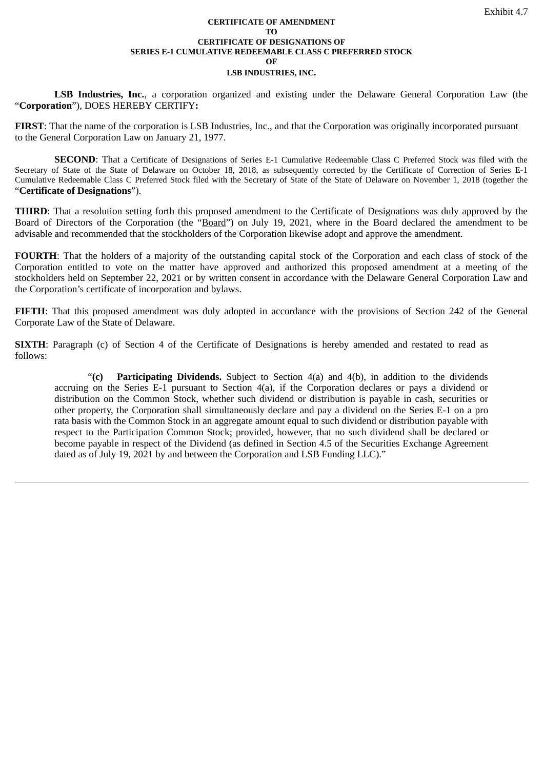Exhibit 4.7

**CERTIFICATE OF AMENDMENT**
**TO**
**CERTIFICATE OF DESIGNATIONS OF**
**SERIES E-1 CUMULATIVE REDEEMABLE CLASS C PREFERRED STOCK**
**OF**
**LSB INDUSTRIES, INC.**

**LSB Industries, Inc.**, a corporation organized and existing under the Delaware General Corporation Law (the "**Corporation**"), DOES HEREBY CERTIFY**:**

**FIRST**: That the name of the corporation is LSB Industries, Inc., and that the Corporation was originally incorporated pursuant to the General Corporation Law on January 21, 1977.

**SECOND**: That a Certificate of Designations of Series E-1 Cumulative Redeemable Class C Preferred Stock was filed with the Secretary of State of the State of Delaware on October 18, 2018, as subsequently corrected by the Certificate of Correction of Series E-1 Cumulative Redeemable Class C Preferred Stock filed with the Secretary of State of the State of Delaware on November 1, 2018 (together the "**Certificate of Designations**").

**THIRD**: That a resolution setting forth this proposed amendment to the Certificate of Designations was duly approved by the Board of Directors of the Corporation (the "Board") on July 19, 2021, where in the Board declared the amendment to be advisable and recommended that the stockholders of the Corporation likewise adopt and approve the amendment.

**FOURTH**: That the holders of a majority of the outstanding capital stock of the Corporation and each class of stock of the Corporation entitled to vote on the matter have approved and authorized this proposed amendment at a meeting of the stockholders held on September 22, 2021 or by written consent in accordance with the Delaware General Corporation Law and the Corporation's certificate of incorporation and bylaws.

**FIFTH**: That this proposed amendment was duly adopted in accordance with the provisions of Section 242 of the General Corporate Law of the State of Delaware.

**SIXTH**: Paragraph (c) of Section 4 of the Certificate of Designations is hereby amended and restated to read as follows:

> "**(c) Participating Dividends.** Subject to Section 4(a) and 4(b), in addition to the dividends accruing on the Series E-1 pursuant to Section 4(a), if the Corporation declares or pays a dividend or distribution on the Common Stock, whether such dividend or distribution is payable in cash, securities or other property, the Corporation shall simultaneously declare and pay a dividend on the Series E-1 on a pro rata basis with the Common Stock in an aggregate amount equal to such dividend or distribution payable with respect to the Participation Common Stock; provided, however, that no such dividend shall be declared or become payable in respect of the Dividend (as defined in Section 4.5 of the Securities Exchange Agreement dated as of July 19, 2021 by and between the Corporation and LSB Funding LLC)."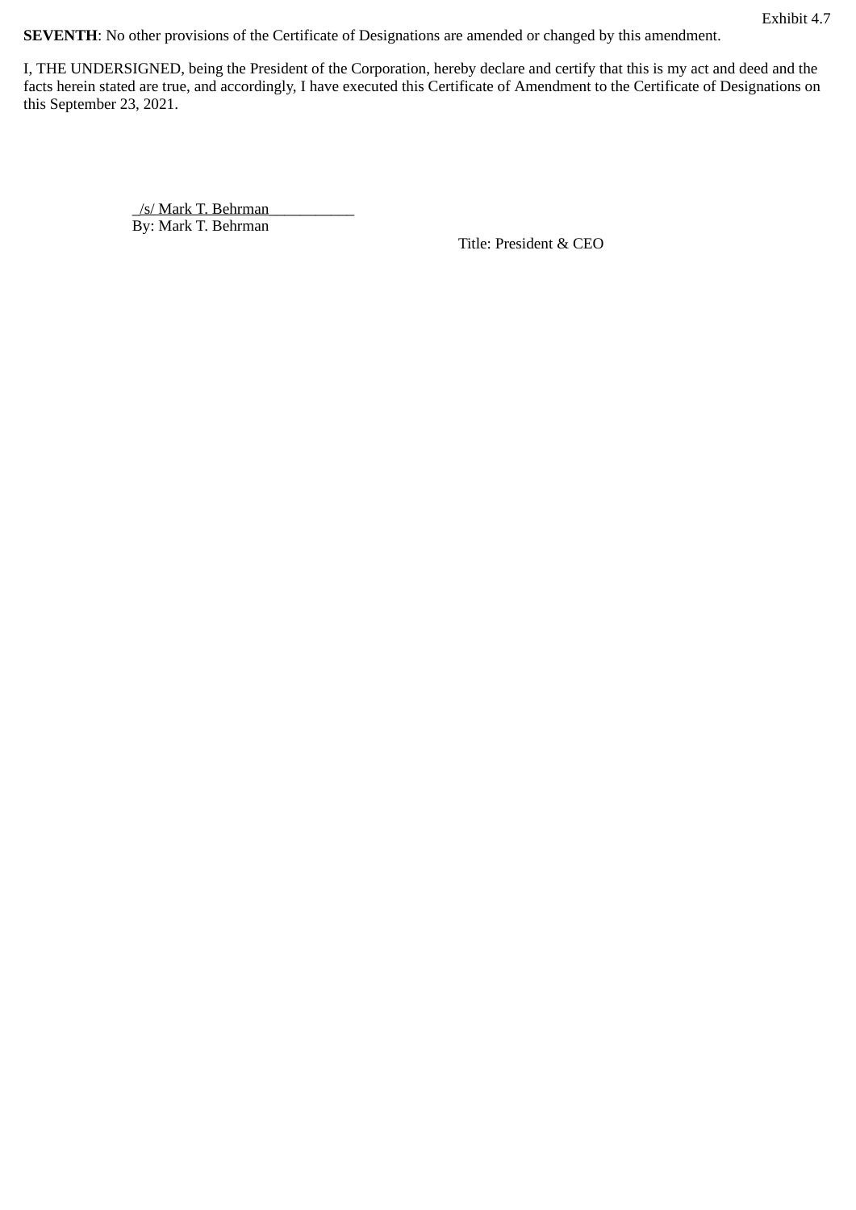Exhibit 4.7

**SEVENTH**: No other provisions of the Certificate of Designations are amended or changed by this amendment.

I, THE UNDERSIGNED, being the President of the Corporation, hereby declare and certify that this is my act and deed and the facts herein stated are true, and accordingly, I have executed this Certificate of Amendment to the Certificate of Designations on this September 23, 2021.

/s/ Mark T. Behrman
By: Mark T. Behrman
Title: President & CEO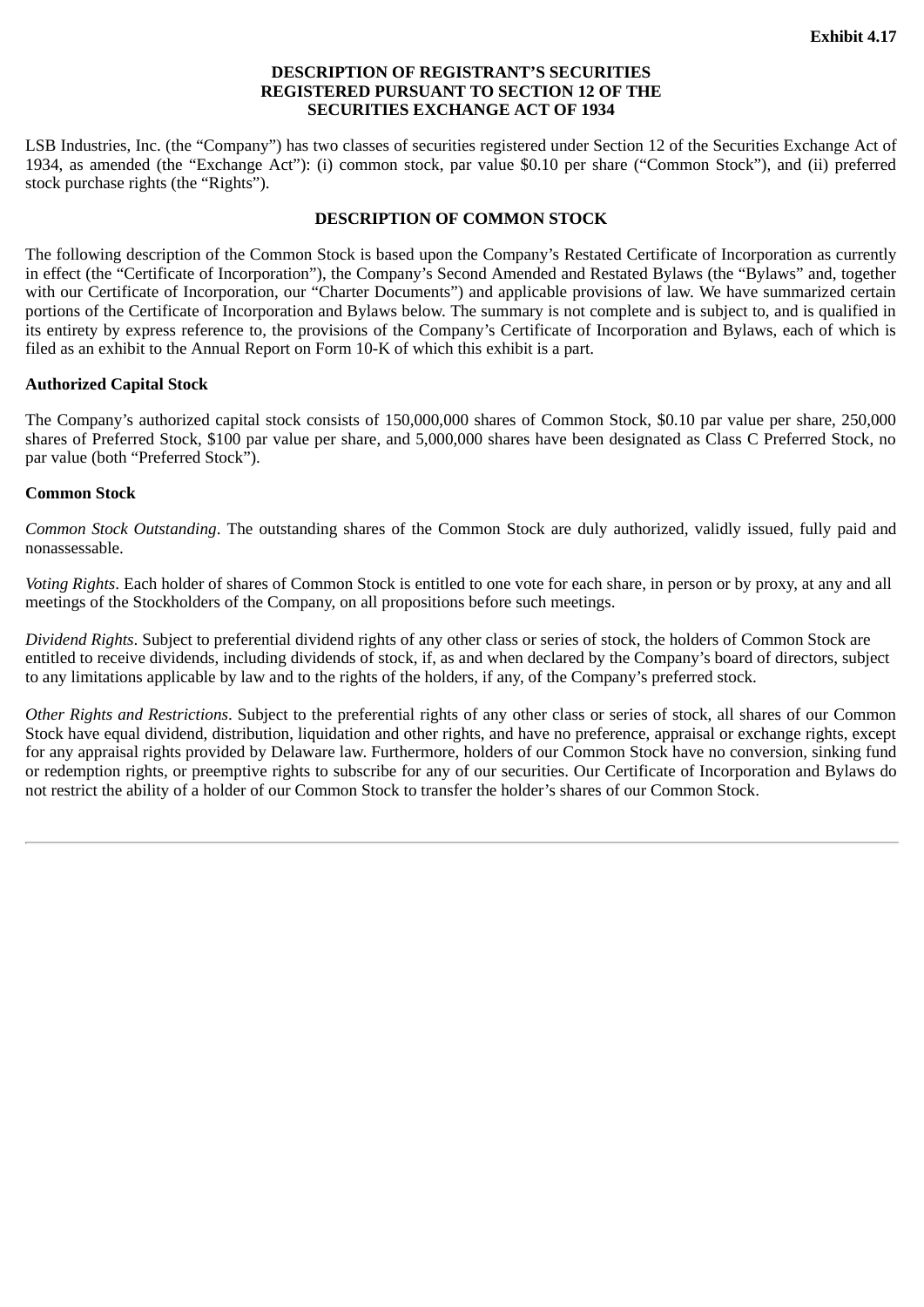**Exhibit 4.17**

# DESCRIPTION OF REGISTRANT'S SECURITIES REGISTERED PURSUANT TO SECTION 12 OF THE SECURITIES EXCHANGE ACT OF 1934

LSB Industries, Inc. (the "Company") has two classes of securities registered under Section 12 of the Securities Exchange Act of 1934, as amended (the "Exchange Act"): (i) common stock, par value $0.10 per share ("Common Stock"), and (ii) preferred stock purchase rights (the "Rights").

## DESCRIPTION OF COMMON STOCK

The following description of the Common Stock is based upon the Company's Restated Certificate of Incorporation as currently in effect (the "Certificate of Incorporation"), the Company's Second Amended and Restated Bylaws (the "Bylaws" and, together with our Certificate of Incorporation, our "Charter Documents") and applicable provisions of law. We have summarized certain portions of the Certificate of Incorporation and Bylaws below. The summary is not complete and is subject to, and is qualified in its entirety by express reference to, the provisions of the Company's Certificate of Incorporation and Bylaws, each of which is filed as an exhibit to the Annual Report on Form 10-K of which this exhibit is a part.

### Authorized Capital Stock

The Company's authorized capital stock consists of 150,000,000 shares of Common Stock, $0.10 par value per share, 250,000 shares of Preferred Stock, $100 par value per share, and 5,000,000 shares have been designated as Class C Preferred Stock, no par value (both "Preferred Stock").

### Common Stock

*Common Stock Outstanding*. The outstanding shares of the Common Stock are duly authorized, validly issued, fully paid and nonassessable.

*Voting Rights*. Each holder of shares of Common Stock is entitled to one vote for each share, in person or by proxy, at any and all meetings of the Stockholders of the Company, on all propositions before such meetings.

*Dividend Rights*. Subject to preferential dividend rights of any other class or series of stock, the holders of Common Stock are entitled to receive dividends, including dividends of stock, if, as and when declared by the Company's board of directors, subject to any limitations applicable by law and to the rights of the holders, if any, of the Company's preferred stock.

*Other Rights and Restrictions*. Subject to the preferential rights of any other class or series of stock, all shares of our Common Stock have equal dividend, distribution, liquidation and other rights, and have no preference, appraisal or exchange rights, except for any appraisal rights provided by Delaware law. Furthermore, holders of our Common Stock have no conversion, sinking fund or redemption rights, or preemptive rights to subscribe for any of our securities. Our Certificate of Incorporation and Bylaws do not restrict the ability of a holder of our Common Stock to transfer the holder's shares of our Common Stock.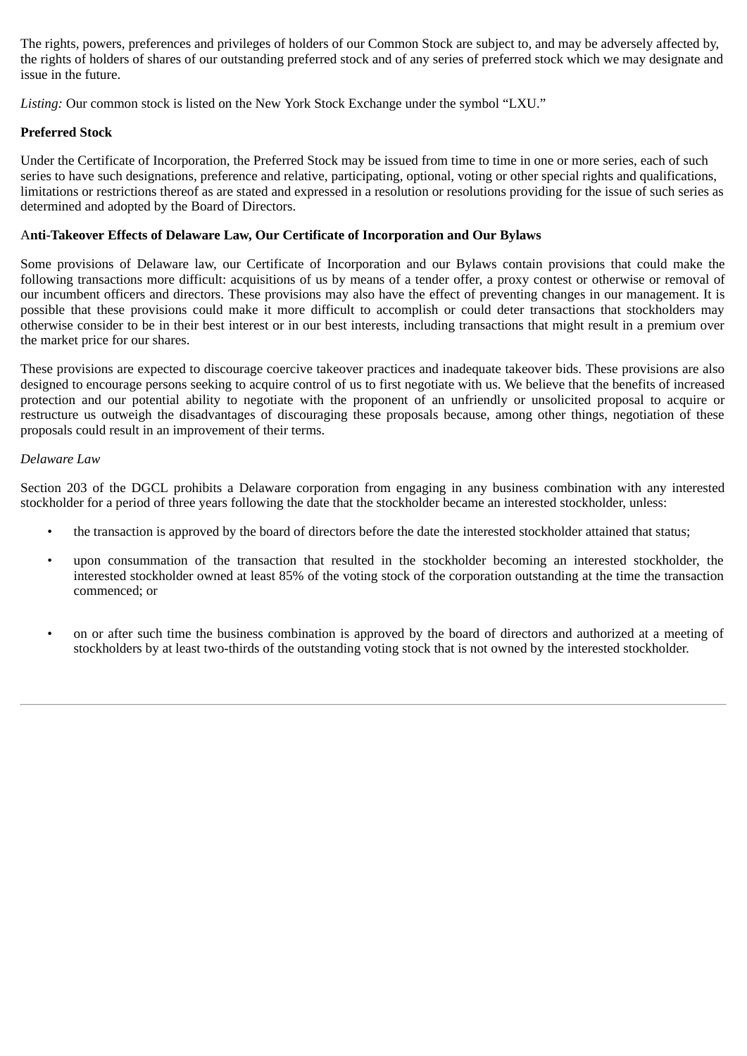The rights, powers, preferences and privileges of holders of our Common Stock are subject to, and may be adversely affected by, the rights of holders of shares of our outstanding preferred stock and of any series of preferred stock which we may designate and issue in the future.

*Listing:* Our common stock is listed on the New York Stock Exchange under the symbol "LXU."

**Preferred Stock**

Under the Certificate of Incorporation, the Preferred Stock may be issued from time to time in one or more series, each of such series to have such designations, preference and relative, participating, optional, voting or other special rights and qualifications, limitations or restrictions thereof as are stated and expressed in a resolution or resolutions providing for the issue of such series as determined and adopted by the Board of Directors.

**Anti-Takeover Effects of Delaware Law, Our Certificate of Incorporation and Our Bylaws**

Some provisions of Delaware law, our Certificate of Incorporation and our Bylaws contain provisions that could make the following transactions more difficult: acquisitions of us by means of a tender offer, a proxy contest or otherwise or removal of our incumbent officers and directors. These provisions may also have the effect of preventing changes in our management. It is possible that these provisions could make it more difficult to accomplish or could deter transactions that stockholders may otherwise consider to be in their best interest or in our best interests, including transactions that might result in a premium over the market price for our shares.

These provisions are expected to discourage coercive takeover practices and inadequate takeover bids. These provisions are also designed to encourage persons seeking to acquire control of us to first negotiate with us. We believe that the benefits of increased protection and our potential ability to negotiate with the proponent of an unfriendly or unsolicited proposal to acquire or restructure us outweigh the disadvantages of discouraging these proposals because, among other things, negotiation of these proposals could result in an improvement of their terms.

*Delaware Law*

Section 203 of the DGCL prohibits a Delaware corporation from engaging in any business combination with any interested stockholder for a period of three years following the date that the stockholder became an interested stockholder, unless:

- the transaction is approved by the board of directors before the date the interested stockholder attained that status;
- upon consummation of the transaction that resulted in the stockholder becoming an interested stockholder, the interested stockholder owned at least 85% of the voting stock of the corporation outstanding at the time the transaction commenced; or
- on or after such time the business combination is approved by the board of directors and authorized at a meeting of stockholders by at least two-thirds of the outstanding voting stock that is not owned by the interested stockholder.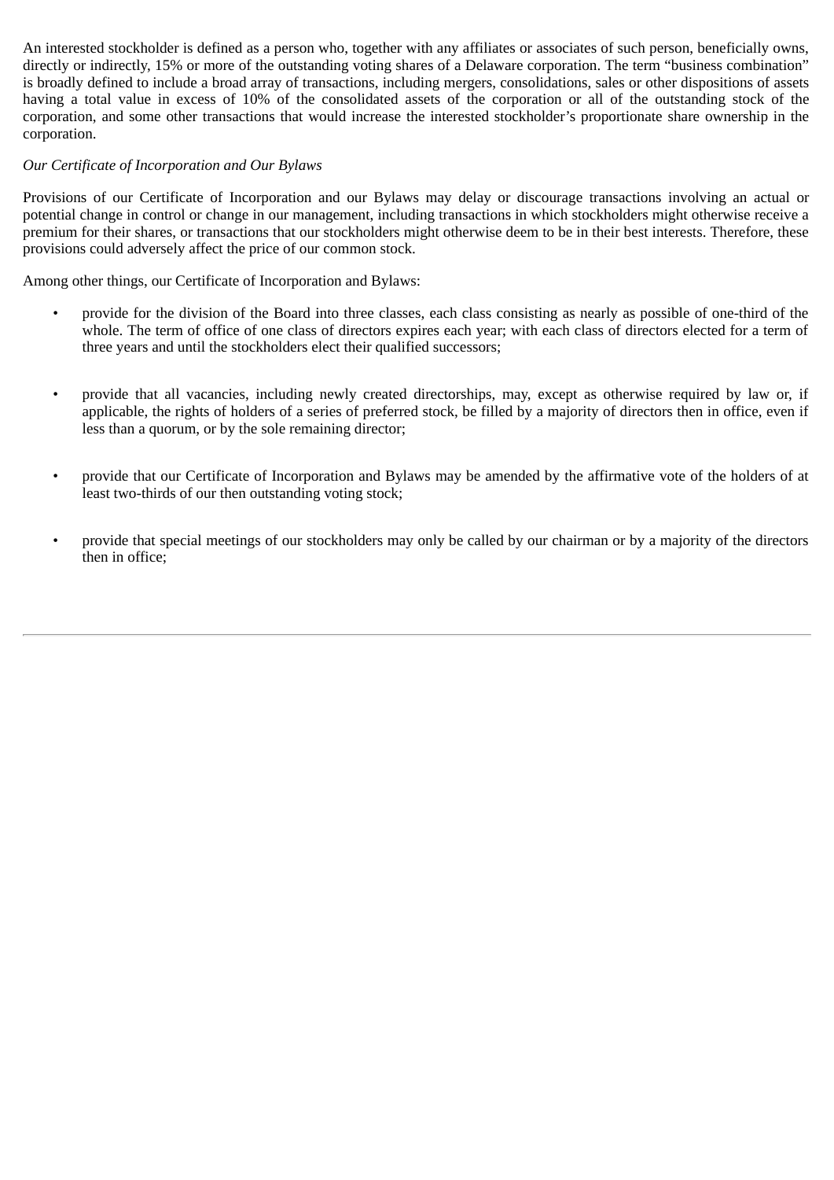An interested stockholder is defined as a person who, together with any affiliates or associates of such person, beneficially owns, directly or indirectly, 15% or more of the outstanding voting shares of a Delaware corporation. The term "business combination" is broadly defined to include a broad array of transactions, including mergers, consolidations, sales or other dispositions of assets having a total value in excess of 10% of the consolidated assets of the corporation or all of the outstanding stock of the corporation, and some other transactions that would increase the interested stockholder's proportionate share ownership in the corporation.

*Our Certificate of Incorporation and Our Bylaws*

Provisions of our Certificate of Incorporation and our Bylaws may delay or discourage transactions involving an actual or potential change in control or change in our management, including transactions in which stockholders might otherwise receive a premium for their shares, or transactions that our stockholders might otherwise deem to be in their best interests. Therefore, these provisions could adversely affect the price of our common stock.

Among other things, our Certificate of Incorporation and Bylaws:

- provide for the division of the Board into three classes, each class consisting as nearly as possible of one-third of the whole. The term of office of one class of directors expires each year; with each class of directors elected for a term of three years and until the stockholders elect their qualified successors;

- provide that all vacancies, including newly created directorships, may, except as otherwise required by law or, if applicable, the rights of holders of a series of preferred stock, be filled by a majority of directors then in office, even if less than a quorum, or by the sole remaining director;

- provide that our Certificate of Incorporation and Bylaws may be amended by the affirmative vote of the holders of at least two-thirds of our then outstanding voting stock;

- provide that special meetings of our stockholders may only be called by our chairman or by a majority of the directors then in office;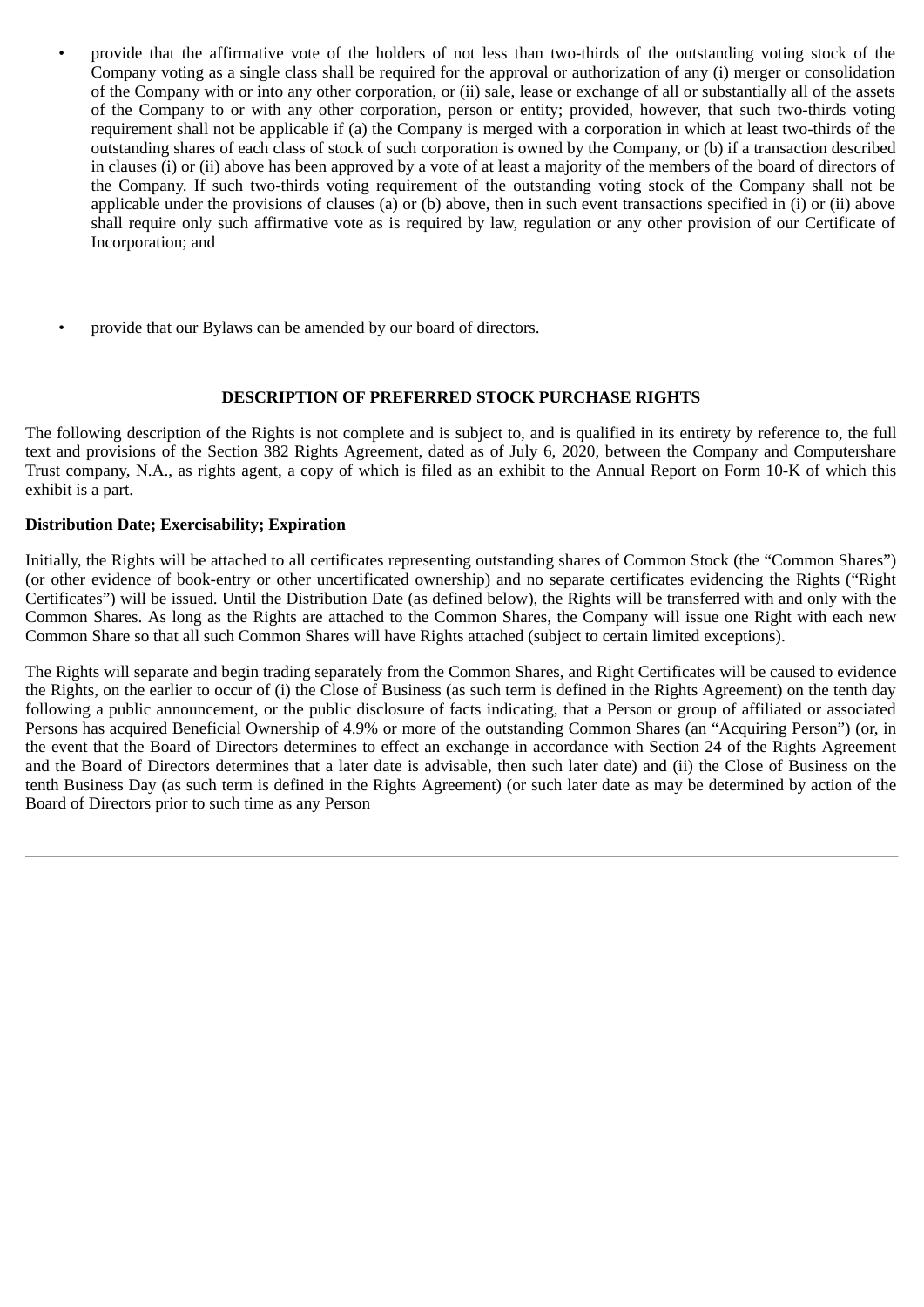- provide that the affirmative vote of the holders of not less than two-thirds of the outstanding voting stock of the Company voting as a single class shall be required for the approval or authorization of any (i) merger or consolidation of the Company with or into any other corporation, or (ii) sale, lease or exchange of all or substantially all of the assets of the Company to or with any other corporation, person or entity; provided, however, that such two-thirds voting requirement shall not be applicable if (a) the Company is merged with a corporation in which at least two-thirds of the outstanding shares of each class of stock of such corporation is owned by the Company, or (b) if a transaction described in clauses (i) or (ii) above has been approved by a vote of at least a majority of the members of the board of directors of the Company. If such two-thirds voting requirement of the outstanding voting stock of the Company shall not be applicable under the provisions of clauses (a) or (b) above, then in such event transactions specified in (i) or (ii) above shall require only such affirmative vote as is required by law, regulation or any other provision of our Certificate of Incorporation; and

- provide that our Bylaws can be amended by our board of directors.

## DESCRIPTION OF PREFERRED STOCK PURCHASE RIGHTS

The following description of the Rights is not complete and is subject to, and is qualified in its entirety by reference to, the full text and provisions of the Section 382 Rights Agreement, dated as of July 6, 2020, between the Company and Computershare Trust company, N.A., as rights agent, a copy of which is filed as an exhibit to the Annual Report on Form 10-K of which this exhibit is a part.

**Distribution Date; Exercisability; Expiration**

Initially, the Rights will be attached to all certificates representing outstanding shares of Common Stock (the "Common Shares") (or other evidence of book-entry or other uncertificated ownership) and no separate certificates evidencing the Rights ("Right Certificates") will be issued. Until the Distribution Date (as defined below), the Rights will be transferred with and only with the Common Shares. As long as the Rights are attached to the Common Shares, the Company will issue one Right with each new Common Share so that all such Common Shares will have Rights attached (subject to certain limited exceptions).

The Rights will separate and begin trading separately from the Common Shares, and Right Certificates will be caused to evidence the Rights, on the earlier to occur of (i) the Close of Business (as such term is defined in the Rights Agreement) on the tenth day following a public announcement, or the public disclosure of facts indicating, that a Person or group of affiliated or associated Persons has acquired Beneficial Ownership of 4.9% or more of the outstanding Common Shares (an "Acquiring Person") (or, in the event that the Board of Directors determines to effect an exchange in accordance with Section 24 of the Rights Agreement and the Board of Directors determines that a later date is advisable, then such later date) and (ii) the Close of Business on the tenth Business Day (as such term is defined in the Rights Agreement) (or such later date as may be determined by action of the Board of Directors prior to such time as any Person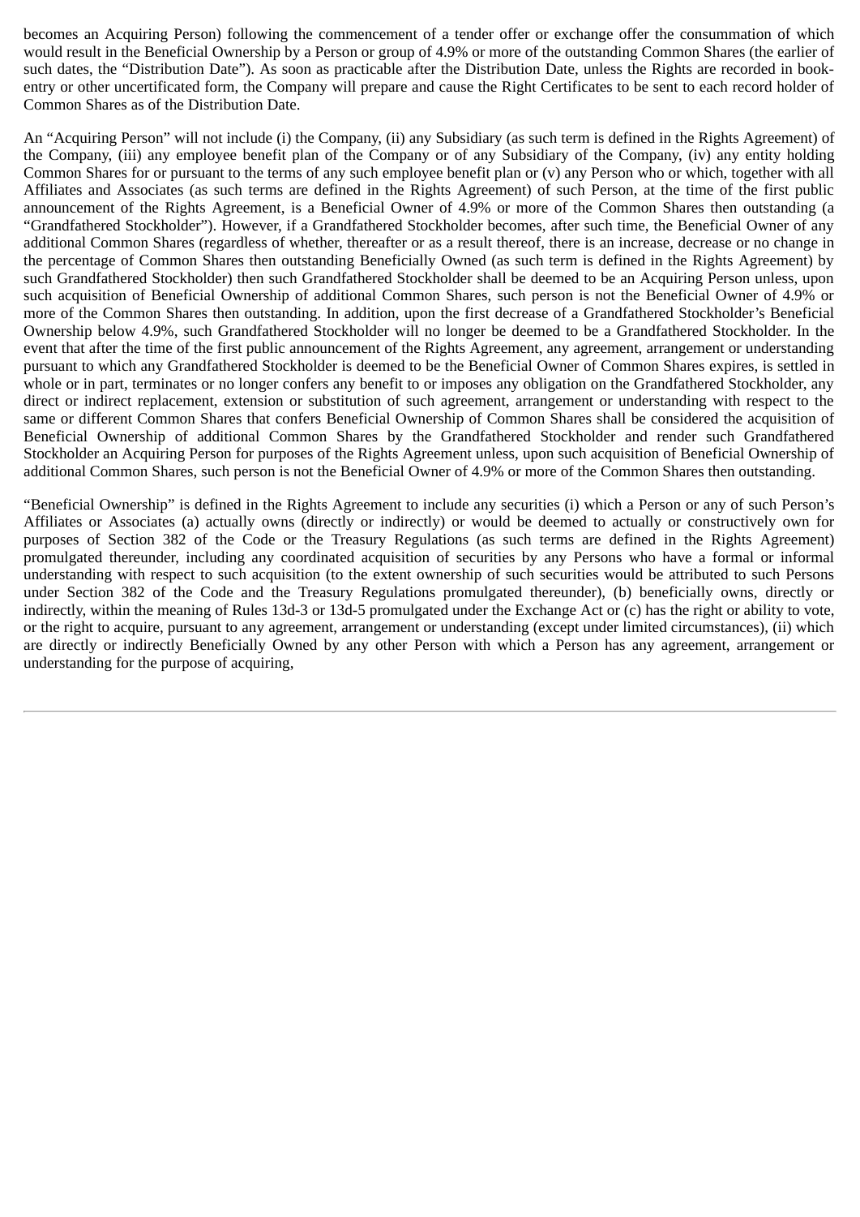becomes an Acquiring Person) following the commencement of a tender offer or exchange offer the consummation of which would result in the Beneficial Ownership by a Person or group of 4.9% or more of the outstanding Common Shares (the earlier of such dates, the "Distribution Date"). As soon as practicable after the Distribution Date, unless the Rights are recorded in book-entry or other uncertificated form, the Company will prepare and cause the Right Certificates to be sent to each record holder of Common Shares as of the Distribution Date.

An "Acquiring Person" will not include (i) the Company, (ii) any Subsidiary (as such term is defined in the Rights Agreement) of the Company, (iii) any employee benefit plan of the Company or of any Subsidiary of the Company, (iv) any entity holding Common Shares for or pursuant to the terms of any such employee benefit plan or (v) any Person who or which, together with all Affiliates and Associates (as such terms are defined in the Rights Agreement) of such Person, at the time of the first public announcement of the Rights Agreement, is a Beneficial Owner of 4.9% or more of the Common Shares then outstanding (a "Grandfathered Stockholder"). However, if a Grandfathered Stockholder becomes, after such time, the Beneficial Owner of any additional Common Shares (regardless of whether, thereafter or as a result thereof, there is an increase, decrease or no change in the percentage of Common Shares then outstanding Beneficially Owned (as such term is defined in the Rights Agreement) by such Grandfathered Stockholder) then such Grandfathered Stockholder shall be deemed to be an Acquiring Person unless, upon such acquisition of Beneficial Ownership of additional Common Shares, such person is not the Beneficial Owner of 4.9% or more of the Common Shares then outstanding. In addition, upon the first decrease of a Grandfathered Stockholder's Beneficial Ownership below 4.9%, such Grandfathered Stockholder will no longer be deemed to be a Grandfathered Stockholder. In the event that after the time of the first public announcement of the Rights Agreement, any agreement, arrangement or understanding pursuant to which any Grandfathered Stockholder is deemed to be the Beneficial Owner of Common Shares expires, is settled in whole or in part, terminates or no longer confers any benefit to or imposes any obligation on the Grandfathered Stockholder, any direct or indirect replacement, extension or substitution of such agreement, arrangement or understanding with respect to the same or different Common Shares that confers Beneficial Ownership of Common Shares shall be considered the acquisition of Beneficial Ownership of additional Common Shares by the Grandfathered Stockholder and render such Grandfathered Stockholder an Acquiring Person for purposes of the Rights Agreement unless, upon such acquisition of Beneficial Ownership of additional Common Shares, such person is not the Beneficial Owner of 4.9% or more of the Common Shares then outstanding.

"Beneficial Ownership" is defined in the Rights Agreement to include any securities (i) which a Person or any of such Person's Affiliates or Associates (a) actually owns (directly or indirectly) or would be deemed to actually or constructively own for purposes of Section 382 of the Code or the Treasury Regulations (as such terms are defined in the Rights Agreement) promulgated thereunder, including any coordinated acquisition of securities by any Persons who have a formal or informal understanding with respect to such acquisition (to the extent ownership of such securities would be attributed to such Persons under Section 382 of the Code and the Treasury Regulations promulgated thereunder), (b) beneficially owns, directly or indirectly, within the meaning of Rules 13d-3 or 13d-5 promulgated under the Exchange Act or (c) has the right or ability to vote, or the right to acquire, pursuant to any agreement, arrangement or understanding (except under limited circumstances), (ii) which are directly or indirectly Beneficially Owned by any other Person with which a Person has any agreement, arrangement or understanding for the purpose of acquiring,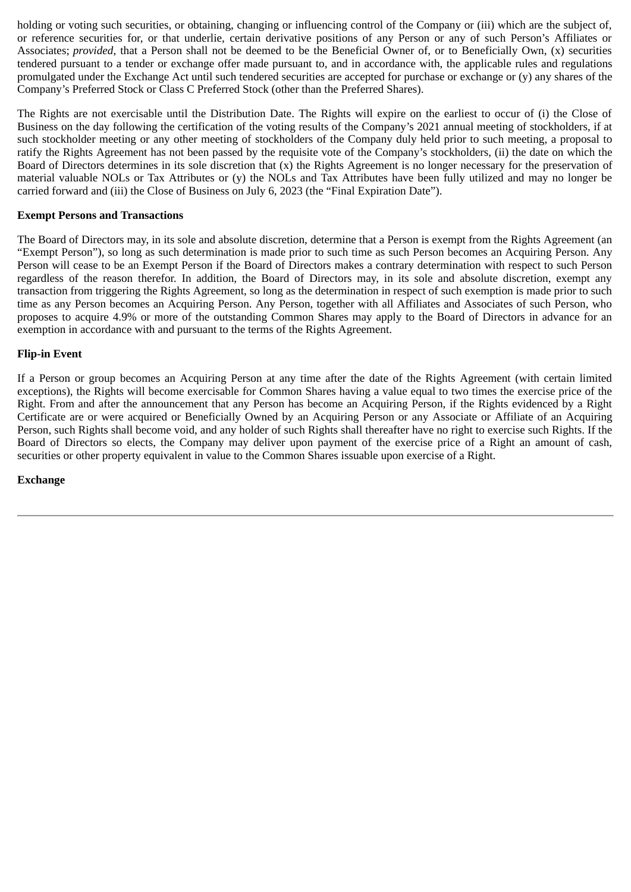holding or voting such securities, or obtaining, changing or influencing control of the Company or (iii) which are the subject of, or reference securities for, or that underlie, certain derivative positions of any Person or any of such Person's Affiliates or Associates; *provided*, that a Person shall not be deemed to be the Beneficial Owner of, or to Beneficially Own, (x) securities tendered pursuant to a tender or exchange offer made pursuant to, and in accordance with, the applicable rules and regulations promulgated under the Exchange Act until such tendered securities are accepted for purchase or exchange or (y) any shares of the Company's Preferred Stock or Class C Preferred Stock (other than the Preferred Shares).

The Rights are not exercisable until the Distribution Date. The Rights will expire on the earliest to occur of (i) the Close of Business on the day following the certification of the voting results of the Company's 2021 annual meeting of stockholders, if at such stockholder meeting or any other meeting of stockholders of the Company duly held prior to such meeting, a proposal to ratify the Rights Agreement has not been passed by the requisite vote of the Company's stockholders, (ii) the date on which the Board of Directors determines in its sole discretion that (x) the Rights Agreement is no longer necessary for the preservation of material valuable NOLs or Tax Attributes or (y) the NOLs and Tax Attributes have been fully utilized and may no longer be carried forward and (iii) the Close of Business on July 6, 2023 (the "Final Expiration Date").

**Exempt Persons and Transactions**

The Board of Directors may, in its sole and absolute discretion, determine that a Person is exempt from the Rights Agreement (an "Exempt Person"), so long as such determination is made prior to such time as such Person becomes an Acquiring Person. Any Person will cease to be an Exempt Person if the Board of Directors makes a contrary determination with respect to such Person regardless of the reason therefor. In addition, the Board of Directors may, in its sole and absolute discretion, exempt any transaction from triggering the Rights Agreement, so long as the determination in respect of such exemption is made prior to such time as any Person becomes an Acquiring Person. Any Person, together with all Affiliates and Associates of such Person, who proposes to acquire 4.9% or more of the outstanding Common Shares may apply to the Board of Directors in advance for an exemption in accordance with and pursuant to the terms of the Rights Agreement.

**Flip-in Event**

If a Person or group becomes an Acquiring Person at any time after the date of the Rights Agreement (with certain limited exceptions), the Rights will become exercisable for Common Shares having a value equal to two times the exercise price of the Right. From and after the announcement that any Person has become an Acquiring Person, if the Rights evidenced by a Right Certificate are or were acquired or Beneficially Owned by an Acquiring Person or any Associate or Affiliate of an Acquiring Person, such Rights shall become void, and any holder of such Rights shall thereafter have no right to exercise such Rights. If the Board of Directors so elects, the Company may deliver upon payment of the exercise price of a Right an amount of cash, securities or other property equivalent in value to the Common Shares issuable upon exercise of a Right.

**Exchange**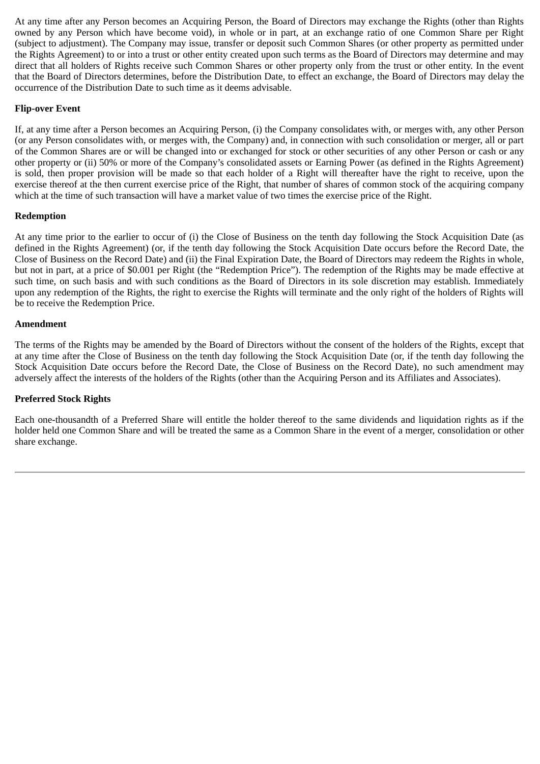At any time after any Person becomes an Acquiring Person, the Board of Directors may exchange the Rights (other than Rights owned by any Person which have become void), in whole or in part, at an exchange ratio of one Common Share per Right (subject to adjustment). The Company may issue, transfer or deposit such Common Shares (or other property as permitted under the Rights Agreement) to or into a trust or other entity created upon such terms as the Board of Directors may determine and may direct that all holders of Rights receive such Common Shares or other property only from the trust or other entity. In the event that the Board of Directors determines, before the Distribution Date, to effect an exchange, the Board of Directors may delay the occurrence of the Distribution Date to such time as it deems advisable.

**Flip-over Event**

If, at any time after a Person becomes an Acquiring Person, (i) the Company consolidates with, or merges with, any other Person (or any Person consolidates with, or merges with, the Company) and, in connection with such consolidation or merger, all or part of the Common Shares are or will be changed into or exchanged for stock or other securities of any other Person or cash or any other property or (ii) 50% or more of the Company's consolidated assets or Earning Power (as defined in the Rights Agreement) is sold, then proper provision will be made so that each holder of a Right will thereafter have the right to receive, upon the exercise thereof at the then current exercise price of the Right, that number of shares of common stock of the acquiring company which at the time of such transaction will have a market value of two times the exercise price of the Right.

**Redemption**

At any time prior to the earlier to occur of (i) the Close of Business on the tenth day following the Stock Acquisition Date (as defined in the Rights Agreement) (or, if the tenth day following the Stock Acquisition Date occurs before the Record Date, the Close of Business on the Record Date) and (ii) the Final Expiration Date, the Board of Directors may redeem the Rights in whole, but not in part, at a price of $0.001 per Right (the "Redemption Price"). The redemption of the Rights may be made effective at such time, on such basis and with such conditions as the Board of Directors in its sole discretion may establish. Immediately upon any redemption of the Rights, the right to exercise the Rights will terminate and the only right of the holders of Rights will be to receive the Redemption Price.

**Amendment**

The terms of the Rights may be amended by the Board of Directors without the consent of the holders of the Rights, except that at any time after the Close of Business on the tenth day following the Stock Acquisition Date (or, if the tenth day following the Stock Acquisition Date occurs before the Record Date, the Close of Business on the Record Date), no such amendment may adversely affect the interests of the holders of the Rights (other than the Acquiring Person and its Affiliates and Associates).

**Preferred Stock Rights**

Each one-thousandth of a Preferred Share will entitle the holder thereof to the same dividends and liquidation rights as if the holder held one Common Share and will be treated the same as a Common Share in the event of a merger, consolidation or other share exchange.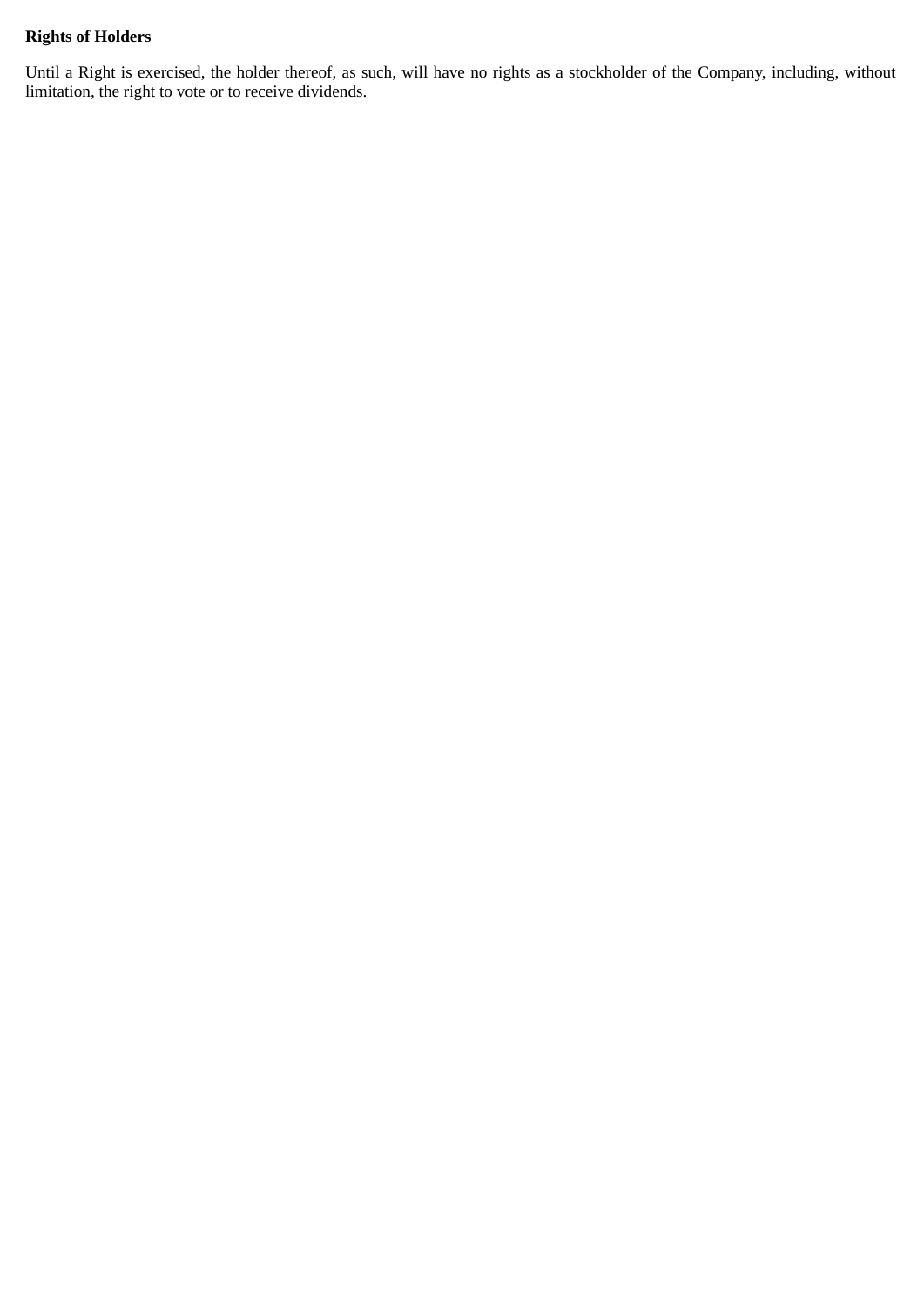**Rights of Holders**

Until a Right is exercised, the holder thereof, as such, will have no rights as a stockholder of the Company, including, without limitation, the right to vote or to receive dividends.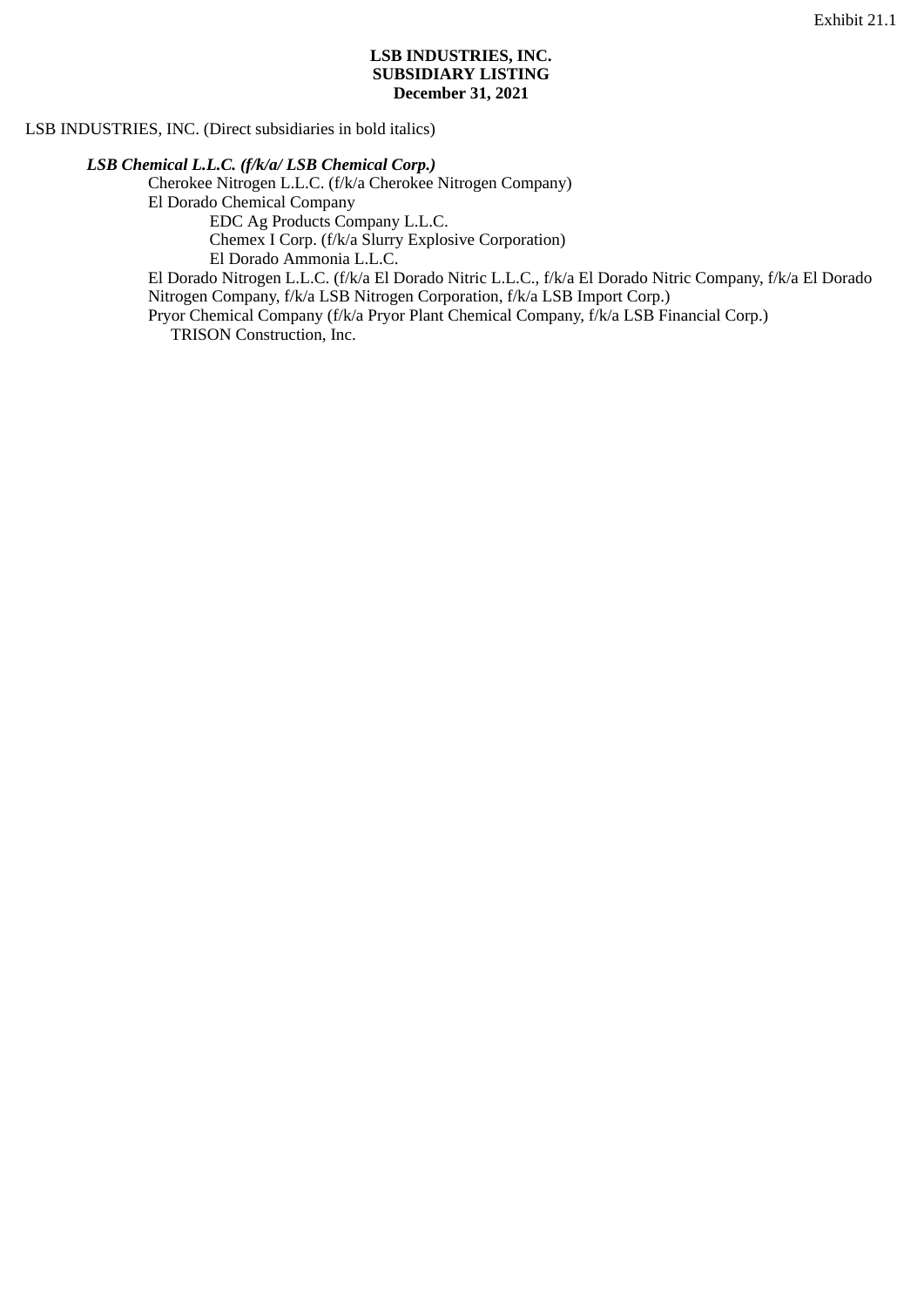Exhibit 21.1

**LSB INDUSTRIES, INC.**
**SUBSIDIARY LISTING**
**December 31, 2021**

LSB INDUSTRIES, INC. (Direct subsidiaries in bold italics)

- ***LSB Chemical L.L.C. (f/k/a/ LSB Chemical Corp.)***
  - Cherokee Nitrogen L.L.C. (f/k/a Cherokee Nitrogen Company)
  - El Dorado Chemical Company
    - EDC Ag Products Company L.L.C.
    - Chemex I Corp. (f/k/a Slurry Explosive Corporation)
    - El Dorado Ammonia L.L.C.
  - El Dorado Nitrogen L.L.C. (f/k/a El Dorado Nitric L.L.C., f/k/a El Dorado Nitric Company, f/k/a El Dorado Nitrogen Company, f/k/a LSB Nitrogen Corporation, f/k/a LSB Import Corp.)
  - Pryor Chemical Company (f/k/a Pryor Plant Chemical Company, f/k/a LSB Financial Corp.)
    - TRISON Construction, Inc.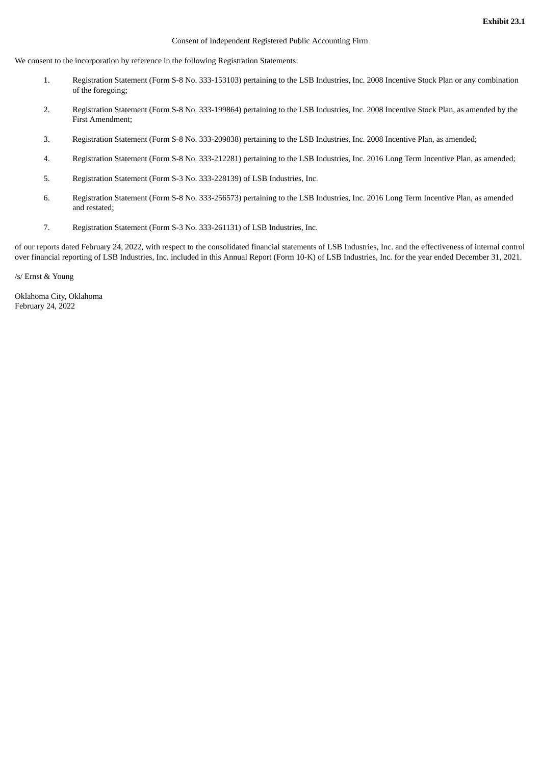**Exhibit 23.1**

Consent of Independent Registered Public Accounting Firm

We consent to the incorporation by reference in the following Registration Statements:

1. Registration Statement (Form S-8 No. 333-153103) pertaining to the LSB Industries, Inc. 2008 Incentive Stock Plan or any combination of the foregoing;

2. Registration Statement (Form S-8 No. 333-199864) pertaining to the LSB Industries, Inc. 2008 Incentive Stock Plan, as amended by the First Amendment;

3. Registration Statement (Form S-8 No. 333-209838) pertaining to the LSB Industries, Inc. 2008 Incentive Plan, as amended;

4. Registration Statement (Form S-8 No. 333-212281) pertaining to the LSB Industries, Inc. 2016 Long Term Incentive Plan, as amended;

5. Registration Statement (Form S-3 No. 333-228139) of LSB Industries, Inc.

6. Registration Statement (Form S-8 No. 333-256573) pertaining to the LSB Industries, Inc. 2016 Long Term Incentive Plan, as amended and restated;

7. Registration Statement (Form S-3 No. 333-261131) of LSB Industries, Inc.

of our reports dated February 24, 2022, with respect to the consolidated financial statements of LSB Industries, Inc. and the effectiveness of internal control over financial reporting of LSB Industries, Inc. included in this Annual Report (Form 10-K) of LSB Industries, Inc. for the year ended December 31, 2021.

/s/ Ernst & Young

Oklahoma City, Oklahoma
February 24, 2022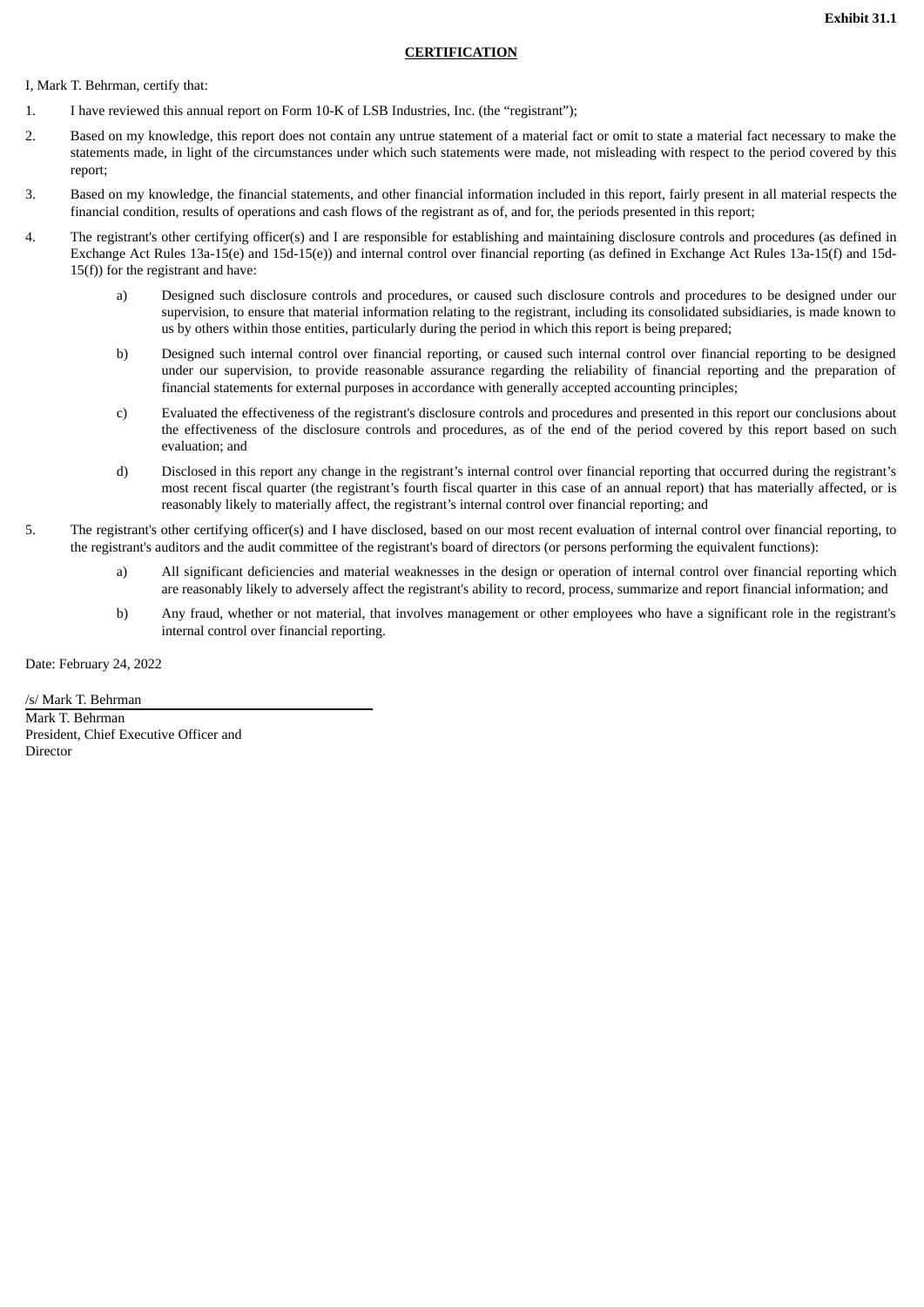**Exhibit 31.1**

**CERTIFICATION**

I, Mark T. Behrman, certify that:

1. I have reviewed this annual report on Form 10-K of LSB Industries, Inc. (the "registrant");

2. Based on my knowledge, this report does not contain any untrue statement of a material fact or omit to state a material fact necessary to make the statements made, in light of the circumstances under which such statements were made, not misleading with respect to the period covered by this report;

3. Based on my knowledge, the financial statements, and other financial information included in this report, fairly present in all material respects the financial condition, results of operations and cash flows of the registrant as of, and for, the periods presented in this report;

4. The registrant's other certifying officer(s) and I are responsible for establishing and maintaining disclosure controls and procedures (as defined in Exchange Act Rules 13a-15(e) and 15d-15(e)) and internal control over financial reporting (as defined in Exchange Act Rules 13a-15(f) and 15d-15(f)) for the registrant and have:

   a) Designed such disclosure controls and procedures, or caused such disclosure controls and procedures to be designed under our supervision, to ensure that material information relating to the registrant, including its consolidated subsidiaries, is made known to us by others within those entities, particularly during the period in which this report is being prepared;

   b) Designed such internal control over financial reporting, or caused such internal control over financial reporting to be designed under our supervision, to provide reasonable assurance regarding the reliability of financial reporting and the preparation of financial statements for external purposes in accordance with generally accepted accounting principles;

   c) Evaluated the effectiveness of the registrant's disclosure controls and procedures and presented in this report our conclusions about the effectiveness of the disclosure controls and procedures, as of the end of the period covered by this report based on such evaluation; and

   d) Disclosed in this report any change in the registrant's internal control over financial reporting that occurred during the registrant's most recent fiscal quarter (the registrant's fourth fiscal quarter in this case of an annual report) that has materially affected, or is reasonably likely to materially affect, the registrant's internal control over financial reporting; and

5. The registrant's other certifying officer(s) and I have disclosed, based on our most recent evaluation of internal control over financial reporting, to the registrant's auditors and the audit committee of the registrant's board of directors (or persons performing the equivalent functions):

   a) All significant deficiencies and material weaknesses in the design or operation of internal control over financial reporting which are reasonably likely to adversely affect the registrant's ability to record, process, summarize and report financial information; and

   b) Any fraud, whether or not material, that involves management or other employees who have a significant role in the registrant's internal control over financial reporting.

Date: February 24, 2022

/s/ Mark T. Behrman

Mark T. Behrman
President, Chief Executive Officer and
Director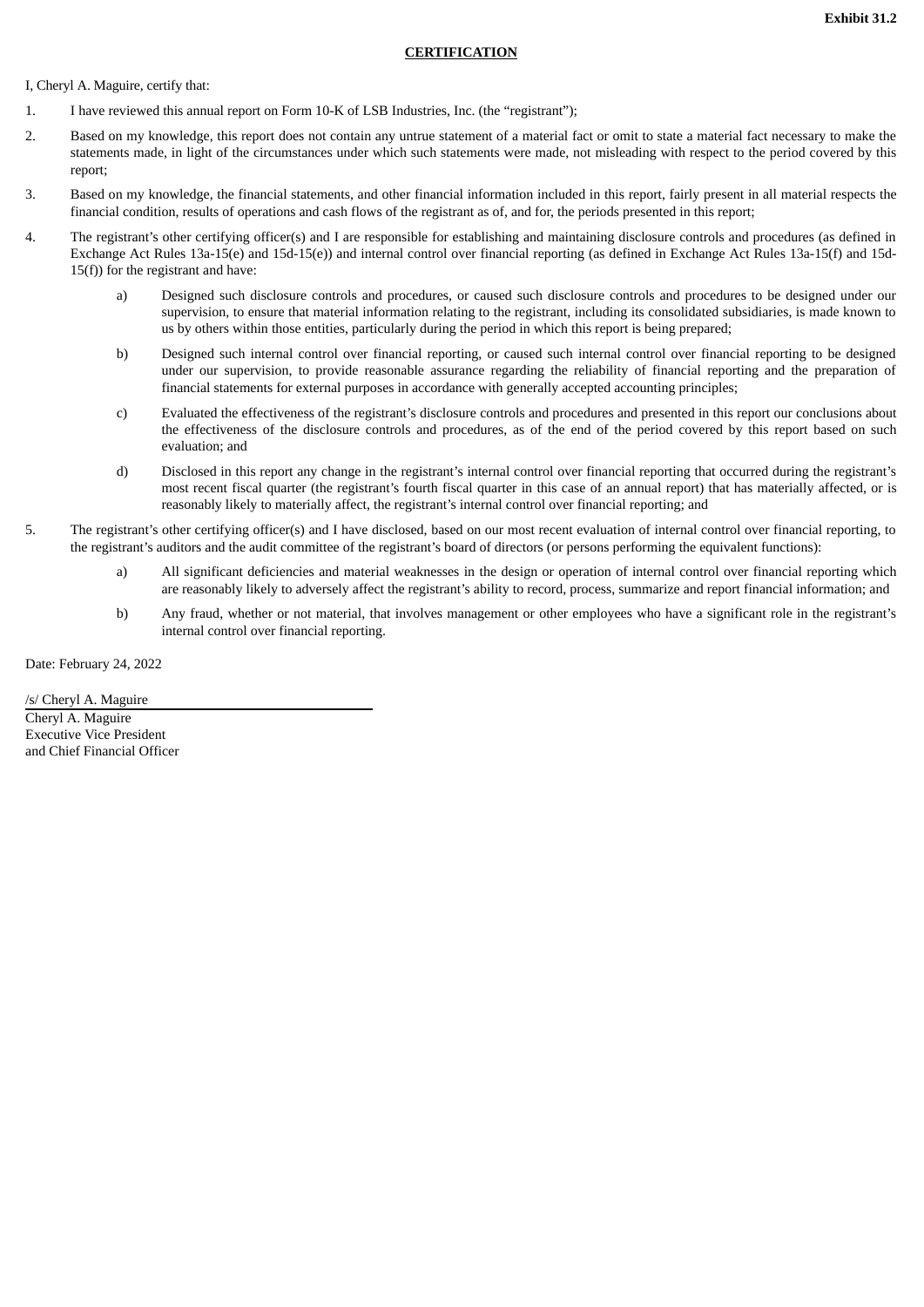**Exhibit 31.2**

**CERTIFICATION**

I, Cheryl A. Maguire, certify that:

1. I have reviewed this annual report on Form 10-K of LSB Industries, Inc. (the “registrant”);

2. Based on my knowledge, this report does not contain any untrue statement of a material fact or omit to state a material fact necessary to make the statements made, in light of the circumstances under which such statements were made, not misleading with respect to the period covered by this report;

3. Based on my knowledge, the financial statements, and other financial information included in this report, fairly present in all material respects the financial condition, results of operations and cash flows of the registrant as of, and for, the periods presented in this report;

4. The registrant’s other certifying officer(s) and I are responsible for establishing and maintaining disclosure controls and procedures (as defined in Exchange Act Rules 13a-15(e) and 15d-15(e)) and internal control over financial reporting (as defined in Exchange Act Rules 13a-15(f) and 15d-15(f)) for the registrant and have:

   a) Designed such disclosure controls and procedures, or caused such disclosure controls and procedures to be designed under our supervision, to ensure that material information relating to the registrant, including its consolidated subsidiaries, is made known to us by others within those entities, particularly during the period in which this report is being prepared;

   b) Designed such internal control over financial reporting, or caused such internal control over financial reporting to be designed under our supervision, to provide reasonable assurance regarding the reliability of financial reporting and the preparation of financial statements for external purposes in accordance with generally accepted accounting principles;

   c) Evaluated the effectiveness of the registrant’s disclosure controls and procedures and presented in this report our conclusions about the effectiveness of the disclosure controls and procedures, as of the end of the period covered by this report based on such evaluation; and

   d) Disclosed in this report any change in the registrant’s internal control over financial reporting that occurred during the registrant’s most recent fiscal quarter (the registrant’s fourth fiscal quarter in this case of an annual report) that has materially affected, or is reasonably likely to materially affect, the registrant’s internal control over financial reporting; and

5. The registrant’s other certifying officer(s) and I have disclosed, based on our most recent evaluation of internal control over financial reporting, to the registrant’s auditors and the audit committee of the registrant’s board of directors (or persons performing the equivalent functions):

   a) All significant deficiencies and material weaknesses in the design or operation of internal control over financial reporting which are reasonably likely to adversely affect the registrant’s ability to record, process, summarize and report financial information; and

   b) Any fraud, whether or not material, that involves management or other employees who have a significant role in the registrant’s internal control over financial reporting.

Date: February 24, 2022

/s/ Cheryl A. Maguire

Cheryl A. Maguire
Executive Vice President
and Chief Financial Officer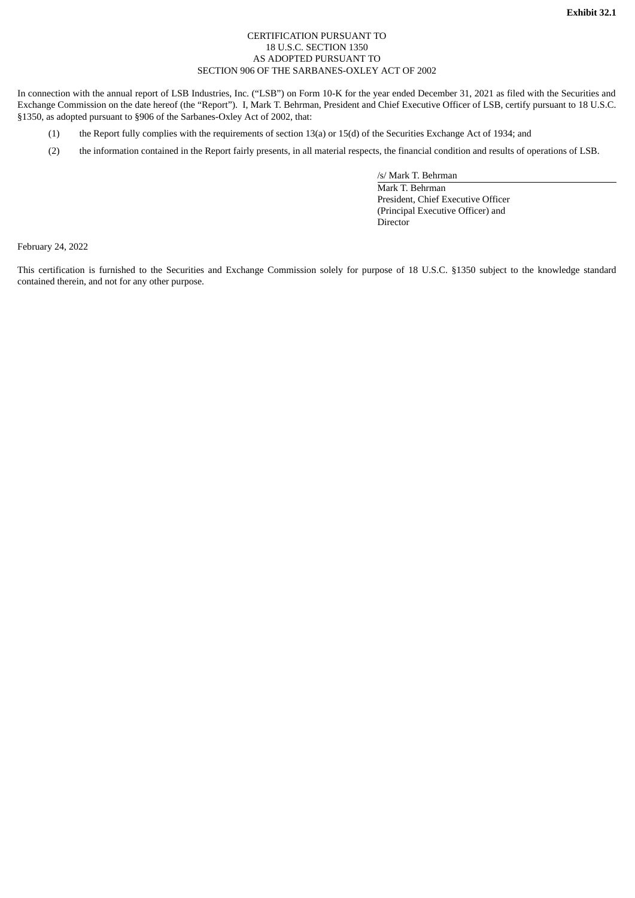**Exhibit 32.1**

CERTIFICATION PURSUANT TO
18 U.S.C. SECTION 1350
AS ADOPTED PURSUANT TO
SECTION 906 OF THE SARBANES-OXLEY ACT OF 2002

In connection with the annual report of LSB Industries, Inc. ("LSB") on Form 10-K for the year ended December 31, 2021 as filed with the Securities and Exchange Commission on the date hereof (the "Report"). I, Mark T. Behrman, President and Chief Executive Officer of LSB, certify pursuant to 18 U.S.C. §1350, as adopted pursuant to §906 of the Sarbanes-Oxley Act of 2002, that:

(1) the Report fully complies with the requirements of section 13(a) or 15(d) of the Securities Exchange Act of 1934; and

(2) the information contained in the Report fairly presents, in all material respects, the financial condition and results of operations of LSB.

/s/ Mark T. Behrman
Mark T. Behrman
President, Chief Executive Officer
(Principal Executive Officer) and
Director

February 24, 2022

This certification is furnished to the Securities and Exchange Commission solely for purpose of 18 U.S.C. §1350 subject to the knowledge standard contained therein, and not for any other purpose.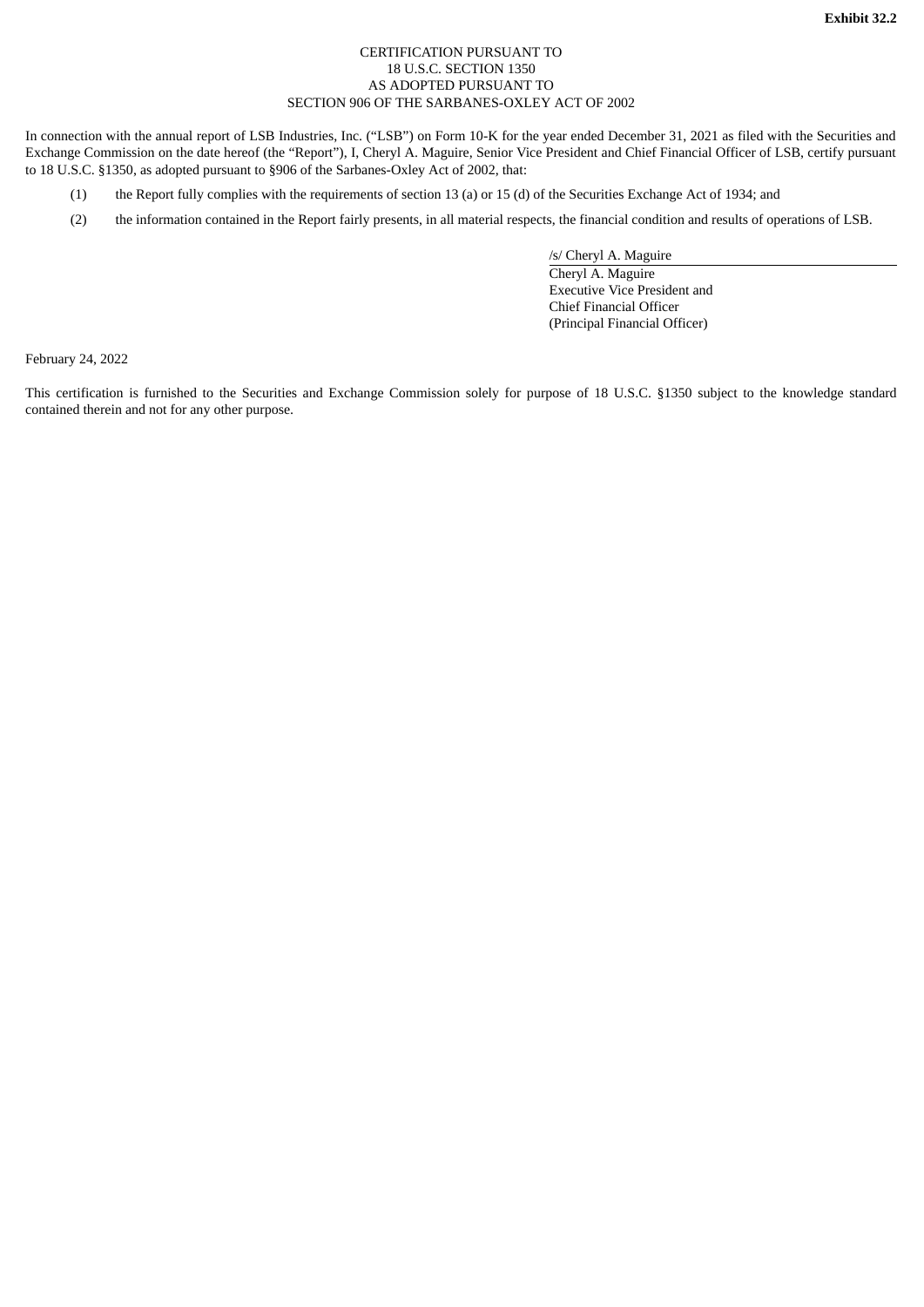**Exhibit 32.2**

CERTIFICATION PURSUANT TO
18 U.S.C. SECTION 1350
AS ADOPTED PURSUANT TO
SECTION 906 OF THE SARBANES-OXLEY ACT OF 2002

In connection with the annual report of LSB Industries, Inc. ("LSB") on Form 10-K for the year ended December 31, 2021 as filed with the Securities and Exchange Commission on the date hereof (the "Report"), I, Cheryl A. Maguire, Senior Vice President and Chief Financial Officer of LSB, certify pursuant to 18 U.S.C. §1350, as adopted pursuant to §906 of the Sarbanes-Oxley Act of 2002, that:

(1) the Report fully complies with the requirements of section 13 (a) or 15 (d) of the Securities Exchange Act of 1934; and

(2) the information contained in the Report fairly presents, in all material respects, the financial condition and results of operations of LSB.

/s/ Cheryl A. Maguire
Cheryl A. Maguire
Executive Vice President and
Chief Financial Officer
(Principal Financial Officer)

February 24, 2022

This certification is furnished to the Securities and Exchange Commission solely for purpose of 18 U.S.C. §1350 subject to the knowledge standard contained therein and not for any other purpose.